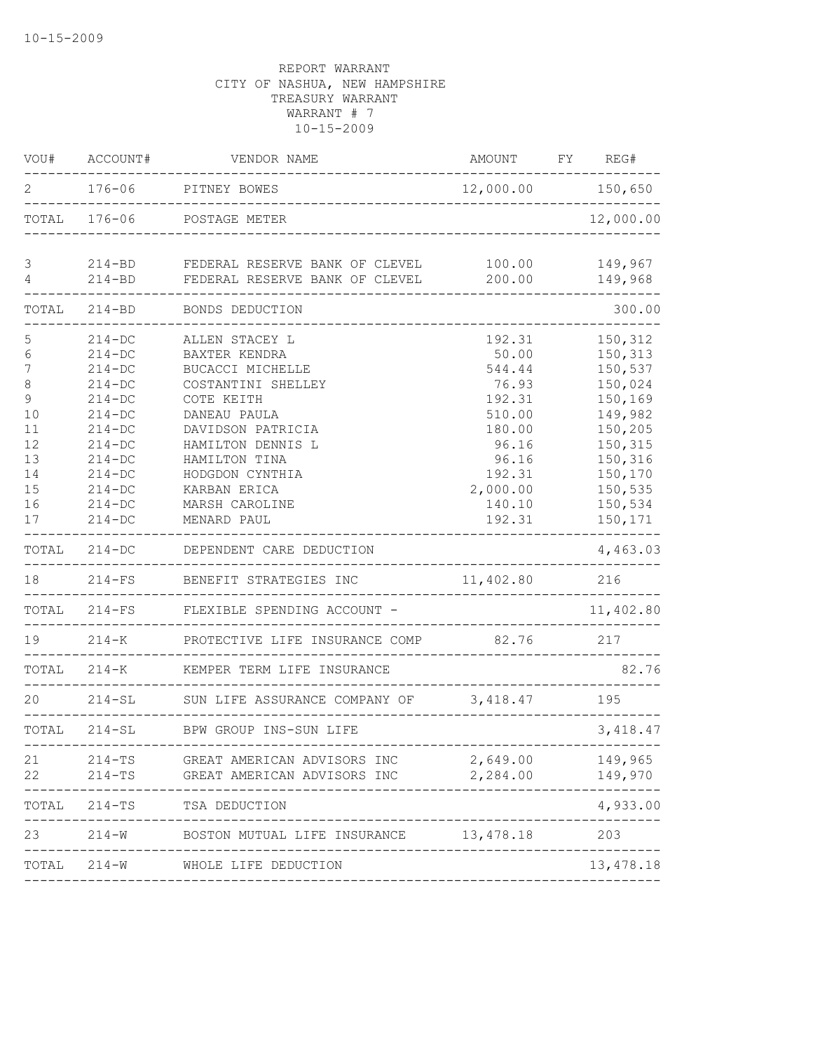10-15-2009

REPORT WARRANT
CITY OF NASHUA, NEW HAMPSHIRE
TREASURY WARRANT
WARRANT # 7
10-15-2009

| VOU# | ACCOUNT# | VENDOR NAME | AMOUNT | FY | REG# |
|---|---|---|---|---|---|
| 2 | 176-06 | PITNEY BOWES | 12,000.00 | | 150,650 |
| TOTAL | 176-06 | POSTAGE METER | | | 12,000.00 |
| 3 | 214-BD | FEDERAL RESERVE BANK OF CLEVEL | 100.00 | | 149,967 |
| 4 | 214-BD | FEDERAL RESERVE BANK OF CLEVEL | 200.00 | | 149,968 |
| TOTAL | 214-BD | BONDS DEDUCTION | | | 300.00 |
| 5 | 214-DC | ALLEN STACEY L | 192.31 | | 150,312 |
| 6 | 214-DC | BAXTER KENDRA | 50.00 | | 150,313 |
| 7 | 214-DC | BUCACCI MICHELLE | 544.44 | | 150,537 |
| 8 | 214-DC | COSTANTINI SHELLEY | 76.93 | | 150,024 |
| 9 | 214-DC | COTE KEITH | 192.31 | | 150,169 |
| 10 | 214-DC | DANEAU PAULA | 510.00 | | 149,982 |
| 11 | 214-DC | DAVIDSON PATRICIA | 180.00 | | 150,205 |
| 12 | 214-DC | HAMILTON DENNIS L | 96.16 | | 150,315 |
| 13 | 214-DC | HAMILTON TINA | 96.16 | | 150,316 |
| 14 | 214-DC | HODGDON CYNTHIA | 192.31 | | 150,170 |
| 15 | 214-DC | KARBAN ERICA | 2,000.00 | | 150,535 |
| 16 | 214-DC | MARSH CAROLINE | 140.10 | | 150,534 |
| 17 | 214-DC | MENARD PAUL | 192.31 | | 150,171 |
| TOTAL | 214-DC | DEPENDENT CARE DEDUCTION | | | 4,463.03 |
| 18 | 214-FS | BENEFIT STRATEGIES INC | 11,402.80 | | 216 |
| TOTAL | 214-FS | FLEXIBLE SPENDING ACCOUNT - | | | 11,402.80 |
| 19 | 214-K | PROTECTIVE LIFE INSURANCE COMP | 82.76 | | 217 |
| TOTAL | 214-K | KEMPER TERM LIFE INSURANCE | | | 82.76 |
| 20 | 214-SL | SUN LIFE ASSURANCE COMPANY OF | 3,418.47 | | 195 |
| TOTAL | 214-SL | BPW GROUP INS-SUN LIFE | | | 3,418.47 |
| 21 | 214-TS | GREAT AMERICAN ADVISORS INC | 2,649.00 | | 149,965 |
| 22 | 214-TS | GREAT AMERICAN ADVISORS INC | 2,284.00 | | 149,970 |
| TOTAL | 214-TS | TSA DEDUCTION | | | 4,933.00 |
| 23 | 214-W | BOSTON MUTUAL LIFE INSURANCE | 13,478.18 | | 203 |
| TOTAL | 214-W | WHOLE LIFE DEDUCTION | | | 13,478.18 |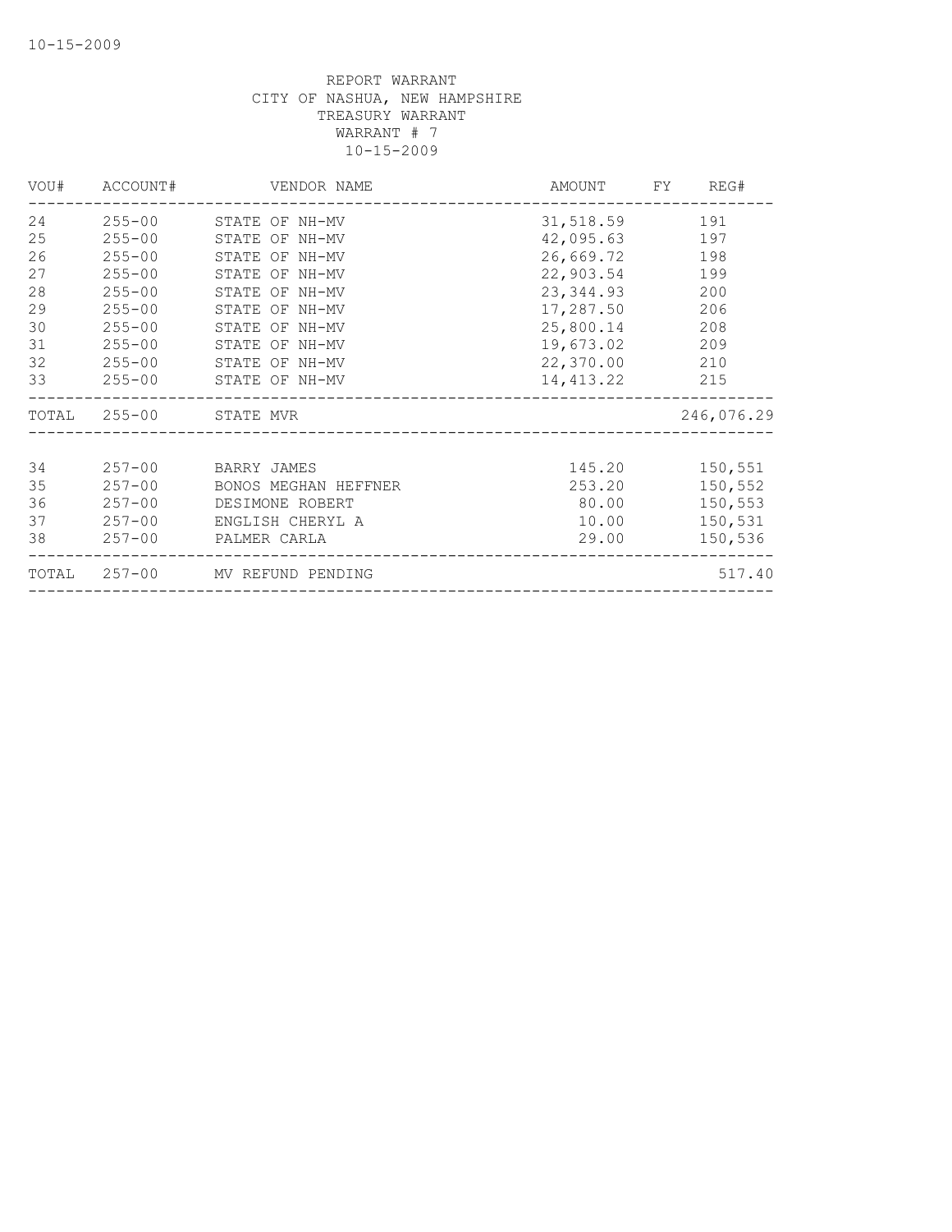REPORT WARRANT
CITY OF NASHUA, NEW HAMPSHIRE
TREASURY WARRANT
WARRANT # 7
10-15-2009

| VOU# | ACCOUNT# | VENDOR NAME | AMOUNT | FY | REG# |
|---|---|---|---|---|---|
| 24 | 255-00 | STATE OF NH-MV | 31,518.59 | | 191 |
| 25 | 255-00 | STATE OF NH-MV | 42,095.63 | | 197 |
| 26 | 255-00 | STATE OF NH-MV | 26,669.72 | | 198 |
| 27 | 255-00 | STATE OF NH-MV | 22,903.54 | | 199 |
| 28 | 255-00 | STATE OF NH-MV | 23,344.93 | | 200 |
| 29 | 255-00 | STATE OF NH-MV | 17,287.50 | | 206 |
| 30 | 255-00 | STATE OF NH-MV | 25,800.14 | | 208 |
| 31 | 255-00 | STATE OF NH-MV | 19,673.02 | | 209 |
| 32 | 255-00 | STATE OF NH-MV | 22,370.00 | | 210 |
| 33 | 255-00 | STATE OF NH-MV | 14,413.22 | | 215 |
| TOTAL | 255-00 | STATE MVR | | | 246,076.29 |
| 34 | 257-00 | BARRY JAMES | 145.20 | | 150,551 |
| 35 | 257-00 | BONOS MEGHAN HEFFNER | 253.20 | | 150,552 |
| 36 | 257-00 | DESIMONE ROBERT | 80.00 | | 150,553 |
| 37 | 257-00 | ENGLISH CHERYL A | 10.00 | | 150,531 |
| 38 | 257-00 | PALMER CARLA | 29.00 | | 150,536 |
| TOTAL | 257-00 | MV REFUND PENDING | | | 517.40 |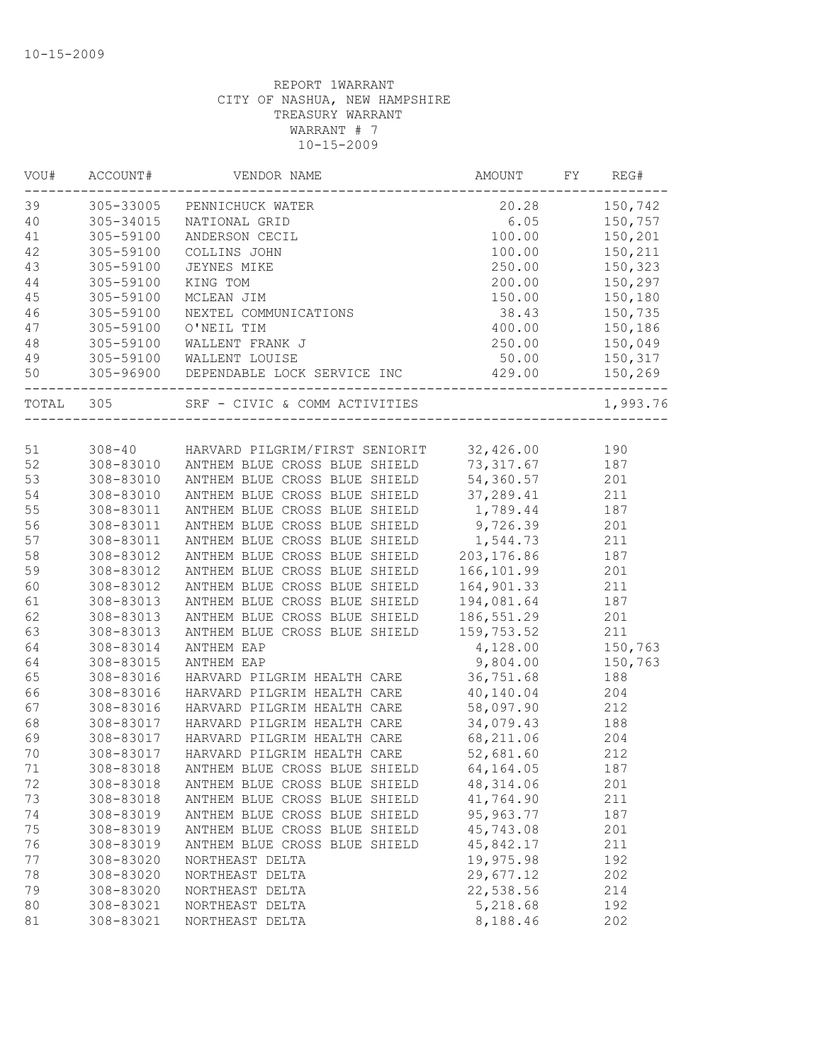10-15-2009

REPORT 1WARRANT
CITY OF NASHUA, NEW HAMPSHIRE
TREASURY WARRANT
WARRANT # 7
10-15-2009

| VOU# | ACCOUNT# | VENDOR NAME | AMOUNT | FY | REG# |
|---|---|---|---|---|---|
| 39 | 305-33005 | PENNICHUCK WATER | 20.28 | | 150,742 |
| 40 | 305-34015 | NATIONAL GRID | 6.05 | | 150,757 |
| 41 | 305-59100 | ANDERSON CECIL | 100.00 | | 150,201 |
| 42 | 305-59100 | COLLINS JOHN | 100.00 | | 150,211 |
| 43 | 305-59100 | JEYNES MIKE | 250.00 | | 150,323 |
| 44 | 305-59100 | KING TOM | 200.00 | | 150,297 |
| 45 | 305-59100 | MCLEAN JIM | 150.00 | | 150,180 |
| 46 | 305-59100 | NEXTEL COMMUNICATIONS | 38.43 | | 150,735 |
| 47 | 305-59100 | O'NEIL TIM | 400.00 | | 150,186 |
| 48 | 305-59100 | WALLENT FRANK J | 250.00 | | 150,049 |
| 49 | 305-59100 | WALLENT LOUISE | 50.00 | | 150,317 |
| 50 | 305-96900 | DEPENDABLE LOCK SERVICE INC | 429.00 | | 150,269 |
| TOTAL | 305 | SRF - CIVIC & COMM ACTIVITIES | | | 1,993.76 |
| 51 | 308-40 | HARVARD PILGRIM/FIRST SENIORIT | 32,426.00 | | 190 |
| 52 | 308-83010 | ANTHEM BLUE CROSS BLUE SHIELD | 73,317.67 | | 187 |
| 53 | 308-83010 | ANTHEM BLUE CROSS BLUE SHIELD | 54,360.57 | | 201 |
| 54 | 308-83010 | ANTHEM BLUE CROSS BLUE SHIELD | 37,289.41 | | 211 |
| 55 | 308-83011 | ANTHEM BLUE CROSS BLUE SHIELD | 1,789.44 | | 187 |
| 56 | 308-83011 | ANTHEM BLUE CROSS BLUE SHIELD | 9,726.39 | | 201 |
| 57 | 308-83011 | ANTHEM BLUE CROSS BLUE SHIELD | 1,544.73 | | 211 |
| 58 | 308-83012 | ANTHEM BLUE CROSS BLUE SHIELD | 203,176.86 | | 187 |
| 59 | 308-83012 | ANTHEM BLUE CROSS BLUE SHIELD | 166,101.99 | | 201 |
| 60 | 308-83012 | ANTHEM BLUE CROSS BLUE SHIELD | 164,901.33 | | 211 |
| 61 | 308-83013 | ANTHEM BLUE CROSS BLUE SHIELD | 194,081.64 | | 187 |
| 62 | 308-83013 | ANTHEM BLUE CROSS BLUE SHIELD | 186,551.29 | | 201 |
| 63 | 308-83013 | ANTHEM BLUE CROSS BLUE SHIELD | 159,753.52 | | 211 |
| 64 | 308-83014 | ANTHEM EAP | 4,128.00 | | 150,763 |
| 64 | 308-83015 | ANTHEM EAP | 9,804.00 | | 150,763 |
| 65 | 308-83016 | HARVARD PILGRIM HEALTH CARE | 36,751.68 | | 188 |
| 66 | 308-83016 | HARVARD PILGRIM HEALTH CARE | 40,140.04 | | 204 |
| 67 | 308-83016 | HARVARD PILGRIM HEALTH CARE | 58,097.90 | | 212 |
| 68 | 308-83017 | HARVARD PILGRIM HEALTH CARE | 34,079.43 | | 188 |
| 69 | 308-83017 | HARVARD PILGRIM HEALTH CARE | 68,211.06 | | 204 |
| 70 | 308-83017 | HARVARD PILGRIM HEALTH CARE | 52,681.60 | | 212 |
| 71 | 308-83018 | ANTHEM BLUE CROSS BLUE SHIELD | 64,164.05 | | 187 |
| 72 | 308-83018 | ANTHEM BLUE CROSS BLUE SHIELD | 48,314.06 | | 201 |
| 73 | 308-83018 | ANTHEM BLUE CROSS BLUE SHIELD | 41,764.90 | | 211 |
| 74 | 308-83019 | ANTHEM BLUE CROSS BLUE SHIELD | 95,963.77 | | 187 |
| 75 | 308-83019 | ANTHEM BLUE CROSS BLUE SHIELD | 45,743.08 | | 201 |
| 76 | 308-83019 | ANTHEM BLUE CROSS BLUE SHIELD | 45,842.17 | | 211 |
| 77 | 308-83020 | NORTHEAST DELTA | 19,975.98 | | 192 |
| 78 | 308-83020 | NORTHEAST DELTA | 29,677.12 | | 202 |
| 79 | 308-83020 | NORTHEAST DELTA | 22,538.56 | | 214 |
| 80 | 308-83021 | NORTHEAST DELTA | 5,218.68 | | 192 |
| 81 | 308-83021 | NORTHEAST DELTA | 8,188.46 | | 202 |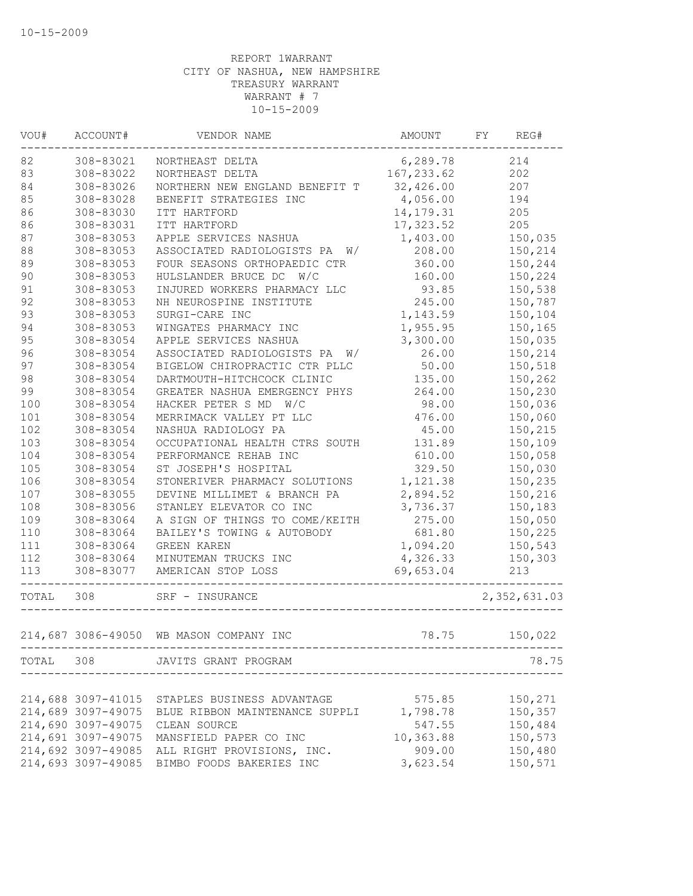10-15-2009

REPORT 1WARRANT
CITY OF NASHUA, NEW HAMPSHIRE
TREASURY WARRANT
WARRANT # 7
10-15-2009

| VOU# | ACCOUNT# | VENDOR NAME | AMOUNT | FY | REG# |
|---|---|---|---|---|---|
| 82 | 308-83021 | NORTHEAST DELTA | 6,289.78 | | 214 |
| 83 | 308-83022 | NORTHEAST DELTA | 167,233.62 | | 202 |
| 84 | 308-83026 | NORTHERN NEW ENGLAND BENEFIT T | 32,426.00 | | 207 |
| 85 | 308-83028 | BENEFIT STRATEGIES INC | 4,056.00 | | 194 |
| 86 | 308-83030 | ITT HARTFORD | 14,179.31 | | 205 |
| 86 | 308-83031 | ITT HARTFORD | 17,323.52 | | 205 |
| 87 | 308-83053 | APPLE SERVICES NASHUA | 1,403.00 | | 150,035 |
| 88 | 308-83053 | ASSOCIATED RADIOLOGISTS PA W/ | 208.00 | | 150,214 |
| 89 | 308-83053 | FOUR SEASONS ORTHOPAEDIC CTR | 360.00 | | 150,244 |
| 90 | 308-83053 | HULSLANDER BRUCE DC W/C | 160.00 | | 150,224 |
| 91 | 308-83053 | INJURED WORKERS PHARMACY LLC | 93.85 | | 150,538 |
| 92 | 308-83053 | NH NEUROSPINE INSTITUTE | 245.00 | | 150,787 |
| 93 | 308-83053 | SURGI-CARE INC | 1,143.59 | | 150,104 |
| 94 | 308-83053 | WINGATES PHARMACY INC | 1,955.95 | | 150,165 |
| 95 | 308-83054 | APPLE SERVICES NASHUA | 3,300.00 | | 150,035 |
| 96 | 308-83054 | ASSOCIATED RADIOLOGISTS PA W/ | 26.00 | | 150,214 |
| 97 | 308-83054 | BIGELOW CHIROPRACTIC CTR PLLC | 50.00 | | 150,518 |
| 98 | 308-83054 | DARTMOUTH-HITCHCOCK CLINIC | 135.00 | | 150,262 |
| 99 | 308-83054 | GREATER NASHUA EMERGENCY PHYS | 264.00 | | 150,230 |
| 100 | 308-83054 | HACKER PETER S MD W/C | 98.00 | | 150,036 |
| 101 | 308-83054 | MERRIMACK VALLEY PT LLC | 476.00 | | 150,060 |
| 102 | 308-83054 | NASHUA RADIOLOGY PA | 45.00 | | 150,215 |
| 103 | 308-83054 | OCCUPATIONAL HEALTH CTRS SOUTH | 131.89 | | 150,109 |
| 104 | 308-83054 | PERFORMANCE REHAB INC | 610.00 | | 150,058 |
| 105 | 308-83054 | ST JOSEPH'S HOSPITAL | 329.50 | | 150,030 |
| 106 | 308-83054 | STONERIVER PHARMACY SOLUTIONS | 1,121.38 | | 150,235 |
| 107 | 308-83055 | DEVINE MILLIMET & BRANCH PA | 2,894.52 | | 150,216 |
| 108 | 308-83056 | STANLEY ELEVATOR CO INC | 3,736.37 | | 150,183 |
| 109 | 308-83064 | A SIGN OF THINGS TO COME/KEITH | 275.00 | | 150,050 |
| 110 | 308-83064 | BAILEY'S TOWING & AUTOBODY | 681.80 | | 150,225 |
| 111 | 308-83064 | GREEN KAREN | 1,094.20 | | 150,543 |
| 112 | 308-83064 | MINUTEMAN TRUCKS INC | 4,326.33 | | 150,303 |
| 113 | 308-83077 | AMERICAN STOP LOSS | 69,653.04 | | 213 |
| TOTAL | 308 | SRF - INSURANCE | | | 2,352,631.03 |
| 214,687 | 3086-49050 | WB MASON COMPANY INC | 78.75 | | 150,022 |
| TOTAL | 308 | JAVITS GRANT PROGRAM | | | 78.75 |
| 214,688 | 3097-41015 | STAPLES BUSINESS ADVANTAGE | 575.85 | | 150,271 |
| 214,689 | 3097-49075 | BLUE RIBBON MAINTENANCE SUPPLI | 1,798.78 | | 150,357 |
| 214,690 | 3097-49075 | CLEAN SOURCE | 547.55 | | 150,484 |
| 214,691 | 3097-49075 | MANSFIELD PAPER CO INC | 10,363.88 | | 150,573 |
| 214,692 | 3097-49085 | ALL RIGHT PROVISIONS, INC. | 909.00 | | 150,480 |
| 214,693 | 3097-49085 | BIMBO FOODS BAKERIES INC | 3,623.54 | | 150,571 |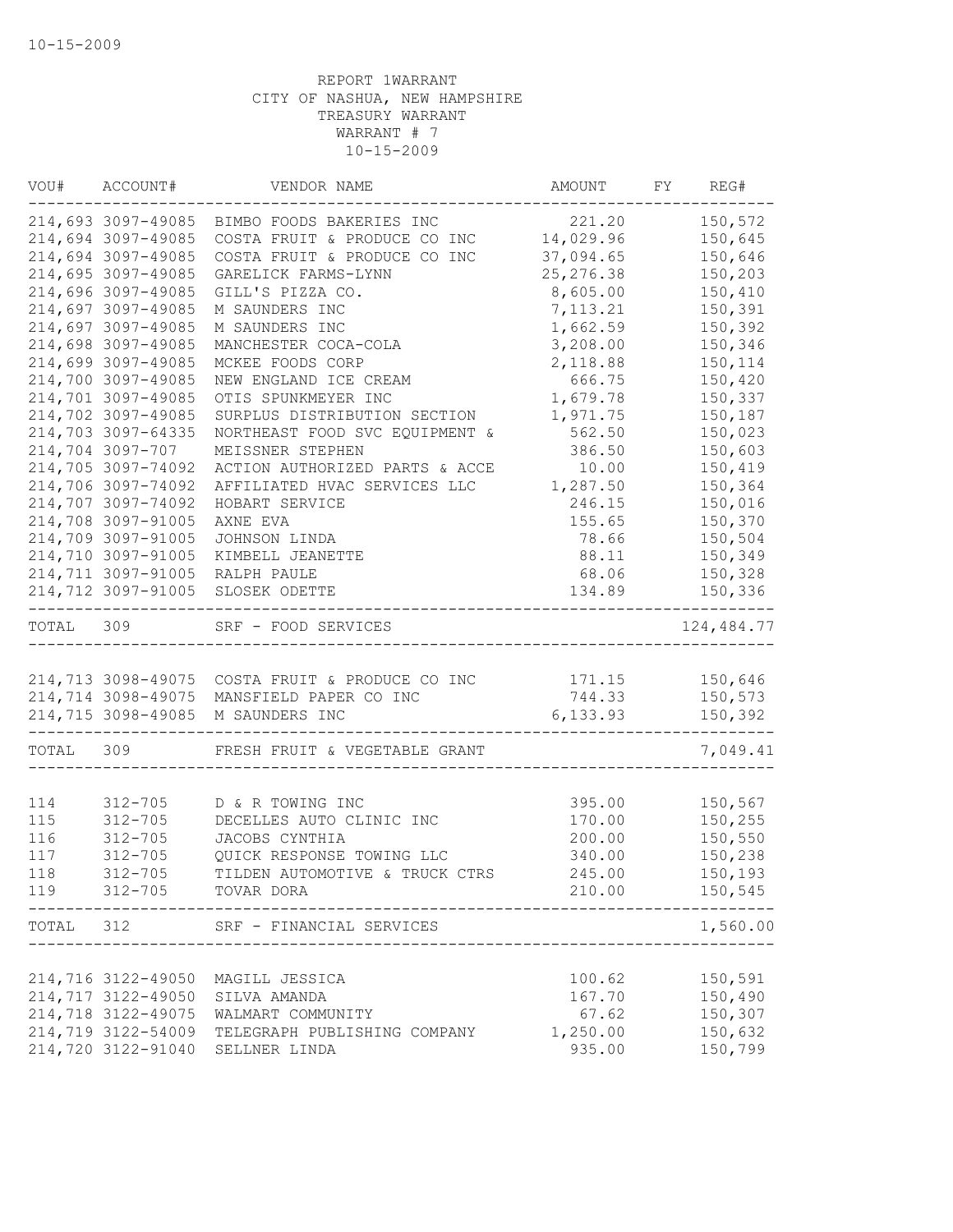10-15-2009

REPORT 1WARRANT
CITY OF NASHUA, NEW HAMPSHIRE
TREASURY WARRANT
WARRANT # 7
10-15-2009

| VOU# | ACCOUNT# | VENDOR NAME | AMOUNT | FY | REG# |
|---|---|---|---|---|---|
| 214,693 | 3097-49085 | BIMBO FOODS BAKERIES INC | 221.20 | | 150,572 |
| 214,694 | 3097-49085 | COSTA FRUIT & PRODUCE CO INC | 14,029.96 | | 150,645 |
| 214,694 | 3097-49085 | COSTA FRUIT & PRODUCE CO INC | 37,094.65 | | 150,646 |
| 214,695 | 3097-49085 | GARELICK FARMS-LYNN | 25,276.38 | | 150,203 |
| 214,696 | 3097-49085 | GILL'S PIZZA CO. | 8,605.00 | | 150,410 |
| 214,697 | 3097-49085 | M SAUNDERS INC | 7,113.21 | | 150,391 |
| 214,697 | 3097-49085 | M SAUNDERS INC | 1,662.59 | | 150,392 |
| 214,698 | 3097-49085 | MANCHESTER COCA-COLA | 3,208.00 | | 150,346 |
| 214,699 | 3097-49085 | MCKEE FOODS CORP | 2,118.88 | | 150,114 |
| 214,700 | 3097-49085 | NEW ENGLAND ICE CREAM | 666.75 | | 150,420 |
| 214,701 | 3097-49085 | OTIS SPUNKMEYER INC | 1,679.78 | | 150,337 |
| 214,702 | 3097-49085 | SURPLUS DISTRIBUTION SECTION | 1,971.75 | | 150,187 |
| 214,703 | 3097-64335 | NORTHEAST FOOD SVC EQUIPMENT & | 562.50 | | 150,023 |
| 214,704 | 3097-707 | MEISSNER STEPHEN | 386.50 | | 150,603 |
| 214,705 | 3097-74092 | ACTION AUTHORIZED PARTS & ACCE | 10.00 | | 150,419 |
| 214,706 | 3097-74092 | AFFILIATED HVAC SERVICES LLC | 1,287.50 | | 150,364 |
| 214,707 | 3097-74092 | HOBART SERVICE | 246.15 | | 150,016 |
| 214,708 | 3097-91005 | AXNE EVA | 155.65 | | 150,370 |
| 214,709 | 3097-91005 | JOHNSON LINDA | 78.66 | | 150,504 |
| 214,710 | 3097-91005 | KIMBELL JEANETTE | 88.11 | | 150,349 |
| 214,711 | 3097-91005 | RALPH PAULE | 68.06 | | 150,328 |
| 214,712 | 3097-91005 | SLOSEK ODETTE | 134.89 | | 150,336 |
| TOTAL | 309 | SRF - FOOD SERVICES | | | 124,484.77 |
| 214,713 | 3098-49075 | COSTA FRUIT & PRODUCE CO INC | 171.15 | | 150,646 |
| 214,714 | 3098-49075 | MANSFIELD PAPER CO INC | 744.33 | | 150,573 |
| 214,715 | 3098-49085 | M SAUNDERS INC | 6,133.93 | | 150,392 |
| TOTAL | 309 | FRESH FRUIT & VEGETABLE GRANT | | | 7,049.41 |
| 114 | 312-705 | D & R TOWING INC | 395.00 | | 150,567 |
| 115 | 312-705 | DECELLES AUTO CLINIC INC | 170.00 | | 150,255 |
| 116 | 312-705 | JACOBS CYNTHIA | 200.00 | | 150,550 |
| 117 | 312-705 | QUICK RESPONSE TOWING LLC | 340.00 | | 150,238 |
| 118 | 312-705 | TILDEN AUTOMOTIVE & TRUCK CTRS | 245.00 | | 150,193 |
| 119 | 312-705 | TOVAR DORA | 210.00 | | 150,545 |
| TOTAL | 312 | SRF - FINANCIAL SERVICES | | | 1,560.00 |
| 214,716 | 3122-49050 | MAGILL JESSICA | 100.62 | | 150,591 |
| 214,717 | 3122-49050 | SILVA AMANDA | 167.70 | | 150,490 |
| 214,718 | 3122-49075 | WALMART COMMUNITY | 67.62 | | 150,307 |
| 214,719 | 3122-54009 | TELEGRAPH PUBLISHING COMPANY | 1,250.00 | | 150,632 |
| 214,720 | 3122-91040 | SELLNER LINDA | 935.00 | | 150,799 |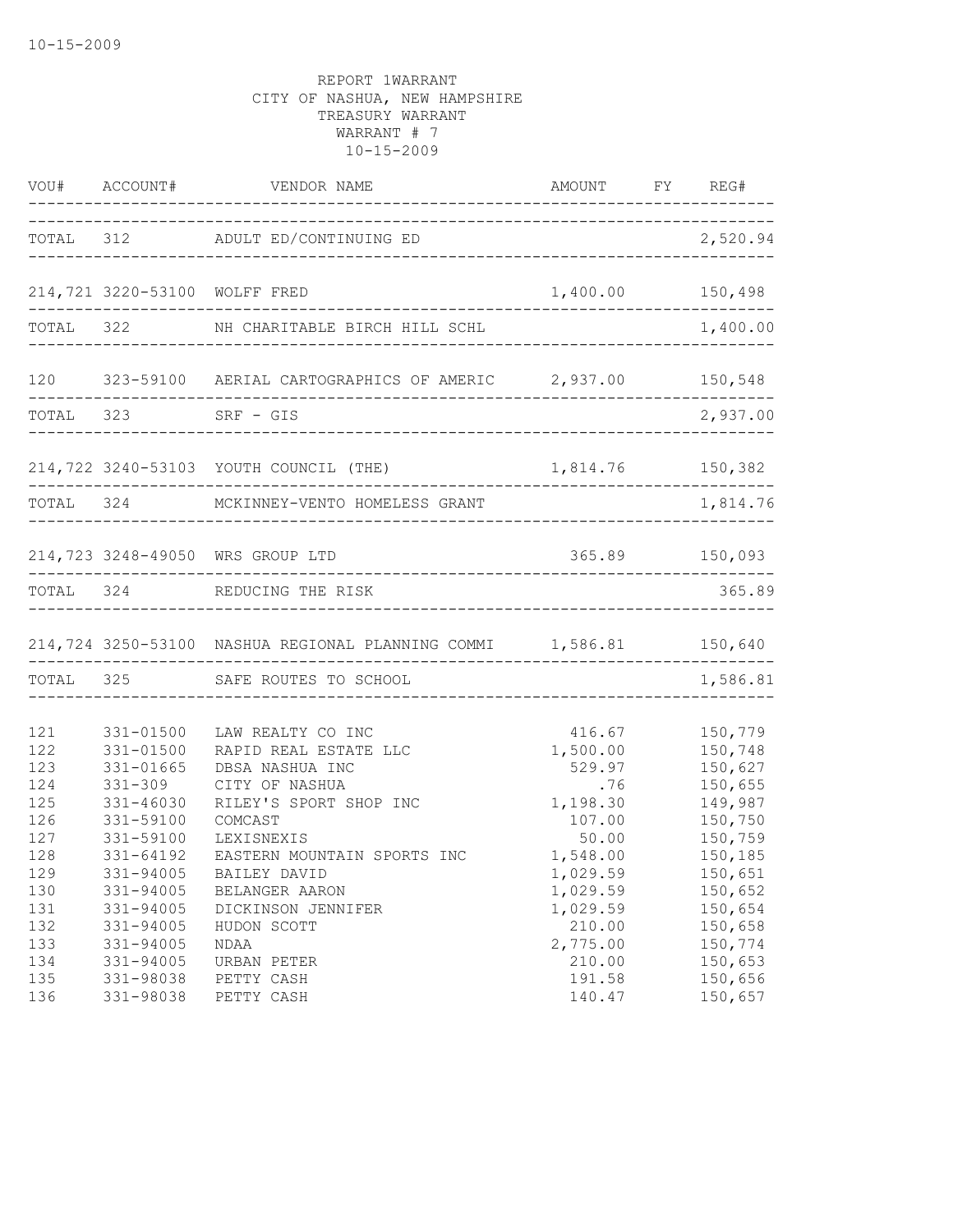10-15-2009

REPORT 1WARRANT
CITY OF NASHUA, NEW HAMPSHIRE
TREASURY WARRANT
WARRANT # 7
10-15-2009

| VOU# | ACCOUNT# | VENDOR NAME | AMOUNT | FY | REG# |
|---|---|---|---|---|---|
| TOTAL | 312 | ADULT ED/CONTINUING ED | | | 2,520.94 |
| 214,721 | 3220-53100 | WOLFF FRED | 1,400.00 | | 150,498 |
| TOTAL | 322 | NH CHARITABLE BIRCH HILL SCHL | | | 1,400.00 |
| 120 | 323-59100 | AERIAL CARTOGRAPHICS OF AMERIC | 2,937.00 | | 150,548 |
| TOTAL | 323 | SRF - GIS | | | 2,937.00 |
| 214,722 | 3240-53103 | YOUTH COUNCIL (THE) | 1,814.76 | | 150,382 |
| TOTAL | 324 | MCKINNEY-VENTO HOMELESS GRANT | | | 1,814.76 |
| 214,723 | 3248-49050 | WRS GROUP LTD | 365.89 | | 150,093 |
| TOTAL | 324 | REDUCING THE RISK | | | 365.89 |
| 214,724 | 3250-53100 | NASHUA REGIONAL PLANNING COMMI | 1,586.81 | | 150,640 |
| TOTAL | 325 | SAFE ROUTES TO SCHOOL | | | 1,586.81 |
| 121 | 331-01500 | LAW REALTY CO INC | 416.67 | | 150,779 |
| 122 | 331-01500 | RAPID REAL ESTATE LLC | 1,500.00 | | 150,748 |
| 123 | 331-01665 | DBSA NASHUA INC | 529.97 | | 150,627 |
| 124 | 331-309 | CITY OF NASHUA | .76 | | 150,655 |
| 125 | 331-46030 | RILEY'S SPORT SHOP INC | 1,198.30 | | 149,987 |
| 126 | 331-59100 | COMCAST | 107.00 | | 150,750 |
| 127 | 331-59100 | LEXISNEXIS | 50.00 | | 150,759 |
| 128 | 331-64192 | EASTERN MOUNTAIN SPORTS INC | 1,548.00 | | 150,185 |
| 129 | 331-94005 | BAILEY DAVID | 1,029.59 | | 150,651 |
| 130 | 331-94005 | BELANGER AARON | 1,029.59 | | 150,652 |
| 131 | 331-94005 | DICKINSON JENNIFER | 1,029.59 | | 150,654 |
| 132 | 331-94005 | HUDON SCOTT | 210.00 | | 150,658 |
| 133 | 331-94005 | NDAA | 2,775.00 | | 150,774 |
| 134 | 331-94005 | URBAN PETER | 210.00 | | 150,653 |
| 135 | 331-98038 | PETTY CASH | 191.58 | | 150,656 |
| 136 | 331-98038 | PETTY CASH | 140.47 | | 150,657 |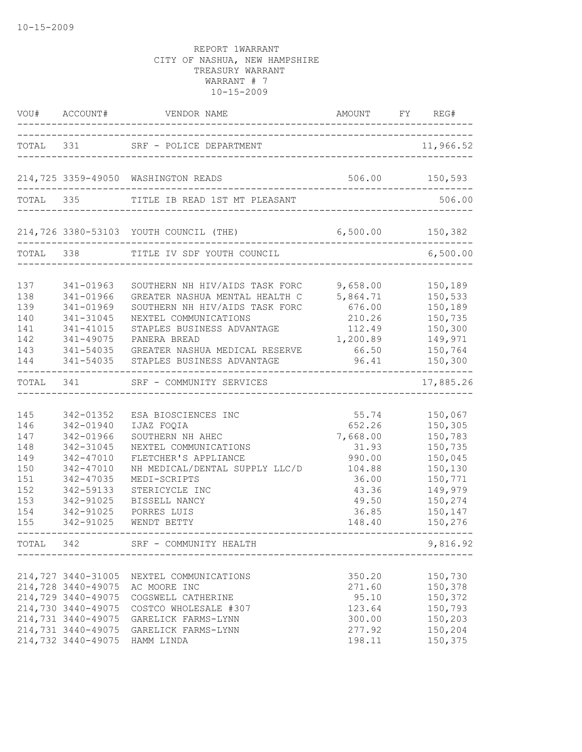10-15-2009

REPORT 1WARRANT
CITY OF NASHUA, NEW HAMPSHIRE
TREASURY WARRANT
WARRANT # 7
10-15-2009

| VOU# | ACCOUNT# | VENDOR NAME | AMOUNT | FY | REG# |
|---|---|---|---|---|---|
| TOTAL | 331 | SRF - POLICE DEPARTMENT | | | 11,966.52 |
| 214,725 | 3359-49050 | WASHINGTON READS | 506.00 | | 150,593 |
| TOTAL | 335 | TITLE IB READ 1ST MT PLEASANT | | | 506.00 |
| 214,726 | 3380-53103 | YOUTH COUNCIL (THE) | 6,500.00 | | 150,382 |
| TOTAL | 338 | TITLE IV SDF YOUTH COUNCIL | | | 6,500.00 |
| 137 | 341-01963 | SOUTHERN NH HIV/AIDS TASK FORC | 9,658.00 | | 150,189 |
| 138 | 341-01966 | GREATER NASHUA MENTAL HEALTH C | 5,864.71 | | 150,533 |
| 139 | 341-01969 | SOUTHERN NH HIV/AIDS TASK FORC | 676.00 | | 150,189 |
| 140 | 341-31045 | NEXTEL COMMUNICATIONS | 210.26 | | 150,735 |
| 141 | 341-41015 | STAPLES BUSINESS ADVANTAGE | 112.49 | | 150,300 |
| 142 | 341-49075 | PANERA BREAD | 1,200.89 | | 149,971 |
| 143 | 341-54035 | GREATER NASHUA MEDICAL RESERVE | 66.50 | | 150,764 |
| 144 | 341-54035 | STAPLES BUSINESS ADVANTAGE | 96.41 | | 150,300 |
| TOTAL | 341 | SRF - COMMUNITY SERVICES | | | 17,885.26 |
| 145 | 342-01352 | ESA BIOSCIENCES INC | 55.74 | | 150,067 |
| 146 | 342-01940 | IJAZ FOQIA | 652.26 | | 150,305 |
| 147 | 342-01966 | SOUTHERN NH AHEC | 7,668.00 | | 150,783 |
| 148 | 342-31045 | NEXTEL COMMUNICATIONS | 31.93 | | 150,735 |
| 149 | 342-47010 | FLETCHER'S APPLIANCE | 990.00 | | 150,045 |
| 150 | 342-47010 | NH MEDICAL/DENTAL SUPPLY LLC/D | 104.88 | | 150,130 |
| 151 | 342-47035 | MEDI-SCRIPTS | 36.00 | | 150,771 |
| 152 | 342-59133 | STERICYCLE INC | 43.36 | | 149,979 |
| 153 | 342-91025 | BISSELL NANCY | 49.50 | | 150,274 |
| 154 | 342-91025 | PORRES LUIS | 36.85 | | 150,147 |
| 155 | 342-91025 | WENDT BETTY | 148.40 | | 150,276 |
| TOTAL | 342 | SRF - COMMUNITY HEALTH | | | 9,816.92 |
| 214,727 | 3440-31005 | NEXTEL COMMUNICATIONS | 350.20 | | 150,730 |
| 214,728 | 3440-49075 | AC MOORE INC | 271.60 | | 150,378 |
| 214,729 | 3440-49075 | COGSWELL CATHERINE | 95.10 | | 150,372 |
| 214,730 | 3440-49075 | COSTCO WHOLESALE #307 | 123.64 | | 150,793 |
| 214,731 | 3440-49075 | GARELICK FARMS-LYNN | 300.00 | | 150,203 |
| 214,731 | 3440-49075 | GARELICK FARMS-LYNN | 277.92 | | 150,204 |
| 214,732 | 3440-49075 | HAMM LINDA | 198.11 | | 150,375 |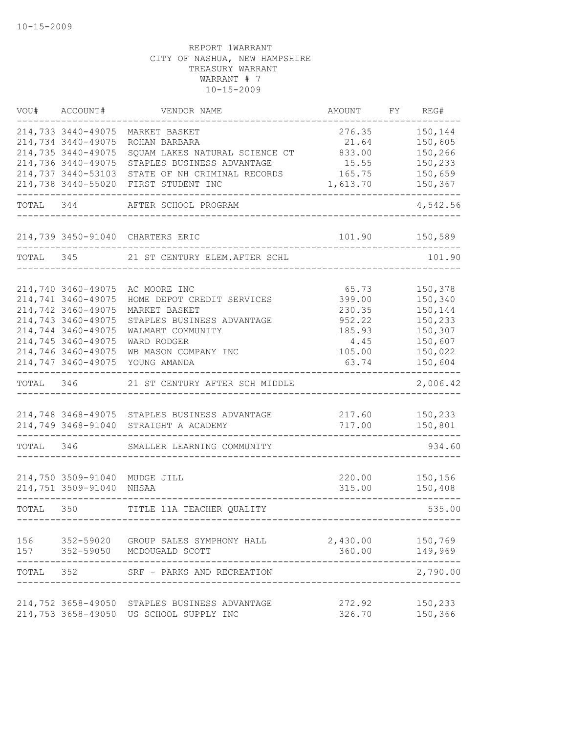10-15-2009

REPORT 1WARRANT
CITY OF NASHUA, NEW HAMPSHIRE
TREASURY WARRANT
WARRANT # 7
10-15-2009

| VOU# | ACCOUNT# | VENDOR NAME | AMOUNT | FY | REG# |
|---|---|---|---|---|---|
| 214,733 | 3440-49075 | MARKET BASKET | 276.35 | | 150,144 |
| 214,734 | 3440-49075 | ROHAN BARBARA | 21.64 | | 150,605 |
| 214,735 | 3440-49075 | SQUAM LAKES NATURAL SCIENCE CT | 833.00 | | 150,266 |
| 214,736 | 3440-49075 | STAPLES BUSINESS ADVANTAGE | 15.55 | | 150,233 |
| 214,737 | 3440-53103 | STATE OF NH CRIMINAL RECORDS | 165.75 | | 150,659 |
| 214,738 | 3440-55020 | FIRST STUDENT INC | 1,613.70 | | 150,367 |
| TOTAL | 344 | AFTER SCHOOL PROGRAM | | | 4,542.56 |
| 214,739 | 3450-91040 | CHARTERS ERIC | 101.90 | | 150,589 |
| TOTAL | 345 | 21 ST CENTURY ELEM.AFTER SCHL | | | 101.90 |
| 214,740 | 3460-49075 | AC MOORE INC | 65.73 | | 150,378 |
| 214,741 | 3460-49075 | HOME DEPOT CREDIT SERVICES | 399.00 | | 150,340 |
| 214,742 | 3460-49075 | MARKET BASKET | 230.35 | | 150,144 |
| 214,743 | 3460-49075 | STAPLES BUSINESS ADVANTAGE | 952.22 | | 150,233 |
| 214,744 | 3460-49075 | WALMART COMMUNITY | 185.93 | | 150,307 |
| 214,745 | 3460-49075 | WARD RODGER | 4.45 | | 150,607 |
| 214,746 | 3460-49075 | WB MASON COMPANY INC | 105.00 | | 150,022 |
| 214,747 | 3460-49075 | YOUNG AMANDA | 63.74 | | 150,604 |
| TOTAL | 346 | 21 ST CENTURY AFTER SCH MIDDLE | | | 2,006.42 |
| 214,748 | 3468-49075 | STAPLES BUSINESS ADVANTAGE | 217.60 | | 150,233 |
| 214,749 | 3468-91040 | STRAIGHT A ACADEMY | 717.00 | | 150,801 |
| TOTAL | 346 | SMALLER LEARNING COMMUNITY | | | 934.60 |
| 214,750 | 3509-91040 | MUDGE JILL | 220.00 | | 150,156 |
| 214,751 | 3509-91040 | NHSAA | 315.00 | | 150,408 |
| TOTAL | 350 | TITLE 11A TEACHER QUALITY | | | 535.00 |
| 156 | 352-59020 | GROUP SALES SYMPHONY HALL | 2,430.00 | | 150,769 |
| 157 | 352-59050 | MCDOUGALD SCOTT | 360.00 | | 149,969 |
| TOTAL | 352 | SRF - PARKS AND RECREATION | | | 2,790.00 |
| 214,752 | 3658-49050 | STAPLES BUSINESS ADVANTAGE | 272.92 | | 150,233 |
| 214,753 | 3658-49050 | US SCHOOL SUPPLY INC | 326.70 | | 150,366 |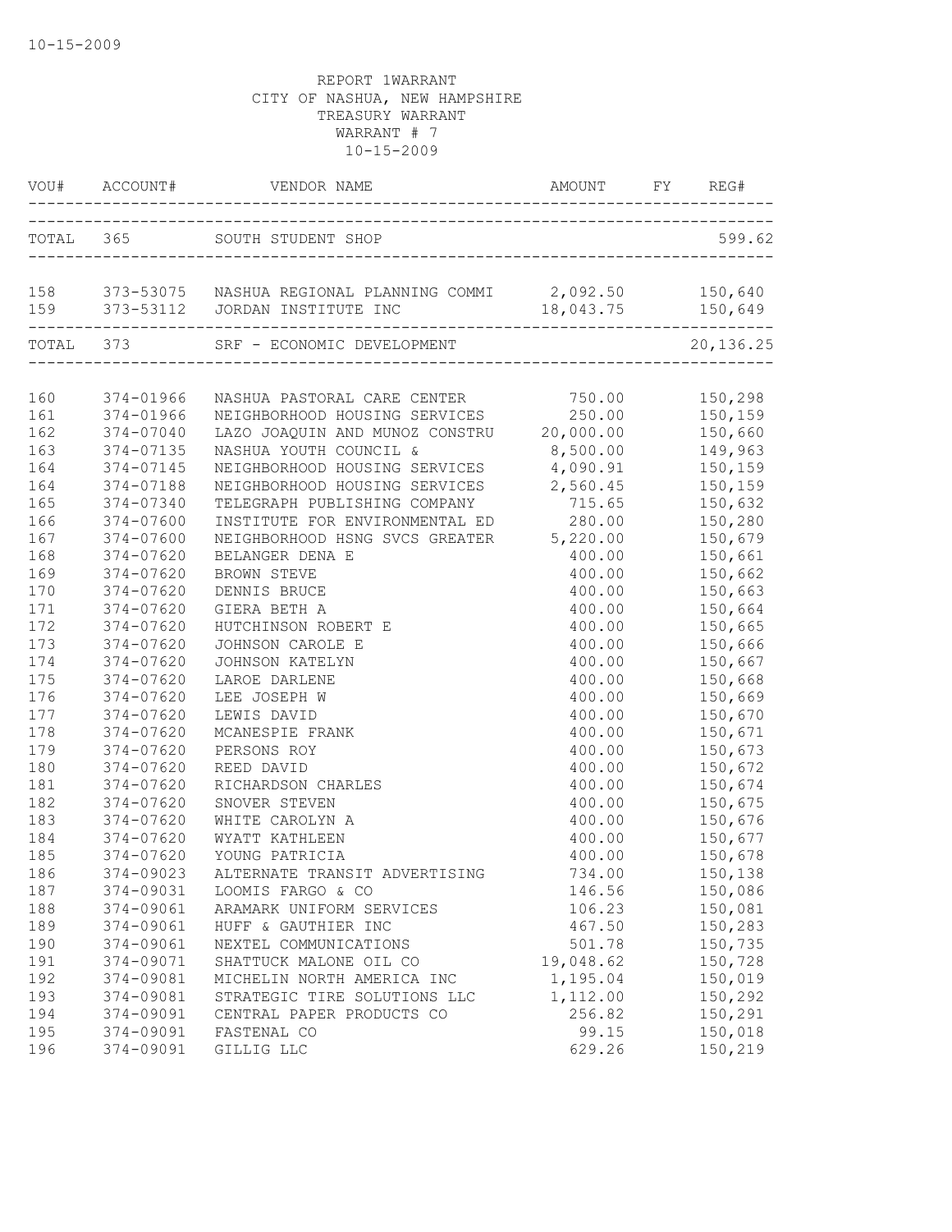REPORT 1WARRANT
CITY OF NASHUA, NEW HAMPSHIRE
TREASURY WARRANT
WARRANT # 7
10-15-2009

| VOU# | ACCOUNT# | VENDOR NAME | AMOUNT | FY | REG# |
|---|---|---|---|---|---|
| TOTAL | 365 | SOUTH STUDENT SHOP | | | 599.62 |
| 158 | 373-53075 | NASHUA REGIONAL PLANNING COMMI | 2,092.50 | | 150,640 |
| 159 | 373-53112 | JORDAN INSTITUTE INC | 18,043.75 | | 150,649 |
| TOTAL | 373 | SRF - ECONOMIC DEVELOPMENT | | | 20,136.25 |
| 160 | 374-01966 | NASHUA PASTORAL CARE CENTER | 750.00 | | 150,298 |
| 161 | 374-01966 | NEIGHBORHOOD HOUSING SERVICES | 250.00 | | 150,159 |
| 162 | 374-07040 | LAZO JOAQUIN AND MUNOZ CONSTRU | 20,000.00 | | 150,660 |
| 163 | 374-07135 | NASHUA YOUTH COUNCIL & | 8,500.00 | | 149,963 |
| 164 | 374-07145 | NEIGHBORHOOD HOUSING SERVICES | 4,090.91 | | 150,159 |
| 164 | 374-07188 | NEIGHBORHOOD HOUSING SERVICES | 2,560.45 | | 150,159 |
| 165 | 374-07340 | TELEGRAPH PUBLISHING COMPANY | 715.65 | | 150,632 |
| 166 | 374-07600 | INSTITUTE FOR ENVIRONMENTAL ED | 280.00 | | 150,280 |
| 167 | 374-07600 | NEIGHBORHOOD HSNG SVCS GREATER | 5,220.00 | | 150,679 |
| 168 | 374-07620 | BELANGER DENA E | 400.00 | | 150,661 |
| 169 | 374-07620 | BROWN STEVE | 400.00 | | 150,662 |
| 170 | 374-07620 | DENNIS BRUCE | 400.00 | | 150,663 |
| 171 | 374-07620 | GIERA BETH A | 400.00 | | 150,664 |
| 172 | 374-07620 | HUTCHINSON ROBERT E | 400.00 | | 150,665 |
| 173 | 374-07620 | JOHNSON CAROLE E | 400.00 | | 150,666 |
| 174 | 374-07620 | JOHNSON KATELYN | 400.00 | | 150,667 |
| 175 | 374-07620 | LAROE DARLENE | 400.00 | | 150,668 |
| 176 | 374-07620 | LEE JOSEPH W | 400.00 | | 150,669 |
| 177 | 374-07620 | LEWIS DAVID | 400.00 | | 150,670 |
| 178 | 374-07620 | MCANESPIE FRANK | 400.00 | | 150,671 |
| 179 | 374-07620 | PERSONS ROY | 400.00 | | 150,673 |
| 180 | 374-07620 | REED DAVID | 400.00 | | 150,672 |
| 181 | 374-07620 | RICHARDSON CHARLES | 400.00 | | 150,674 |
| 182 | 374-07620 | SNOVER STEVEN | 400.00 | | 150,675 |
| 183 | 374-07620 | WHITE CAROLYN A | 400.00 | | 150,676 |
| 184 | 374-07620 | WYATT KATHLEEN | 400.00 | | 150,677 |
| 185 | 374-07620 | YOUNG PATRICIA | 400.00 | | 150,678 |
| 186 | 374-09023 | ALTERNATE TRANSIT ADVERTISING | 734.00 | | 150,138 |
| 187 | 374-09031 | LOOMIS FARGO & CO | 146.56 | | 150,086 |
| 188 | 374-09061 | ARAMARK UNIFORM SERVICES | 106.23 | | 150,081 |
| 189 | 374-09061 | HUFF & GAUTHIER INC | 467.50 | | 150,283 |
| 190 | 374-09061 | NEXTEL COMMUNICATIONS | 501.78 | | 150,735 |
| 191 | 374-09071 | SHATTUCK MALONE OIL CO | 19,048.62 | | 150,728 |
| 192 | 374-09081 | MICHELIN NORTH AMERICA INC | 1,195.04 | | 150,019 |
| 193 | 374-09081 | STRATEGIC TIRE SOLUTIONS LLC | 1,112.00 | | 150,292 |
| 194 | 374-09091 | CENTRAL PAPER PRODUCTS CO | 256.82 | | 150,291 |
| 195 | 374-09091 | FASTENAL CO | 99.15 | | 150,018 |
| 196 | 374-09091 | GILLIG LLC | 629.26 | | 150,219 |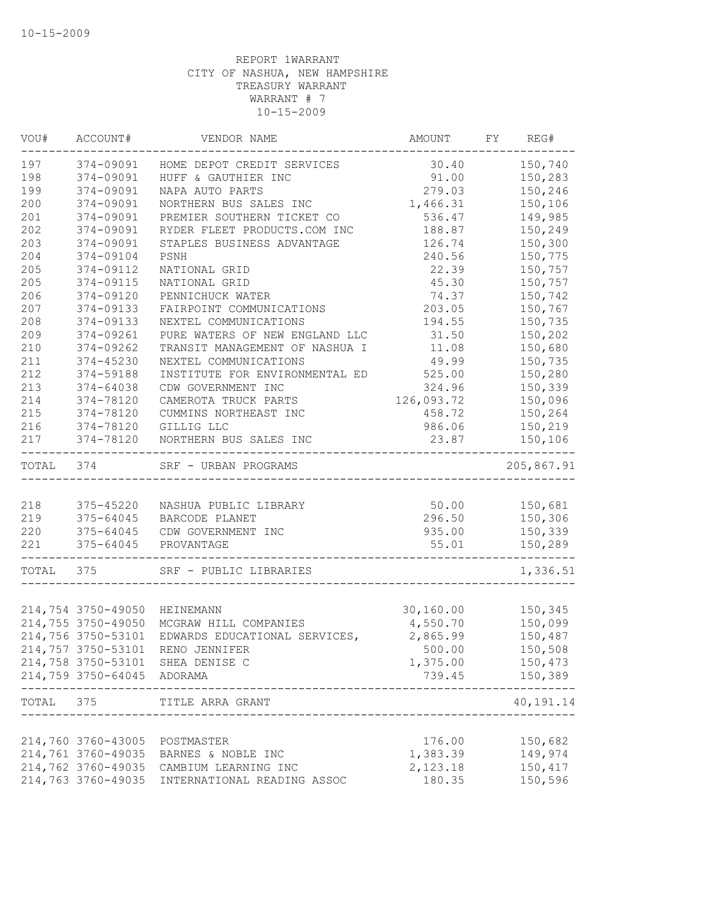REPORT 1WARRANT
CITY OF NASHUA, NEW HAMPSHIRE
TREASURY WARRANT
WARRANT # 7
10-15-2009

| VOU# | ACCOUNT# | VENDOR NAME | AMOUNT | FY | REG# |
|---|---|---|---|---|---|
| 197 | 374-09091 | HOME DEPOT CREDIT SERVICES | 30.40 | | 150,740 |
| 198 | 374-09091 | HUFF & GAUTHIER INC | 91.00 | | 150,283 |
| 199 | 374-09091 | NAPA AUTO PARTS | 279.03 | | 150,246 |
| 200 | 374-09091 | NORTHERN BUS SALES INC | 1,466.31 | | 150,106 |
| 201 | 374-09091 | PREMIER SOUTHERN TICKET CO | 536.47 | | 149,985 |
| 202 | 374-09091 | RYDER FLEET PRODUCTS.COM INC | 188.87 | | 150,249 |
| 203 | 374-09091 | STAPLES BUSINESS ADVANTAGE | 126.74 | | 150,300 |
| 204 | 374-09104 | PSNH | 240.56 | | 150,775 |
| 205 | 374-09112 | NATIONAL GRID | 22.39 | | 150,757 |
| 205 | 374-09115 | NATIONAL GRID | 45.30 | | 150,757 |
| 206 | 374-09120 | PENNICHUCK WATER | 74.37 | | 150,742 |
| 207 | 374-09133 | FAIRPOINT COMMUNICATIONS | 203.05 | | 150,767 |
| 208 | 374-09133 | NEXTEL COMMUNICATIONS | 194.55 | | 150,735 |
| 209 | 374-09261 | PURE WATERS OF NEW ENGLAND LLC | 31.50 | | 150,202 |
| 210 | 374-09262 | TRANSIT MANAGEMENT OF NASHUA I | 11.08 | | 150,680 |
| 211 | 374-45230 | NEXTEL COMMUNICATIONS | 49.99 | | 150,735 |
| 212 | 374-59188 | INSTITUTE FOR ENVIRONMENTAL ED | 525.00 | | 150,280 |
| 213 | 374-64038 | CDW GOVERNMENT INC | 324.96 | | 150,339 |
| 214 | 374-78120 | CAMEROTA TRUCK PARTS | 126,093.72 | | 150,096 |
| 215 | 374-78120 | CUMMINS NORTHEAST INC | 458.72 | | 150,264 |
| 216 | 374-78120 | GILLIG LLC | 986.06 | | 150,219 |
| 217 | 374-78120 | NORTHERN BUS SALES INC | 23.87 | | 150,106 |
| TOTAL | 374 | SRF - URBAN PROGRAMS | | | 205,867.91 |
| 218 | 375-45220 | NASHUA PUBLIC LIBRARY | 50.00 | | 150,681 |
| 219 | 375-64045 | BARCODE PLANET | 296.50 | | 150,306 |
| 220 | 375-64045 | CDW GOVERNMENT INC | 935.00 | | 150,339 |
| 221 | 375-64045 | PROVANTAGE | 55.01 | | 150,289 |
| TOTAL | 375 | SRF - PUBLIC LIBRARIES | | | 1,336.51 |
| 214,754 | 3750-49050 | HEINEMANN | 30,160.00 | | 150,345 |
| 214,755 | 3750-49050 | MCGRAW HILL COMPANIES | 4,550.70 | | 150,099 |
| 214,756 | 3750-53101 | EDWARDS EDUCATIONAL SERVICES, | 2,865.99 | | 150,487 |
| 214,757 | 3750-53101 | RENO JENNIFER | 500.00 | | 150,508 |
| 214,758 | 3750-53101 | SHEA DENISE C | 1,375.00 | | 150,473 |
| 214,759 | 3750-64045 | ADORAMA | 739.45 | | 150,389 |
| TOTAL | 375 | TITLE ARRA GRANT | | | 40,191.14 |
| 214,760 | 3760-43005 | POSTMASTER | 176.00 | | 150,682 |
| 214,761 | 3760-49035 | BARNES & NOBLE INC | 1,383.39 | | 149,974 |
| 214,762 | 3760-49035 | CAMBIUM LEARNING INC | 2,123.18 | | 150,417 |
| 214,763 | 3760-49035 | INTERNATIONAL READING ASSOC | 180.35 | | 150,596 |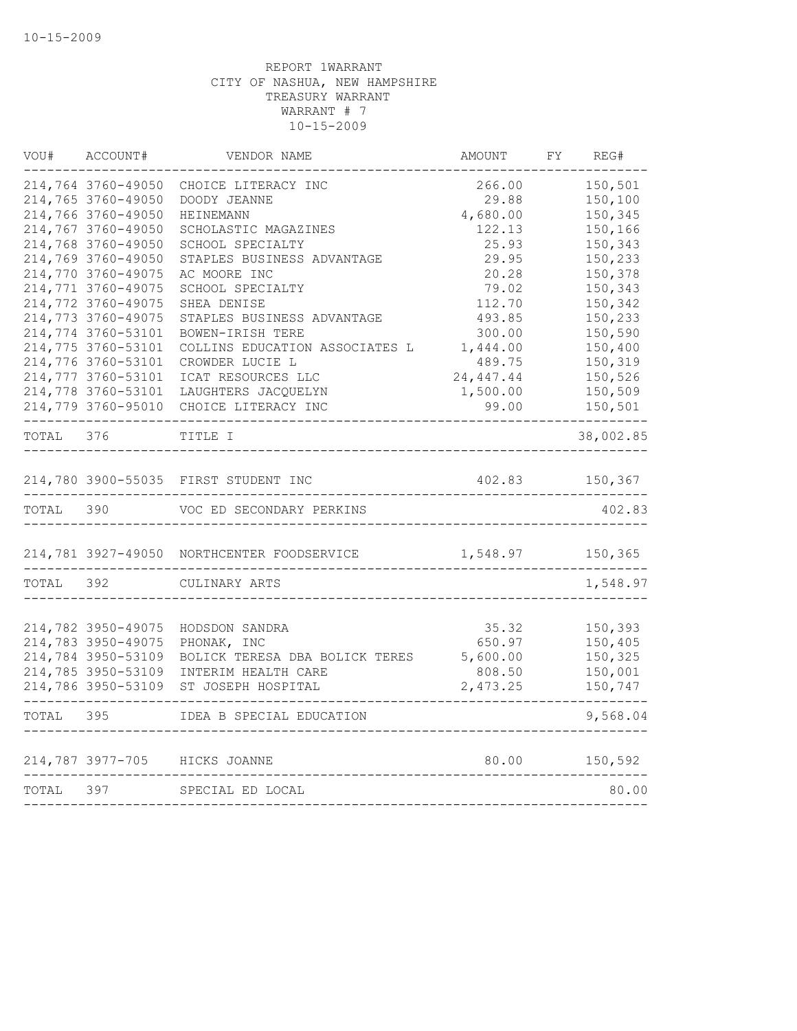REPORT 1WARRANT
CITY OF NASHUA, NEW HAMPSHIRE
TREASURY WARRANT
WARRANT # 7
10-15-2009

| VOU# | ACCOUNT# | VENDOR NAME | AMOUNT | FY | REG# |
|---|---|---|---|---|---|
| 214,764 | 3760-49050 | CHOICE LITERACY INC | 266.00 | | 150,501 |
| 214,765 | 3760-49050 | DOODY JEANNE | 29.88 | | 150,100 |
| 214,766 | 3760-49050 | HEINEMANN | 4,680.00 | | 150,345 |
| 214,767 | 3760-49050 | SCHOLASTIC MAGAZINES | 122.13 | | 150,166 |
| 214,768 | 3760-49050 | SCHOOL SPECIALTY | 25.93 | | 150,343 |
| 214,769 | 3760-49050 | STAPLES BUSINESS ADVANTAGE | 29.95 | | 150,233 |
| 214,770 | 3760-49075 | AC MOORE INC | 20.28 | | 150,378 |
| 214,771 | 3760-49075 | SCHOOL SPECIALTY | 79.02 | | 150,343 |
| 214,772 | 3760-49075 | SHEA DENISE | 112.70 | | 150,342 |
| 214,773 | 3760-49075 | STAPLES BUSINESS ADVANTAGE | 493.85 | | 150,233 |
| 214,774 | 3760-53101 | BOWEN-IRISH TERE | 300.00 | | 150,590 |
| 214,775 | 3760-53101 | COLLINS EDUCATION ASSOCIATES L | 1,444.00 | | 150,400 |
| 214,776 | 3760-53101 | CROWDER LUCIE L | 489.75 | | 150,319 |
| 214,777 | 3760-53101 | ICAT RESOURCES LLC | 24,447.44 | | 150,526 |
| 214,778 | 3760-53101 | LAUGHTERS JACQUELYN | 1,500.00 | | 150,509 |
| 214,779 | 3760-95010 | CHOICE LITERACY INC | 99.00 | | 150,501 |
| TOTAL | 376 | TITLE I | | | 38,002.85 |
| 214,780 | 3900-55035 | FIRST STUDENT INC | 402.83 | | 150,367 |
| TOTAL | 390 | VOC ED SECONDARY PERKINS | | | 402.83 |
| 214,781 | 3927-49050 | NORTHCENTER FOODSERVICE | 1,548.97 | | 150,365 |
| TOTAL | 392 | CULINARY ARTS | | | 1,548.97 |
| 214,782 | 3950-49075 | HODSDON SANDRA | 35.32 | | 150,393 |
| 214,783 | 3950-49075 | PHONAK, INC | 650.97 | | 150,405 |
| 214,784 | 3950-53109 | BOLICK TERESA DBA BOLICK TERES | 5,600.00 | | 150,325 |
| 214,785 | 3950-53109 | INTERIM HEALTH CARE | 808.50 | | 150,001 |
| 214,786 | 3950-53109 | ST JOSEPH HOSPITAL | 2,473.25 | | 150,747 |
| TOTAL | 395 | IDEA B SPECIAL EDUCATION | | | 9,568.04 |
| 214,787 | 3977-705 | HICKS JOANNE | 80.00 | | 150,592 |
| TOTAL | 397 | SPECIAL ED LOCAL | | | 80.00 |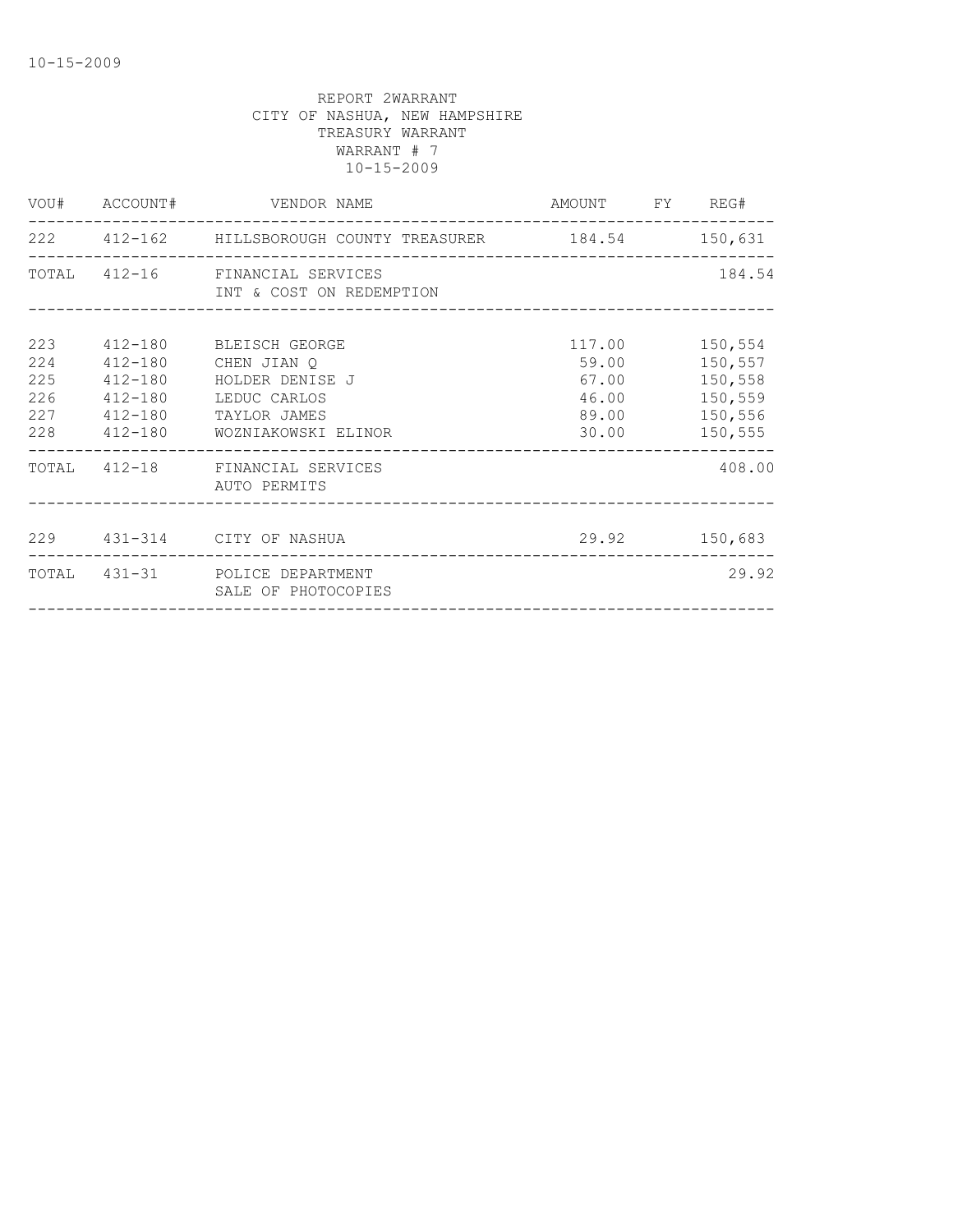REPORT 2WARRANT
CITY OF NASHUA, NEW HAMPSHIRE
TREASURY WARRANT
WARRANT # 7
10-15-2009

| VOU# | ACCOUNT# | VENDOR NAME | AMOUNT | FY | REG# |
|---|---|---|---|---|---|
| 222 | 412-162 | HILLSBOROUGH COUNTY TREASURER | 184.54 | | 150,631 |
| TOTAL | 412-16 | FINANCIAL SERVICES<br>INT & COST ON REDEMPTION | | | 184.54 |
| 223 | 412-180 | BLEISCH GEORGE | 117.00 | | 150,554 |
| 224 | 412-180 | CHEN JIAN Q | 59.00 | | 150,557 |
| 225 | 412-180 | HOLDER DENISE J | 67.00 | | 150,558 |
| 226 | 412-180 | LEDUC CARLOS | 46.00 | | 150,559 |
| 227 | 412-180 | TAYLOR JAMES | 89.00 | | 150,556 |
| 228 | 412-180 | WOZNIAKOWSKI ELINOR | 30.00 | | 150,555 |
| TOTAL | 412-18 | FINANCIAL SERVICES<br>AUTO PERMITS | | | 408.00 |
| 229 | 431-314 | CITY OF NASHUA | 29.92 | | 150,683 |
| TOTAL | 431-31 | POLICE DEPARTMENT<br>SALE OF PHOTOCOPIES | | | 29.92 |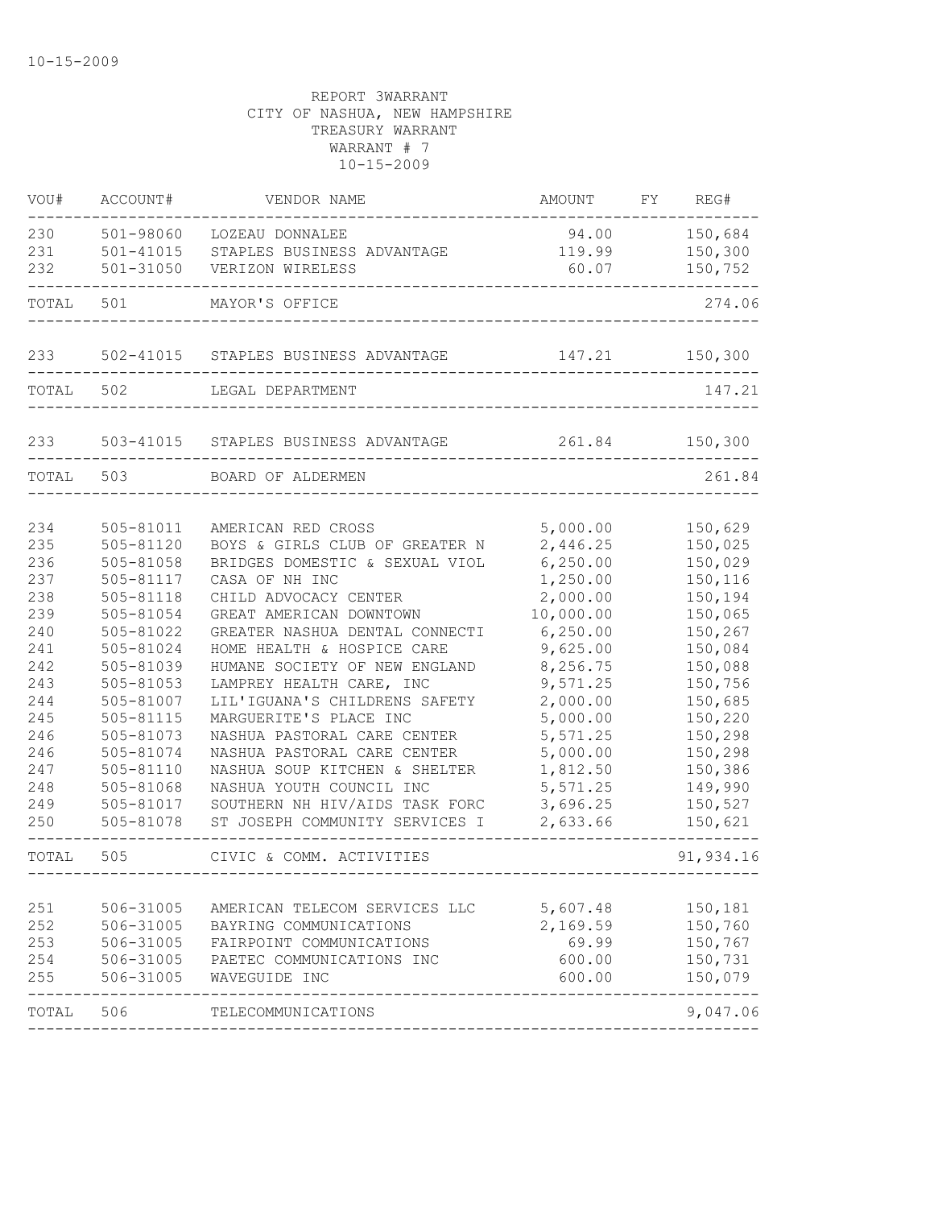10-15-2009

REPORT 3WARRANT
CITY OF NASHUA, NEW HAMPSHIRE
TREASURY WARRANT
WARRANT # 7
10-15-2009

| VOU# | ACCOUNT# | VENDOR NAME | AMOUNT | FY | REG# |
|---|---|---|---|---|---|
| 230 | 501-98060 | LOZEAU DONNALEE | 94.00 | | 150,684 |
| 231 | 501-41015 | STAPLES BUSINESS ADVANTAGE | 119.99 | | 150,300 |
| 232 | 501-31050 | VERIZON WIRELESS | 60.07 | | 150,752 |
| TOTAL | 501 | MAYOR'S OFFICE | | | 274.06 |
| 233 | 502-41015 | STAPLES BUSINESS ADVANTAGE | 147.21 | | 150,300 |
| TOTAL | 502 | LEGAL DEPARTMENT | | | 147.21 |
| 233 | 503-41015 | STAPLES BUSINESS ADVANTAGE | 261.84 | | 150,300 |
| TOTAL | 503 | BOARD OF ALDERMEN | | | 261.84 |
| 234 | 505-81011 | AMERICAN RED CROSS | 5,000.00 | | 150,629 |
| 235 | 505-81120 | BOYS & GIRLS CLUB OF GREATER N | 2,446.25 | | 150,025 |
| 236 | 505-81058 | BRIDGES DOMESTIC & SEXUAL VIOL | 6,250.00 | | 150,029 |
| 237 | 505-81117 | CASA OF NH INC | 1,250.00 | | 150,116 |
| 238 | 505-81118 | CHILD ADVOCACY CENTER | 2,000.00 | | 150,194 |
| 239 | 505-81054 | GREAT AMERICAN DOWNTOWN | 10,000.00 | | 150,065 |
| 240 | 505-81022 | GREATER NASHUA DENTAL CONNECTI | 6,250.00 | | 150,267 |
| 241 | 505-81024 | HOME HEALTH & HOSPICE CARE | 9,625.00 | | 150,084 |
| 242 | 505-81039 | HUMANE SOCIETY OF NEW ENGLAND | 8,256.75 | | 150,088 |
| 243 | 505-81053 | LAMPREY HEALTH CARE, INC | 9,571.25 | | 150,756 |
| 244 | 505-81007 | LIL'IGUANA'S CHILDRENS SAFETY | 2,000.00 | | 150,685 |
| 245 | 505-81115 | MARGUERITE'S PLACE INC | 5,000.00 | | 150,220 |
| 246 | 505-81073 | NASHUA PASTORAL CARE CENTER | 5,571.25 | | 150,298 |
| 246 | 505-81074 | NASHUA PASTORAL CARE CENTER | 5,000.00 | | 150,298 |
| 247 | 505-81110 | NASHUA SOUP KITCHEN & SHELTER | 1,812.50 | | 150,386 |
| 248 | 505-81068 | NASHUA YOUTH COUNCIL INC | 5,571.25 | | 149,990 |
| 249 | 505-81017 | SOUTHERN NH HIV/AIDS TASK FORC | 3,696.25 | | 150,527 |
| 250 | 505-81078 | ST JOSEPH COMMUNITY SERVICES I | 2,633.66 | | 150,621 |
| TOTAL | 505 | CIVIC & COMM. ACTIVITIES | | | 91,934.16 |
| 251 | 506-31005 | AMERICAN TELECOM SERVICES LLC | 5,607.48 | | 150,181 |
| 252 | 506-31005 | BAYRING COMMUNICATIONS | 2,169.59 | | 150,760 |
| 253 | 506-31005 | FAIRPOINT COMMUNICATIONS | 69.99 | | 150,767 |
| 254 | 506-31005 | PAETEC COMMUNICATIONS INC | 600.00 | | 150,731 |
| 255 | 506-31005 | WAVEGUIDE INC | 600.00 | | 150,079 |
| TOTAL | 506 | TELECOMMUNICATIONS | | | 9,047.06 |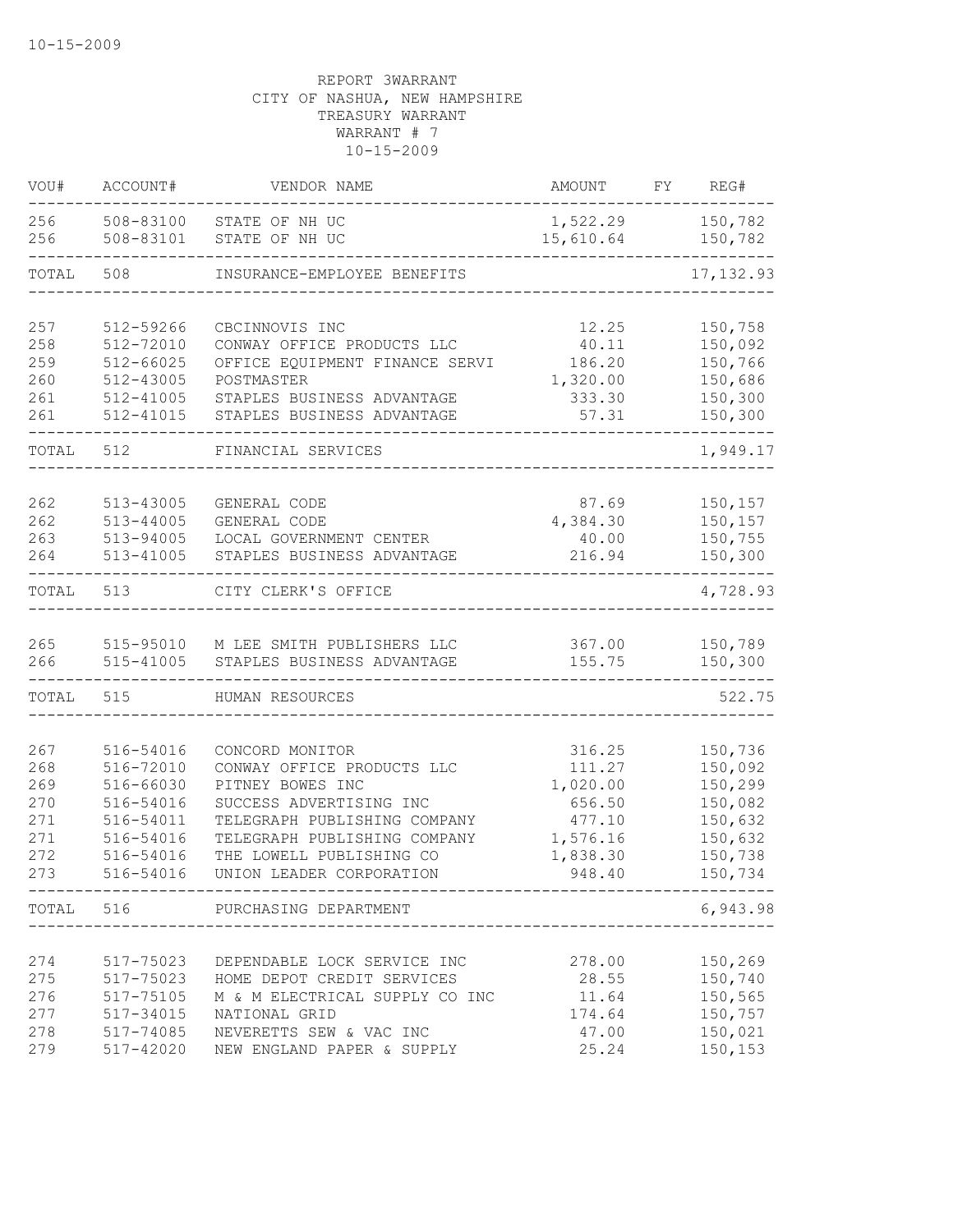10-15-2009

REPORT 3WARRANT
CITY OF NASHUA, NEW HAMPSHIRE
TREASURY WARRANT
WARRANT # 7
10-15-2009

| VOU# | ACCOUNT# | VENDOR NAME | AMOUNT | FY | REG# |
|---|---|---|---|---|---|
| 256 | 508-83100 | STATE OF NH UC | 1,522.29 | | 150,782 |
| 256 | 508-83101 | STATE OF NH UC | 15,610.64 | | 150,782 |
| TOTAL | 508 | INSURANCE-EMPLOYEE BENEFITS | | | 17,132.93 |
| 257 | 512-59266 | CBCINNOVIS INC | 12.25 | | 150,758 |
| 258 | 512-72010 | CONWAY OFFICE PRODUCTS LLC | 40.11 | | 150,092 |
| 259 | 512-66025 | OFFICE EQUIPMENT FINANCE SERVI | 186.20 | | 150,766 |
| 260 | 512-43005 | POSTMASTER | 1,320.00 | | 150,686 |
| 261 | 512-41005 | STAPLES BUSINESS ADVANTAGE | 333.30 | | 150,300 |
| 261 | 512-41015 | STAPLES BUSINESS ADVANTAGE | 57.31 | | 150,300 |
| TOTAL | 512 | FINANCIAL SERVICES | | | 1,949.17 |
| 262 | 513-43005 | GENERAL CODE | 87.69 | | 150,157 |
| 262 | 513-44005 | GENERAL CODE | 4,384.30 | | 150,157 |
| 263 | 513-94005 | LOCAL GOVERNMENT CENTER | 40.00 | | 150,755 |
| 264 | 513-41005 | STAPLES BUSINESS ADVANTAGE | 216.94 | | 150,300 |
| TOTAL | 513 | CITY CLERK'S OFFICE | | | 4,728.93 |
| 265 | 515-95010 | M LEE SMITH PUBLISHERS LLC | 367.00 | | 150,789 |
| 266 | 515-41005 | STAPLES BUSINESS ADVANTAGE | 155.75 | | 150,300 |
| TOTAL | 515 | HUMAN RESOURCES | | | 522.75 |
| 267 | 516-54016 | CONCORD MONITOR | 316.25 | | 150,736 |
| 268 | 516-72010 | CONWAY OFFICE PRODUCTS LLC | 111.27 | | 150,092 |
| 269 | 516-66030 | PITNEY BOWES INC | 1,020.00 | | 150,299 |
| 270 | 516-54016 | SUCCESS ADVERTISING INC | 656.50 | | 150,082 |
| 271 | 516-54011 | TELEGRAPH PUBLISHING COMPANY | 477.10 | | 150,632 |
| 271 | 516-54016 | TELEGRAPH PUBLISHING COMPANY | 1,576.16 | | 150,632 |
| 272 | 516-54016 | THE LOWELL PUBLISHING CO | 1,838.30 | | 150,738 |
| 273 | 516-54016 | UNION LEADER CORPORATION | 948.40 | | 150,734 |
| TOTAL | 516 | PURCHASING DEPARTMENT | | | 6,943.98 |
| 274 | 517-75023 | DEPENDABLE LOCK SERVICE INC | 278.00 | | 150,269 |
| 275 | 517-75023 | HOME DEPOT CREDIT SERVICES | 28.55 | | 150,740 |
| 276 | 517-75105 | M & M ELECTRICAL SUPPLY CO INC | 11.64 | | 150,565 |
| 277 | 517-34015 | NATIONAL GRID | 174.64 | | 150,757 |
| 278 | 517-74085 | NEVERETTS SEW & VAC INC | 47.00 | | 150,021 |
| 279 | 517-42020 | NEW ENGLAND PAPER & SUPPLY | 25.24 | | 150,153 |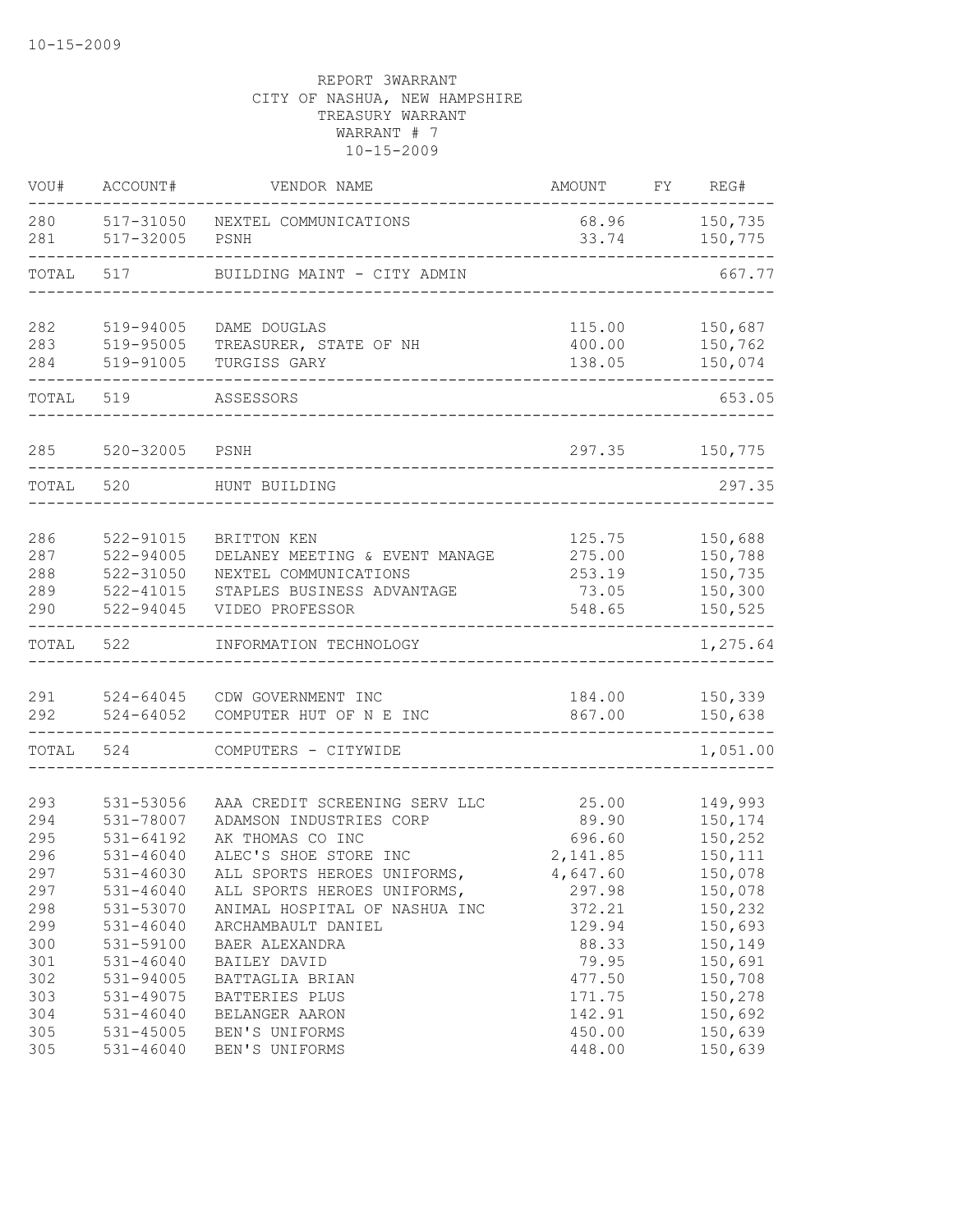10-15-2009

REPORT 3WARRANT
CITY OF NASHUA, NEW HAMPSHIRE
TREASURY WARRANT
WARRANT # 7
10-15-2009

| VOU# | ACCOUNT# | VENDOR NAME | AMOUNT | FY | REG# |
|---|---|---|---|---|---|
| 280 | 517-31050 | NEXTEL COMMUNICATIONS | 68.96 | | 150,735 |
| 281 | 517-32005 | PSNH | 33.74 | | 150,775 |
| TOTAL | 517 | BUILDING MAINT - CITY ADMIN | | | 667.77 |
| 282 | 519-94005 | DAME DOUGLAS | 115.00 | | 150,687 |
| 283 | 519-95005 | TREASURER, STATE OF NH | 400.00 | | 150,762 |
| 284 | 519-91005 | TURGISS GARY | 138.05 | | 150,074 |
| TOTAL | 519 | ASSESSORS | | | 653.05 |
| 285 | 520-32005 | PSNH | 297.35 | | 150,775 |
| TOTAL | 520 | HUNT BUILDING | | | 297.35 |
| 286 | 522-91015 | BRITTON KEN | 125.75 | | 150,688 |
| 287 | 522-94005 | DELANEY MEETING & EVENT MANAGE | 275.00 | | 150,788 |
| 288 | 522-31050 | NEXTEL COMMUNICATIONS | 253.19 | | 150,735 |
| 289 | 522-41015 | STAPLES BUSINESS ADVANTAGE | 73.05 | | 150,300 |
| 290 | 522-94045 | VIDEO PROFESSOR | 548.65 | | 150,525 |
| TOTAL | 522 | INFORMATION TECHNOLOGY | | | 1,275.64 |
| 291 | 524-64045 | CDW GOVERNMENT INC | 184.00 | | 150,339 |
| 292 | 524-64052 | COMPUTER HUT OF N E INC | 867.00 | | 150,638 |
| TOTAL | 524 | COMPUTERS - CITYWIDE | | | 1,051.00 |
| 293 | 531-53056 | AAA CREDIT SCREENING SERV LLC | 25.00 | | 149,993 |
| 294 | 531-78007 | ADAMSON INDUSTRIES CORP | 89.90 | | 150,174 |
| 295 | 531-64192 | AK THOMAS CO INC | 696.60 | | 150,252 |
| 296 | 531-46040 | ALEC'S SHOE STORE INC | 2,141.85 | | 150,111 |
| 297 | 531-46030 | ALL SPORTS HEROES UNIFORMS, | 4,647.60 | | 150,078 |
| 297 | 531-46040 | ALL SPORTS HEROES UNIFORMS, | 297.98 | | 150,078 |
| 298 | 531-53070 | ANIMAL HOSPITAL OF NASHUA INC | 372.21 | | 150,232 |
| 299 | 531-46040 | ARCHAMBAULT DANIEL | 129.94 | | 150,693 |
| 300 | 531-59100 | BAER ALEXANDRA | 88.33 | | 150,149 |
| 301 | 531-46040 | BAILEY DAVID | 79.95 | | 150,691 |
| 302 | 531-94005 | BATTAGLIA BRIAN | 477.50 | | 150,708 |
| 303 | 531-49075 | BATTERIES PLUS | 171.75 | | 150,278 |
| 304 | 531-46040 | BELANGER AARON | 142.91 | | 150,692 |
| 305 | 531-45005 | BEN'S UNIFORMS | 450.00 | | 150,639 |
| 305 | 531-46040 | BEN'S UNIFORMS | 448.00 | | 150,639 |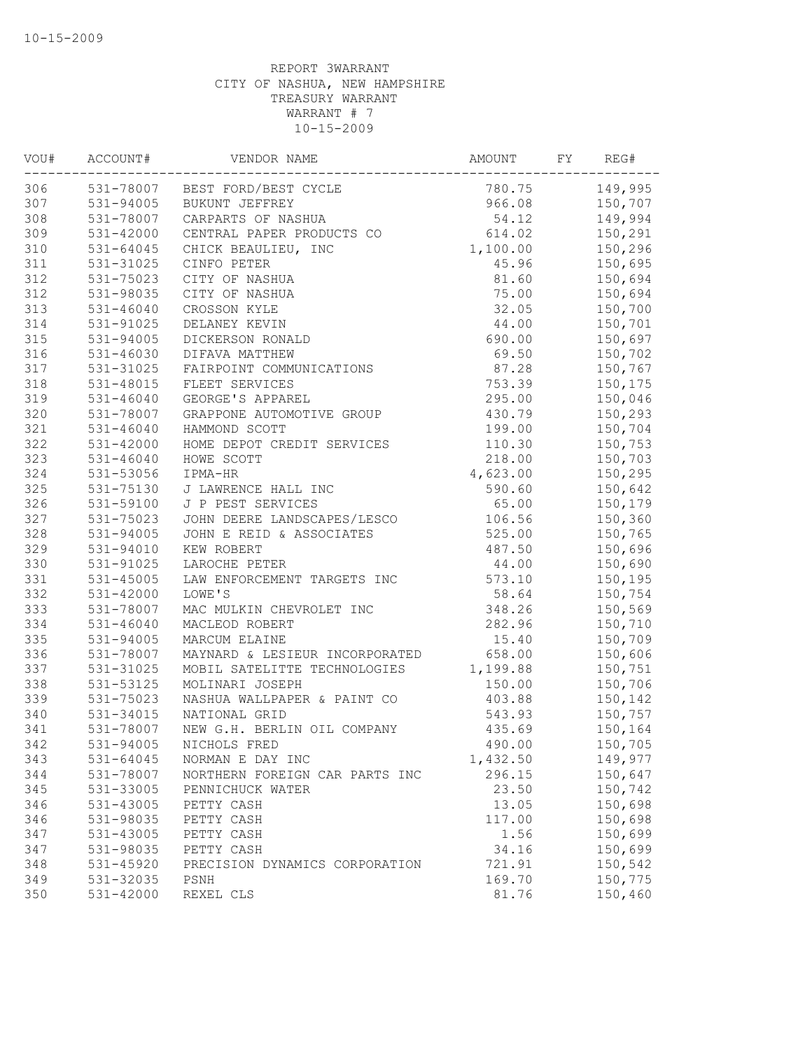10-15-2009

REPORT 3WARRANT
CITY OF NASHUA, NEW HAMPSHIRE
TREASURY WARRANT
WARRANT # 7
10-15-2009

| VOU# | ACCOUNT# | VENDOR NAME | AMOUNT | FY | REG# |
|---|---|---|---|---|---|
| 306 | 531-78007 | BEST FORD/BEST CYCLE | 780.75 | | 149,995 |
| 307 | 531-94005 | BUKUNT JEFFREY | 966.08 | | 150,707 |
| 308 | 531-78007 | CARPARTS OF NASHUA | 54.12 | | 149,994 |
| 309 | 531-42000 | CENTRAL PAPER PRODUCTS CO | 614.02 | | 150,291 |
| 310 | 531-64045 | CHICK BEAULIEU, INC | 1,100.00 | | 150,296 |
| 311 | 531-31025 | CINFO PETER | 45.96 | | 150,695 |
| 312 | 531-75023 | CITY OF NASHUA | 81.60 | | 150,694 |
| 312 | 531-98035 | CITY OF NASHUA | 75.00 | | 150,694 |
| 313 | 531-46040 | CROSSON KYLE | 32.05 | | 150,700 |
| 314 | 531-91025 | DELANEY KEVIN | 44.00 | | 150,701 |
| 315 | 531-94005 | DICKERSON RONALD | 690.00 | | 150,697 |
| 316 | 531-46030 | DIFAVA MATTHEW | 69.50 | | 150,702 |
| 317 | 531-31025 | FAIRPOINT COMMUNICATIONS | 87.28 | | 150,767 |
| 318 | 531-48015 | FLEET SERVICES | 753.39 | | 150,175 |
| 319 | 531-46040 | GEORGE'S APPAREL | 295.00 | | 150,046 |
| 320 | 531-78007 | GRAPPONE AUTOMOTIVE GROUP | 430.79 | | 150,293 |
| 321 | 531-46040 | HAMMOND SCOTT | 199.00 | | 150,704 |
| 322 | 531-42000 | HOME DEPOT CREDIT SERVICES | 110.30 | | 150,753 |
| 323 | 531-46040 | HOWE SCOTT | 218.00 | | 150,703 |
| 324 | 531-53056 | IPMA-HR | 4,623.00 | | 150,295 |
| 325 | 531-75130 | J LAWRENCE HALL INC | 590.60 | | 150,642 |
| 326 | 531-59100 | J P PEST SERVICES | 65.00 | | 150,179 |
| 327 | 531-75023 | JOHN DEERE LANDSCAPES/LESCO | 106.56 | | 150,360 |
| 328 | 531-94005 | JOHN E REID & ASSOCIATES | 525.00 | | 150,765 |
| 329 | 531-94010 | KEW ROBERT | 487.50 | | 150,696 |
| 330 | 531-91025 | LAROCHE PETER | 44.00 | | 150,690 |
| 331 | 531-45005 | LAW ENFORCEMENT TARGETS INC | 573.10 | | 150,195 |
| 332 | 531-42000 | LOWE'S | 58.64 | | 150,754 |
| 333 | 531-78007 | MAC MULKIN CHEVROLET INC | 348.26 | | 150,569 |
| 334 | 531-46040 | MACLEOD ROBERT | 282.96 | | 150,710 |
| 335 | 531-94005 | MARCUM ELAINE | 15.40 | | 150,709 |
| 336 | 531-78007 | MAYNARD & LESIEUR INCORPORATED | 658.00 | | 150,606 |
| 337 | 531-31025 | MOBIL SATELITTE TECHNOLOGIES | 1,199.88 | | 150,751 |
| 338 | 531-53125 | MOLINARI JOSEPH | 150.00 | | 150,706 |
| 339 | 531-75023 | NASHUA WALLPAPER & PAINT CO | 403.88 | | 150,142 |
| 340 | 531-34015 | NATIONAL GRID | 543.93 | | 150,757 |
| 341 | 531-78007 | NEW G.H. BERLIN OIL COMPANY | 435.69 | | 150,164 |
| 342 | 531-94005 | NICHOLS FRED | 490.00 | | 150,705 |
| 343 | 531-64045 | NORMAN E DAY INC | 1,432.50 | | 149,977 |
| 344 | 531-78007 | NORTHERN FOREIGN CAR PARTS INC | 296.15 | | 150,647 |
| 345 | 531-33005 | PENNICHUCK WATER | 23.50 | | 150,742 |
| 346 | 531-43005 | PETTY CASH | 13.05 | | 150,698 |
| 346 | 531-98035 | PETTY CASH | 117.00 | | 150,698 |
| 347 | 531-43005 | PETTY CASH | 1.56 | | 150,699 |
| 347 | 531-98035 | PETTY CASH | 34.16 | | 150,699 |
| 348 | 531-45920 | PRECISION DYNAMICS CORPORATION | 721.91 | | 150,542 |
| 349 | 531-32035 | PSNH | 169.70 | | 150,775 |
| 350 | 531-42000 | REXEL CLS | 81.76 | | 150,460 |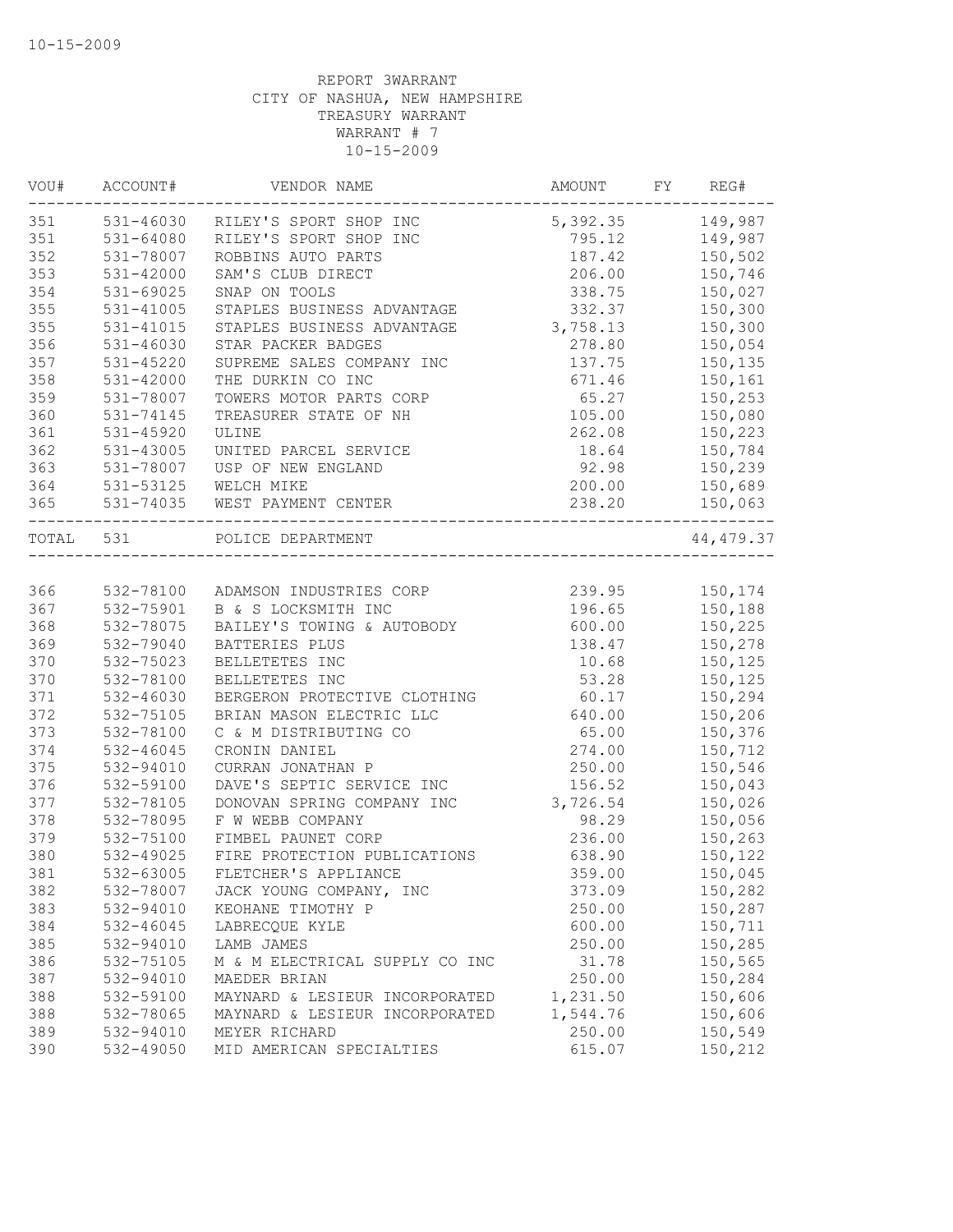10-15-2009

REPORT 3WARRANT
CITY OF NASHUA, NEW HAMPSHIRE
TREASURY WARRANT
WARRANT # 7
10-15-2009

| VOU# | ACCOUNT# | VENDOR NAME | AMOUNT | FY | REG# |
|---|---|---|---|---|---|
| 351 | 531-46030 | RILEY'S SPORT SHOP INC | 5,392.35 | | 149,987 |
| 351 | 531-64080 | RILEY'S SPORT SHOP INC | 795.12 | | 149,987 |
| 352 | 531-78007 | ROBBINS AUTO PARTS | 187.42 | | 150,502 |
| 353 | 531-42000 | SAM'S CLUB DIRECT | 206.00 | | 150,746 |
| 354 | 531-69025 | SNAP ON TOOLS | 338.75 | | 150,027 |
| 355 | 531-41005 | STAPLES BUSINESS ADVANTAGE | 332.37 | | 150,300 |
| 355 | 531-41015 | STAPLES BUSINESS ADVANTAGE | 3,758.13 | | 150,300 |
| 356 | 531-46030 | STAR PACKER BADGES | 278.80 | | 150,054 |
| 357 | 531-45220 | SUPREME SALES COMPANY INC | 137.75 | | 150,135 |
| 358 | 531-42000 | THE DURKIN CO INC | 671.46 | | 150,161 |
| 359 | 531-78007 | TOWERS MOTOR PARTS CORP | 65.27 | | 150,253 |
| 360 | 531-74145 | TREASURER STATE OF NH | 105.00 | | 150,080 |
| 361 | 531-45920 | ULINE | 262.08 | | 150,223 |
| 362 | 531-43005 | UNITED PARCEL SERVICE | 18.64 | | 150,784 |
| 363 | 531-78007 | USP OF NEW ENGLAND | 92.98 | | 150,239 |
| 364 | 531-53125 | WELCH MIKE | 200.00 | | 150,689 |
| 365 | 531-74035 | WEST PAYMENT CENTER | 238.20 | | 150,063 |
| TOTAL | 531 | POLICE DEPARTMENT | | | 44,479.37 |
| 366 | 532-78100 | ADAMSON INDUSTRIES CORP | 239.95 | | 150,174 |
| 367 | 532-75901 | B & S LOCKSMITH INC | 196.65 | | 150,188 |
| 368 | 532-78075 | BAILEY'S TOWING & AUTOBODY | 600.00 | | 150,225 |
| 369 | 532-79040 | BATTERIES PLUS | 138.47 | | 150,278 |
| 370 | 532-75023 | BELLETETES INC | 10.68 | | 150,125 |
| 370 | 532-78100 | BELLETETES INC | 53.28 | | 150,125 |
| 371 | 532-46030 | BERGERON PROTECTIVE CLOTHING | 60.17 | | 150,294 |
| 372 | 532-75105 | BRIAN MASON ELECTRIC LLC | 640.00 | | 150,206 |
| 373 | 532-78100 | C & M DISTRIBUTING CO | 65.00 | | 150,376 |
| 374 | 532-46045 | CRONIN DANIEL | 274.00 | | 150,712 |
| 375 | 532-94010 | CURRAN JONATHAN P | 250.00 | | 150,546 |
| 376 | 532-59100 | DAVE'S SEPTIC SERVICE INC | 156.52 | | 150,043 |
| 377 | 532-78105 | DONOVAN SPRING COMPANY INC | 3,726.54 | | 150,026 |
| 378 | 532-78095 | F W WEBB COMPANY | 98.29 | | 150,056 |
| 379 | 532-75100 | FIMBEL PAUNET CORP | 236.00 | | 150,263 |
| 380 | 532-49025 | FIRE PROTECTION PUBLICATIONS | 638.90 | | 150,122 |
| 381 | 532-63005 | FLETCHER'S APPLIANCE | 359.00 | | 150,045 |
| 382 | 532-78007 | JACK YOUNG COMPANY, INC | 373.09 | | 150,282 |
| 383 | 532-94010 | KEOHANE TIMOTHY P | 250.00 | | 150,287 |
| 384 | 532-46045 | LABRECQUE KYLE | 600.00 | | 150,711 |
| 385 | 532-94010 | LAMB JAMES | 250.00 | | 150,285 |
| 386 | 532-75105 | M & M ELECTRICAL SUPPLY CO INC | 31.78 | | 150,565 |
| 387 | 532-94010 | MAEDER BRIAN | 250.00 | | 150,284 |
| 388 | 532-59100 | MAYNARD & LESIEUR INCORPORATED | 1,231.50 | | 150,606 |
| 388 | 532-78065 | MAYNARD & LESIEUR INCORPORATED | 1,544.76 | | 150,606 |
| 389 | 532-94010 | MEYER RICHARD | 250.00 | | 150,549 |
| 390 | 532-49050 | MID AMERICAN SPECIALTIES | 615.07 | | 150,212 |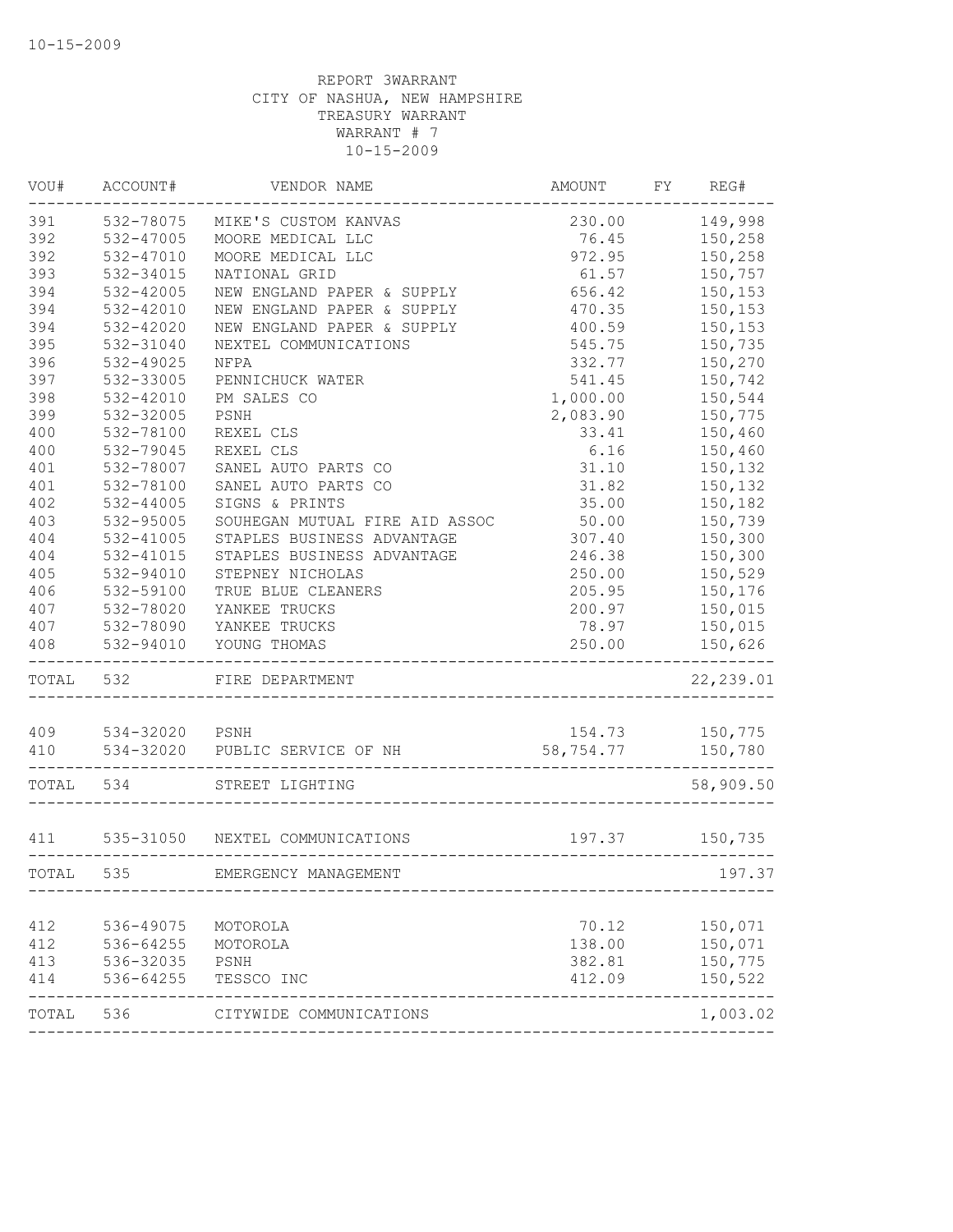10-15-2009

REPORT 3WARRANT
CITY OF NASHUA, NEW HAMPSHIRE
TREASURY WARRANT
WARRANT # 7
10-15-2009

| VOU# | ACCOUNT# | VENDOR NAME | AMOUNT | FY | REG# |
|---|---|---|---|---|---|
| 391 | 532-78075 | MIKE'S CUSTOM KANVAS | 230.00 | | 149,998 |
| 392 | 532-47005 | MOORE MEDICAL LLC | 76.45 | | 150,258 |
| 392 | 532-47010 | MOORE MEDICAL LLC | 972.95 | | 150,258 |
| 393 | 532-34015 | NATIONAL GRID | 61.57 | | 150,757 |
| 394 | 532-42005 | NEW ENGLAND PAPER & SUPPLY | 656.42 | | 150,153 |
| 394 | 532-42010 | NEW ENGLAND PAPER & SUPPLY | 470.35 | | 150,153 |
| 394 | 532-42020 | NEW ENGLAND PAPER & SUPPLY | 400.59 | | 150,153 |
| 395 | 532-31040 | NEXTEL COMMUNICATIONS | 545.75 | | 150,735 |
| 396 | 532-49025 | NFPA | 332.77 | | 150,270 |
| 397 | 532-33005 | PENNICHUCK WATER | 541.45 | | 150,742 |
| 398 | 532-42010 | PM SALES CO | 1,000.00 | | 150,544 |
| 399 | 532-32005 | PSNH | 2,083.90 | | 150,775 |
| 400 | 532-78100 | REXEL CLS | 33.41 | | 150,460 |
| 400 | 532-79045 | REXEL CLS | 6.16 | | 150,460 |
| 401 | 532-78007 | SANEL AUTO PARTS CO | 31.10 | | 150,132 |
| 401 | 532-78100 | SANEL AUTO PARTS CO | 31.82 | | 150,132 |
| 402 | 532-44005 | SIGNS & PRINTS | 35.00 | | 150,182 |
| 403 | 532-95005 | SOUHEGAN MUTUAL FIRE AID ASSOC | 50.00 | | 150,739 |
| 404 | 532-41005 | STAPLES BUSINESS ADVANTAGE | 307.40 | | 150,300 |
| 404 | 532-41015 | STAPLES BUSINESS ADVANTAGE | 246.38 | | 150,300 |
| 405 | 532-94010 | STEPNEY NICHOLAS | 250.00 | | 150,529 |
| 406 | 532-59100 | TRUE BLUE CLEANERS | 205.95 | | 150,176 |
| 407 | 532-78020 | YANKEE TRUCKS | 200.97 | | 150,015 |
| 407 | 532-78090 | YANKEE TRUCKS | 78.97 | | 150,015 |
| 408 | 532-94010 | YOUNG THOMAS | 250.00 | | 150,626 |
| TOTAL | 532 | FIRE DEPARTMENT | | | 22,239.01 |
| 409 | 534-32020 | PSNH | 154.73 | | 150,775 |
| 410 | 534-32020 | PUBLIC SERVICE OF NH | 58,754.77 | | 150,780 |
| TOTAL | 534 | STREET LIGHTING | | | 58,909.50 |
| 411 | 535-31050 | NEXTEL COMMUNICATIONS | 197.37 | | 150,735 |
| TOTAL | 535 | EMERGENCY MANAGEMENT | | | 197.37 |
| 412 | 536-49075 | MOTOROLA | 70.12 | | 150,071 |
| 412 | 536-64255 | MOTOROLA | 138.00 | | 150,071 |
| 413 | 536-32035 | PSNH | 382.81 | | 150,775 |
| 414 | 536-64255 | TESSCO INC | 412.09 | | 150,522 |
| TOTAL | 536 | CITYWIDE COMMUNICATIONS | | | 1,003.02 |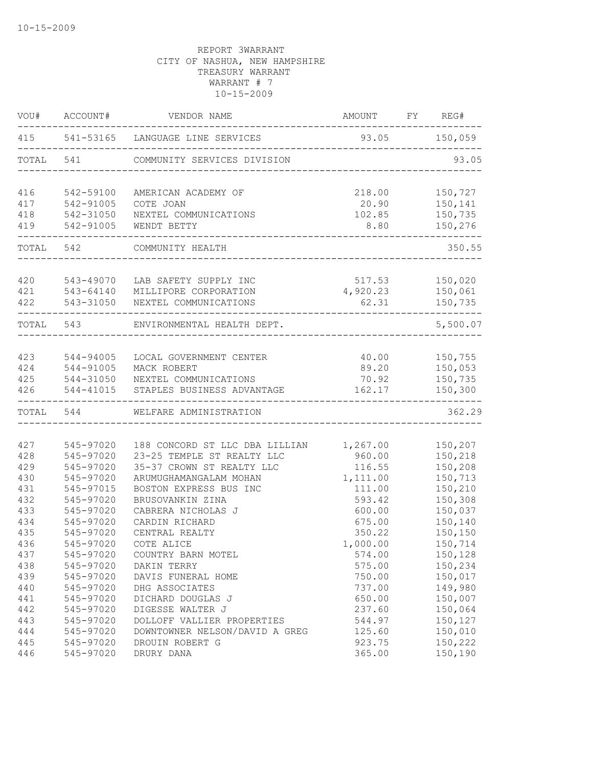10-15-2009

REPORT 3WARRANT
CITY OF NASHUA, NEW HAMPSHIRE
TREASURY WARRANT
WARRANT # 7
10-15-2009

| VOU# | ACCOUNT# | VENDOR NAME | AMOUNT | FY | REG# |
|---|---|---|---|---|---|
| 415 | 541-53165 | LANGUAGE LINE SERVICES | 93.05 | | 150,059 |
| TOTAL | 541 | COMMUNITY SERVICES DIVISION | | | 93.05 |
| 416 | 542-59100 | AMERICAN ACADEMY OF | 218.00 | | 150,727 |
| 417 | 542-91005 | COTE JOAN | 20.90 | | 150,141 |
| 418 | 542-31050 | NEXTEL COMMUNICATIONS | 102.85 | | 150,735 |
| 419 | 542-91005 | WENDT BETTY | 8.80 | | 150,276 |
| TOTAL | 542 | COMMUNITY HEALTH | | | 350.55 |
| 420 | 543-49070 | LAB SAFETY SUPPLY INC | 517.53 | | 150,020 |
| 421 | 543-64140 | MILLIPORE CORPORATION | 4,920.23 | | 150,061 |
| 422 | 543-31050 | NEXTEL COMMUNICATIONS | 62.31 | | 150,735 |
| TOTAL | 543 | ENVIRONMENTAL HEALTH DEPT. | | | 5,500.07 |
| 423 | 544-94005 | LOCAL GOVERNMENT CENTER | 40.00 | | 150,755 |
| 424 | 544-91005 | MACK ROBERT | 89.20 | | 150,053 |
| 425 | 544-31050 | NEXTEL COMMUNICATIONS | 70.92 | | 150,735 |
| 426 | 544-41015 | STAPLES BUSINESS ADVANTAGE | 162.17 | | 150,300 |
| TOTAL | 544 | WELFARE ADMINISTRATION | | | 362.29 |
| 427 | 545-97020 | 188 CONCORD ST LLC DBA LILLIAN | 1,267.00 | | 150,207 |
| 428 | 545-97020 | 23-25 TEMPLE ST REALTY LLC | 960.00 | | 150,218 |
| 429 | 545-97020 | 35-37 CROWN ST REALTY LLC | 116.55 | | 150,208 |
| 430 | 545-97020 | ARUMUGHAMANGALAM MOHAN | 1,111.00 | | 150,713 |
| 431 | 545-97015 | BOSTON EXPRESS BUS INC | 111.00 | | 150,210 |
| 432 | 545-97020 | BRUSOVANKIN ZINA | 593.42 | | 150,308 |
| 433 | 545-97020 | CABRERA NICHOLAS J | 600.00 | | 150,037 |
| 434 | 545-97020 | CARDIN RICHARD | 675.00 | | 150,140 |
| 435 | 545-97020 | CENTRAL REALTY | 350.22 | | 150,150 |
| 436 | 545-97020 | COTE ALICE | 1,000.00 | | 150,714 |
| 437 | 545-97020 | COUNTRY BARN MOTEL | 574.00 | | 150,128 |
| 438 | 545-97020 | DAKIN TERRY | 575.00 | | 150,234 |
| 439 | 545-97020 | DAVIS FUNERAL HOME | 750.00 | | 150,017 |
| 440 | 545-97020 | DHG ASSOCIATES | 737.00 | | 149,980 |
| 441 | 545-97020 | DICHARD DOUGLAS J | 650.00 | | 150,007 |
| 442 | 545-97020 | DIGESSE WALTER J | 237.60 | | 150,064 |
| 443 | 545-97020 | DOLLOFF VALLIER PROPERTIES | 544.97 | | 150,127 |
| 444 | 545-97020 | DOWNTOWNER NELSON/DAVID A GREG | 125.60 | | 150,010 |
| 445 | 545-97020 | DROUIN ROBERT G | 923.75 | | 150,222 |
| 446 | 545-97020 | DRURY DANA | 365.00 | | 150,190 |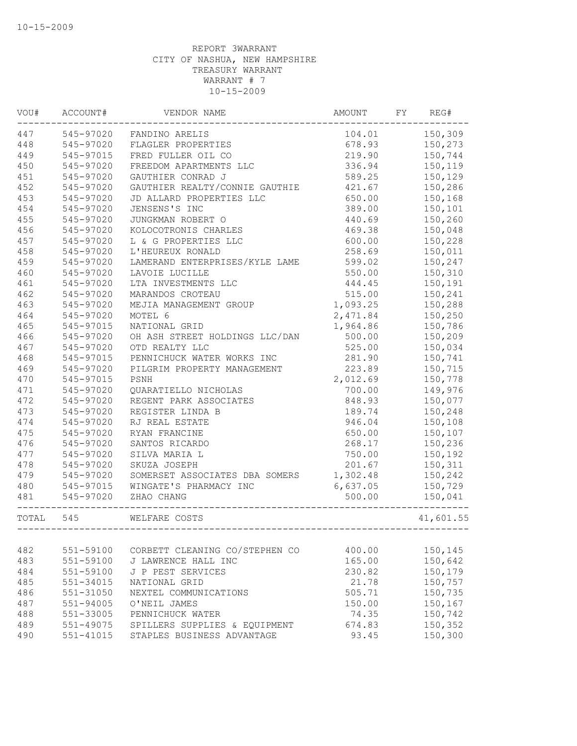10-15-2009

REPORT 3WARRANT
CITY OF NASHUA, NEW HAMPSHIRE
TREASURY WARRANT
WARRANT # 7
10-15-2009

| VOU# | ACCOUNT# | VENDOR NAME | AMOUNT | FY | REG# |
|---|---|---|---|---|---|
| 447 | 545-97020 | FANDINO ARELIS | 104.01 | | 150,309 |
| 448 | 545-97020 | FLAGLER PROPERTIES | 678.93 | | 150,273 |
| 449 | 545-97015 | FRED FULLER OIL CO | 219.90 | | 150,744 |
| 450 | 545-97020 | FREEDOM APARTMENTS LLC | 336.94 | | 150,119 |
| 451 | 545-97020 | GAUTHIER CONRAD J | 589.25 | | 150,129 |
| 452 | 545-97020 | GAUTHIER REALTY/CONNIE GAUTHIE | 421.67 | | 150,286 |
| 453 | 545-97020 | JD ALLARD PROPERTIES LLC | 650.00 | | 150,168 |
| 454 | 545-97020 | JENSENS'S INC | 389.00 | | 150,101 |
| 455 | 545-97020 | JUNGKMAN ROBERT O | 440.69 | | 150,260 |
| 456 | 545-97020 | KOLOCOTRONIS CHARLES | 469.38 | | 150,048 |
| 457 | 545-97020 | L & G PROPERTIES LLC | 600.00 | | 150,228 |
| 458 | 545-97020 | L'HEUREUX RONALD | 258.69 | | 150,011 |
| 459 | 545-97020 | LAMERAND ENTERPRISES/KYLE LAME | 599.02 | | 150,247 |
| 460 | 545-97020 | LAVOIE LUCILLE | 550.00 | | 150,310 |
| 461 | 545-97020 | LTA INVESTMENTS LLC | 444.45 | | 150,191 |
| 462 | 545-97020 | MARANDOS CROTEAU | 515.00 | | 150,241 |
| 463 | 545-97020 | MEJIA MANAGEMENT GROUP | 1,093.25 | | 150,288 |
| 464 | 545-97020 | MOTEL 6 | 2,471.84 | | 150,250 |
| 465 | 545-97015 | NATIONAL GRID | 1,964.86 | | 150,786 |
| 466 | 545-97020 | OH ASH STREET HOLDINGS LLC/DAN | 500.00 | | 150,209 |
| 467 | 545-97020 | OTD REALTY LLC | 525.00 | | 150,034 |
| 468 | 545-97015 | PENNICHUCK WATER WORKS INC | 281.90 | | 150,741 |
| 469 | 545-97020 | PILGRIM PROPERTY MANAGEMENT | 223.89 | | 150,715 |
| 470 | 545-97015 | PSNH | 2,012.69 | | 150,778 |
| 471 | 545-97020 | QUARATIELLO NICHOLAS | 700.00 | | 149,976 |
| 472 | 545-97020 | REGENT PARK ASSOCIATES | 848.93 | | 150,077 |
| 473 | 545-97020 | REGISTER LINDA B | 189.74 | | 150,248 |
| 474 | 545-97020 | RJ REAL ESTATE | 946.04 | | 150,108 |
| 475 | 545-97020 | RYAN FRANCINE | 650.00 | | 150,107 |
| 476 | 545-97020 | SANTOS RICARDO | 268.17 | | 150,236 |
| 477 | 545-97020 | SILVA MARIA L | 750.00 | | 150,192 |
| 478 | 545-97020 | SKUZA JOSEPH | 201.67 | | 150,311 |
| 479 | 545-97020 | SOMERSET ASSOCIATES DBA SOMERS | 1,302.48 | | 150,242 |
| 480 | 545-97015 | WINGATE'S PHARMACY INC | 6,637.05 | | 150,729 |
| 481 | 545-97020 | ZHAO CHANG | 500.00 | | 150,041 |
| TOTAL | 545 | WELFARE COSTS | | | 41,601.55 |
| 482 | 551-59100 | CORBETT CLEANING CO/STEPHEN CO | 400.00 | | 150,145 |
| 483 | 551-59100 | J LAWRENCE HALL INC | 165.00 | | 150,642 |
| 484 | 551-59100 | J P PEST SERVICES | 230.82 | | 150,179 |
| 485 | 551-34015 | NATIONAL GRID | 21.78 | | 150,757 |
| 486 | 551-31050 | NEXTEL COMMUNICATIONS | 505.71 | | 150,735 |
| 487 | 551-94005 | O'NEIL JAMES | 150.00 | | 150,167 |
| 488 | 551-33005 | PENNICHUCK WATER | 74.35 | | 150,742 |
| 489 | 551-49075 | SPILLERS SUPPLIES & EQUIPMENT | 674.83 | | 150,352 |
| 490 | 551-41015 | STAPLES BUSINESS ADVANTAGE | 93.45 | | 150,300 |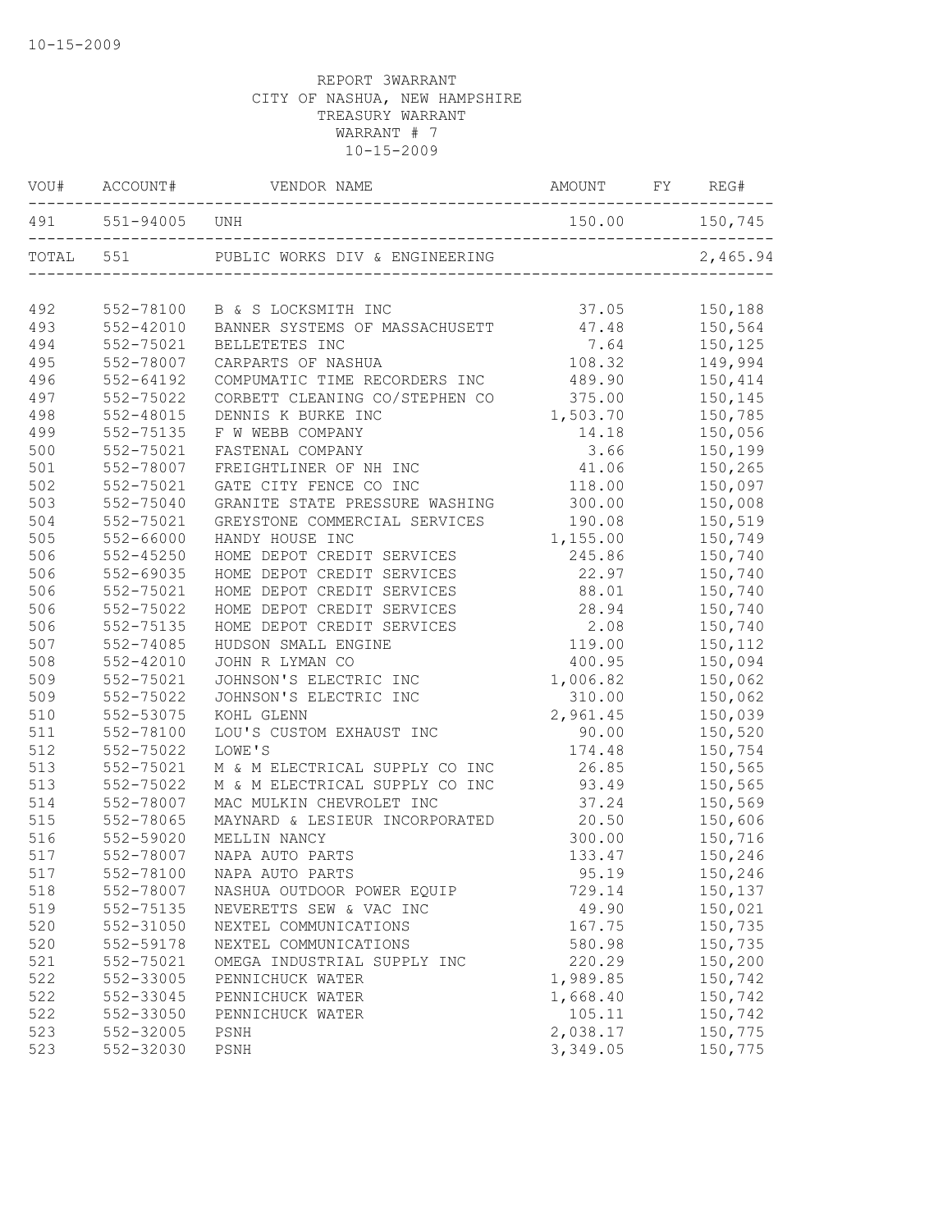10-15-2009

REPORT 3WARRANT
CITY OF NASHUA, NEW HAMPSHIRE
TREASURY WARRANT
WARRANT # 7
10-15-2009

| VOU# | ACCOUNT# | VENDOR NAME | AMOUNT | FY | REG# |
|---|---|---|---|---|---|
| 491 | 551-94005 | UNH | 150.00 | | 150,745 |
| TOTAL | 551 | PUBLIC WORKS DIV & ENGINEERING | | | 2,465.94 |
| 492 | 552-78100 | B & S LOCKSMITH INC | 37.05 | | 150,188 |
| 493 | 552-42010 | BANNER SYSTEMS OF MASSACHUSETT | 47.48 | | 150,564 |
| 494 | 552-75021 | BELLETETES INC | 7.64 | | 150,125 |
| 495 | 552-78007 | CARPARTS OF NASHUA | 108.32 | | 149,994 |
| 496 | 552-64192 | COMPUMATIC TIME RECORDERS INC | 489.90 | | 150,414 |
| 497 | 552-75022 | CORBETT CLEANING CO/STEPHEN CO | 375.00 | | 150,145 |
| 498 | 552-48015 | DENNIS K BURKE INC | 1,503.70 | | 150,785 |
| 499 | 552-75135 | F W WEBB COMPANY | 14.18 | | 150,056 |
| 500 | 552-75021 | FASTENAL COMPANY | 3.66 | | 150,199 |
| 501 | 552-78007 | FREIGHTLINER OF NH INC | 41.06 | | 150,265 |
| 502 | 552-75021 | GATE CITY FENCE CO INC | 118.00 | | 150,097 |
| 503 | 552-75040 | GRANITE STATE PRESSURE WASHING | 300.00 | | 150,008 |
| 504 | 552-75021 | GREYSTONE COMMERCIAL SERVICES | 190.08 | | 150,519 |
| 505 | 552-66000 | HANDY HOUSE INC | 1,155.00 | | 150,749 |
| 506 | 552-45250 | HOME DEPOT CREDIT SERVICES | 245.86 | | 150,740 |
| 506 | 552-69035 | HOME DEPOT CREDIT SERVICES | 22.97 | | 150,740 |
| 506 | 552-75021 | HOME DEPOT CREDIT SERVICES | 88.01 | | 150,740 |
| 506 | 552-75022 | HOME DEPOT CREDIT SERVICES | 28.94 | | 150,740 |
| 506 | 552-75135 | HOME DEPOT CREDIT SERVICES | 2.08 | | 150,740 |
| 507 | 552-74085 | HUDSON SMALL ENGINE | 119.00 | | 150,112 |
| 508 | 552-42010 | JOHN R LYMAN CO | 400.95 | | 150,094 |
| 509 | 552-75021 | JOHNSON'S ELECTRIC INC | 1,006.82 | | 150,062 |
| 509 | 552-75022 | JOHNSON'S ELECTRIC INC | 310.00 | | 150,062 |
| 510 | 552-53075 | KOHL GLENN | 2,961.45 | | 150,039 |
| 511 | 552-78100 | LOU'S CUSTOM EXHAUST INC | 90.00 | | 150,520 |
| 512 | 552-75022 | LOWE'S | 174.48 | | 150,754 |
| 513 | 552-75021 | M & M ELECTRICAL SUPPLY CO INC | 26.85 | | 150,565 |
| 513 | 552-75022 | M & M ELECTRICAL SUPPLY CO INC | 93.49 | | 150,565 |
| 514 | 552-78007 | MAC MULKIN CHEVROLET INC | 37.24 | | 150,569 |
| 515 | 552-78065 | MAYNARD & LESIEUR INCORPORATED | 20.50 | | 150,606 |
| 516 | 552-59020 | MELLIN NANCY | 300.00 | | 150,716 |
| 517 | 552-78007 | NAPA AUTO PARTS | 133.47 | | 150,246 |
| 517 | 552-78100 | NAPA AUTO PARTS | 95.19 | | 150,246 |
| 518 | 552-78007 | NASHUA OUTDOOR POWER EQUIP | 729.14 | | 150,137 |
| 519 | 552-75135 | NEVERETTS SEW & VAC INC | 49.90 | | 150,021 |
| 520 | 552-31050 | NEXTEL COMMUNICATIONS | 167.75 | | 150,735 |
| 520 | 552-59178 | NEXTEL COMMUNICATIONS | 580.98 | | 150,735 |
| 521 | 552-75021 | OMEGA INDUSTRIAL SUPPLY INC | 220.29 | | 150,200 |
| 522 | 552-33005 | PENNICHUCK WATER | 1,989.85 | | 150,742 |
| 522 | 552-33045 | PENNICHUCK WATER | 1,668.40 | | 150,742 |
| 522 | 552-33050 | PENNICHUCK WATER | 105.11 | | 150,742 |
| 523 | 552-32005 | PSNH | 2,038.17 | | 150,775 |
| 523 | 552-32030 | PSNH | 3,349.05 | | 150,775 |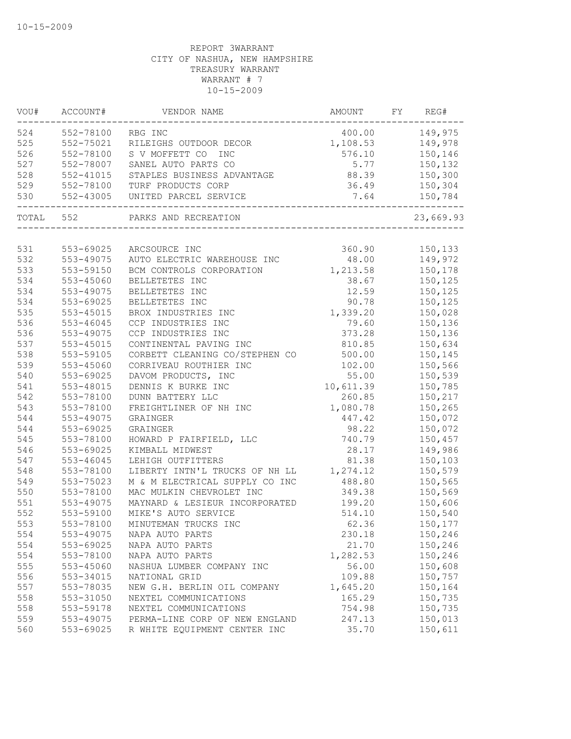10-15-2009

REPORT 3WARRANT
CITY OF NASHUA, NEW HAMPSHIRE
TREASURY WARRANT
WARRANT # 7
10-15-2009

| VOU# | ACCOUNT# | VENDOR NAME | AMOUNT | FY | REG# |
|---|---|---|---|---|---|
| 524 | 552-78100 | RBG INC | 400.00 | | 149,975 |
| 525 | 552-75021 | RILEIGHS OUTDOOR DECOR | 1,108.53 | | 149,978 |
| 526 | 552-78100 | S V MOFFETT CO INC | 576.10 | | 150,146 |
| 527 | 552-78007 | SANEL AUTO PARTS CO | 5.77 | | 150,132 |
| 528 | 552-41015 | STAPLES BUSINESS ADVANTAGE | 88.39 | | 150,300 |
| 529 | 552-78100 | TURF PRODUCTS CORP | 36.49 | | 150,304 |
| 530 | 552-43005 | UNITED PARCEL SERVICE | 7.64 | | 150,784 |
| TOTAL | 552 | PARKS AND RECREATION | | | 23,669.93 |

| VOU# | ACCOUNT# | VENDOR NAME | AMOUNT | FY | REG# |
|---|---|---|---|---|---|
| 531 | 553-69025 | ARCSOURCE INC | 360.90 | | 150,133 |
| 532 | 553-49075 | AUTO ELECTRIC WAREHOUSE INC | 48.00 | | 149,972 |
| 533 | 553-59150 | BCM CONTROLS CORPORATION | 1,213.58 | | 150,178 |
| 534 | 553-45060 | BELLETETES INC | 38.67 | | 150,125 |
| 534 | 553-49075 | BELLETETES INC | 12.59 | | 150,125 |
| 534 | 553-69025 | BELLETETES INC | 90.78 | | 150,125 |
| 535 | 553-45015 | BROX INDUSTRIES INC | 1,339.20 | | 150,028 |
| 536 | 553-46045 | CCP INDUSTRIES INC | 79.60 | | 150,136 |
| 536 | 553-49075 | CCP INDUSTRIES INC | 373.28 | | 150,136 |
| 537 | 553-45015 | CONTINENTAL PAVING INC | 810.85 | | 150,634 |
| 538 | 553-59105 | CORBETT CLEANING CO/STEPHEN CO | 500.00 | | 150,145 |
| 539 | 553-45060 | CORRIVEAU ROUTHIER INC | 102.00 | | 150,566 |
| 540 | 553-69025 | DAVOM PRODUCTS, INC | 55.00 | | 150,539 |
| 541 | 553-48015 | DENNIS K BURKE INC | 10,611.39 | | 150,785 |
| 542 | 553-78100 | DUNN BATTERY LLC | 260.85 | | 150,217 |
| 543 | 553-78100 | FREIGHTLINER OF NH INC | 1,080.78 | | 150,265 |
| 544 | 553-49075 | GRAINGER | 447.42 | | 150,072 |
| 544 | 553-69025 | GRAINGER | 98.22 | | 150,072 |
| 545 | 553-78100 | HOWARD P FAIRFIELD, LLC | 740.79 | | 150,457 |
| 546 | 553-69025 | KIMBALL MIDWEST | 28.17 | | 149,986 |
| 547 | 553-46045 | LEHIGH OUTFITTERS | 81.38 | | 150,103 |
| 548 | 553-78100 | LIBERTY INTN'L TRUCKS OF NH LL | 1,274.12 | | 150,579 |
| 549 | 553-75023 | M & M ELECTRICAL SUPPLY CO INC | 488.80 | | 150,565 |
| 550 | 553-78100 | MAC MULKIN CHEVROLET INC | 349.38 | | 150,569 |
| 551 | 553-49075 | MAYNARD & LESIEUR INCORPORATED | 199.20 | | 150,606 |
| 552 | 553-59100 | MIKE'S AUTO SERVICE | 514.10 | | 150,540 |
| 553 | 553-78100 | MINUTEMAN TRUCKS INC | 62.36 | | 150,177 |
| 554 | 553-49075 | NAPA AUTO PARTS | 230.18 | | 150,246 |
| 554 | 553-69025 | NAPA AUTO PARTS | 21.70 | | 150,246 |
| 554 | 553-78100 | NAPA AUTO PARTS | 1,282.53 | | 150,246 |
| 555 | 553-45060 | NASHUA LUMBER COMPANY INC | 56.00 | | 150,608 |
| 556 | 553-34015 | NATIONAL GRID | 109.88 | | 150,757 |
| 557 | 553-78035 | NEW G.H. BERLIN OIL COMPANY | 1,645.20 | | 150,164 |
| 558 | 553-31050 | NEXTEL COMMUNICATIONS | 165.29 | | 150,735 |
| 558 | 553-59178 | NEXTEL COMMUNICATIONS | 754.98 | | 150,735 |
| 559 | 553-49075 | PERMA-LINE CORP OF NEW ENGLAND | 247.13 | | 150,013 |
| 560 | 553-69025 | R WHITE EQUIPMENT CENTER INC | 35.70 | | 150,611 |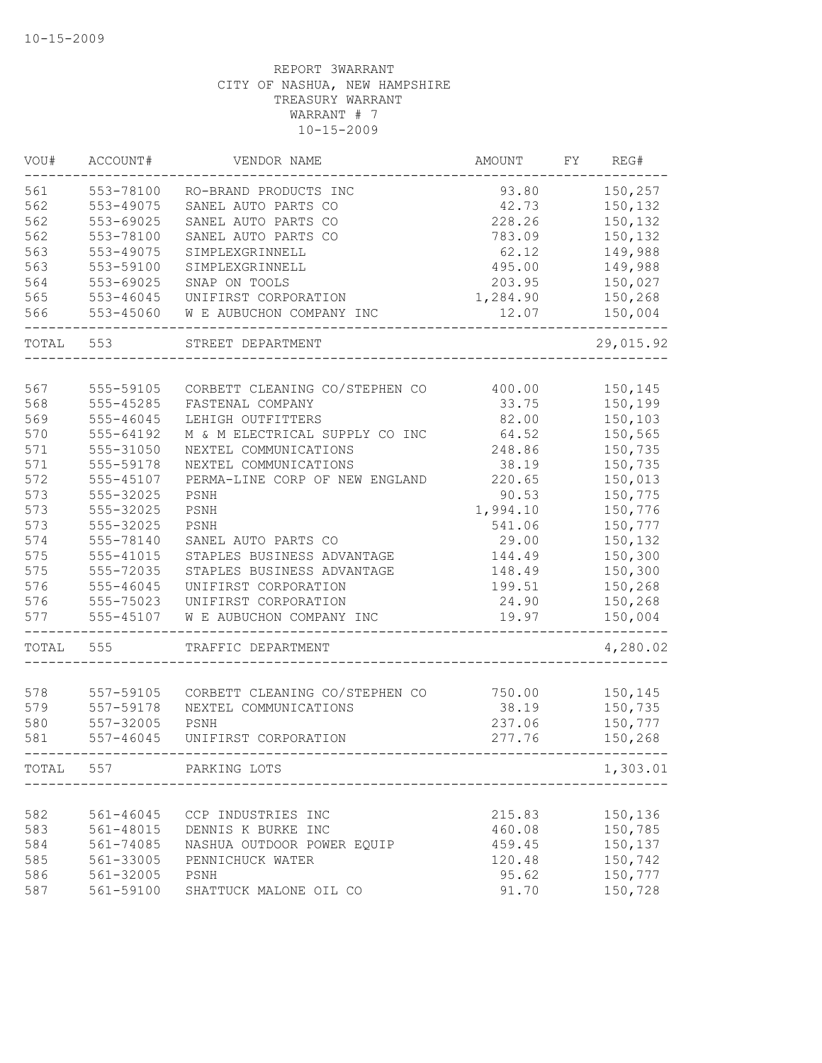10-15-2009

REPORT 3WARRANT
CITY OF NASHUA, NEW HAMPSHIRE
TREASURY WARRANT
WARRANT # 7
10-15-2009

| VOU# | ACCOUNT# | VENDOR NAME | AMOUNT | FY | REG# |
|---|---|---|---|---|---|
| 561 | 553-78100 | RO-BRAND PRODUCTS INC | 93.80 | | 150,257 |
| 562 | 553-49075 | SANEL AUTO PARTS CO | 42.73 | | 150,132 |
| 562 | 553-69025 | SANEL AUTO PARTS CO | 228.26 | | 150,132 |
| 562 | 553-78100 | SANEL AUTO PARTS CO | 783.09 | | 150,132 |
| 563 | 553-49075 | SIMPLEXGRINNELL | 62.12 | | 149,988 |
| 563 | 553-59100 | SIMPLEXGRINNELL | 495.00 | | 149,988 |
| 564 | 553-69025 | SNAP ON TOOLS | 203.95 | | 150,027 |
| 565 | 553-46045 | UNIFIRST CORPORATION | 1,284.90 | | 150,268 |
| 566 | 553-45060 | W E AUBUCHON COMPANY INC | 12.07 | | 150,004 |
| TOTAL | 553 | STREET DEPARTMENT | | | 29,015.92 |
| 567 | 555-59105 | CORBETT CLEANING CO/STEPHEN CO | 400.00 | | 150,145 |
| 568 | 555-45285 | FASTENAL COMPANY | 33.75 | | 150,199 |
| 569 | 555-46045 | LEHIGH OUTFITTERS | 82.00 | | 150,103 |
| 570 | 555-64192 | M & M ELECTRICAL SUPPLY CO INC | 64.52 | | 150,565 |
| 571 | 555-31050 | NEXTEL COMMUNICATIONS | 248.86 | | 150,735 |
| 571 | 555-59178 | NEXTEL COMMUNICATIONS | 38.19 | | 150,735 |
| 572 | 555-45107 | PERMA-LINE CORP OF NEW ENGLAND | 220.65 | | 150,013 |
| 573 | 555-32025 | PSNH | 90.53 | | 150,775 |
| 573 | 555-32025 | PSNH | 1,994.10 | | 150,776 |
| 573 | 555-32025 | PSNH | 541.06 | | 150,777 |
| 574 | 555-78140 | SANEL AUTO PARTS CO | 29.00 | | 150,132 |
| 575 | 555-41015 | STAPLES BUSINESS ADVANTAGE | 144.49 | | 150,300 |
| 575 | 555-72035 | STAPLES BUSINESS ADVANTAGE | 148.49 | | 150,300 |
| 576 | 555-46045 | UNIFIRST CORPORATION | 199.51 | | 150,268 |
| 576 | 555-75023 | UNIFIRST CORPORATION | 24.90 | | 150,268 |
| 577 | 555-45107 | W E AUBUCHON COMPANY INC | 19.97 | | 150,004 |
| TOTAL | 555 | TRAFFIC DEPARTMENT | | | 4,280.02 |
| 578 | 557-59105 | CORBETT CLEANING CO/STEPHEN CO | 750.00 | | 150,145 |
| 579 | 557-59178 | NEXTEL COMMUNICATIONS | 38.19 | | 150,735 |
| 580 | 557-32005 | PSNH | 237.06 | | 150,777 |
| 581 | 557-46045 | UNIFIRST CORPORATION | 277.76 | | 150,268 |
| TOTAL | 557 | PARKING LOTS | | | 1,303.01 |
| 582 | 561-46045 | CCP INDUSTRIES INC | 215.83 | | 150,136 |
| 583 | 561-48015 | DENNIS K BURKE INC | 460.08 | | 150,785 |
| 584 | 561-74085 | NASHUA OUTDOOR POWER EQUIP | 459.45 | | 150,137 |
| 585 | 561-33005 | PENNICHUCK WATER | 120.48 | | 150,742 |
| 586 | 561-32005 | PSNH | 95.62 | | 150,777 |
| 587 | 561-59100 | SHATTUCK MALONE OIL CO | 91.70 | | 150,728 |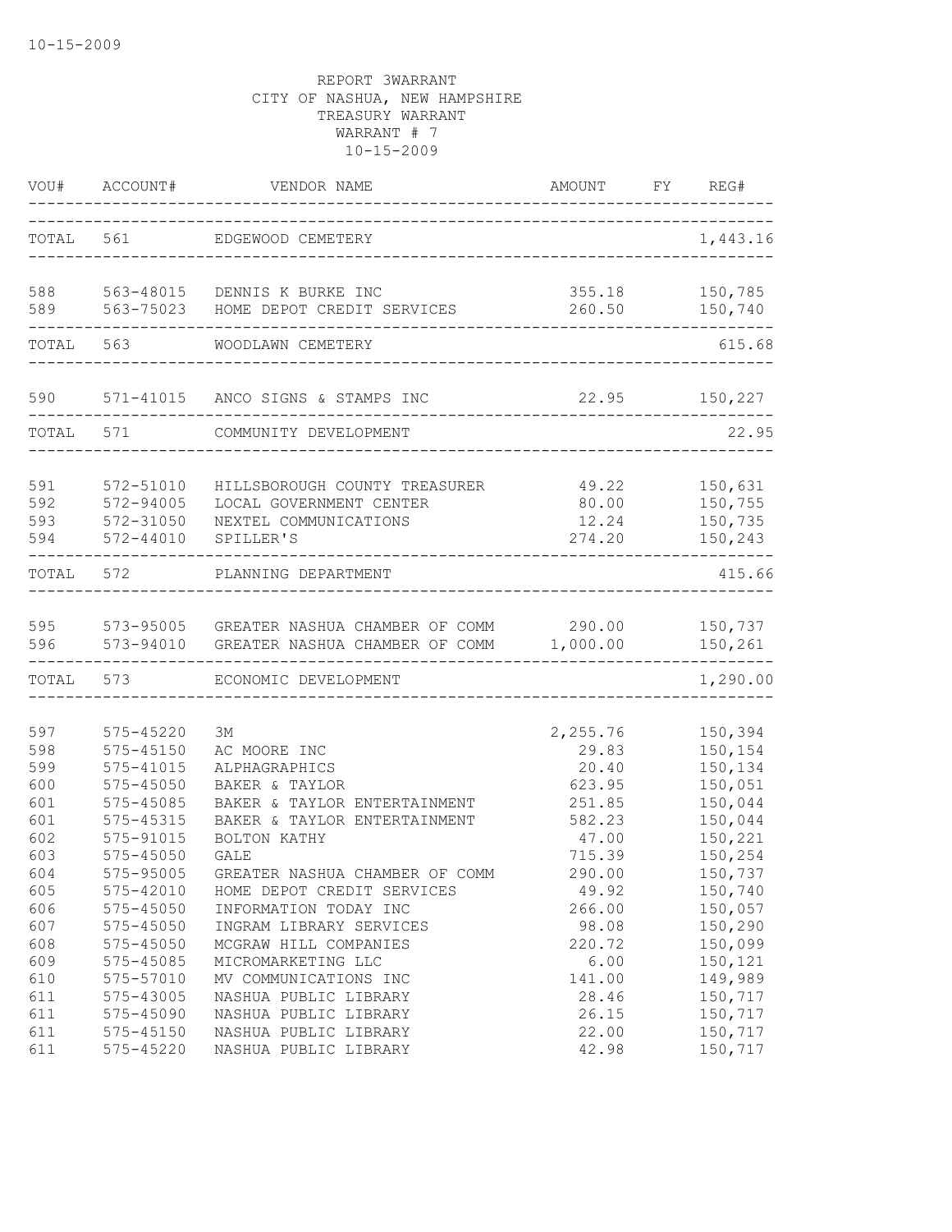REPORT 3WARRANT
CITY OF NASHUA, NEW HAMPSHIRE
TREASURY WARRANT
WARRANT # 7
10-15-2009

| VOU# | ACCOUNT# | VENDOR NAME | AMOUNT | FY | REG# |
|---|---|---|---|---|---|
| TOTAL | 561 | EDGEWOOD CEMETERY | | | 1,443.16 |
| 588 | 563-48015 | DENNIS K BURKE INC | 355.18 | | 150,785 |
| 589 | 563-75023 | HOME DEPOT CREDIT SERVICES | 260.50 | | 150,740 |
| TOTAL | 563 | WOODLAWN CEMETERY | | | 615.68 |
| 590 | 571-41015 | ANCO SIGNS & STAMPS INC | 22.95 | | 150,227 |
| TOTAL | 571 | COMMUNITY DEVELOPMENT | | | 22.95 |
| 591 | 572-51010 | HILLSBOROUGH COUNTY TREASURER | 49.22 | | 150,631 |
| 592 | 572-94005 | LOCAL GOVERNMENT CENTER | 80.00 | | 150,755 |
| 593 | 572-31050 | NEXTEL COMMUNICATIONS | 12.24 | | 150,735 |
| 594 | 572-44010 | SPILLER'S | 274.20 | | 150,243 |
| TOTAL | 572 | PLANNING DEPARTMENT | | | 415.66 |
| 595 | 573-95005 | GREATER NASHUA CHAMBER OF COMM | 290.00 | | 150,737 |
| 596 | 573-94010 | GREATER NASHUA CHAMBER OF COMM | 1,000.00 | | 150,261 |
| TOTAL | 573 | ECONOMIC DEVELOPMENT | | | 1,290.00 |
| 597 | 575-45220 | 3M | 2,255.76 | | 150,394 |
| 598 | 575-45150 | AC MOORE INC | 29.83 | | 150,154 |
| 599 | 575-41015 | ALPHAGRAPHICS | 20.40 | | 150,134 |
| 600 | 575-45050 | BAKER & TAYLOR | 623.95 | | 150,051 |
| 601 | 575-45085 | BAKER & TAYLOR ENTERTAINMENT | 251.85 | | 150,044 |
| 601 | 575-45315 | BAKER & TAYLOR ENTERTAINMENT | 582.23 | | 150,044 |
| 602 | 575-91015 | BOLTON KATHY | 47.00 | | 150,221 |
| 603 | 575-45050 | GALE | 715.39 | | 150,254 |
| 604 | 575-95005 | GREATER NASHUA CHAMBER OF COMM | 290.00 | | 150,737 |
| 605 | 575-42010 | HOME DEPOT CREDIT SERVICES | 49.92 | | 150,740 |
| 606 | 575-45050 | INFORMATION TODAY INC | 266.00 | | 150,057 |
| 607 | 575-45050 | INGRAM LIBRARY SERVICES | 98.08 | | 150,290 |
| 608 | 575-45050 | MCGRAW HILL COMPANIES | 220.72 | | 150,099 |
| 609 | 575-45085 | MICROMARKETING LLC | 6.00 | | 150,121 |
| 610 | 575-57010 | MV COMMUNICATIONS INC | 141.00 | | 149,989 |
| 611 | 575-43005 | NASHUA PUBLIC LIBRARY | 28.46 | | 150,717 |
| 611 | 575-45090 | NASHUA PUBLIC LIBRARY | 26.15 | | 150,717 |
| 611 | 575-45150 | NASHUA PUBLIC LIBRARY | 22.00 | | 150,717 |
| 611 | 575-45220 | NASHUA PUBLIC LIBRARY | 42.98 | | 150,717 |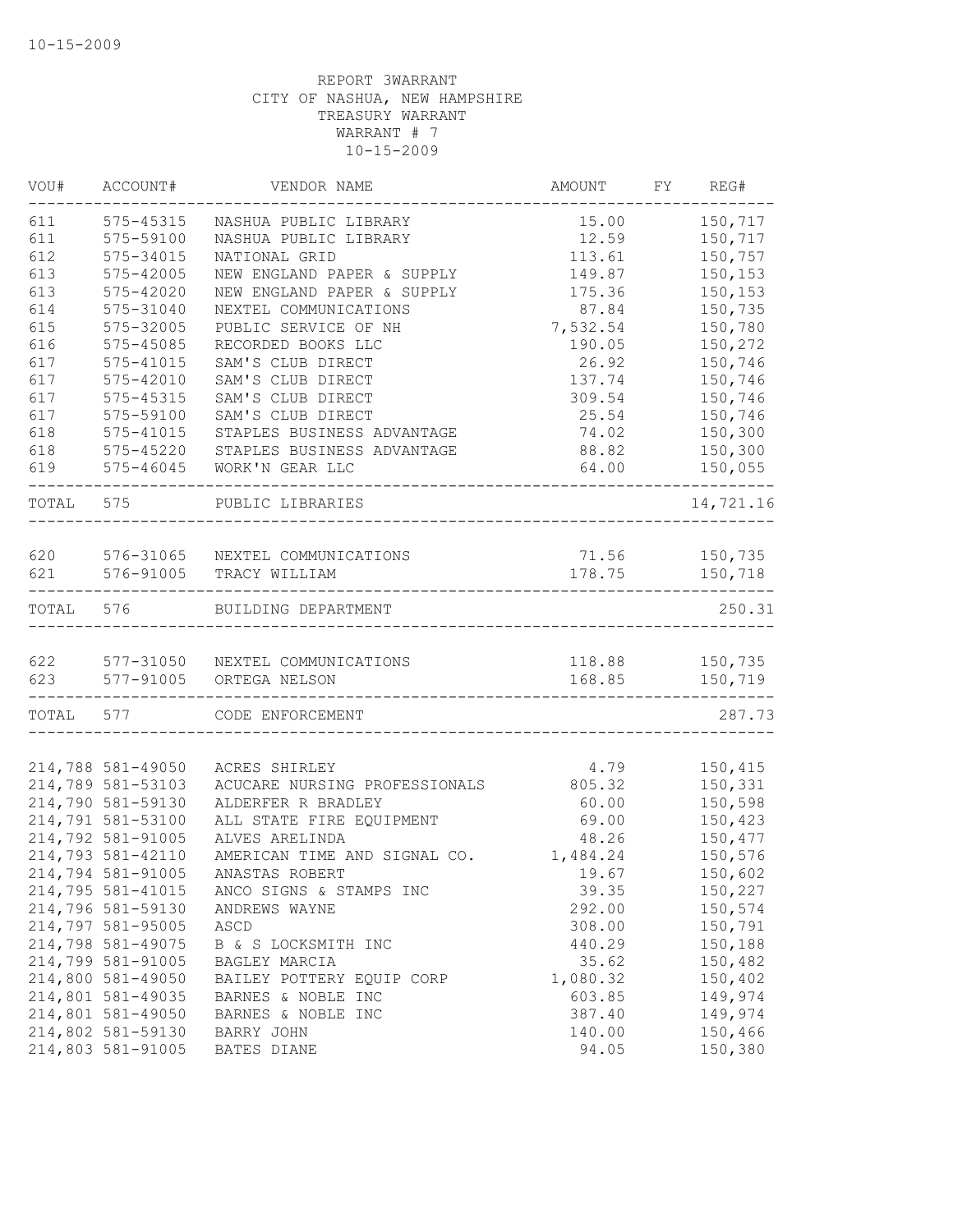10-15-2009

REPORT 3WARRANT
CITY OF NASHUA, NEW HAMPSHIRE
TREASURY WARRANT
WARRANT # 7
10-15-2009

| VOU# | ACCOUNT# | VENDOR NAME | AMOUNT | FY | REG# |
|---|---|---|---|---|---|
| 611 | 575-45315 | NASHUA PUBLIC LIBRARY | 15.00 | | 150,717 |
| 611 | 575-59100 | NASHUA PUBLIC LIBRARY | 12.59 | | 150,717 |
| 612 | 575-34015 | NATIONAL GRID | 113.61 | | 150,757 |
| 613 | 575-42005 | NEW ENGLAND PAPER & SUPPLY | 149.87 | | 150,153 |
| 613 | 575-42020 | NEW ENGLAND PAPER & SUPPLY | 175.36 | | 150,153 |
| 614 | 575-31040 | NEXTEL COMMUNICATIONS | 87.84 | | 150,735 |
| 615 | 575-32005 | PUBLIC SERVICE OF NH | 7,532.54 | | 150,780 |
| 616 | 575-45085 | RECORDED BOOKS LLC | 190.05 | | 150,272 |
| 617 | 575-41015 | SAM'S CLUB DIRECT | 26.92 | | 150,746 |
| 617 | 575-42010 | SAM'S CLUB DIRECT | 137.74 | | 150,746 |
| 617 | 575-45315 | SAM'S CLUB DIRECT | 309.54 | | 150,746 |
| 617 | 575-59100 | SAM'S CLUB DIRECT | 25.54 | | 150,746 |
| 618 | 575-41015 | STAPLES BUSINESS ADVANTAGE | 74.02 | | 150,300 |
| 618 | 575-45220 | STAPLES BUSINESS ADVANTAGE | 88.82 | | 150,300 |
| 619 | 575-46045 | WORK'N GEAR LLC | 64.00 | | 150,055 |
| TOTAL | 575 | PUBLIC LIBRARIES | | | 14,721.16 |
| 620 | 576-31065 | NEXTEL COMMUNICATIONS | 71.56 | | 150,735 |
| 621 | 576-91005 | TRACY WILLIAM | 178.75 | | 150,718 |
| TOTAL | 576 | BUILDING DEPARTMENT | | | 250.31 |
| 622 | 577-31050 | NEXTEL COMMUNICATIONS | 118.88 | | 150,735 |
| 623 | 577-91005 | ORTEGA NELSON | 168.85 | | 150,719 |
| TOTAL | 577 | CODE ENFORCEMENT | | | 287.73 |
| 214,788 | 581-49050 | ACRES SHIRLEY | 4.79 | | 150,415 |
| 214,789 | 581-53103 | ACUCARE NURSING PROFESSIONALS | 805.32 | | 150,331 |
| 214,790 | 581-59130 | ALDERFER R BRADLEY | 60.00 | | 150,598 |
| 214,791 | 581-53100 | ALL STATE FIRE EQUIPMENT | 69.00 | | 150,423 |
| 214,792 | 581-91005 | ALVES ARELINDA | 48.26 | | 150,477 |
| 214,793 | 581-42110 | AMERICAN TIME AND SIGNAL CO. | 1,484.24 | | 150,576 |
| 214,794 | 581-91005 | ANASTAS ROBERT | 19.67 | | 150,602 |
| 214,795 | 581-41015 | ANCO SIGNS & STAMPS INC | 39.35 | | 150,227 |
| 214,796 | 581-59130 | ANDREWS WAYNE | 292.00 | | 150,574 |
| 214,797 | 581-95005 | ASCD | 308.00 | | 150,791 |
| 214,798 | 581-49075 | B & S LOCKSMITH INC | 440.29 | | 150,188 |
| 214,799 | 581-91005 | BAGLEY MARCIA | 35.62 | | 150,482 |
| 214,800 | 581-49050 | BAILEY POTTERY EQUIP CORP | 1,080.32 | | 150,402 |
| 214,801 | 581-49035 | BARNES & NOBLE INC | 603.85 | | 149,974 |
| 214,801 | 581-49050 | BARNES & NOBLE INC | 387.40 | | 149,974 |
| 214,802 | 581-59130 | BARRY JOHN | 140.00 | | 150,466 |
| 214,803 | 581-91005 | BATES DIANE | 94.05 | | 150,380 |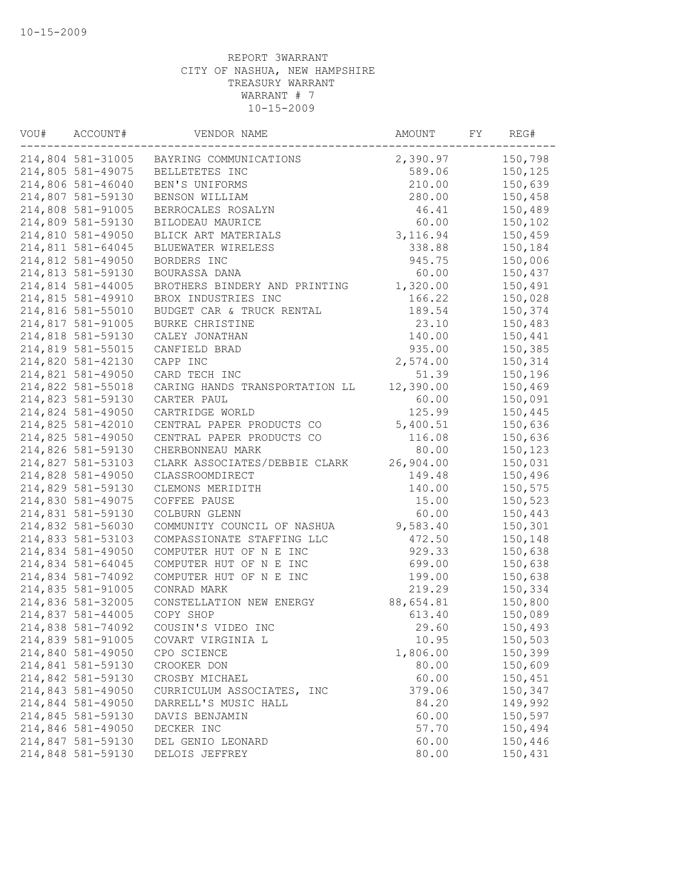REPORT 3WARRANT
CITY OF NASHUA, NEW HAMPSHIRE
TREASURY WARRANT
WARRANT # 7
10-15-2009

| VOU# | ACCOUNT# | VENDOR NAME | AMOUNT | FY | REG# |
|---|---|---|---|---|---|
| 214,804 | 581-31005 | BAYRING COMMUNICATIONS | 2,390.97 | | 150,798 |
| 214,805 | 581-49075 | BELLETETES INC | 589.06 | | 150,125 |
| 214,806 | 581-46040 | BEN'S UNIFORMS | 210.00 | | 150,639 |
| 214,807 | 581-59130 | BENSON WILLIAM | 280.00 | | 150,458 |
| 214,808 | 581-91005 | BERROCALES ROSALYN | 46.41 | | 150,489 |
| 214,809 | 581-59130 | BILODEAU MAURICE | 60.00 | | 150,102 |
| 214,810 | 581-49050 | BLICK ART MATERIALS | 3,116.94 | | 150,459 |
| 214,811 | 581-64045 | BLUEWATER WIRELESS | 338.88 | | 150,184 |
| 214,812 | 581-49050 | BORDERS INC | 945.75 | | 150,006 |
| 214,813 | 581-59130 | BOURASSA DANA | 60.00 | | 150,437 |
| 214,814 | 581-44005 | BROTHERS BINDERY AND PRINTING | 1,320.00 | | 150,491 |
| 214,815 | 581-49910 | BROX INDUSTRIES INC | 166.22 | | 150,028 |
| 214,816 | 581-55010 | BUDGET CAR & TRUCK RENTAL | 189.54 | | 150,374 |
| 214,817 | 581-91005 | BURKE CHRISTINE | 23.10 | | 150,483 |
| 214,818 | 581-59130 | CALEY JONATHAN | 140.00 | | 150,441 |
| 214,819 | 581-55015 | CANFIELD BRAD | 935.00 | | 150,385 |
| 214,820 | 581-42130 | CAPP INC | 2,574.00 | | 150,314 |
| 214,821 | 581-49050 | CARD TECH INC | 51.39 | | 150,196 |
| 214,822 | 581-55018 | CARING HANDS TRANSPORTATION LL | 12,390.00 | | 150,469 |
| 214,823 | 581-59130 | CARTER PAUL | 60.00 | | 150,091 |
| 214,824 | 581-49050 | CARTRIDGE WORLD | 125.99 | | 150,445 |
| 214,825 | 581-42010 | CENTRAL PAPER PRODUCTS CO | 5,400.51 | | 150,636 |
| 214,825 | 581-49050 | CENTRAL PAPER PRODUCTS CO | 116.08 | | 150,636 |
| 214,826 | 581-59130 | CHERBONNEAU MARK | 80.00 | | 150,123 |
| 214,827 | 581-53103 | CLARK ASSOCIATES/DEBBIE CLARK | 26,904.00 | | 150,031 |
| 214,828 | 581-49050 | CLASSROOMDIRECT | 149.48 | | 150,496 |
| 214,829 | 581-59130 | CLEMONS MERIDITH | 140.00 | | 150,575 |
| 214,830 | 581-49075 | COFFEE PAUSE | 15.00 | | 150,523 |
| 214,831 | 581-59130 | COLBURN GLENN | 60.00 | | 150,443 |
| 214,832 | 581-56030 | COMMUNITY COUNCIL OF NASHUA | 9,583.40 | | 150,301 |
| 214,833 | 581-53103 | COMPASSIONATE STAFFING LLC | 472.50 | | 150,148 |
| 214,834 | 581-49050 | COMPUTER HUT OF N E INC | 929.33 | | 150,638 |
| 214,834 | 581-64045 | COMPUTER HUT OF N E INC | 699.00 | | 150,638 |
| 214,834 | 581-74092 | COMPUTER HUT OF N E INC | 199.00 | | 150,638 |
| 214,835 | 581-91005 | CONRAD MARK | 219.29 | | 150,334 |
| 214,836 | 581-32005 | CONSTELLATION NEW ENERGY | 88,654.81 | | 150,800 |
| 214,837 | 581-44005 | COPY SHOP | 613.40 | | 150,089 |
| 214,838 | 581-74092 | COUSIN'S VIDEO INC | 29.60 | | 150,493 |
| 214,839 | 581-91005 | COVART VIRGINIA L | 10.95 | | 150,503 |
| 214,840 | 581-49050 | CPO SCIENCE | 1,806.00 | | 150,399 |
| 214,841 | 581-59130 | CROOKER DON | 80.00 | | 150,609 |
| 214,842 | 581-59130 | CROSBY MICHAEL | 60.00 | | 150,451 |
| 214,843 | 581-49050 | CURRICULUM ASSOCIATES, INC | 379.06 | | 150,347 |
| 214,844 | 581-49050 | DARRELL'S MUSIC HALL | 84.20 | | 149,992 |
| 214,845 | 581-59130 | DAVIS BENJAMIN | 60.00 | | 150,597 |
| 214,846 | 581-49050 | DECKER INC | 57.70 | | 150,494 |
| 214,847 | 581-59130 | DEL GENIO LEONARD | 60.00 | | 150,446 |
| 214,848 | 581-59130 | DELOIS JEFFREY | 80.00 | | 150,431 |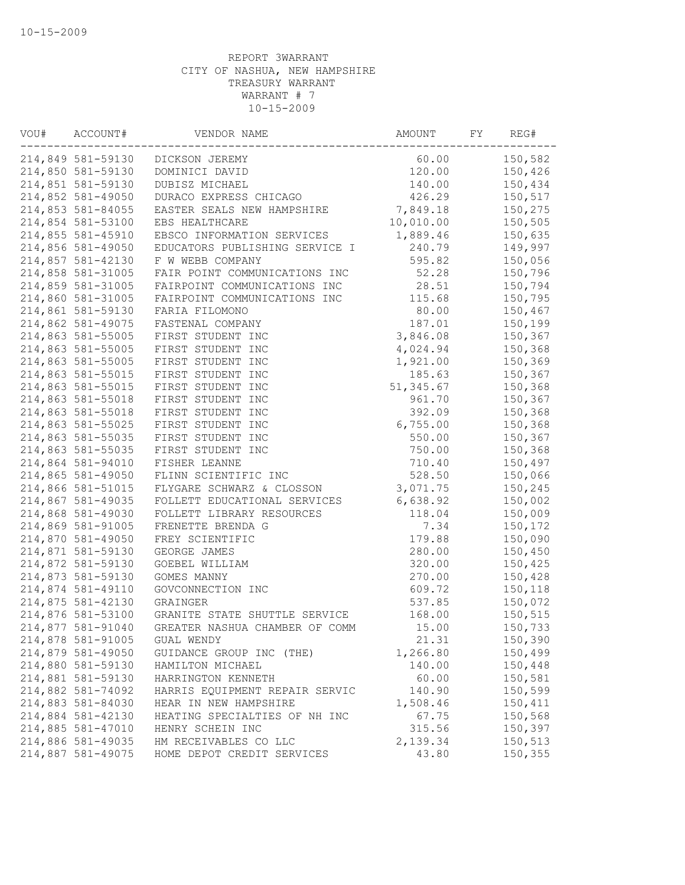10-15-2009

REPORT 3WARRANT
CITY OF NASHUA, NEW HAMPSHIRE
TREASURY WARRANT
WARRANT # 7
10-15-2009

| VOU# | ACCOUNT# | VENDOR NAME | AMOUNT | FY | REG# |
|---|---|---|---|---|---|
| 214,849 | 581-59130 | DICKSON JEREMY | 60.00 | | 150,582 |
| 214,850 | 581-59130 | DOMINICI DAVID | 120.00 | | 150,426 |
| 214,851 | 581-59130 | DUBISZ MICHAEL | 140.00 | | 150,434 |
| 214,852 | 581-49050 | DURACO EXPRESS CHICAGO | 426.29 | | 150,517 |
| 214,853 | 581-84055 | EASTER SEALS NEW HAMPSHIRE | 7,849.18 | | 150,275 |
| 214,854 | 581-53100 | EBS HEALTHCARE | 10,010.00 | | 150,505 |
| 214,855 | 581-45910 | EBSCO INFORMATION SERVICES | 1,889.46 | | 150,635 |
| 214,856 | 581-49050 | EDUCATORS PUBLISHING SERVICE I | 240.79 | | 149,997 |
| 214,857 | 581-42130 | F W WEBB COMPANY | 595.82 | | 150,056 |
| 214,858 | 581-31005 | FAIR POINT COMMUNICATIONS INC | 52.28 | | 150,796 |
| 214,859 | 581-31005 | FAIRPOINT COMMUNICATIONS INC | 28.51 | | 150,794 |
| 214,860 | 581-31005 | FAIRPOINT COMMUNICATIONS INC | 115.68 | | 150,795 |
| 214,861 | 581-59130 | FARIA FILOMONO | 80.00 | | 150,467 |
| 214,862 | 581-49075 | FASTENAL COMPANY | 187.01 | | 150,199 |
| 214,863 | 581-55005 | FIRST STUDENT INC | 3,846.08 | | 150,367 |
| 214,863 | 581-55005 | FIRST STUDENT INC | 4,024.94 | | 150,368 |
| 214,863 | 581-55005 | FIRST STUDENT INC | 1,921.00 | | 150,369 |
| 214,863 | 581-55015 | FIRST STUDENT INC | 185.63 | | 150,367 |
| 214,863 | 581-55015 | FIRST STUDENT INC | 51,345.67 | | 150,368 |
| 214,863 | 581-55018 | FIRST STUDENT INC | 961.70 | | 150,367 |
| 214,863 | 581-55018 | FIRST STUDENT INC | 392.09 | | 150,368 |
| 214,863 | 581-55025 | FIRST STUDENT INC | 6,755.00 | | 150,368 |
| 214,863 | 581-55035 | FIRST STUDENT INC | 550.00 | | 150,367 |
| 214,863 | 581-55035 | FIRST STUDENT INC | 750.00 | | 150,368 |
| 214,864 | 581-94010 | FISHER LEANNE | 710.40 | | 150,497 |
| 214,865 | 581-49050 | FLINN SCIENTIFIC INC | 528.50 | | 150,066 |
| 214,866 | 581-51015 | FLYGARE SCHWARZ & CLOSSON | 3,071.75 | | 150,245 |
| 214,867 | 581-49035 | FOLLETT EDUCATIONAL SERVICES | 6,638.92 | | 150,002 |
| 214,868 | 581-49030 | FOLLETT LIBRARY RESOURCES | 118.04 | | 150,009 |
| 214,869 | 581-91005 | FRENETTE BRENDA G | 7.34 | | 150,172 |
| 214,870 | 581-49050 | FREY SCIENTIFIC | 179.88 | | 150,090 |
| 214,871 | 581-59130 | GEORGE JAMES | 280.00 | | 150,450 |
| 214,872 | 581-59130 | GOEBEL WILLIAM | 320.00 | | 150,425 |
| 214,873 | 581-59130 | GOMES MANNY | 270.00 | | 150,428 |
| 214,874 | 581-49110 | GOVCONNECTION INC | 609.72 | | 150,118 |
| 214,875 | 581-42130 | GRAINGER | 537.85 | | 150,072 |
| 214,876 | 581-53100 | GRANITE STATE SHUTTLE SERVICE | 168.00 | | 150,515 |
| 214,877 | 581-91040 | GREATER NASHUA CHAMBER OF COMM | 15.00 | | 150,733 |
| 214,878 | 581-91005 | GUAL WENDY | 21.31 | | 150,390 |
| 214,879 | 581-49050 | GUIDANCE GROUP INC (THE) | 1,266.80 | | 150,499 |
| 214,880 | 581-59130 | HAMILTON MICHAEL | 140.00 | | 150,448 |
| 214,881 | 581-59130 | HARRINGTON KENNETH | 60.00 | | 150,581 |
| 214,882 | 581-74092 | HARRIS EQUIPMENT REPAIR SERVIC | 140.90 | | 150,599 |
| 214,883 | 581-84030 | HEAR IN NEW HAMPSHIRE | 1,508.46 | | 150,411 |
| 214,884 | 581-42130 | HEATING SPECIALTIES OF NH INC | 67.75 | | 150,568 |
| 214,885 | 581-47010 | HENRY SCHEIN INC | 315.56 | | 150,397 |
| 214,886 | 581-49035 | HM RECEIVABLES CO LLC | 2,139.34 | | 150,513 |
| 214,887 | 581-49075 | HOME DEPOT CREDIT SERVICES | 43.80 | | 150,355 |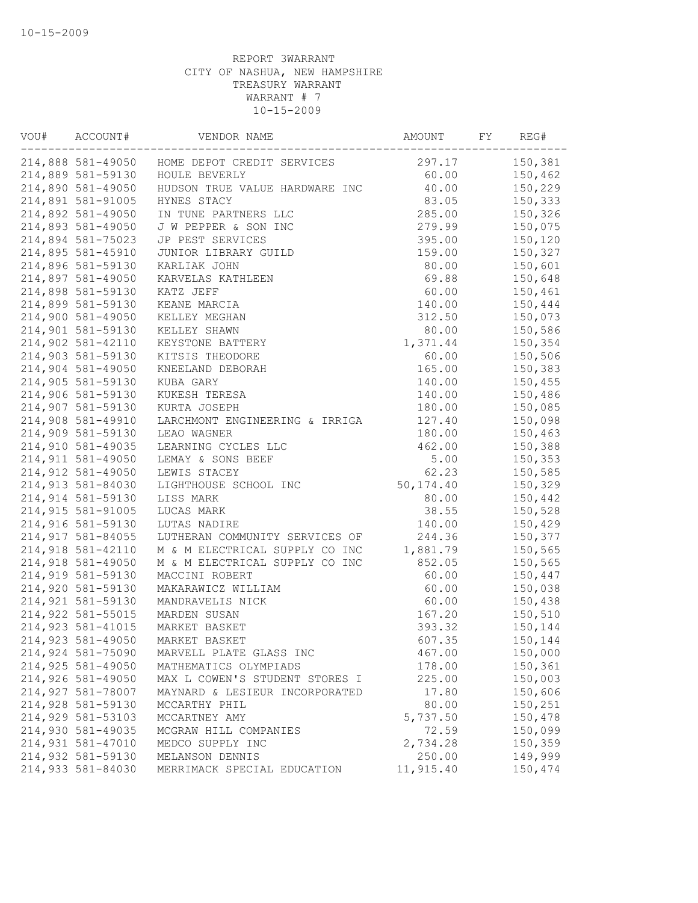10-15-2009

REPORT 3WARRANT
CITY OF NASHUA, NEW HAMPSHIRE
TREASURY WARRANT
WARRANT # 7
10-15-2009

| VOU# | ACCOUNT# | VENDOR NAME | AMOUNT | FY | REG# |
|---|---|---|---|---|---|
| 214,888 | 581-49050 | HOME DEPOT CREDIT SERVICES | 297.17 | | 150,381 |
| 214,889 | 581-59130 | HOULE BEVERLY | 60.00 | | 150,462 |
| 214,890 | 581-49050 | HUDSON TRUE VALUE HARDWARE INC | 40.00 | | 150,229 |
| 214,891 | 581-91005 | HYNES STACY | 83.05 | | 150,333 |
| 214,892 | 581-49050 | IN TUNE PARTNERS LLC | 285.00 | | 150,326 |
| 214,893 | 581-49050 | J W PEPPER & SON INC | 279.99 | | 150,075 |
| 214,894 | 581-75023 | JP PEST SERVICES | 395.00 | | 150,120 |
| 214,895 | 581-45910 | JUNIOR LIBRARY GUILD | 159.00 | | 150,327 |
| 214,896 | 581-59130 | KARLIAK JOHN | 80.00 | | 150,601 |
| 214,897 | 581-49050 | KARVELAS KATHLEEN | 69.88 | | 150,648 |
| 214,898 | 581-59130 | KATZ JEFF | 60.00 | | 150,461 |
| 214,899 | 581-59130 | KEANE MARCIA | 140.00 | | 150,444 |
| 214,900 | 581-49050 | KELLEY MEGHAN | 312.50 | | 150,073 |
| 214,901 | 581-59130 | KELLEY SHAWN | 80.00 | | 150,586 |
| 214,902 | 581-42110 | KEYSTONE BATTERY | 1,371.44 | | 150,354 |
| 214,903 | 581-59130 | KITSIS THEODORE | 60.00 | | 150,506 |
| 214,904 | 581-49050 | KNEELAND DEBORAH | 165.00 | | 150,383 |
| 214,905 | 581-59130 | KUBA GARY | 140.00 | | 150,455 |
| 214,906 | 581-59130 | KUKESH TERESA | 140.00 | | 150,486 |
| 214,907 | 581-59130 | KURTA JOSEPH | 180.00 | | 150,085 |
| 214,908 | 581-49910 | LARCHMONT ENGINEERING & IRRIGA | 127.40 | | 150,098 |
| 214,909 | 581-59130 | LEAO WAGNER | 180.00 | | 150,463 |
| 214,910 | 581-49035 | LEARNING CYCLES LLC | 462.00 | | 150,388 |
| 214,911 | 581-49050 | LEMAY & SONS BEEF | 5.00 | | 150,353 |
| 214,912 | 581-49050 | LEWIS STACEY | 62.23 | | 150,585 |
| 214,913 | 581-84030 | LIGHTHOUSE SCHOOL INC | 50,174.40 | | 150,329 |
| 214,914 | 581-59130 | LISS MARK | 80.00 | | 150,442 |
| 214,915 | 581-91005 | LUCAS MARK | 38.55 | | 150,528 |
| 214,916 | 581-59130 | LUTAS NADIRE | 140.00 | | 150,429 |
| 214,917 | 581-84055 | LUTHERAN COMMUNITY SERVICES OF | 244.36 | | 150,377 |
| 214,918 | 581-42110 | M & M ELECTRICAL SUPPLY CO INC | 1,881.79 | | 150,565 |
| 214,918 | 581-49050 | M & M ELECTRICAL SUPPLY CO INC | 852.05 | | 150,565 |
| 214,919 | 581-59130 | MACCINI ROBERT | 60.00 | | 150,447 |
| 214,920 | 581-59130 | MAKARAWICZ WILLIAM | 60.00 | | 150,038 |
| 214,921 | 581-59130 | MANDRAVELIS NICK | 60.00 | | 150,438 |
| 214,922 | 581-55015 | MARDEN SUSAN | 167.20 | | 150,510 |
| 214,923 | 581-41015 | MARKET BASKET | 393.32 | | 150,144 |
| 214,923 | 581-49050 | MARKET BASKET | 607.35 | | 150,144 |
| 214,924 | 581-75090 | MARVELL PLATE GLASS INC | 467.00 | | 150,000 |
| 214,925 | 581-49050 | MATHEMATICS OLYMPIADS | 178.00 | | 150,361 |
| 214,926 | 581-49050 | MAX L COWEN'S STUDENT STORES I | 225.00 | | 150,003 |
| 214,927 | 581-78007 | MAYNARD & LESIEUR INCORPORATED | 17.80 | | 150,606 |
| 214,928 | 581-59130 | MCCARTHY PHIL | 80.00 | | 150,251 |
| 214,929 | 581-53103 | MCCARTNEY AMY | 5,737.50 | | 150,478 |
| 214,930 | 581-49035 | MCGRAW HILL COMPANIES | 72.59 | | 150,099 |
| 214,931 | 581-47010 | MEDCO SUPPLY INC | 2,734.28 | | 150,359 |
| 214,932 | 581-59130 | MELANSON DENNIS | 250.00 | | 149,999 |
| 214,933 | 581-84030 | MERRIMACK SPECIAL EDUCATION | 11,915.40 | | 150,474 |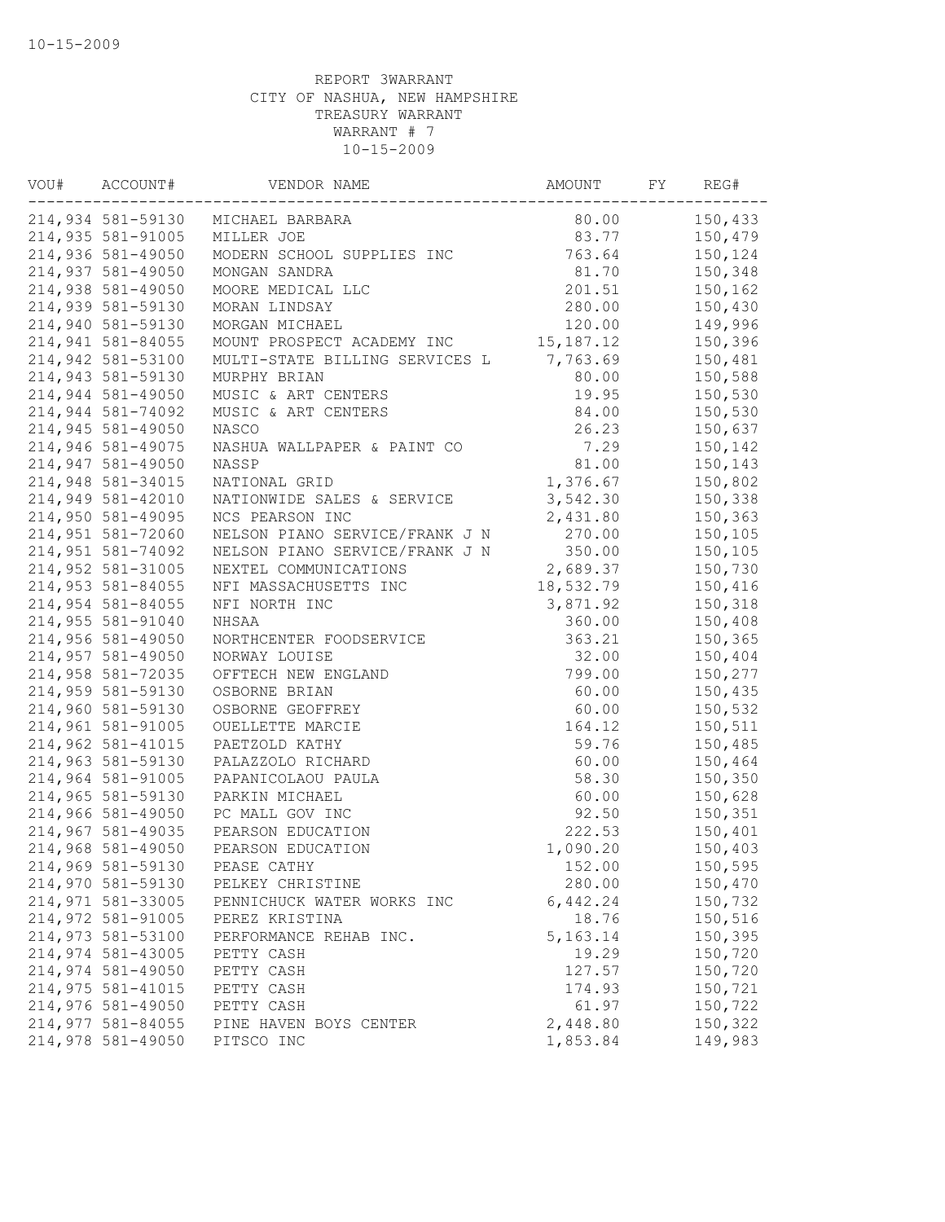10-15-2009

REPORT 3WARRANT
CITY OF NASHUA, NEW HAMPSHIRE
TREASURY WARRANT
WARRANT # 7
10-15-2009

| VOU# | ACCOUNT# | VENDOR NAME | AMOUNT | FY | REG# |
|---|---|---|---|---|---|
| 214,934 | 581-59130 | MICHAEL BARBARA | 80.00 | | 150,433 |
| 214,935 | 581-91005 | MILLER JOE | 83.77 | | 150,479 |
| 214,936 | 581-49050 | MODERN SCHOOL SUPPLIES INC | 763.64 | | 150,124 |
| 214,937 | 581-49050 | MONGAN SANDRA | 81.70 | | 150,348 |
| 214,938 | 581-49050 | MOORE MEDICAL LLC | 201.51 | | 150,162 |
| 214,939 | 581-59130 | MORAN LINDSAY | 280.00 | | 150,430 |
| 214,940 | 581-59130 | MORGAN MICHAEL | 120.00 | | 149,996 |
| 214,941 | 581-84055 | MOUNT PROSPECT ACADEMY INC | 15,187.12 | | 150,396 |
| 214,942 | 581-53100 | MULTI-STATE BILLING SERVICES L | 7,763.69 | | 150,481 |
| 214,943 | 581-59130 | MURPHY BRIAN | 80.00 | | 150,588 |
| 214,944 | 581-49050 | MUSIC & ART CENTERS | 19.95 | | 150,530 |
| 214,944 | 581-74092 | MUSIC & ART CENTERS | 84.00 | | 150,530 |
| 214,945 | 581-49050 | NASCO | 26.23 | | 150,637 |
| 214,946 | 581-49075 | NASHUA WALLPAPER & PAINT CO | 7.29 | | 150,142 |
| 214,947 | 581-49050 | NASSP | 81.00 | | 150,143 |
| 214,948 | 581-34015 | NATIONAL GRID | 1,376.67 | | 150,802 |
| 214,949 | 581-42010 | NATIONWIDE SALES & SERVICE | 3,542.30 | | 150,338 |
| 214,950 | 581-49095 | NCS PEARSON INC | 2,431.80 | | 150,363 |
| 214,951 | 581-72060 | NELSON PIANO SERVICE/FRANK J N | 270.00 | | 150,105 |
| 214,951 | 581-74092 | NELSON PIANO SERVICE/FRANK J N | 350.00 | | 150,105 |
| 214,952 | 581-31005 | NEXTEL COMMUNICATIONS | 2,689.37 | | 150,730 |
| 214,953 | 581-84055 | NFI MASSACHUSETTS INC | 18,532.79 | | 150,416 |
| 214,954 | 581-84055 | NFI NORTH INC | 3,871.92 | | 150,318 |
| 214,955 | 581-91040 | NHSAA | 360.00 | | 150,408 |
| 214,956 | 581-49050 | NORTHCENTER FOODSERVICE | 363.21 | | 150,365 |
| 214,957 | 581-49050 | NORWAY LOUISE | 32.00 | | 150,404 |
| 214,958 | 581-72035 | OFFTECH NEW ENGLAND | 799.00 | | 150,277 |
| 214,959 | 581-59130 | OSBORNE BRIAN | 60.00 | | 150,435 |
| 214,960 | 581-59130 | OSBORNE GEOFFREY | 60.00 | | 150,532 |
| 214,961 | 581-91005 | OUELLETTE MARCIE | 164.12 | | 150,511 |
| 214,962 | 581-41015 | PAETZOLD KATHY | 59.76 | | 150,485 |
| 214,963 | 581-59130 | PALAZZOLO RICHARD | 60.00 | | 150,464 |
| 214,964 | 581-91005 | PAPANICOLAOU PAULA | 58.30 | | 150,350 |
| 214,965 | 581-59130 | PARKIN MICHAEL | 60.00 | | 150,628 |
| 214,966 | 581-49050 | PC MALL GOV INC | 92.50 | | 150,351 |
| 214,967 | 581-49035 | PEARSON EDUCATION | 222.53 | | 150,401 |
| 214,968 | 581-49050 | PEARSON EDUCATION | 1,090.20 | | 150,403 |
| 214,969 | 581-59130 | PEASE CATHY | 152.00 | | 150,595 |
| 214,970 | 581-59130 | PELKEY CHRISTINE | 280.00 | | 150,470 |
| 214,971 | 581-33005 | PENNICHUCK WATER WORKS INC | 6,442.24 | | 150,732 |
| 214,972 | 581-91005 | PEREZ KRISTINA | 18.76 | | 150,516 |
| 214,973 | 581-53100 | PERFORMANCE REHAB INC. | 5,163.14 | | 150,395 |
| 214,974 | 581-43005 | PETTY CASH | 19.29 | | 150,720 |
| 214,974 | 581-49050 | PETTY CASH | 127.57 | | 150,720 |
| 214,975 | 581-41015 | PETTY CASH | 174.93 | | 150,721 |
| 214,976 | 581-49050 | PETTY CASH | 61.97 | | 150,722 |
| 214,977 | 581-84055 | PINE HAVEN BOYS CENTER | 2,448.80 | | 150,322 |
| 214,978 | 581-49050 | PITSCO INC | 1,853.84 | | 149,983 |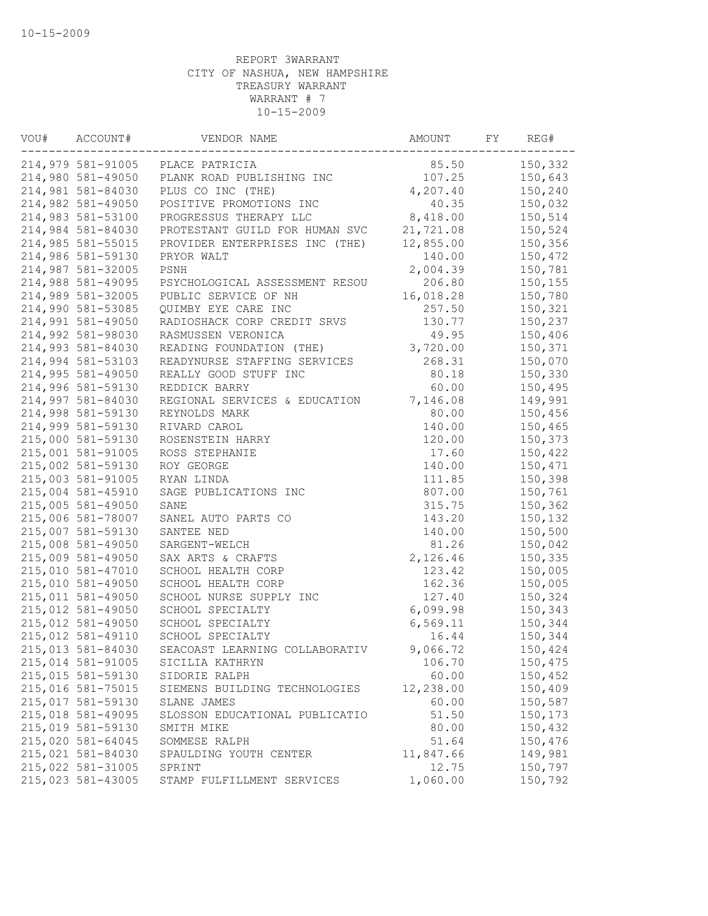10-15-2009

REPORT 3WARRANT
CITY OF NASHUA, NEW HAMPSHIRE
TREASURY WARRANT
WARRANT # 7
10-15-2009

| VOU# | ACCOUNT# | VENDOR NAME | AMOUNT | FY | REG# |
|---|---|---|---|---|---|
| 214,979 | 581-91005 | PLACE PATRICIA | 85.50 | | 150,332 |
| 214,980 | 581-49050 | PLANK ROAD PUBLISHING INC | 107.25 | | 150,643 |
| 214,981 | 581-84030 | PLUS CO INC (THE) | 4,207.40 | | 150,240 |
| 214,982 | 581-49050 | POSITIVE PROMOTIONS INC | 40.35 | | 150,032 |
| 214,983 | 581-53100 | PROGRESSUS THERAPY LLC | 8,418.00 | | 150,514 |
| 214,984 | 581-84030 | PROTESTANT GUILD FOR HUMAN SVC | 21,721.08 | | 150,524 |
| 214,985 | 581-55015 | PROVIDER ENTERPRISES INC (THE) | 12,855.00 | | 150,356 |
| 214,986 | 581-59130 | PRYOR WALT | 140.00 | | 150,472 |
| 214,987 | 581-32005 | PSNH | 2,004.39 | | 150,781 |
| 214,988 | 581-49095 | PSYCHOLOGICAL ASSESSMENT RESOU | 206.80 | | 150,155 |
| 214,989 | 581-32005 | PUBLIC SERVICE OF NH | 16,018.28 | | 150,780 |
| 214,990 | 581-53085 | QUIMBY EYE CARE INC | 257.50 | | 150,321 |
| 214,991 | 581-49050 | RADIOSHACK CORP CREDIT SRVS | 130.77 | | 150,237 |
| 214,992 | 581-98030 | RASMUSSEN VERONICA | 49.95 | | 150,406 |
| 214,993 | 581-84030 | READING FOUNDATION (THE) | 3,720.00 | | 150,371 |
| 214,994 | 581-53103 | READYNURSE STAFFING SERVICES | 268.31 | | 150,070 |
| 214,995 | 581-49050 | REALLY GOOD STUFF INC | 80.18 | | 150,330 |
| 214,996 | 581-59130 | REDDICK BARRY | 60.00 | | 150,495 |
| 214,997 | 581-84030 | REGIONAL SERVICES & EDUCATION | 7,146.08 | | 149,991 |
| 214,998 | 581-59130 | REYNOLDS MARK | 80.00 | | 150,456 |
| 214,999 | 581-59130 | RIVARD CAROL | 140.00 | | 150,465 |
| 215,000 | 581-59130 | ROSENSTEIN HARRY | 120.00 | | 150,373 |
| 215,001 | 581-91005 | ROSS STEPHANIE | 17.60 | | 150,422 |
| 215,002 | 581-59130 | ROY GEORGE | 140.00 | | 150,471 |
| 215,003 | 581-91005 | RYAN LINDA | 111.85 | | 150,398 |
| 215,004 | 581-45910 | SAGE PUBLICATIONS INC | 807.00 | | 150,761 |
| 215,005 | 581-49050 | SANE | 315.75 | | 150,362 |
| 215,006 | 581-78007 | SANEL AUTO PARTS CO | 143.20 | | 150,132 |
| 215,007 | 581-59130 | SANTEE NED | 140.00 | | 150,500 |
| 215,008 | 581-49050 | SARGENT-WELCH | 81.26 | | 150,042 |
| 215,009 | 581-49050 | SAX ARTS & CRAFTS | 2,126.46 | | 150,335 |
| 215,010 | 581-47010 | SCHOOL HEALTH CORP | 123.42 | | 150,005 |
| 215,010 | 581-49050 | SCHOOL HEALTH CORP | 162.36 | | 150,005 |
| 215,011 | 581-49050 | SCHOOL NURSE SUPPLY INC | 127.40 | | 150,324 |
| 215,012 | 581-49050 | SCHOOL SPECIALTY | 6,099.98 | | 150,343 |
| 215,012 | 581-49050 | SCHOOL SPECIALTY | 6,569.11 | | 150,344 |
| 215,012 | 581-49110 | SCHOOL SPECIALTY | 16.44 | | 150,344 |
| 215,013 | 581-84030 | SEACOAST LEARNING COLLABORATIV | 9,066.72 | | 150,424 |
| 215,014 | 581-91005 | SICILIA KATHRYN | 106.70 | | 150,475 |
| 215,015 | 581-59130 | SIDORIE RALPH | 60.00 | | 150,452 |
| 215,016 | 581-75015 | SIEMENS BUILDING TECHNOLOGIES | 12,238.00 | | 150,409 |
| 215,017 | 581-59130 | SLANE JAMES | 60.00 | | 150,587 |
| 215,018 | 581-49095 | SLOSSON EDUCATIONAL PUBLICATIO | 51.50 | | 150,173 |
| 215,019 | 581-59130 | SMITH MIKE | 80.00 | | 150,432 |
| 215,020 | 581-64045 | SOMMESE RALPH | 51.64 | | 150,476 |
| 215,021 | 581-84030 | SPAULDING YOUTH CENTER | 11,847.66 | | 149,981 |
| 215,022 | 581-31005 | SPRINT | 12.75 | | 150,797 |
| 215,023 | 581-43005 | STAMP FULFILLMENT SERVICES | 1,060.00 | | 150,792 |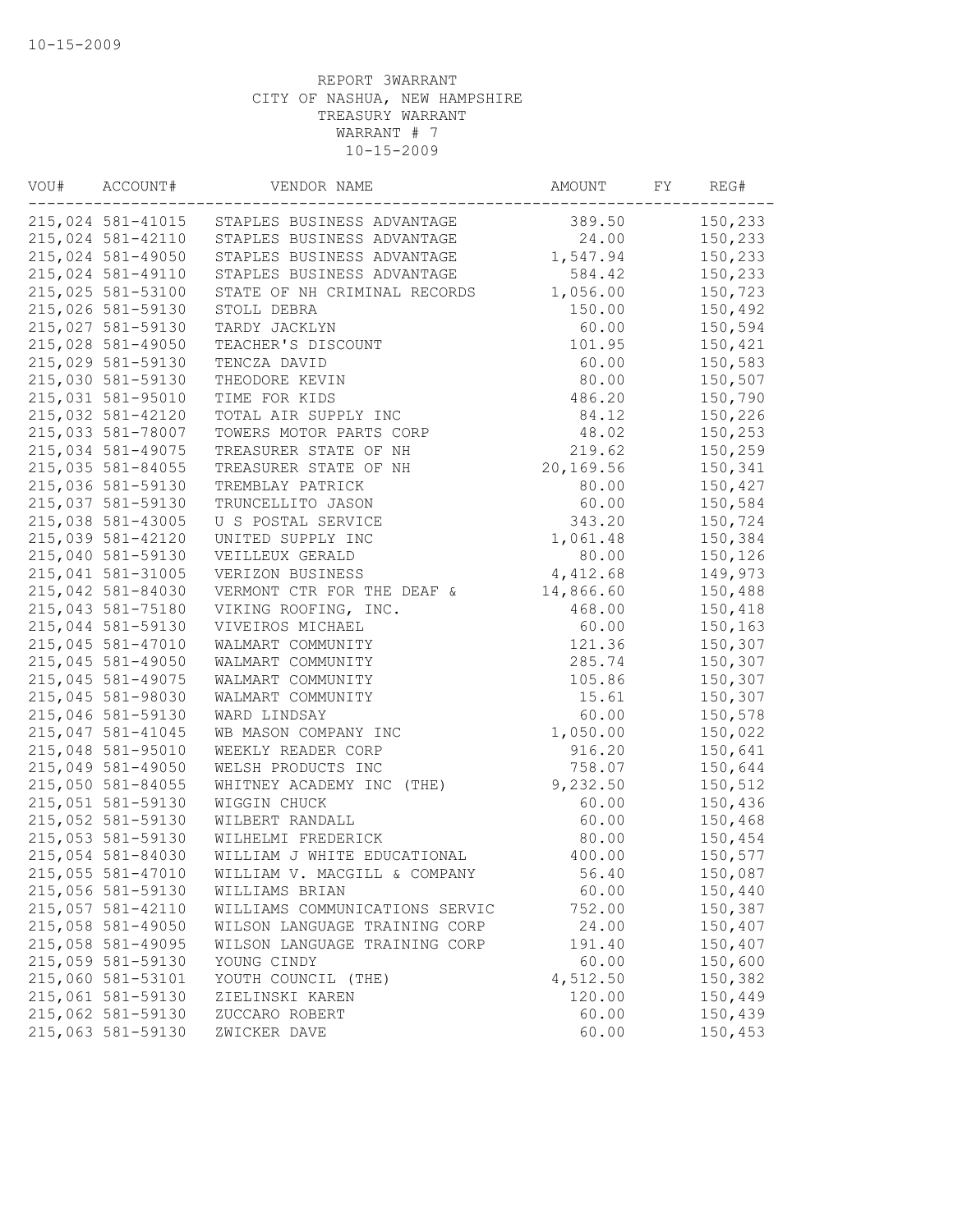10-15-2009

REPORT 3WARRANT
CITY OF NASHUA, NEW HAMPSHIRE
TREASURY WARRANT
WARRANT # 7
10-15-2009

| VOU# | ACCOUNT# | VENDOR NAME | AMOUNT | FY | REG# |
|---|---|---|---|---|---|
| 215,024 | 581-41015 | STAPLES BUSINESS ADVANTAGE | 389.50 | | 150,233 |
| 215,024 | 581-42110 | STAPLES BUSINESS ADVANTAGE | 24.00 | | 150,233 |
| 215,024 | 581-49050 | STAPLES BUSINESS ADVANTAGE | 1,547.94 | | 150,233 |
| 215,024 | 581-49110 | STAPLES BUSINESS ADVANTAGE | 584.42 | | 150,233 |
| 215,025 | 581-53100 | STATE OF NH CRIMINAL RECORDS | 1,056.00 | | 150,723 |
| 215,026 | 581-59130 | STOLL DEBRA | 150.00 | | 150,492 |
| 215,027 | 581-59130 | TARDY JACKLYN | 60.00 | | 150,594 |
| 215,028 | 581-49050 | TEACHER'S DISCOUNT | 101.95 | | 150,421 |
| 215,029 | 581-59130 | TENCZA DAVID | 60.00 | | 150,583 |
| 215,030 | 581-59130 | THEODORE KEVIN | 80.00 | | 150,507 |
| 215,031 | 581-95010 | TIME FOR KIDS | 486.20 | | 150,790 |
| 215,032 | 581-42120 | TOTAL AIR SUPPLY INC | 84.12 | | 150,226 |
| 215,033 | 581-78007 | TOWERS MOTOR PARTS CORP | 48.02 | | 150,253 |
| 215,034 | 581-49075 | TREASURER STATE OF NH | 219.62 | | 150,259 |
| 215,035 | 581-84055 | TREASURER STATE OF NH | 20,169.56 | | 150,341 |
| 215,036 | 581-59130 | TREMBLAY PATRICK | 80.00 | | 150,427 |
| 215,037 | 581-59130 | TRUNCELLITO JASON | 60.00 | | 150,584 |
| 215,038 | 581-43005 | U S POSTAL SERVICE | 343.20 | | 150,724 |
| 215,039 | 581-42120 | UNITED SUPPLY INC | 1,061.48 | | 150,384 |
| 215,040 | 581-59130 | VEILLEUX GERALD | 80.00 | | 150,126 |
| 215,041 | 581-31005 | VERIZON BUSINESS | 4,412.68 | | 149,973 |
| 215,042 | 581-84030 | VERMONT CTR FOR THE DEAF & | 14,866.60 | | 150,488 |
| 215,043 | 581-75180 | VIKING ROOFING, INC. | 468.00 | | 150,418 |
| 215,044 | 581-59130 | VIVEIROS MICHAEL | 60.00 | | 150,163 |
| 215,045 | 581-47010 | WALMART COMMUNITY | 121.36 | | 150,307 |
| 215,045 | 581-49050 | WALMART COMMUNITY | 285.74 | | 150,307 |
| 215,045 | 581-49075 | WALMART COMMUNITY | 105.86 | | 150,307 |
| 215,045 | 581-98030 | WALMART COMMUNITY | 15.61 | | 150,307 |
| 215,046 | 581-59130 | WARD LINDSAY | 60.00 | | 150,578 |
| 215,047 | 581-41045 | WB MASON COMPANY INC | 1,050.00 | | 150,022 |
| 215,048 | 581-95010 | WEEKLY READER CORP | 916.20 | | 150,641 |
| 215,049 | 581-49050 | WELSH PRODUCTS INC | 758.07 | | 150,644 |
| 215,050 | 581-84055 | WHITNEY ACADEMY INC (THE) | 9,232.50 | | 150,512 |
| 215,051 | 581-59130 | WIGGIN CHUCK | 60.00 | | 150,436 |
| 215,052 | 581-59130 | WILBERT RANDALL | 60.00 | | 150,468 |
| 215,053 | 581-59130 | WILHELMI FREDERICK | 80.00 | | 150,454 |
| 215,054 | 581-84030 | WILLIAM J WHITE EDUCATIONAL | 400.00 | | 150,577 |
| 215,055 | 581-47010 | WILLIAM V. MACGILL & COMPANY | 56.40 | | 150,087 |
| 215,056 | 581-59130 | WILLIAMS BRIAN | 60.00 | | 150,440 |
| 215,057 | 581-42110 | WILLIAMS COMMUNICATIONS SERVIC | 752.00 | | 150,387 |
| 215,058 | 581-49050 | WILSON LANGUAGE TRAINING CORP | 24.00 | | 150,407 |
| 215,058 | 581-49095 | WILSON LANGUAGE TRAINING CORP | 191.40 | | 150,407 |
| 215,059 | 581-59130 | YOUNG CINDY | 60.00 | | 150,600 |
| 215,060 | 581-53101 | YOUTH COUNCIL (THE) | 4,512.50 | | 150,382 |
| 215,061 | 581-59130 | ZIELINSKI KAREN | 120.00 | | 150,449 |
| 215,062 | 581-59130 | ZUCCARO ROBERT | 60.00 | | 150,439 |
| 215,063 | 581-59130 | ZWICKER DAVE | 60.00 | | 150,453 |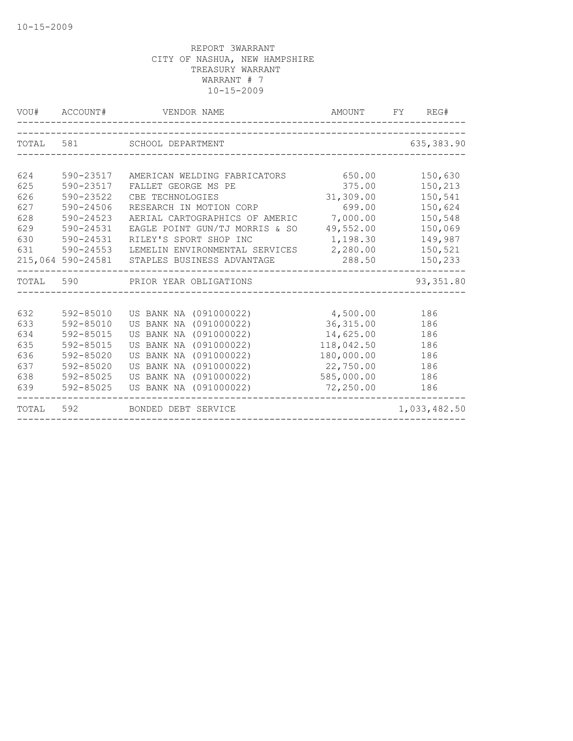REPORT 3WARRANT
CITY OF NASHUA, NEW HAMPSHIRE
TREASURY WARRANT
WARRANT # 7
10-15-2009

| VOU# | ACCOUNT# | VENDOR NAME | AMOUNT | FY | REG# |
|---|---|---|---|---|---|
| TOTAL | 581 | SCHOOL DEPARTMENT | | | 635,383.90 |
| 624 | 590-23517 | AMERICAN WELDING FABRICATORS | 650.00 | | 150,630 |
| 625 | 590-23517 | FALLET GEORGE MS PE | 375.00 | | 150,213 |
| 626 | 590-23522 | CBE TECHNOLOGIES | 31,309.00 | | 150,541 |
| 627 | 590-24506 | RESEARCH IN MOTION CORP | 699.00 | | 150,624 |
| 628 | 590-24523 | AERIAL CARTOGRAPHICS OF AMERIC | 7,000.00 | | 150,548 |
| 629 | 590-24531 | EAGLE POINT GUN/TJ MORRIS & SO | 49,552.00 | | 150,069 |
| 630 | 590-24531 | RILEY'S SPORT SHOP INC | 1,198.30 | | 149,987 |
| 631 | 590-24553 | LEMELIN ENVIRONMENTAL SERVICES | 2,280.00 | | 150,521 |
| 215,064 | 590-24581 | STAPLES BUSINESS ADVANTAGE | 288.50 | | 150,233 |
| TOTAL | 590 | PRIOR YEAR OBLIGATIONS | | | 93,351.80 |
| 632 | 592-85010 | US BANK NA (091000022) | 4,500.00 | | 186 |
| 633 | 592-85010 | US BANK NA (091000022) | 36,315.00 | | 186 |
| 634 | 592-85015 | US BANK NA (091000022) | 14,625.00 | | 186 |
| 635 | 592-85015 | US BANK NA (091000022) | 118,042.50 | | 186 |
| 636 | 592-85020 | US BANK NA (091000022) | 180,000.00 | | 186 |
| 637 | 592-85020 | US BANK NA (091000022) | 22,750.00 | | 186 |
| 638 | 592-85025 | US BANK NA (091000022) | 585,000.00 | | 186 |
| 639 | 592-85025 | US BANK NA (091000022) | 72,250.00 | | 186 |
| TOTAL | 592 | BONDED DEBT SERVICE | | | 1,033,482.50 |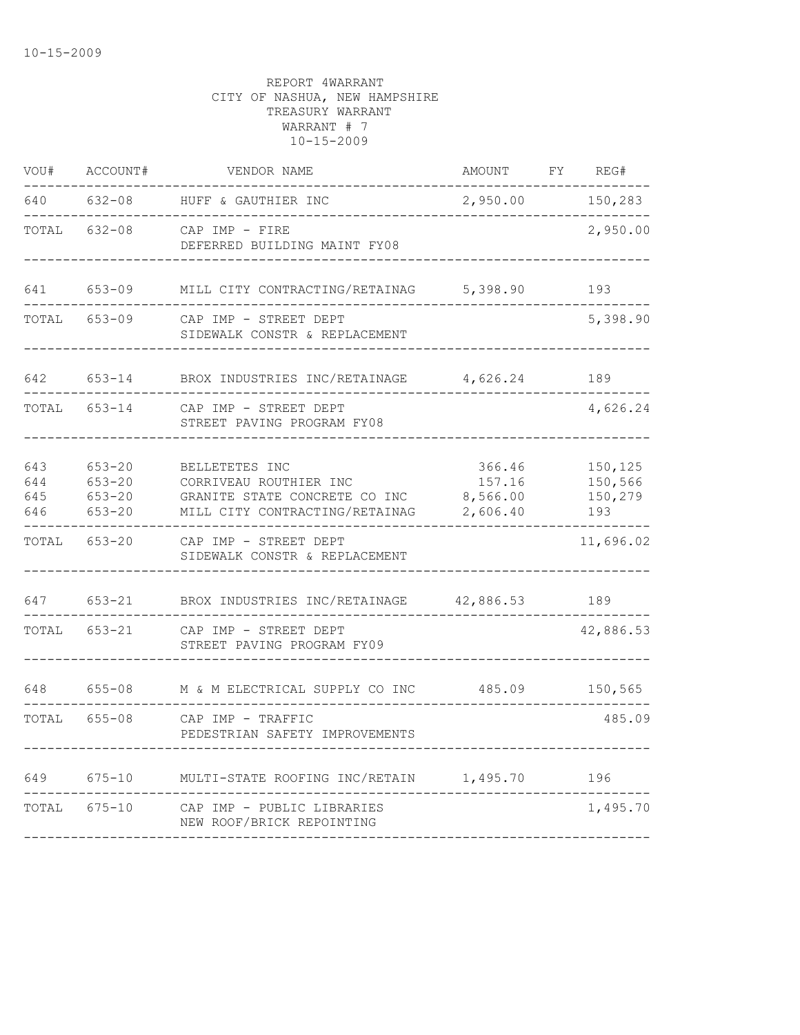10-15-2009

REPORT 4WARRANT
CITY OF NASHUA, NEW HAMPSHIRE
TREASURY WARRANT
WARRANT # 7
10-15-2009

| VOU# | ACCOUNT# | VENDOR NAME | AMOUNT | FY | REG# |
|---|---|---|---|---|---|
| 640 | 632-08 | HUFF & GAUTHIER INC | 2,950.00 | | 150,283 |
| TOTAL | 632-08 | CAP IMP - FIRE<br>DEFERRED BUILDING MAINT FY08 | | | 2,950.00 |
| 641 | 653-09 | MILL CITY CONTRACTING/RETAINAG | 5,398.90 | | 193 |
| TOTAL | 653-09 | CAP IMP - STREET DEPT<br>SIDEWALK CONSTR & REPLACEMENT | | | 5,398.90 |
| 642 | 653-14 | BROX INDUSTRIES INC/RETAINAGE | 4,626.24 | | 189 |
| TOTAL | 653-14 | CAP IMP - STREET DEPT<br>STREET PAVING PROGRAM FY08 | | | 4,626.24 |
| 643 | 653-20 | BELLETETES INC | 366.46 | | 150,125 |
| 644 | 653-20 | CORRIVEAU ROUTHIER INC | 157.16 | | 150,566 |
| 645 | 653-20 | GRANITE STATE CONCRETE CO INC | 8,566.00 | | 150,279 |
| 646 | 653-20 | MILL CITY CONTRACTING/RETAINAG | 2,606.40 | | 193 |
| TOTAL | 653-20 | CAP IMP - STREET DEPT<br>SIDEWALK CONSTR & REPLACEMENT | | | 11,696.02 |
| 647 | 653-21 | BROX INDUSTRIES INC/RETAINAGE | 42,886.53 | | 189 |
| TOTAL | 653-21 | CAP IMP - STREET DEPT<br>STREET PAVING PROGRAM FY09 | | | 42,886.53 |
| 648 | 655-08 | M & M ELECTRICAL SUPPLY CO INC | 485.09 | | 150,565 |
| TOTAL | 655-08 | CAP IMP - TRAFFIC<br>PEDESTRIAN SAFETY IMPROVEMENTS | | | 485.09 |
| 649 | 675-10 | MULTI-STATE ROOFING INC/RETAIN | 1,495.70 | | 196 |
| TOTAL | 675-10 | CAP IMP - PUBLIC LIBRARIES<br>NEW ROOF/BRICK REPOINTING | | | 1,495.70 |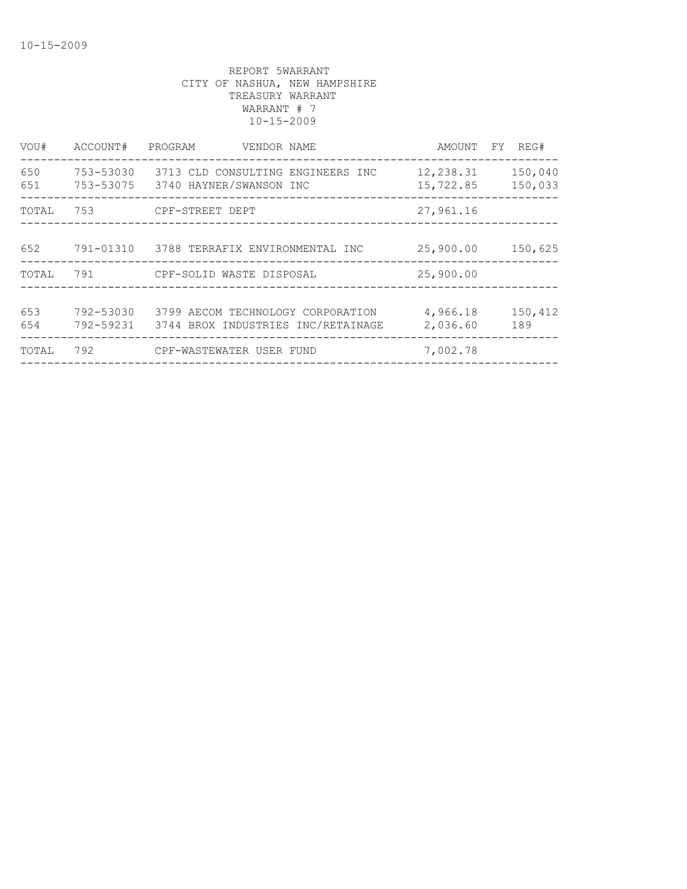10-15-2009

REPORT 5WARRANT
CITY OF NASHUA, NEW HAMPSHIRE
TREASURY WARRANT
WARRANT # 7
10-15-2009

| VOU# | ACCOUNT# | PROGRAM | VENDOR NAME | AMOUNT | FY | REG# |
|---|---|---|---|---|---|---|
| 650 | 753-53030 | 3713 | CLD CONSULTING ENGINEERS INC | 12,238.31 | | 150,040 |
| 651 | 753-53075 | 3740 | HAYNER/SWANSON INC | 15,722.85 | | 150,033 |
| TOTAL | 753 | | CPF-STREET DEPT | 27,961.16 | | |
| 652 | 791-01310 | 3788 | TERRAFIX ENVIRONMENTAL INC | 25,900.00 | | 150,625 |
| TOTAL | 791 | | CPF-SOLID WASTE DISPOSAL | 25,900.00 | | |
| 653 | 792-53030 | 3799 | AECOM TECHNOLOGY CORPORATION | 4,966.18 | | 150,412 |
| 654 | 792-59231 | 3744 | BROX INDUSTRIES INC/RETAINAGE | 2,036.60 | | 189 |
| TOTAL | 792 | | CPF-WASTEWATER USER FUND | 7,002.78 | | |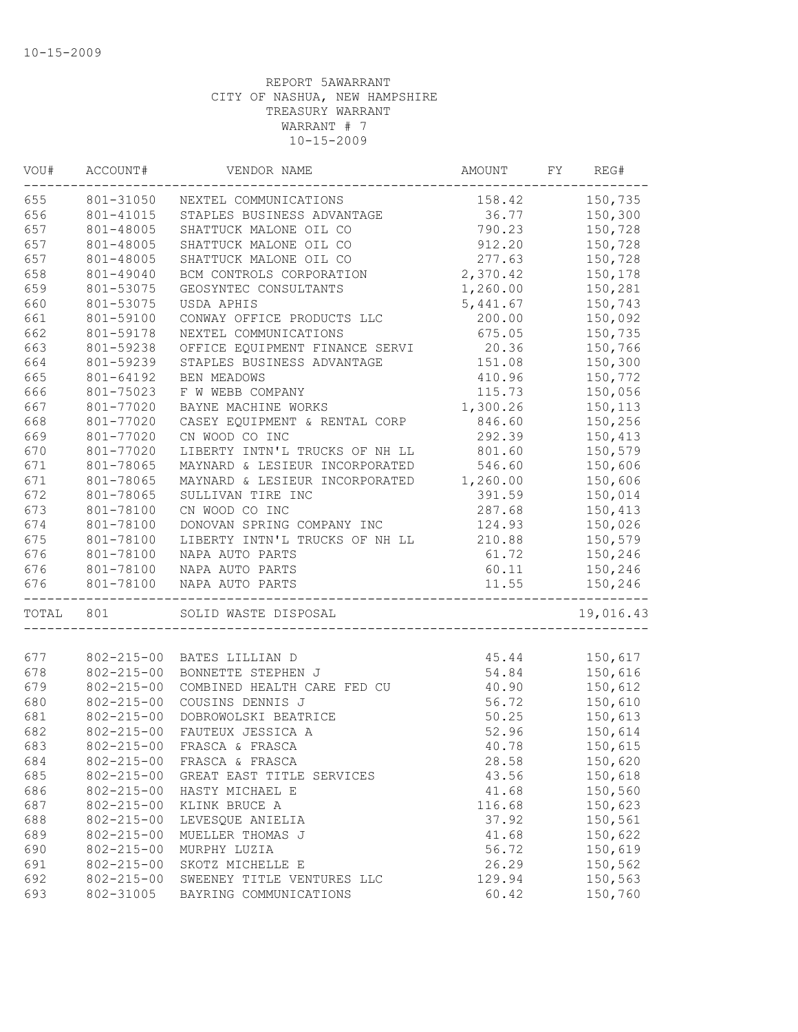10-15-2009

REPORT 5AWARRANT
CITY OF NASHUA, NEW HAMPSHIRE
TREASURY WARRANT
WARRANT # 7
10-15-2009

| VOU# | ACCOUNT# | VENDOR NAME | AMOUNT | FY | REG# |
|---|---|---|---|---|---|
| 655 | 801-31050 | NEXTEL COMMUNICATIONS | 158.42 | | 150,735 |
| 656 | 801-41015 | STAPLES BUSINESS ADVANTAGE | 36.77 | | 150,300 |
| 657 | 801-48005 | SHATTUCK MALONE OIL CO | 790.23 | | 150,728 |
| 657 | 801-48005 | SHATTUCK MALONE OIL CO | 912.20 | | 150,728 |
| 657 | 801-48005 | SHATTUCK MALONE OIL CO | 277.63 | | 150,728 |
| 658 | 801-49040 | BCM CONTROLS CORPORATION | 2,370.42 | | 150,178 |
| 659 | 801-53075 | GEOSYNTEC CONSULTANTS | 1,260.00 | | 150,281 |
| 660 | 801-53075 | USDA APHIS | 5,441.67 | | 150,743 |
| 661 | 801-59100 | CONWAY OFFICE PRODUCTS LLC | 200.00 | | 150,092 |
| 662 | 801-59178 | NEXTEL COMMUNICATIONS | 675.05 | | 150,735 |
| 663 | 801-59238 | OFFICE EQUIPMENT FINANCE SERVI | 20.36 | | 150,766 |
| 664 | 801-59239 | STAPLES BUSINESS ADVANTAGE | 151.08 | | 150,300 |
| 665 | 801-64192 | BEN MEADOWS | 410.96 | | 150,772 |
| 666 | 801-75023 | F W WEBB COMPANY | 115.73 | | 150,056 |
| 667 | 801-77020 | BAYNE MACHINE WORKS | 1,300.26 | | 150,113 |
| 668 | 801-77020 | CASEY EQUIPMENT & RENTAL CORP | 846.60 | | 150,256 |
| 669 | 801-77020 | CN WOOD CO INC | 292.39 | | 150,413 |
| 670 | 801-77020 | LIBERTY INTN'L TRUCKS OF NH LL | 801.60 | | 150,579 |
| 671 | 801-78065 | MAYNARD & LESIEUR INCORPORATED | 546.60 | | 150,606 |
| 671 | 801-78065 | MAYNARD & LESIEUR INCORPORATED | 1,260.00 | | 150,606 |
| 672 | 801-78065 | SULLIVAN TIRE INC | 391.59 | | 150,014 |
| 673 | 801-78100 | CN WOOD CO INC | 287.68 | | 150,413 |
| 674 | 801-78100 | DONOVAN SPRING COMPANY INC | 124.93 | | 150,026 |
| 675 | 801-78100 | LIBERTY INTN'L TRUCKS OF NH LL | 210.88 | | 150,579 |
| 676 | 801-78100 | NAPA AUTO PARTS | 61.72 | | 150,246 |
| 676 | 801-78100 | NAPA AUTO PARTS | 60.11 | | 150,246 |
| 676 | 801-78100 | NAPA AUTO PARTS | 11.55 | | 150,246 |
| TOTAL | 801 | SOLID WASTE DISPOSAL | | | 19,016.43 |
| 677 | 802-215-00 | BATES LILLIAN D | 45.44 | | 150,617 |
| 678 | 802-215-00 | BONNETTE STEPHEN J | 54.84 | | 150,616 |
| 679 | 802-215-00 | COMBINED HEALTH CARE FED CU | 40.90 | | 150,612 |
| 680 | 802-215-00 | COUSINS DENNIS J | 56.72 | | 150,610 |
| 681 | 802-215-00 | DOBROWOLSKI BEATRICE | 50.25 | | 150,613 |
| 682 | 802-215-00 | FAUTEUX JESSICA A | 52.96 | | 150,614 |
| 683 | 802-215-00 | FRASCA & FRASCA | 40.78 | | 150,615 |
| 684 | 802-215-00 | FRASCA & FRASCA | 28.58 | | 150,620 |
| 685 | 802-215-00 | GREAT EAST TITLE SERVICES | 43.56 | | 150,618 |
| 686 | 802-215-00 | HASTY MICHAEL E | 41.68 | | 150,560 |
| 687 | 802-215-00 | KLINK BRUCE A | 116.68 | | 150,623 |
| 688 | 802-215-00 | LEVESQUE ANIELIA | 37.92 | | 150,561 |
| 689 | 802-215-00 | MUELLER THOMAS J | 41.68 | | 150,622 |
| 690 | 802-215-00 | MURPHY LUZIA | 56.72 | | 150,619 |
| 691 | 802-215-00 | SKOTZ MICHELLE E | 26.29 | | 150,562 |
| 692 | 802-215-00 | SWEENEY TITLE VENTURES LLC | 129.94 | | 150,563 |
| 693 | 802-31005 | BAYRING COMMUNICATIONS | 60.42 | | 150,760 |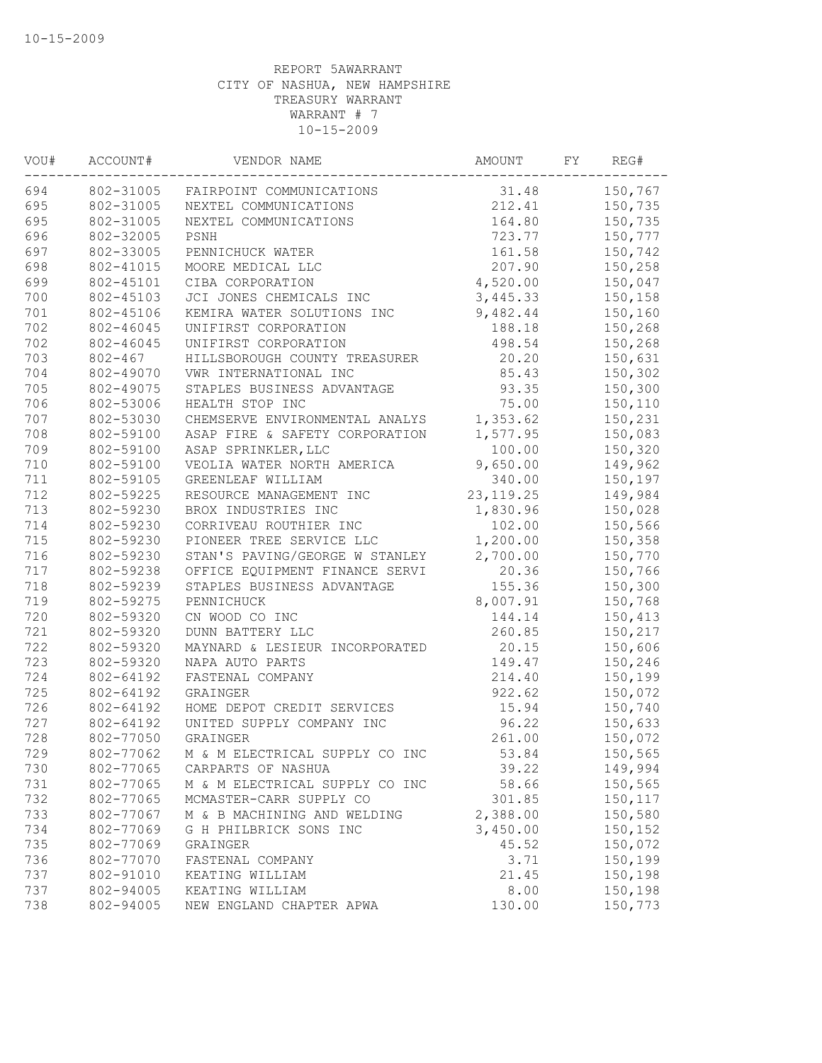10-15-2009

REPORT 5AWARRANT
CITY OF NASHUA, NEW HAMPSHIRE
TREASURY WARRANT
WARRANT # 7
10-15-2009

| VOU# | ACCOUNT# | VENDOR NAME | AMOUNT | FY | REG# |
|---|---|---|---|---|---|
| 694 | 802-31005 | FAIRPOINT COMMUNICATIONS | 31.48 | | 150,767 |
| 695 | 802-31005 | NEXTEL COMMUNICATIONS | 212.41 | | 150,735 |
| 695 | 802-31005 | NEXTEL COMMUNICATIONS | 164.80 | | 150,735 |
| 696 | 802-32005 | PSNH | 723.77 | | 150,777 |
| 697 | 802-33005 | PENNICHUCK WATER | 161.58 | | 150,742 |
| 698 | 802-41015 | MOORE MEDICAL LLC | 207.90 | | 150,258 |
| 699 | 802-45101 | CIBA CORPORATION | 4,520.00 | | 150,047 |
| 700 | 802-45103 | JCI JONES CHEMICALS INC | 3,445.33 | | 150,158 |
| 701 | 802-45106 | KEMIRA WATER SOLUTIONS INC | 9,482.44 | | 150,160 |
| 702 | 802-46045 | UNIFIRST CORPORATION | 188.18 | | 150,268 |
| 702 | 802-46045 | UNIFIRST CORPORATION | 498.54 | | 150,268 |
| 703 | 802-467 | HILLSBOROUGH COUNTY TREASURER | 20.20 | | 150,631 |
| 704 | 802-49070 | VWR INTERNATIONAL INC | 85.43 | | 150,302 |
| 705 | 802-49075 | STAPLES BUSINESS ADVANTAGE | 93.35 | | 150,300 |
| 706 | 802-53006 | HEALTH STOP INC | 75.00 | | 150,110 |
| 707 | 802-53030 | CHEMSERVE ENVIRONMENTAL ANALYS | 1,353.62 | | 150,231 |
| 708 | 802-59100 | ASAP FIRE & SAFETY CORPORATION | 1,577.95 | | 150,083 |
| 709 | 802-59100 | ASAP SPRINKLER,LLC | 100.00 | | 150,320 |
| 710 | 802-59100 | VEOLIA WATER NORTH AMERICA | 9,650.00 | | 149,962 |
| 711 | 802-59105 | GREENLEAF WILLIAM | 340.00 | | 150,197 |
| 712 | 802-59225 | RESOURCE MANAGEMENT INC | 23,119.25 | | 149,984 |
| 713 | 802-59230 | BROX INDUSTRIES INC | 1,830.96 | | 150,028 |
| 714 | 802-59230 | CORRIVEAU ROUTHIER INC | 102.00 | | 150,566 |
| 715 | 802-59230 | PIONEER TREE SERVICE LLC | 1,200.00 | | 150,358 |
| 716 | 802-59230 | STAN'S PAVING/GEORGE W STANLEY | 2,700.00 | | 150,770 |
| 717 | 802-59238 | OFFICE EQUIPMENT FINANCE SERVI | 20.36 | | 150,766 |
| 718 | 802-59239 | STAPLES BUSINESS ADVANTAGE | 155.36 | | 150,300 |
| 719 | 802-59275 | PENNICHUCK | 8,007.91 | | 150,768 |
| 720 | 802-59320 | CN WOOD CO INC | 144.14 | | 150,413 |
| 721 | 802-59320 | DUNN BATTERY LLC | 260.85 | | 150,217 |
| 722 | 802-59320 | MAYNARD & LESIEUR INCORPORATED | 20.15 | | 150,606 |
| 723 | 802-59320 | NAPA AUTO PARTS | 149.47 | | 150,246 |
| 724 | 802-64192 | FASTENAL COMPANY | 214.40 | | 150,199 |
| 725 | 802-64192 | GRAINGER | 922.62 | | 150,072 |
| 726 | 802-64192 | HOME DEPOT CREDIT SERVICES | 15.94 | | 150,740 |
| 727 | 802-64192 | UNITED SUPPLY COMPANY INC | 96.22 | | 150,633 |
| 728 | 802-77050 | GRAINGER | 261.00 | | 150,072 |
| 729 | 802-77062 | M & M ELECTRICAL SUPPLY CO INC | 53.84 | | 150,565 |
| 730 | 802-77065 | CARPARTS OF NASHUA | 39.22 | | 149,994 |
| 731 | 802-77065 | M & M ELECTRICAL SUPPLY CO INC | 58.66 | | 150,565 |
| 732 | 802-77065 | MCMASTER-CARR SUPPLY CO | 301.85 | | 150,117 |
| 733 | 802-77067 | M & B MACHINING AND WELDING | 2,388.00 | | 150,580 |
| 734 | 802-77069 | G H PHILBRICK SONS INC | 3,450.00 | | 150,152 |
| 735 | 802-77069 | GRAINGER | 45.52 | | 150,072 |
| 736 | 802-77070 | FASTENAL COMPANY | 3.71 | | 150,199 |
| 737 | 802-91010 | KEATING WILLIAM | 21.45 | | 150,198 |
| 737 | 802-94005 | KEATING WILLIAM | 8.00 | | 150,198 |
| 738 | 802-94005 | NEW ENGLAND CHAPTER APWA | 130.00 | | 150,773 |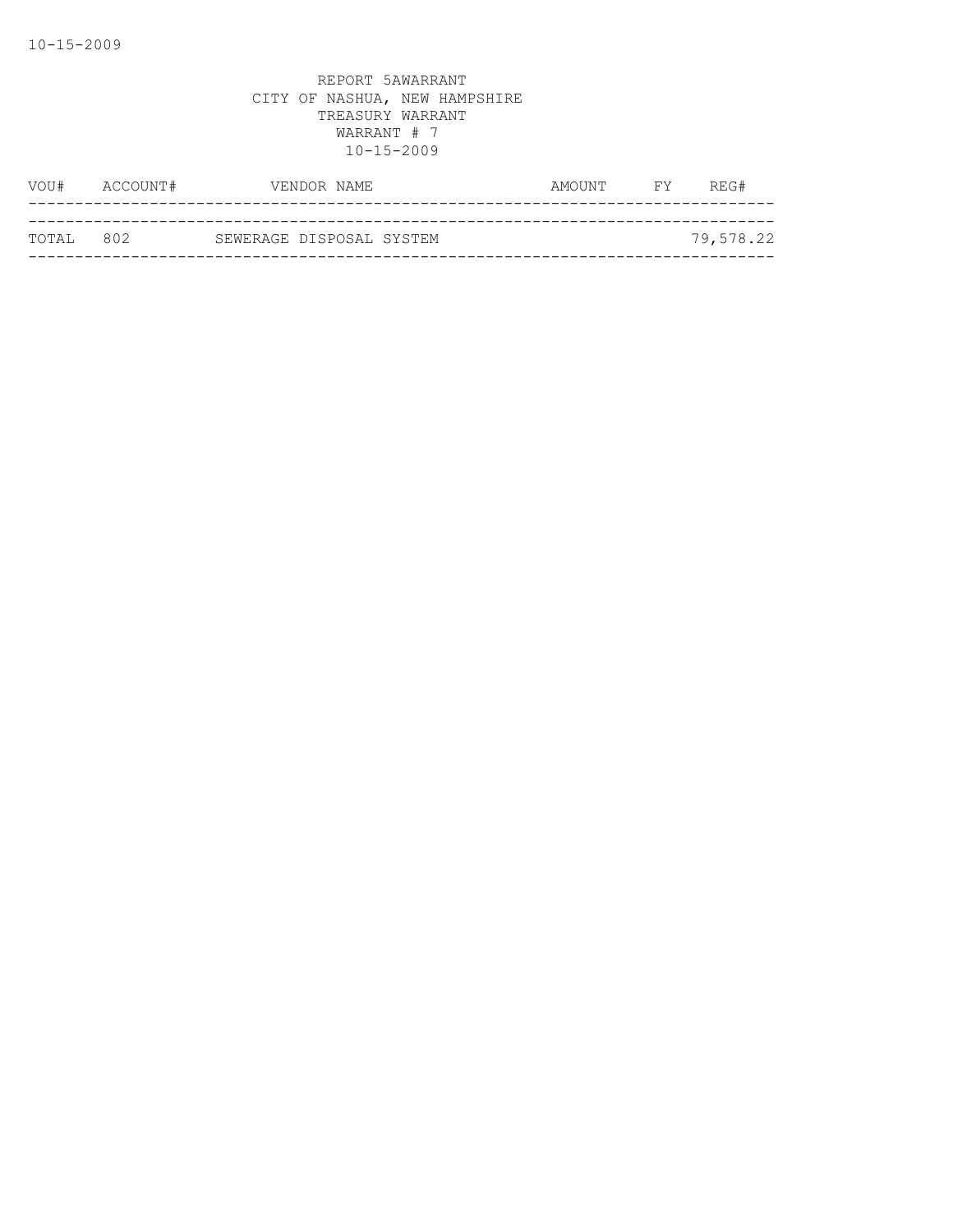REPORT 5AWARRANT
CITY OF NASHUA, NEW HAMPSHIRE
TREASURY WARRANT
WARRANT # 7
10-15-2009

| VOU# | ACCOUNT# | VENDOR NAME | AMOUNT | FY | REG# |
|---|---|---|---|---|---|
| TOTAL | 802 | SEWERAGE DISPOSAL SYSTEM | | | 79,578.22 |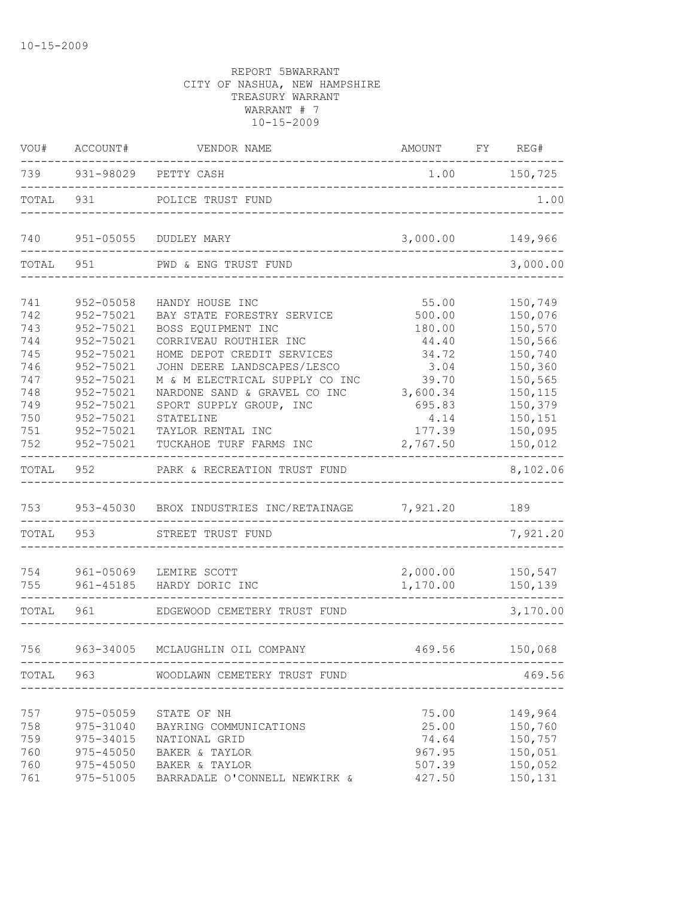10-15-2009

REPORT 5BWARRANT
CITY OF NASHUA, NEW HAMPSHIRE
TREASURY WARRANT
WARRANT # 7
10-15-2009

| VOU# | ACCOUNT# | VENDOR NAME | AMOUNT | FY | REG# |
|---|---|---|---|---|---|
| 739 | 931-98029 | PETTY CASH | 1.00 | | 150,725 |
| TOTAL | 931 | POLICE TRUST FUND | | | 1.00 |
| 740 | 951-05055 | DUDLEY MARY | 3,000.00 | | 149,966 |
| TOTAL | 951 | PWD & ENG TRUST FUND | | | 3,000.00 |
| 741 | 952-05058 | HANDY HOUSE INC | 55.00 | | 150,749 |
| 742 | 952-75021 | BAY STATE FORESTRY SERVICE | 500.00 | | 150,076 |
| 743 | 952-75021 | BOSS EQUIPMENT INC | 180.00 | | 150,570 |
| 744 | 952-75021 | CORRIVEAU ROUTHIER INC | 44.40 | | 150,566 |
| 745 | 952-75021 | HOME DEPOT CREDIT SERVICES | 34.72 | | 150,740 |
| 746 | 952-75021 | JOHN DEERE LANDSCAPES/LESCO | 3.04 | | 150,360 |
| 747 | 952-75021 | M & M ELECTRICAL SUPPLY CO INC | 39.70 | | 150,565 |
| 748 | 952-75021 | NARDONE SAND & GRAVEL CO INC | 3,600.34 | | 150,115 |
| 749 | 952-75021 | SPORT SUPPLY GROUP, INC | 695.83 | | 150,379 |
| 750 | 952-75021 | STATELINE | 4.14 | | 150,151 |
| 751 | 952-75021 | TAYLOR RENTAL INC | 177.39 | | 150,095 |
| 752 | 952-75021 | TUCKAHOE TURF FARMS INC | 2,767.50 | | 150,012 |
| TOTAL | 952 | PARK & RECREATION TRUST FUND | | | 8,102.06 |
| 753 | 953-45030 | BROX INDUSTRIES INC/RETAINAGE | 7,921.20 | | 189 |
| TOTAL | 953 | STREET TRUST FUND | | | 7,921.20 |
| 754 | 961-05069 | LEMIRE SCOTT | 2,000.00 | | 150,547 |
| 755 | 961-45185 | HARDY DORIC INC | 1,170.00 | | 150,139 |
| TOTAL | 961 | EDGEWOOD CEMETERY TRUST FUND | | | 3,170.00 |
| 756 | 963-34005 | MCLAUGHLIN OIL COMPANY | 469.56 | | 150,068 |
| TOTAL | 963 | WOODLAWN CEMETERY TRUST FUND | | | 469.56 |
| 757 | 975-05059 | STATE OF NH | 75.00 | | 149,964 |
| 758 | 975-31040 | BAYRING COMMUNICATIONS | 25.00 | | 150,760 |
| 759 | 975-34015 | NATIONAL GRID | 74.64 | | 150,757 |
| 760 | 975-45050 | BAKER & TAYLOR | 967.95 | | 150,051 |
| 760 | 975-45050 | BAKER & TAYLOR | 507.39 | | 150,052 |
| 761 | 975-51005 | BARRADALE O'CONNELL NEWKIRK & | 427.50 | | 150,131 |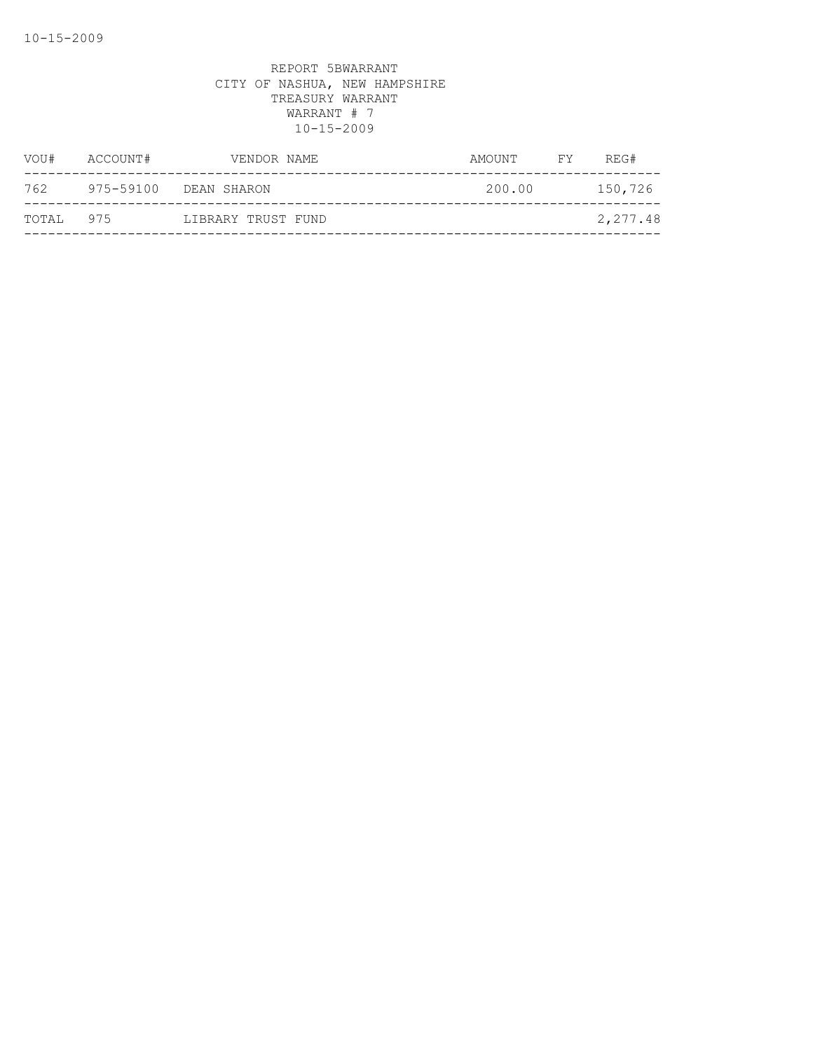REPORT 5BWARRANT
CITY OF NASHUA, NEW HAMPSHIRE
TREASURY WARRANT
WARRANT # 7
10-15-2009

| VOU# | ACCOUNT# | VENDOR NAME | AMOUNT | FY | REG# |
|---|---|---|---|---|---|
| 762 | 975-59100 | DEAN SHARON | 200.00 | | 150,726 |
| TOTAL | 975 | LIBRARY TRUST FUND | | | 2,277.48 |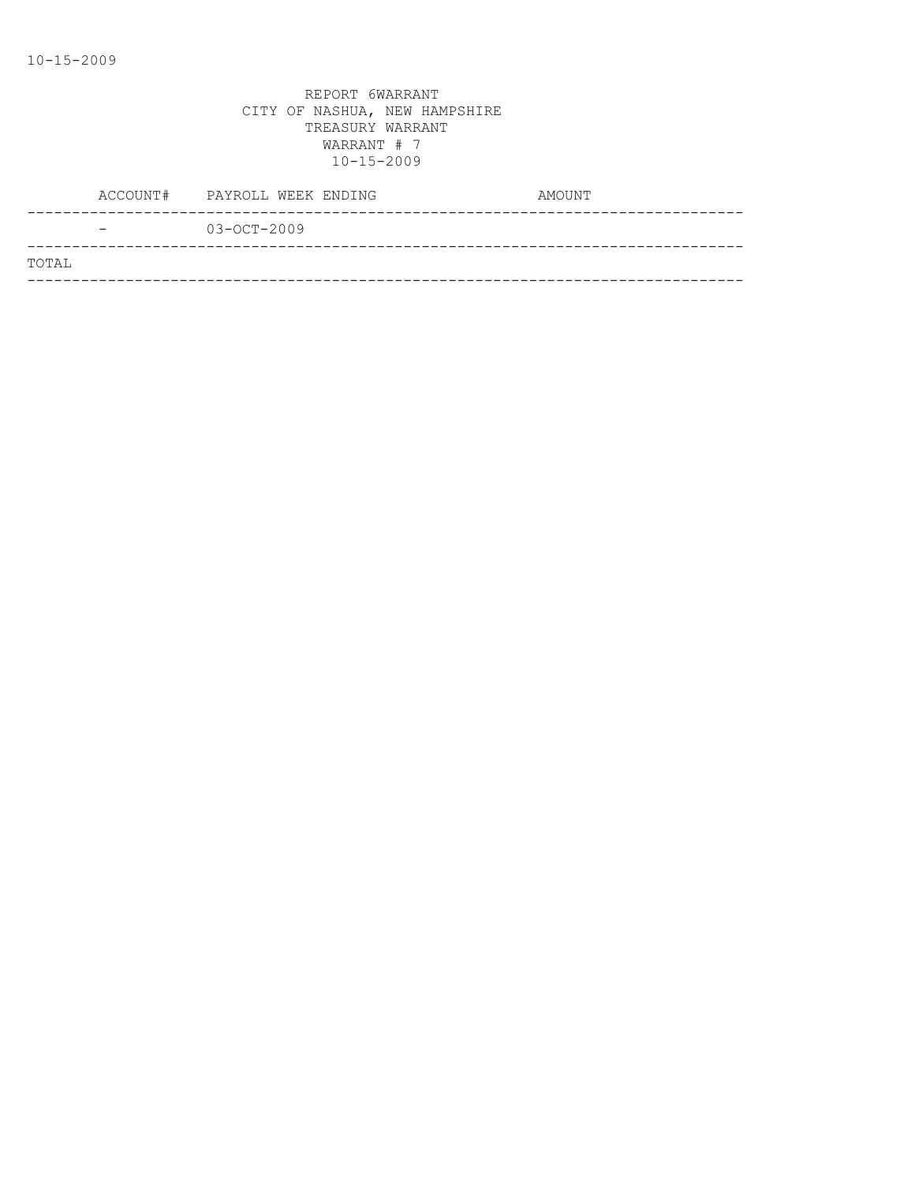10-15-2009

REPORT 6WARRANT
CITY OF NASHUA, NEW HAMPSHIRE
TREASURY WARRANT
WARRANT # 7
10-15-2009

| | ACCOUNT# | PAYROLL WEEK ENDING | AMOUNT |
|---|---|---|---|
| | - | 03-OCT-2009 | |
| TOTAL | | | |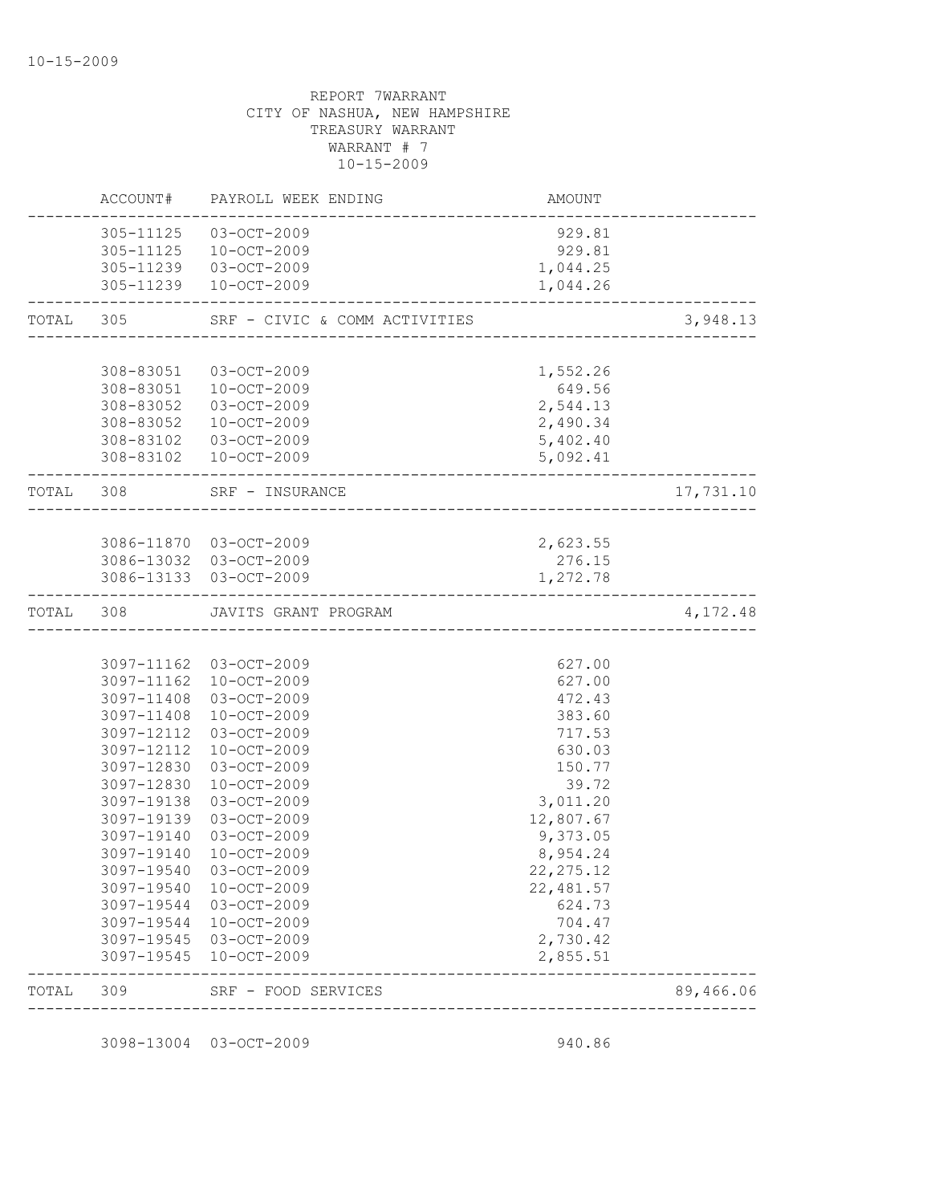10-15-2009

REPORT 7WARRANT
CITY OF NASHUA, NEW HAMPSHIRE
TREASURY WARRANT
WARRANT # 7
10-15-2009

| | ACCOUNT# | PAYROLL WEEK ENDING | AMOUNT | |
|---|---|---|---|---|
| | 305-11125 | 03-OCT-2009 | 929.81 | |
| | 305-11125 | 10-OCT-2009 | 929.81 | |
| | 305-11239 | 03-OCT-2009 | 1,044.25 | |
| | 305-11239 | 10-OCT-2009 | 1,044.26 | |
| TOTAL | 305 | SRF - CIVIC & COMM ACTIVITIES | | 3,948.13 |
| | 308-83051 | 03-OCT-2009 | 1,552.26 | |
| | 308-83051 | 10-OCT-2009 | 649.56 | |
| | 308-83052 | 03-OCT-2009 | 2,544.13 | |
| | 308-83052 | 10-OCT-2009 | 2,490.34 | |
| | 308-83102 | 03-OCT-2009 | 5,402.40 | |
| | 308-83102 | 10-OCT-2009 | 5,092.41 | |
| TOTAL | 308 | SRF - INSURANCE | | 17,731.10 |
| | 3086-11870 | 03-OCT-2009 | 2,623.55 | |
| | 3086-13032 | 03-OCT-2009 | 276.15 | |
| | 3086-13133 | 03-OCT-2009 | 1,272.78 | |
| TOTAL | 308 | JAVITS GRANT PROGRAM | | 4,172.48 |
| | 3097-11162 | 03-OCT-2009 | 627.00 | |
| | 3097-11162 | 10-OCT-2009 | 627.00 | |
| | 3097-11408 | 03-OCT-2009 | 472.43 | |
| | 3097-11408 | 10-OCT-2009 | 383.60 | |
| | 3097-12112 | 03-OCT-2009 | 717.53 | |
| | 3097-12112 | 10-OCT-2009 | 630.03 | |
| | 3097-12830 | 03-OCT-2009 | 150.77 | |
| | 3097-12830 | 10-OCT-2009 | 39.72 | |
| | 3097-19138 | 03-OCT-2009 | 3,011.20 | |
| | 3097-19139 | 03-OCT-2009 | 12,807.67 | |
| | 3097-19140 | 03-OCT-2009 | 9,373.05 | |
| | 3097-19140 | 10-OCT-2009 | 8,954.24 | |
| | 3097-19540 | 03-OCT-2009 | 22,275.12 | |
| | 3097-19540 | 10-OCT-2009 | 22,481.57 | |
| | 3097-19544 | 03-OCT-2009 | 624.73 | |
| | 3097-19544 | 10-OCT-2009 | 704.47 | |
| | 3097-19545 | 03-OCT-2009 | 2,730.42 | |
| | 3097-19545 | 10-OCT-2009 | 2,855.51 | |
| TOTAL | 309 | SRF - FOOD SERVICES | | 89,466.06 |
| | 3098-13004 | 03-OCT-2009 | 940.86 | |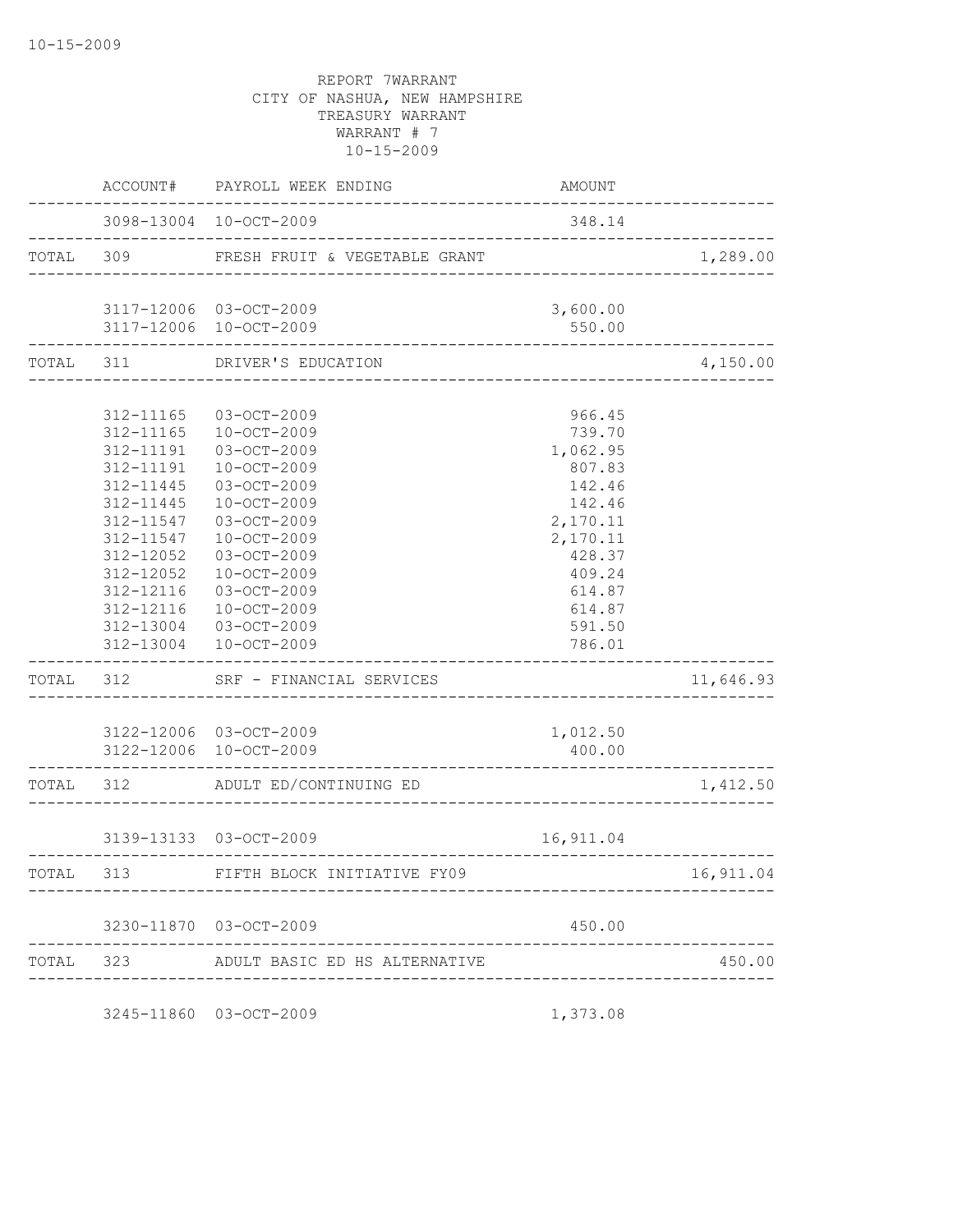REPORT 7WARRANT
CITY OF NASHUA, NEW HAMPSHIRE
TREASURY WARRANT
WARRANT # 7
10-15-2009

| | ACCOUNT# | PAYROLL WEEK ENDING | AMOUNT | |
|---|---|---|---|---|
| | 3098-13004 | 10-OCT-2009 | 348.14 | |
| TOTAL | 309 | FRESH FRUIT & VEGETABLE GRANT | | 1,289.00 |
| | 3117-12006 | 03-OCT-2009 | 3,600.00 | |
| | 3117-12006 | 10-OCT-2009 | 550.00 | |
| TOTAL | 311 | DRIVER'S EDUCATION | | 4,150.00 |
| | 312-11165 | 03-OCT-2009 | 966.45 | |
| | 312-11165 | 10-OCT-2009 | 739.70 | |
| | 312-11191 | 03-OCT-2009 | 1,062.95 | |
| | 312-11191 | 10-OCT-2009 | 807.83 | |
| | 312-11445 | 03-OCT-2009 | 142.46 | |
| | 312-11445 | 10-OCT-2009 | 142.46 | |
| | 312-11547 | 03-OCT-2009 | 2,170.11 | |
| | 312-11547 | 10-OCT-2009 | 2,170.11 | |
| | 312-12052 | 03-OCT-2009 | 428.37 | |
| | 312-12052 | 10-OCT-2009 | 409.24 | |
| | 312-12116 | 03-OCT-2009 | 614.87 | |
| | 312-12116 | 10-OCT-2009 | 614.87 | |
| | 312-13004 | 03-OCT-2009 | 591.50 | |
| | 312-13004 | 10-OCT-2009 | 786.01 | |
| TOTAL | 312 | SRF - FINANCIAL SERVICES | | 11,646.93 |
| | 3122-12006 | 03-OCT-2009 | 1,012.50 | |
| | 3122-12006 | 10-OCT-2009 | 400.00 | |
| TOTAL | 312 | ADULT ED/CONTINUING ED | | 1,412.50 |
| | 3139-13133 | 03-OCT-2009 | 16,911.04 | |
| TOTAL | 313 | FIFTH BLOCK INITIATIVE FY09 | | 16,911.04 |
| | 3230-11870 | 03-OCT-2009 | 450.00 | |
| TOTAL | 323 | ADULT BASIC ED HS ALTERNATIVE | | 450.00 |
| | 3245-11860 | 03-OCT-2009 | 1,373.08 | |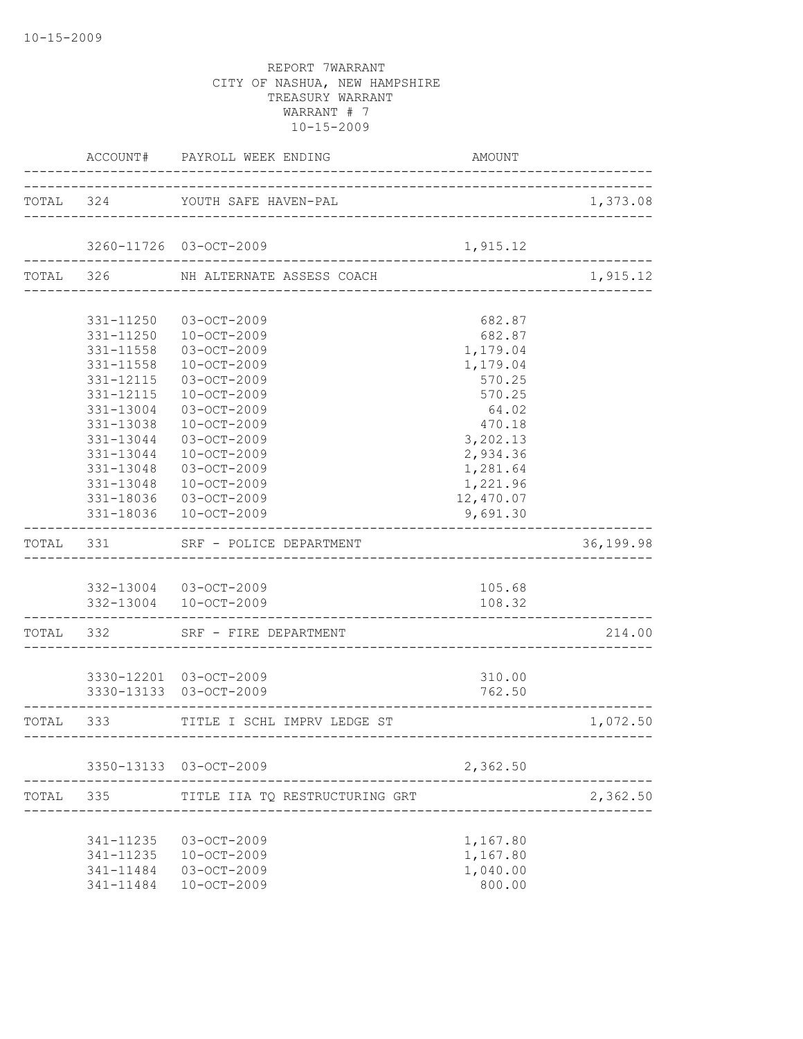10-15-2009

REPORT 7WARRANT
CITY OF NASHUA, NEW HAMPSHIRE
TREASURY WARRANT
WARRANT # 7
10-15-2009

| | ACCOUNT# | PAYROLL WEEK ENDING | AMOUNT | |
|---|---|---|---|---|
| TOTAL | 324 | YOUTH SAFE HAVEN-PAL | | 1,373.08 |
| | 3260-11726 | 03-OCT-2009 | 1,915.12 | |
| TOTAL | 326 | NH ALTERNATE ASSESS COACH | | 1,915.12 |
| | 331-11250 | 03-OCT-2009 | 682.87 | |
| | 331-11250 | 10-OCT-2009 | 682.87 | |
| | 331-11558 | 03-OCT-2009 | 1,179.04 | |
| | 331-11558 | 10-OCT-2009 | 1,179.04 | |
| | 331-12115 | 03-OCT-2009 | 570.25 | |
| | 331-12115 | 10-OCT-2009 | 570.25 | |
| | 331-13004 | 03-OCT-2009 | 64.02 | |
| | 331-13038 | 10-OCT-2009 | 470.18 | |
| | 331-13044 | 03-OCT-2009 | 3,202.13 | |
| | 331-13044 | 10-OCT-2009 | 2,934.36 | |
| | 331-13048 | 03-OCT-2009 | 1,281.64 | |
| | 331-13048 | 10-OCT-2009 | 1,221.96 | |
| | 331-18036 | 03-OCT-2009 | 12,470.07 | |
| | 331-18036 | 10-OCT-2009 | 9,691.30 | |
| TOTAL | 331 | SRF - POLICE DEPARTMENT | | 36,199.98 |
| | 332-13004 | 03-OCT-2009 | 105.68 | |
| | 332-13004 | 10-OCT-2009 | 108.32 | |
| TOTAL | 332 | SRF - FIRE DEPARTMENT | | 214.00 |
| | 3330-12201 | 03-OCT-2009 | 310.00 | |
| | 3330-13133 | 03-OCT-2009 | 762.50 | |
| TOTAL | 333 | TITLE I SCHL IMPRV LEDGE ST | | 1,072.50 |
| | 3350-13133 | 03-OCT-2009 | 2,362.50 | |
| TOTAL | 335 | TITLE IIA TQ RESTRUCTURING GRT | | 2,362.50 |
| | 341-11235 | 03-OCT-2009 | 1,167.80 | |
| | 341-11235 | 10-OCT-2009 | 1,167.80 | |
| | 341-11484 | 03-OCT-2009 | 1,040.00 | |
| | 341-11484 | 10-OCT-2009 | 800.00 | |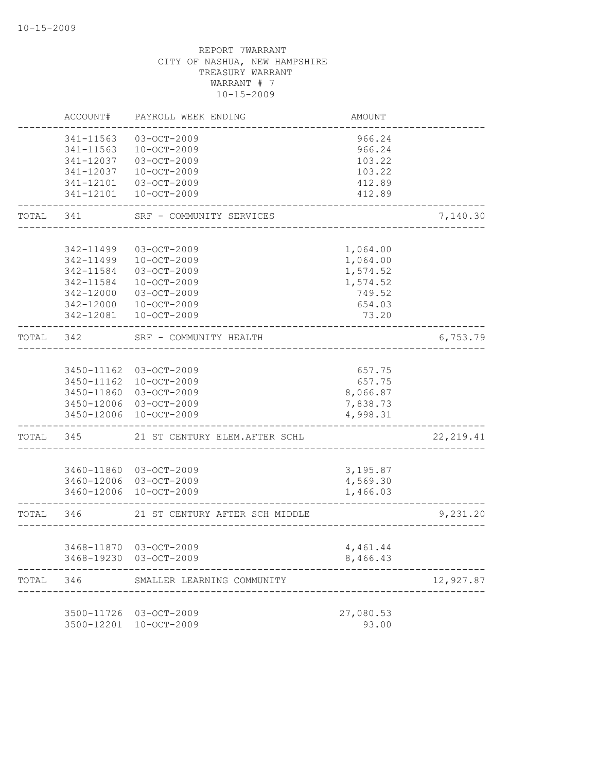10-15-2009

REPORT 7WARRANT
CITY OF NASHUA, NEW HAMPSHIRE
TREASURY WARRANT
WARRANT # 7
10-15-2009

| | ACCOUNT# | PAYROLL WEEK ENDING | AMOUNT | |
|---|---|---|---|---|
| | 341-11563 | 03-OCT-2009 | 966.24 | |
| | 341-11563 | 10-OCT-2009 | 966.24 | |
| | 341-12037 | 03-OCT-2009 | 103.22 | |
| | 341-12037 | 10-OCT-2009 | 103.22 | |
| | 341-12101 | 03-OCT-2009 | 412.89 | |
| | 341-12101 | 10-OCT-2009 | 412.89 | |
| TOTAL | 341 | SRF - COMMUNITY SERVICES | | 7,140.30 |
| | 342-11499 | 03-OCT-2009 | 1,064.00 | |
| | 342-11499 | 10-OCT-2009 | 1,064.00 | |
| | 342-11584 | 03-OCT-2009 | 1,574.52 | |
| | 342-11584 | 10-OCT-2009 | 1,574.52 | |
| | 342-12000 | 03-OCT-2009 | 749.52 | |
| | 342-12000 | 10-OCT-2009 | 654.03 | |
| | 342-12081 | 10-OCT-2009 | 73.20 | |
| TOTAL | 342 | SRF - COMMUNITY HEALTH | | 6,753.79 |
| | 3450-11162 | 03-OCT-2009 | 657.75 | |
| | 3450-11162 | 10-OCT-2009 | 657.75 | |
| | 3450-11860 | 03-OCT-2009 | 8,066.87 | |
| | 3450-12006 | 03-OCT-2009 | 7,838.73 | |
| | 3450-12006 | 10-OCT-2009 | 4,998.31 | |
| TOTAL | 345 | 21 ST CENTURY ELEM.AFTER SCHL | | 22,219.41 |
| | 3460-11860 | 03-OCT-2009 | 3,195.87 | |
| | 3460-12006 | 03-OCT-2009 | 4,569.30 | |
| | 3460-12006 | 10-OCT-2009 | 1,466.03 | |
| TOTAL | 346 | 21 ST CENTURY AFTER SCH MIDDLE | | 9,231.20 |
| | 3468-11870 | 03-OCT-2009 | 4,461.44 | |
| | 3468-19230 | 03-OCT-2009 | 8,466.43 | |
| TOTAL | 346 | SMALLER LEARNING COMMUNITY | | 12,927.87 |
| | 3500-11726 | 03-OCT-2009 | 27,080.53 | |
| | 3500-12201 | 10-OCT-2009 | 93.00 | |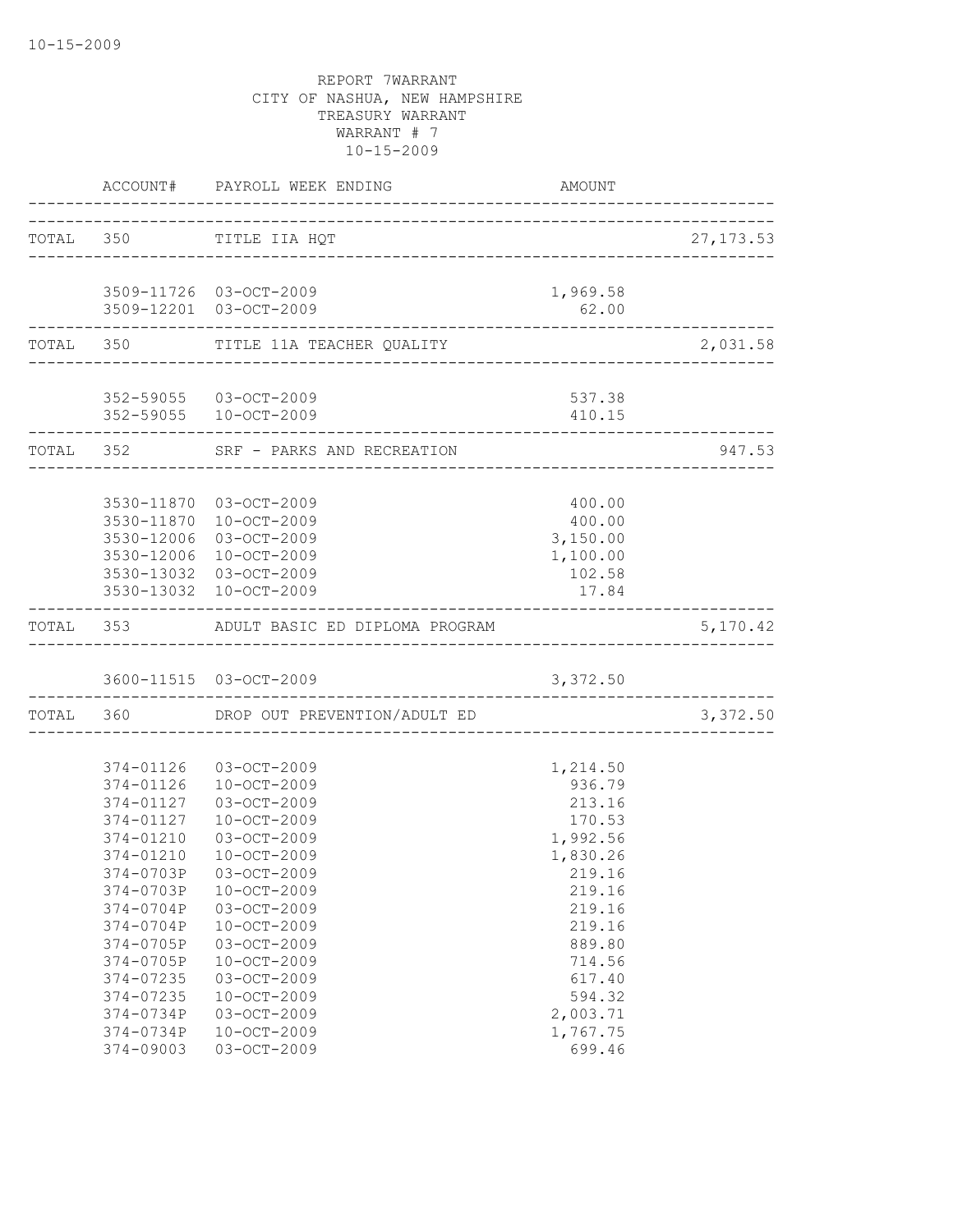REPORT 7WARRANT
CITY OF NASHUA, NEW HAMPSHIRE
TREASURY WARRANT
WARRANT # 7
10-15-2009

| | ACCOUNT# | PAYROLL WEEK ENDING | AMOUNT | |
|---|---|---|---|---|
| TOTAL | 350 | TITLE IIA HQT | | 27,173.53 |
| | 3509-11726 | 03-OCT-2009 | 1,969.58 | |
| | 3509-12201 | 03-OCT-2009 | 62.00 | |
| TOTAL | 350 | TITLE 11A TEACHER QUALITY | | 2,031.58 |
| | 352-59055 | 03-OCT-2009 | 537.38 | |
| | 352-59055 | 10-OCT-2009 | 410.15 | |
| TOTAL | 352 | SRF - PARKS AND RECREATION | | 947.53 |
| | 3530-11870 | 03-OCT-2009 | 400.00 | |
| | 3530-11870 | 10-OCT-2009 | 400.00 | |
| | 3530-12006 | 03-OCT-2009 | 3,150.00 | |
| | 3530-12006 | 10-OCT-2009 | 1,100.00 | |
| | 3530-13032 | 03-OCT-2009 | 102.58 | |
| | 3530-13032 | 10-OCT-2009 | 17.84 | |
| TOTAL | 353 | ADULT BASIC ED DIPLOMA PROGRAM | | 5,170.42 |
| | 3600-11515 | 03-OCT-2009 | 3,372.50 | |
| TOTAL | 360 | DROP OUT PREVENTION/ADULT ED | | 3,372.50 |
| | 374-01126 | 03-OCT-2009 | 1,214.50 | |
| | 374-01126 | 10-OCT-2009 | 936.79 | |
| | 374-01127 | 03-OCT-2009 | 213.16 | |
| | 374-01127 | 10-OCT-2009 | 170.53 | |
| | 374-01210 | 03-OCT-2009 | 1,992.56 | |
| | 374-01210 | 10-OCT-2009 | 1,830.26 | |
| | 374-0703P | 03-OCT-2009 | 219.16 | |
| | 374-0703P | 10-OCT-2009 | 219.16 | |
| | 374-0704P | 03-OCT-2009 | 219.16 | |
| | 374-0704P | 10-OCT-2009 | 219.16 | |
| | 374-0705P | 03-OCT-2009 | 889.80 | |
| | 374-0705P | 10-OCT-2009 | 714.56 | |
| | 374-07235 | 03-OCT-2009 | 617.40 | |
| | 374-07235 | 10-OCT-2009 | 594.32 | |
| | 374-0734P | 03-OCT-2009 | 2,003.71 | |
| | 374-0734P | 10-OCT-2009 | 1,767.75 | |
| | 374-09003 | 03-OCT-2009 | 699.46 | |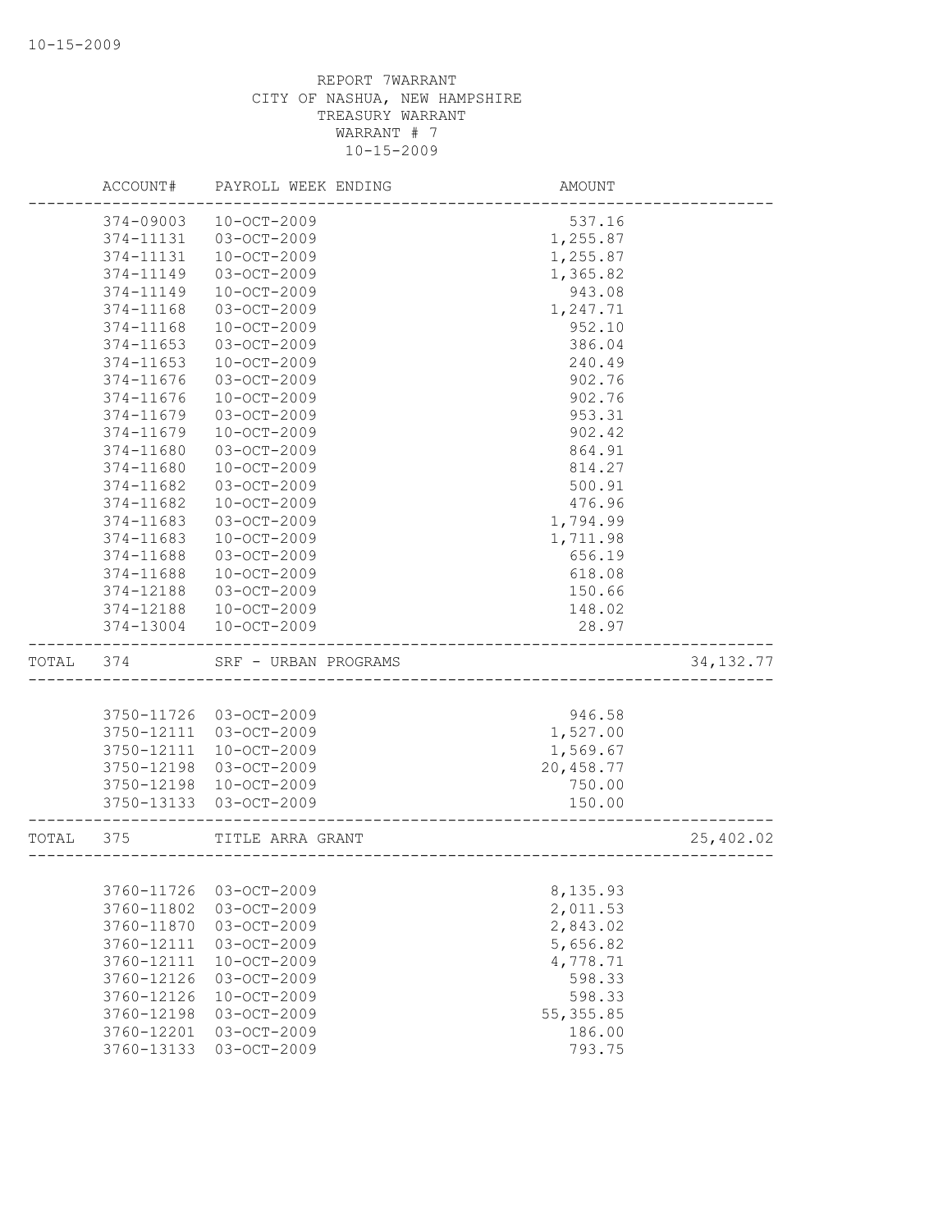REPORT 7WARRANT
CITY OF NASHUA, NEW HAMPSHIRE
TREASURY WARRANT
WARRANT # 7
10-15-2009

| | ACCOUNT# | PAYROLL WEEK ENDING | AMOUNT | |
|---|---|---|---|---|
| | 374-09003 | 10-OCT-2009 | 537.16 | |
| | 374-11131 | 03-OCT-2009 | 1,255.87 | |
| | 374-11131 | 10-OCT-2009 | 1,255.87 | |
| | 374-11149 | 03-OCT-2009 | 1,365.82 | |
| | 374-11149 | 10-OCT-2009 | 943.08 | |
| | 374-11168 | 03-OCT-2009 | 1,247.71 | |
| | 374-11168 | 10-OCT-2009 | 952.10 | |
| | 374-11653 | 03-OCT-2009 | 386.04 | |
| | 374-11653 | 10-OCT-2009 | 240.49 | |
| | 374-11676 | 03-OCT-2009 | 902.76 | |
| | 374-11676 | 10-OCT-2009 | 902.76 | |
| | 374-11679 | 03-OCT-2009 | 953.31 | |
| | 374-11679 | 10-OCT-2009 | 902.42 | |
| | 374-11680 | 03-OCT-2009 | 864.91 | |
| | 374-11680 | 10-OCT-2009 | 814.27 | |
| | 374-11682 | 03-OCT-2009 | 500.91 | |
| | 374-11682 | 10-OCT-2009 | 476.96 | |
| | 374-11683 | 03-OCT-2009 | 1,794.99 | |
| | 374-11683 | 10-OCT-2009 | 1,711.98 | |
| | 374-11688 | 03-OCT-2009 | 656.19 | |
| | 374-11688 | 10-OCT-2009 | 618.08 | |
| | 374-12188 | 03-OCT-2009 | 150.66 | |
| | 374-12188 | 10-OCT-2009 | 148.02 | |
| | 374-13004 | 10-OCT-2009 | 28.97 | |
| TOTAL | 374 | SRF - URBAN PROGRAMS | | 34,132.77 |
| | 3750-11726 | 03-OCT-2009 | 946.58 | |
| | 3750-12111 | 03-OCT-2009 | 1,527.00 | |
| | 3750-12111 | 10-OCT-2009 | 1,569.67 | |
| | 3750-12198 | 03-OCT-2009 | 20,458.77 | |
| | 3750-12198 | 10-OCT-2009 | 750.00 | |
| | 3750-13133 | 03-OCT-2009 | 150.00 | |
| TOTAL | 375 | TITLE ARRA GRANT | | 25,402.02 |
| | 3760-11726 | 03-OCT-2009 | 8,135.93 | |
| | 3760-11802 | 03-OCT-2009 | 2,011.53 | |
| | 3760-11870 | 03-OCT-2009 | 2,843.02 | |
| | 3760-12111 | 03-OCT-2009 | 5,656.82 | |
| | 3760-12111 | 10-OCT-2009 | 4,778.71 | |
| | 3760-12126 | 03-OCT-2009 | 598.33 | |
| | 3760-12126 | 10-OCT-2009 | 598.33 | |
| | 3760-12198 | 03-OCT-2009 | 55,355.85 | |
| | 3760-12201 | 03-OCT-2009 | 186.00 | |
| | 3760-13133 | 03-OCT-2009 | 793.75 | |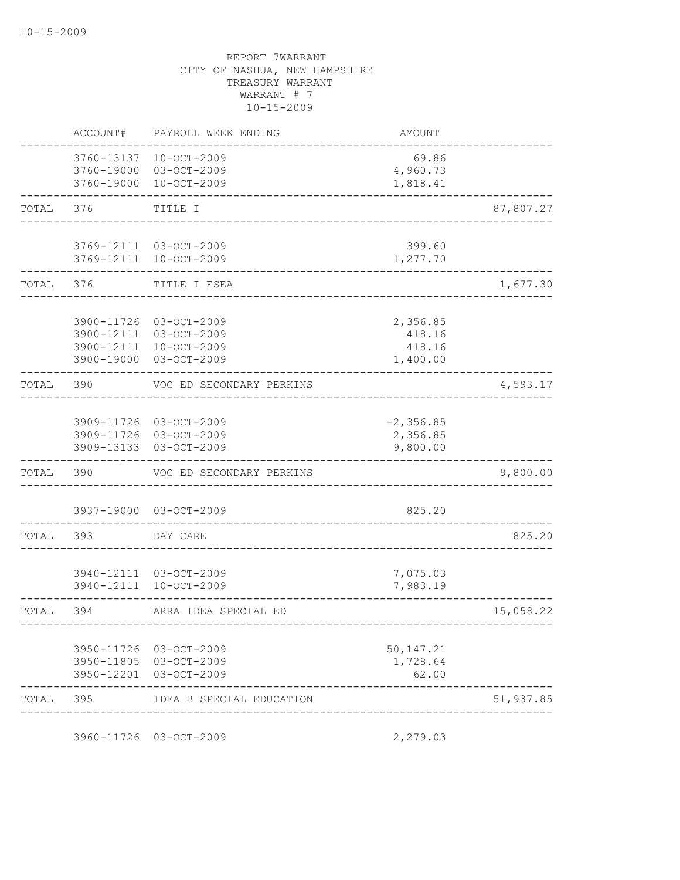REPORT 7WARRANT
CITY OF NASHUA, NEW HAMPSHIRE
TREASURY WARRANT
WARRANT # 7
10-15-2009

| | ACCOUNT# | PAYROLL WEEK ENDING | AMOUNT | |
|---|---|---|---|---|
| | 3760-13137 | 10-OCT-2009 | 69.86 | |
| | 3760-19000 | 03-OCT-2009 | 4,960.73 | |
| | 3760-19000 | 10-OCT-2009 | 1,818.41 | |
| TOTAL | 376 | TITLE I | | 87,807.27 |
| | 3769-12111 | 03-OCT-2009 | 399.60 | |
| | 3769-12111 | 10-OCT-2009 | 1,277.70 | |
| TOTAL | 376 | TITLE I ESEA | | 1,677.30 |
| | 3900-11726 | 03-OCT-2009 | 2,356.85 | |
| | 3900-12111 | 03-OCT-2009 | 418.16 | |
| | 3900-12111 | 10-OCT-2009 | 418.16 | |
| | 3900-19000 | 03-OCT-2009 | 1,400.00 | |
| TOTAL | 390 | VOC ED SECONDARY PERKINS | | 4,593.17 |
| | 3909-11726 | 03-OCT-2009 | -2,356.85 | |
| | 3909-11726 | 03-OCT-2009 | 2,356.85 | |
| | 3909-13133 | 03-OCT-2009 | 9,800.00 | |
| TOTAL | 390 | VOC ED SECONDARY PERKINS | | 9,800.00 |
| | 3937-19000 | 03-OCT-2009 | 825.20 | |
| TOTAL | 393 | DAY CARE | | 825.20 |
| | 3940-12111 | 03-OCT-2009 | 7,075.03 | |
| | 3940-12111 | 10-OCT-2009 | 7,983.19 | |
| TOTAL | 394 | ARRA IDEA SPECIAL ED | | 15,058.22 |
| | 3950-11726 | 03-OCT-2009 | 50,147.21 | |
| | 3950-11805 | 03-OCT-2009 | 1,728.64 | |
| | 3950-12201 | 03-OCT-2009 | 62.00 | |
| TOTAL | 395 | IDEA B SPECIAL EDUCATION | | 51,937.85 |
| | 3960-11726 | 03-OCT-2009 | 2,279.03 | |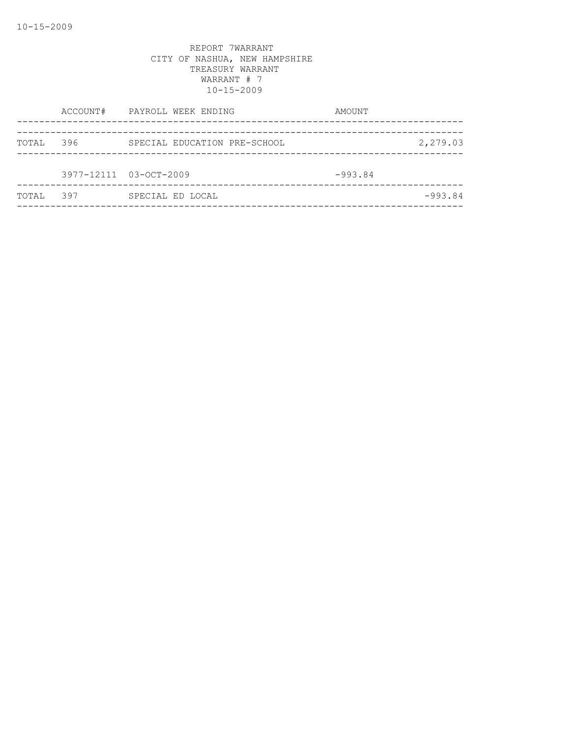REPORT 7WARRANT
CITY OF NASHUA, NEW HAMPSHIRE
TREASURY WARRANT
WARRANT # 7
10-15-2009

| | ACCOUNT# | PAYROLL WEEK ENDING | AMOUNT | |
|---|---|---|---|---|
| TOTAL | 396 | SPECIAL EDUCATION PRE-SCHOOL | | 2,279.03 |
| | 3977-12111 | 03-OCT-2009 | -993.84 | |
| TOTAL | 397 | SPECIAL ED LOCAL | | -993.84 |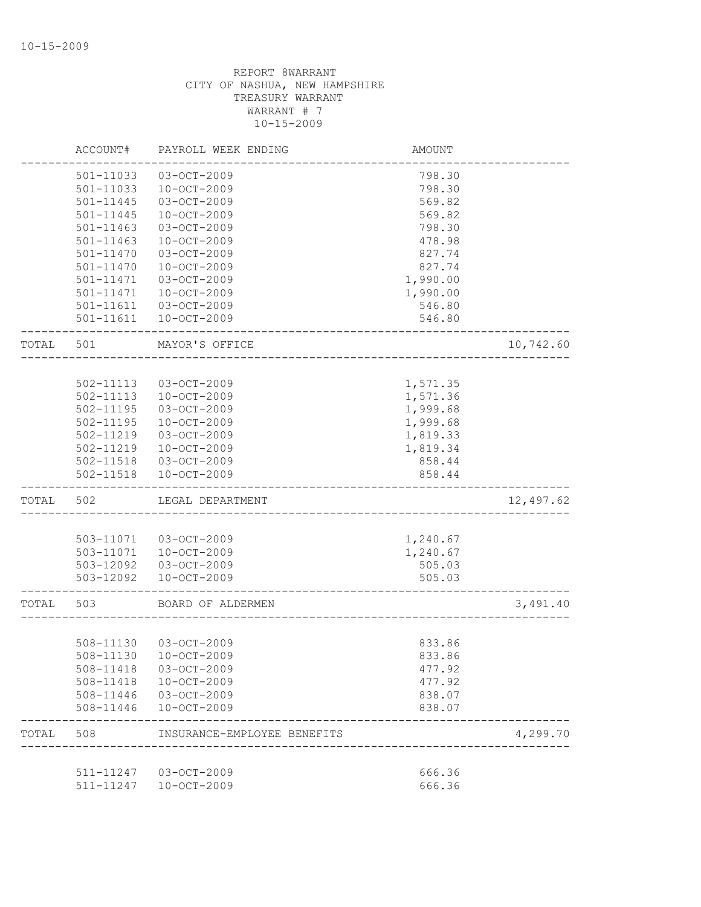REPORT 8WARRANT
CITY OF NASHUA, NEW HAMPSHIRE
TREASURY WARRANT
WARRANT # 7
10-15-2009

| | ACCOUNT# | PAYROLL WEEK ENDING | AMOUNT | |
|---|---|---|---|---|
| | 501-11033 | 03-OCT-2009 | 798.30 | |
| | 501-11033 | 10-OCT-2009 | 798.30 | |
| | 501-11445 | 03-OCT-2009 | 569.82 | |
| | 501-11445 | 10-OCT-2009 | 569.82 | |
| | 501-11463 | 03-OCT-2009 | 798.30 | |
| | 501-11463 | 10-OCT-2009 | 478.98 | |
| | 501-11470 | 03-OCT-2009 | 827.74 | |
| | 501-11470 | 10-OCT-2009 | 827.74 | |
| | 501-11471 | 03-OCT-2009 | 1,990.00 | |
| | 501-11471 | 10-OCT-2009 | 1,990.00 | |
| | 501-11611 | 03-OCT-2009 | 546.80 | |
| | 501-11611 | 10-OCT-2009 | 546.80 | |
| TOTAL | 501 | MAYOR'S OFFICE | | 10,742.60 |
| | 502-11113 | 03-OCT-2009 | 1,571.35 | |
| | 502-11113 | 10-OCT-2009 | 1,571.36 | |
| | 502-11195 | 03-OCT-2009 | 1,999.68 | |
| | 502-11195 | 10-OCT-2009 | 1,999.68 | |
| | 502-11219 | 03-OCT-2009 | 1,819.33 | |
| | 502-11219 | 10-OCT-2009 | 1,819.34 | |
| | 502-11518 | 03-OCT-2009 | 858.44 | |
| | 502-11518 | 10-OCT-2009 | 858.44 | |
| TOTAL | 502 | LEGAL DEPARTMENT | | 12,497.62 |
| | 503-11071 | 03-OCT-2009 | 1,240.67 | |
| | 503-11071 | 10-OCT-2009 | 1,240.67 | |
| | 503-12092 | 03-OCT-2009 | 505.03 | |
| | 503-12092 | 10-OCT-2009 | 505.03 | |
| TOTAL | 503 | BOARD OF ALDERMEN | | 3,491.40 |
| | 508-11130 | 03-OCT-2009 | 833.86 | |
| | 508-11130 | 10-OCT-2009 | 833.86 | |
| | 508-11418 | 03-OCT-2009 | 477.92 | |
| | 508-11418 | 10-OCT-2009 | 477.92 | |
| | 508-11446 | 03-OCT-2009 | 838.07 | |
| | 508-11446 | 10-OCT-2009 | 838.07 | |
| TOTAL | 508 | INSURANCE-EMPLOYEE BENEFITS | | 4,299.70 |
| | 511-11247 | 03-OCT-2009 | 666.36 | |
| | 511-11247 | 10-OCT-2009 | 666.36 | |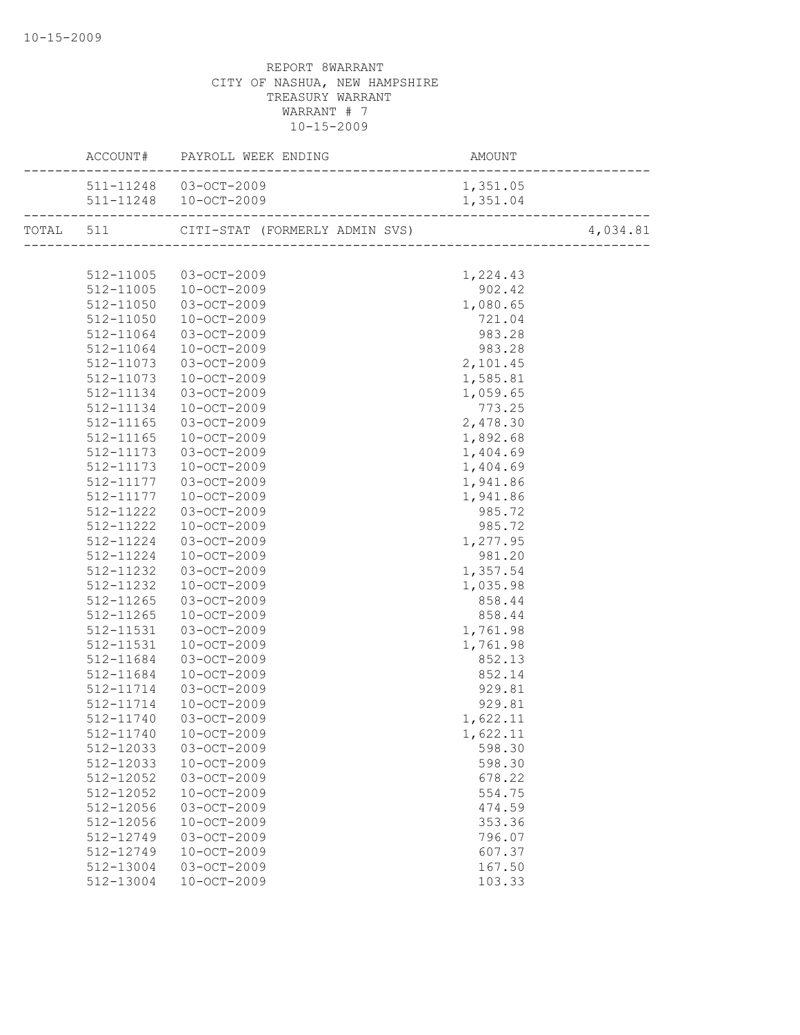REPORT 8WARRANT
CITY OF NASHUA, NEW HAMPSHIRE
TREASURY WARRANT
WARRANT # 7
10-15-2009

| | ACCOUNT# | PAYROLL WEEK ENDING | AMOUNT | |
|---|---|---|---|---|
| | 511-11248 | 03-OCT-2009 | 1,351.05 | |
| | 511-11248 | 10-OCT-2009 | 1,351.04 | |
| TOTAL | 511 | CITI-STAT (FORMERLY ADMIN SVS) | | 4,034.81 |
| | 512-11005 | 03-OCT-2009 | 1,224.43 | |
| | 512-11005 | 10-OCT-2009 | 902.42 | |
| | 512-11050 | 03-OCT-2009 | 1,080.65 | |
| | 512-11050 | 10-OCT-2009 | 721.04 | |
| | 512-11064 | 03-OCT-2009 | 983.28 | |
| | 512-11064 | 10-OCT-2009 | 983.28 | |
| | 512-11073 | 03-OCT-2009 | 2,101.45 | |
| | 512-11073 | 10-OCT-2009 | 1,585.81 | |
| | 512-11134 | 03-OCT-2009 | 1,059.65 | |
| | 512-11134 | 10-OCT-2009 | 773.25 | |
| | 512-11165 | 03-OCT-2009 | 2,478.30 | |
| | 512-11165 | 10-OCT-2009 | 1,892.68 | |
| | 512-11173 | 03-OCT-2009 | 1,404.69 | |
| | 512-11173 | 10-OCT-2009 | 1,404.69 | |
| | 512-11177 | 03-OCT-2009 | 1,941.86 | |
| | 512-11177 | 10-OCT-2009 | 1,941.86 | |
| | 512-11222 | 03-OCT-2009 | 985.72 | |
| | 512-11222 | 10-OCT-2009 | 985.72 | |
| | 512-11224 | 03-OCT-2009 | 1,277.95 | |
| | 512-11224 | 10-OCT-2009 | 981.20 | |
| | 512-11232 | 03-OCT-2009 | 1,357.54 | |
| | 512-11232 | 10-OCT-2009 | 1,035.98 | |
| | 512-11265 | 03-OCT-2009 | 858.44 | |
| | 512-11265 | 10-OCT-2009 | 858.44 | |
| | 512-11531 | 03-OCT-2009 | 1,761.98 | |
| | 512-11531 | 10-OCT-2009 | 1,761.98 | |
| | 512-11684 | 03-OCT-2009 | 852.13 | |
| | 512-11684 | 10-OCT-2009 | 852.14 | |
| | 512-11714 | 03-OCT-2009 | 929.81 | |
| | 512-11714 | 10-OCT-2009 | 929.81 | |
| | 512-11740 | 03-OCT-2009 | 1,622.11 | |
| | 512-11740 | 10-OCT-2009 | 1,622.11 | |
| | 512-12033 | 03-OCT-2009 | 598.30 | |
| | 512-12033 | 10-OCT-2009 | 598.30 | |
| | 512-12052 | 03-OCT-2009 | 678.22 | |
| | 512-12052 | 10-OCT-2009 | 554.75 | |
| | 512-12056 | 03-OCT-2009 | 474.59 | |
| | 512-12056 | 10-OCT-2009 | 353.36 | |
| | 512-12749 | 03-OCT-2009 | 796.07 | |
| | 512-12749 | 10-OCT-2009 | 607.37 | |
| | 512-13004 | 03-OCT-2009 | 167.50 | |
| | 512-13004 | 10-OCT-2009 | 103.33 | |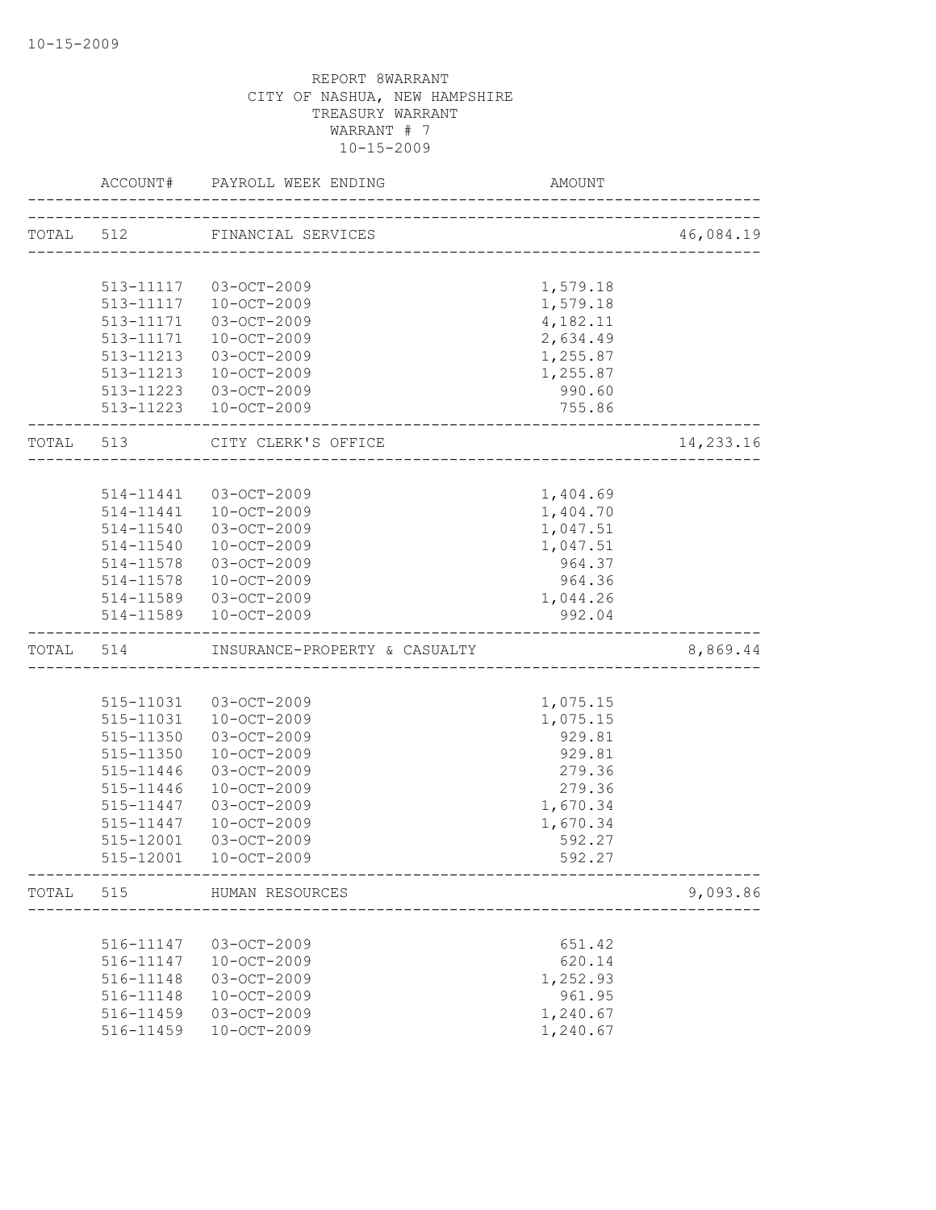REPORT 8WARRANT
CITY OF NASHUA, NEW HAMPSHIRE
TREASURY WARRANT
WARRANT # 7
10-15-2009

| | ACCOUNT# | PAYROLL WEEK ENDING | AMOUNT | |
|---|---|---|---|---|
| TOTAL | 512 | FINANCIAL SERVICES | | 46,084.19 |
| | 513-11117 | 03-OCT-2009 | 1,579.18 | |
| | 513-11117 | 10-OCT-2009 | 1,579.18 | |
| | 513-11171 | 03-OCT-2009 | 4,182.11 | |
| | 513-11171 | 10-OCT-2009 | 2,634.49 | |
| | 513-11213 | 03-OCT-2009 | 1,255.87 | |
| | 513-11213 | 10-OCT-2009 | 1,255.87 | |
| | 513-11223 | 03-OCT-2009 | 990.60 | |
| | 513-11223 | 10-OCT-2009 | 755.86 | |
| TOTAL | 513 | CITY CLERK'S OFFICE | | 14,233.16 |
| | 514-11441 | 03-OCT-2009 | 1,404.69 | |
| | 514-11441 | 10-OCT-2009 | 1,404.70 | |
| | 514-11540 | 03-OCT-2009 | 1,047.51 | |
| | 514-11540 | 10-OCT-2009 | 1,047.51 | |
| | 514-11578 | 03-OCT-2009 | 964.37 | |
| | 514-11578 | 10-OCT-2009 | 964.36 | |
| | 514-11589 | 03-OCT-2009 | 1,044.26 | |
| | 514-11589 | 10-OCT-2009 | 992.04 | |
| TOTAL | 514 | INSURANCE-PROPERTY & CASUALTY | | 8,869.44 |
| | 515-11031 | 03-OCT-2009 | 1,075.15 | |
| | 515-11031 | 10-OCT-2009 | 1,075.15 | |
| | 515-11350 | 03-OCT-2009 | 929.81 | |
| | 515-11350 | 10-OCT-2009 | 929.81 | |
| | 515-11446 | 03-OCT-2009 | 279.36 | |
| | 515-11446 | 10-OCT-2009 | 279.36 | |
| | 515-11447 | 03-OCT-2009 | 1,670.34 | |
| | 515-11447 | 10-OCT-2009 | 1,670.34 | |
| | 515-12001 | 03-OCT-2009 | 592.27 | |
| | 515-12001 | 10-OCT-2009 | 592.27 | |
| TOTAL | 515 | HUMAN RESOURCES | | 9,093.86 |
| | 516-11147 | 03-OCT-2009 | 651.42 | |
| | 516-11147 | 10-OCT-2009 | 620.14 | |
| | 516-11148 | 03-OCT-2009 | 1,252.93 | |
| | 516-11148 | 10-OCT-2009 | 961.95 | |
| | 516-11459 | 03-OCT-2009 | 1,240.67 | |
| | 516-11459 | 10-OCT-2009 | 1,240.67 | |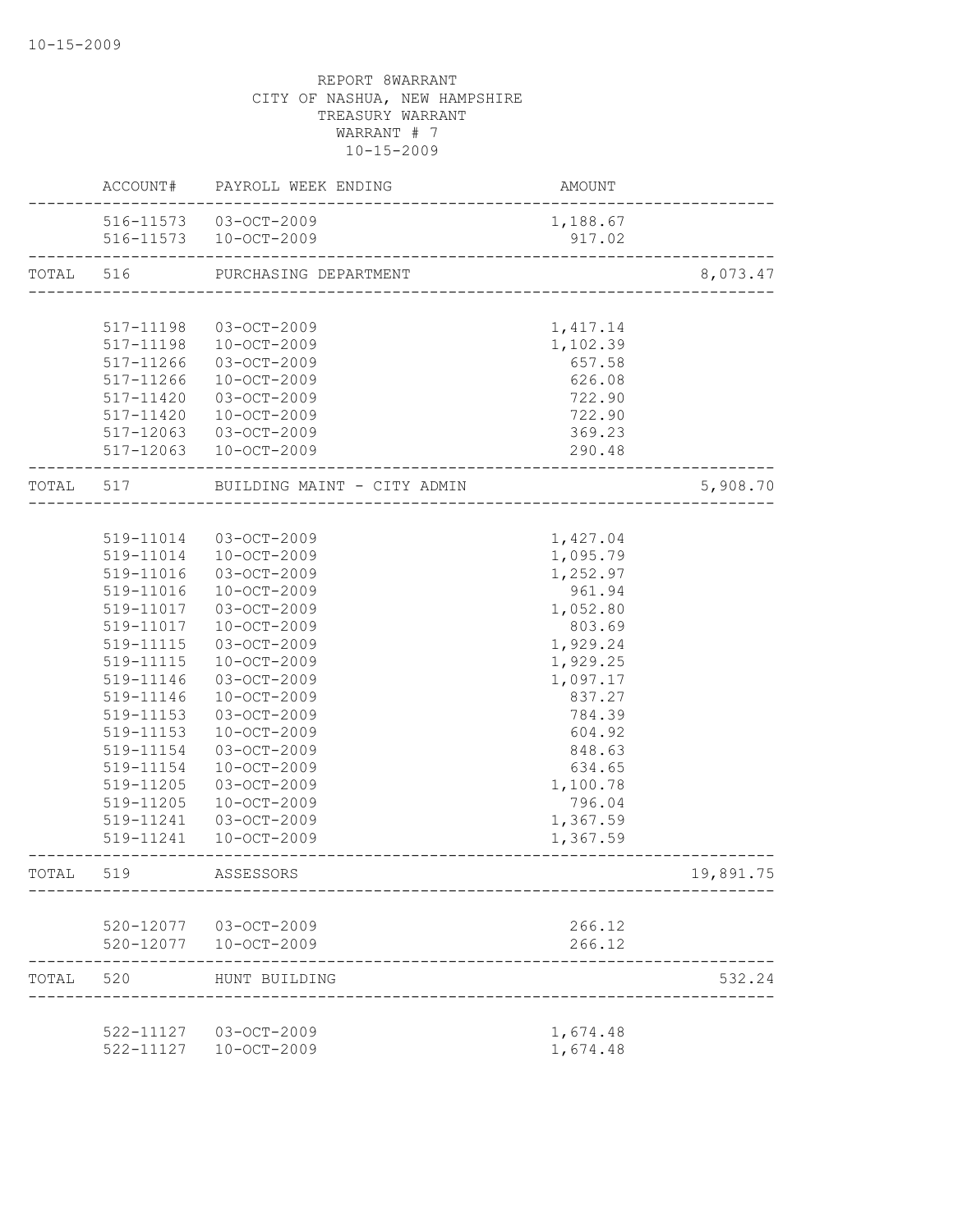REPORT 8WARRANT
CITY OF NASHUA, NEW HAMPSHIRE
TREASURY WARRANT
WARRANT # 7
10-15-2009

| | ACCOUNT# | PAYROLL WEEK ENDING | AMOUNT | |
|---|---|---|---|---|
| | 516-11573 | 03-OCT-2009 | 1,188.67 | |
| | 516-11573 | 10-OCT-2009 | 917.02 | |
| TOTAL | 516 | PURCHASING DEPARTMENT | | 8,073.47 |
| | 517-11198 | 03-OCT-2009 | 1,417.14 | |
| | 517-11198 | 10-OCT-2009 | 1,102.39 | |
| | 517-11266 | 03-OCT-2009 | 657.58 | |
| | 517-11266 | 10-OCT-2009 | 626.08 | |
| | 517-11420 | 03-OCT-2009 | 722.90 | |
| | 517-11420 | 10-OCT-2009 | 722.90 | |
| | 517-12063 | 03-OCT-2009 | 369.23 | |
| | 517-12063 | 10-OCT-2009 | 290.48 | |
| TOTAL | 517 | BUILDING MAINT - CITY ADMIN | | 5,908.70 |
| | 519-11014 | 03-OCT-2009 | 1,427.04 | |
| | 519-11014 | 10-OCT-2009 | 1,095.79 | |
| | 519-11016 | 03-OCT-2009 | 1,252.97 | |
| | 519-11016 | 10-OCT-2009 | 961.94 | |
| | 519-11017 | 03-OCT-2009 | 1,052.80 | |
| | 519-11017 | 10-OCT-2009 | 803.69 | |
| | 519-11115 | 03-OCT-2009 | 1,929.24 | |
| | 519-11115 | 10-OCT-2009 | 1,929.25 | |
| | 519-11146 | 03-OCT-2009 | 1,097.17 | |
| | 519-11146 | 10-OCT-2009 | 837.27 | |
| | 519-11153 | 03-OCT-2009 | 784.39 | |
| | 519-11153 | 10-OCT-2009 | 604.92 | |
| | 519-11154 | 03-OCT-2009 | 848.63 | |
| | 519-11154 | 10-OCT-2009 | 634.65 | |
| | 519-11205 | 03-OCT-2009 | 1,100.78 | |
| | 519-11205 | 10-OCT-2009 | 796.04 | |
| | 519-11241 | 03-OCT-2009 | 1,367.59 | |
| | 519-11241 | 10-OCT-2009 | 1,367.59 | |
| TOTAL | 519 | ASSESSORS | | 19,891.75 |
| | 520-12077 | 03-OCT-2009 | 266.12 | |
| | 520-12077 | 10-OCT-2009 | 266.12 | |
| TOTAL | 520 | HUNT BUILDING | | 532.24 |
| | 522-11127 | 03-OCT-2009 | 1,674.48 | |
| | 522-11127 | 10-OCT-2009 | 1,674.48 | |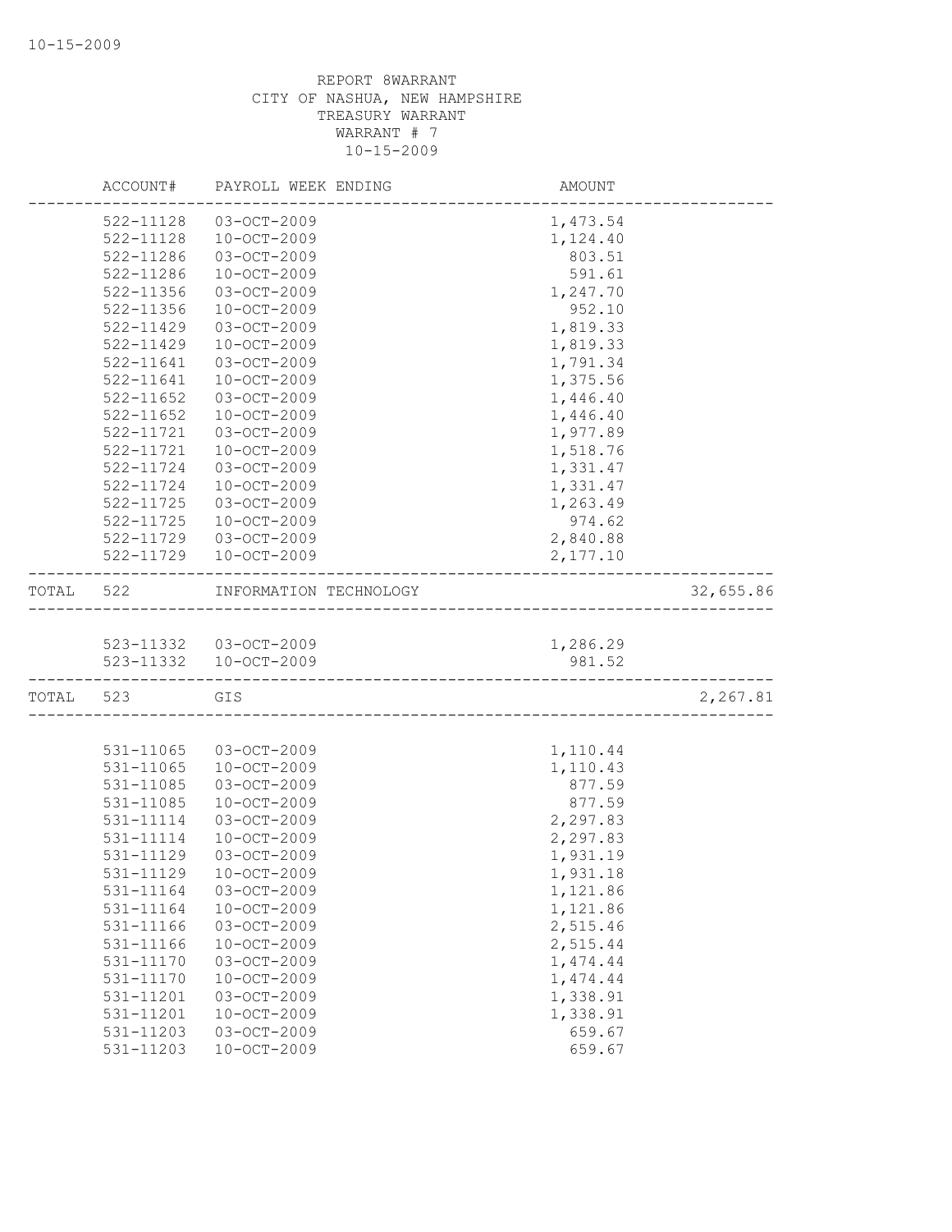REPORT 8WARRANT
CITY OF NASHUA, NEW HAMPSHIRE
TREASURY WARRANT
WARRANT # 7
10-15-2009

| | ACCOUNT# | PAYROLL WEEK ENDING | AMOUNT | |
|---|---|---|---|---|
| | 522-11128 | 03-OCT-2009 | 1,473.54 | |
| | 522-11128 | 10-OCT-2009 | 1,124.40 | |
| | 522-11286 | 03-OCT-2009 | 803.51 | |
| | 522-11286 | 10-OCT-2009 | 591.61 | |
| | 522-11356 | 03-OCT-2009 | 1,247.70 | |
| | 522-11356 | 10-OCT-2009 | 952.10 | |
| | 522-11429 | 03-OCT-2009 | 1,819.33 | |
| | 522-11429 | 10-OCT-2009 | 1,819.33 | |
| | 522-11641 | 03-OCT-2009 | 1,791.34 | |
| | 522-11641 | 10-OCT-2009 | 1,375.56 | |
| | 522-11652 | 03-OCT-2009 | 1,446.40 | |
| | 522-11652 | 10-OCT-2009 | 1,446.40 | |
| | 522-11721 | 03-OCT-2009 | 1,977.89 | |
| | 522-11721 | 10-OCT-2009 | 1,518.76 | |
| | 522-11724 | 03-OCT-2009 | 1,331.47 | |
| | 522-11724 | 10-OCT-2009 | 1,331.47 | |
| | 522-11725 | 03-OCT-2009 | 1,263.49 | |
| | 522-11725 | 10-OCT-2009 | 974.62 | |
| | 522-11729 | 03-OCT-2009 | 2,840.88 | |
| | 522-11729 | 10-OCT-2009 | 2,177.10 | |
| TOTAL | 522 | INFORMATION TECHNOLOGY | | 32,655.86 |
| | 523-11332 | 03-OCT-2009 | 1,286.29 | |
| | 523-11332 | 10-OCT-2009 | 981.52 | |
| TOTAL | 523 | GIS | | 2,267.81 |
| | 531-11065 | 03-OCT-2009 | 1,110.44 | |
| | 531-11065 | 10-OCT-2009 | 1,110.43 | |
| | 531-11085 | 03-OCT-2009 | 877.59 | |
| | 531-11085 | 10-OCT-2009 | 877.59 | |
| | 531-11114 | 03-OCT-2009 | 2,297.83 | |
| | 531-11114 | 10-OCT-2009 | 2,297.83 | |
| | 531-11129 | 03-OCT-2009 | 1,931.19 | |
| | 531-11129 | 10-OCT-2009 | 1,931.18 | |
| | 531-11164 | 03-OCT-2009 | 1,121.86 | |
| | 531-11164 | 10-OCT-2009 | 1,121.86 | |
| | 531-11166 | 03-OCT-2009 | 2,515.46 | |
| | 531-11166 | 10-OCT-2009 | 2,515.44 | |
| | 531-11170 | 03-OCT-2009 | 1,474.44 | |
| | 531-11170 | 10-OCT-2009 | 1,474.44 | |
| | 531-11201 | 03-OCT-2009 | 1,338.91 | |
| | 531-11201 | 10-OCT-2009 | 1,338.91 | |
| | 531-11203 | 03-OCT-2009 | 659.67 | |
| | 531-11203 | 10-OCT-2009 | 659.67 | |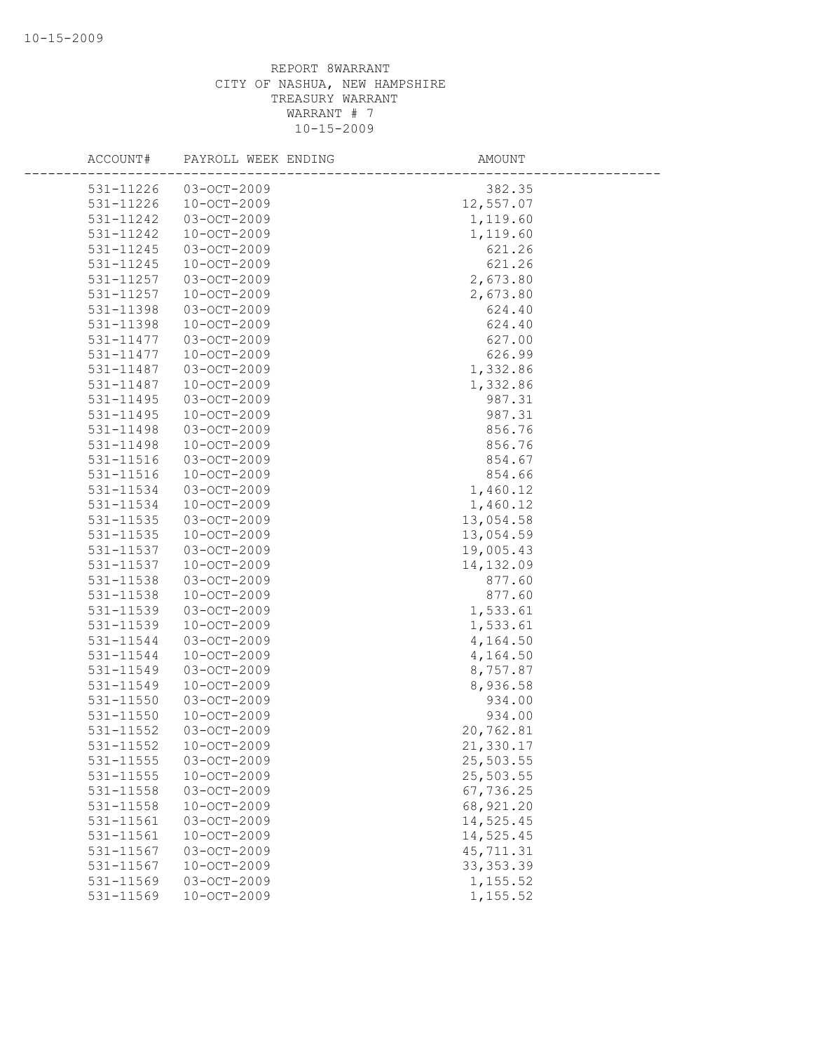REPORT 8WARRANT
CITY OF NASHUA, NEW HAMPSHIRE
TREASURY WARRANT
WARRANT # 7
10-15-2009

| ACCOUNT# | PAYROLL WEEK ENDING | AMOUNT |
|---|---|---|
| 531-11226 | 03-OCT-2009 | 382.35 |
| 531-11226 | 10-OCT-2009 | 12,557.07 |
| 531-11242 | 03-OCT-2009 | 1,119.60 |
| 531-11242 | 10-OCT-2009 | 1,119.60 |
| 531-11245 | 03-OCT-2009 | 621.26 |
| 531-11245 | 10-OCT-2009 | 621.26 |
| 531-11257 | 03-OCT-2009 | 2,673.80 |
| 531-11257 | 10-OCT-2009 | 2,673.80 |
| 531-11398 | 03-OCT-2009 | 624.40 |
| 531-11398 | 10-OCT-2009 | 624.40 |
| 531-11477 | 03-OCT-2009 | 627.00 |
| 531-11477 | 10-OCT-2009 | 626.99 |
| 531-11487 | 03-OCT-2009 | 1,332.86 |
| 531-11487 | 10-OCT-2009 | 1,332.86 |
| 531-11495 | 03-OCT-2009 | 987.31 |
| 531-11495 | 10-OCT-2009 | 987.31 |
| 531-11498 | 03-OCT-2009 | 856.76 |
| 531-11498 | 10-OCT-2009 | 856.76 |
| 531-11516 | 03-OCT-2009 | 854.67 |
| 531-11516 | 10-OCT-2009 | 854.66 |
| 531-11534 | 03-OCT-2009 | 1,460.12 |
| 531-11534 | 10-OCT-2009 | 1,460.12 |
| 531-11535 | 03-OCT-2009 | 13,054.58 |
| 531-11535 | 10-OCT-2009 | 13,054.59 |
| 531-11537 | 03-OCT-2009 | 19,005.43 |
| 531-11537 | 10-OCT-2009 | 14,132.09 |
| 531-11538 | 03-OCT-2009 | 877.60 |
| 531-11538 | 10-OCT-2009 | 877.60 |
| 531-11539 | 03-OCT-2009 | 1,533.61 |
| 531-11539 | 10-OCT-2009 | 1,533.61 |
| 531-11544 | 03-OCT-2009 | 4,164.50 |
| 531-11544 | 10-OCT-2009 | 4,164.50 |
| 531-11549 | 03-OCT-2009 | 8,757.87 |
| 531-11549 | 10-OCT-2009 | 8,936.58 |
| 531-11550 | 03-OCT-2009 | 934.00 |
| 531-11550 | 10-OCT-2009 | 934.00 |
| 531-11552 | 03-OCT-2009 | 20,762.81 |
| 531-11552 | 10-OCT-2009 | 21,330.17 |
| 531-11555 | 03-OCT-2009 | 25,503.55 |
| 531-11555 | 10-OCT-2009 | 25,503.55 |
| 531-11558 | 03-OCT-2009 | 67,736.25 |
| 531-11558 | 10-OCT-2009 | 68,921.20 |
| 531-11561 | 03-OCT-2009 | 14,525.45 |
| 531-11561 | 10-OCT-2009 | 14,525.45 |
| 531-11567 | 03-OCT-2009 | 45,711.31 |
| 531-11567 | 10-OCT-2009 | 33,353.39 |
| 531-11569 | 03-OCT-2009 | 1,155.52 |
| 531-11569 | 10-OCT-2009 | 1,155.52 |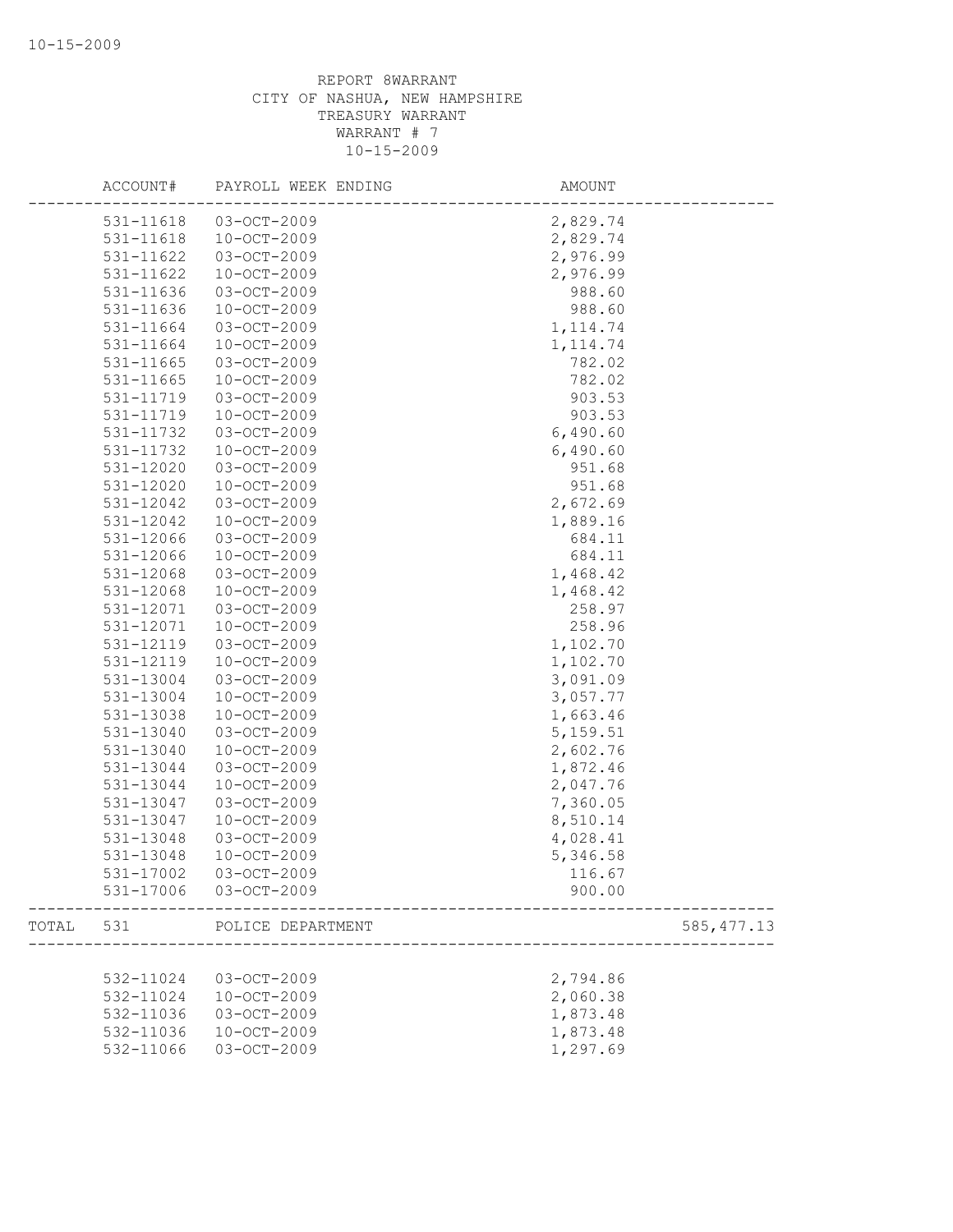REPORT 8WARRANT
CITY OF NASHUA, NEW HAMPSHIRE
TREASURY WARRANT
WARRANT # 7
10-15-2009

| ACCOUNT# | PAYROLL WEEK ENDING | AMOUNT | |
|---|---|---|---|
| 531-11618 | 03-OCT-2009 | 2,829.74 | |
| 531-11618 | 10-OCT-2009 | 2,829.74 | |
| 531-11622 | 03-OCT-2009 | 2,976.99 | |
| 531-11622 | 10-OCT-2009 | 2,976.99 | |
| 531-11636 | 03-OCT-2009 | 988.60 | |
| 531-11636 | 10-OCT-2009 | 988.60 | |
| 531-11664 | 03-OCT-2009 | 1,114.74 | |
| 531-11664 | 10-OCT-2009 | 1,114.74 | |
| 531-11665 | 03-OCT-2009 | 782.02 | |
| 531-11665 | 10-OCT-2009 | 782.02 | |
| 531-11719 | 03-OCT-2009 | 903.53 | |
| 531-11719 | 10-OCT-2009 | 903.53 | |
| 531-11732 | 03-OCT-2009 | 6,490.60 | |
| 531-11732 | 10-OCT-2009 | 6,490.60 | |
| 531-12020 | 03-OCT-2009 | 951.68 | |
| 531-12020 | 10-OCT-2009 | 951.68 | |
| 531-12042 | 03-OCT-2009 | 2,672.69 | |
| 531-12042 | 10-OCT-2009 | 1,889.16 | |
| 531-12066 | 03-OCT-2009 | 684.11 | |
| 531-12066 | 10-OCT-2009 | 684.11 | |
| 531-12068 | 03-OCT-2009 | 1,468.42 | |
| 531-12068 | 10-OCT-2009 | 1,468.42 | |
| 531-12071 | 03-OCT-2009 | 258.97 | |
| 531-12071 | 10-OCT-2009 | 258.96 | |
| 531-12119 | 03-OCT-2009 | 1,102.70 | |
| 531-12119 | 10-OCT-2009 | 1,102.70 | |
| 531-13004 | 03-OCT-2009 | 3,091.09 | |
| 531-13004 | 10-OCT-2009 | 3,057.77 | |
| 531-13038 | 10-OCT-2009 | 1,663.46 | |
| 531-13040 | 03-OCT-2009 | 5,159.51 | |
| 531-13040 | 10-OCT-2009 | 2,602.76 | |
| 531-13044 | 03-OCT-2009 | 1,872.46 | |
| 531-13044 | 10-OCT-2009 | 2,047.76 | |
| 531-13047 | 03-OCT-2009 | 7,360.05 | |
| 531-13047 | 10-OCT-2009 | 8,510.14 | |
| 531-13048 | 03-OCT-2009 | 4,028.41 | |
| 531-13048 | 10-OCT-2009 | 5,346.58 | |
| 531-17002 | 03-OCT-2009 | 116.67 | |
| 531-17006 | 03-OCT-2009 | 900.00 | |
| TOTAL 531 | POLICE DEPARTMENT | | 585,477.13 |
| 532-11024 | 03-OCT-2009 | 2,794.86 | |
| 532-11024 | 10-OCT-2009 | 2,060.38 | |
| 532-11036 | 03-OCT-2009 | 1,873.48 | |
| 532-11036 | 10-OCT-2009 | 1,873.48 | |
| 532-11066 | 03-OCT-2009 | 1,297.69 | |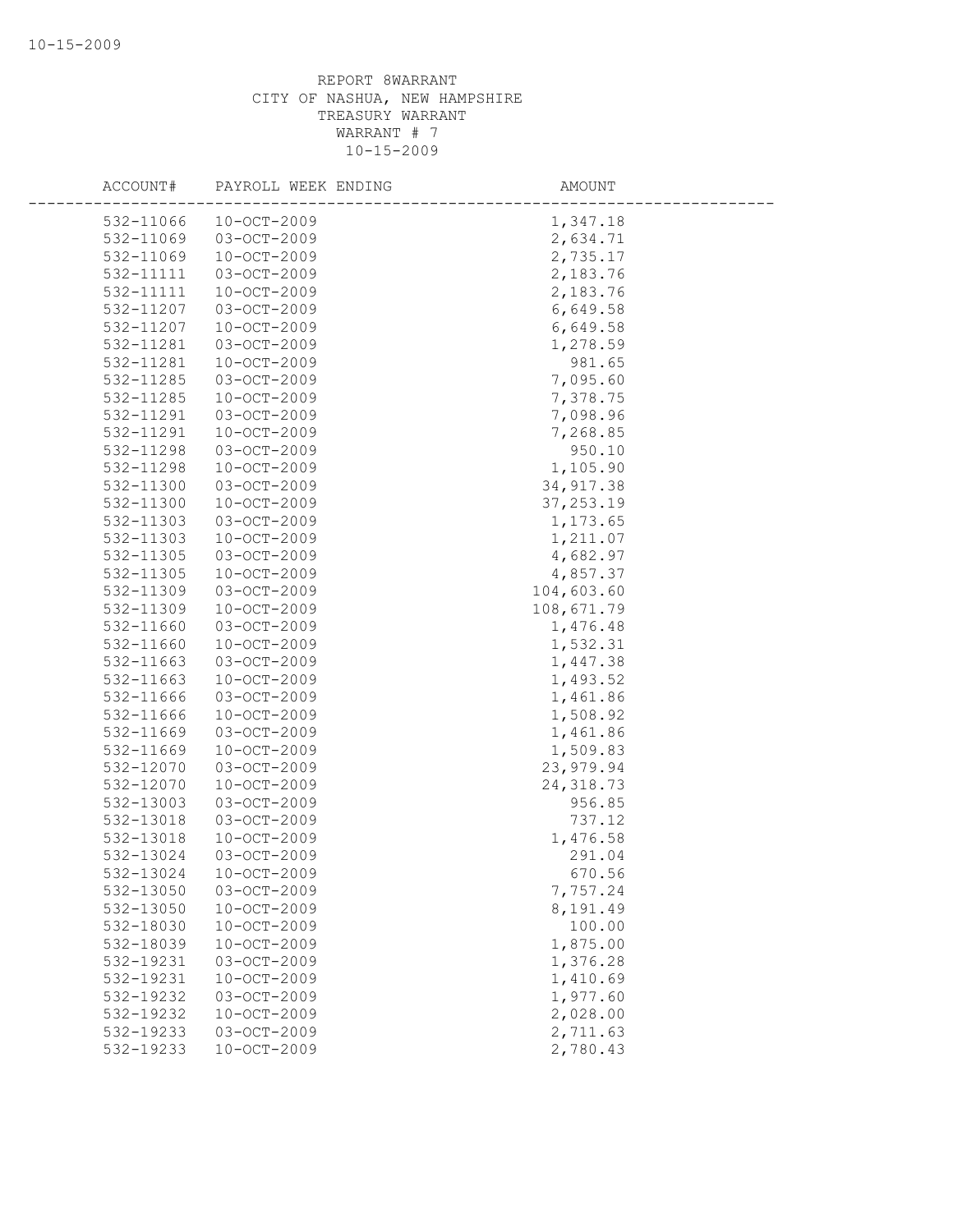REPORT 8WARRANT
CITY OF NASHUA, NEW HAMPSHIRE
TREASURY WARRANT
WARRANT # 7
10-15-2009

| ACCOUNT# | PAYROLL WEEK ENDING | AMOUNT |
|---|---|---|
| 532-11066 | 10-OCT-2009 | 1,347.18 |
| 532-11069 | 03-OCT-2009 | 2,634.71 |
| 532-11069 | 10-OCT-2009 | 2,735.17 |
| 532-11111 | 03-OCT-2009 | 2,183.76 |
| 532-11111 | 10-OCT-2009 | 2,183.76 |
| 532-11207 | 03-OCT-2009 | 6,649.58 |
| 532-11207 | 10-OCT-2009 | 6,649.58 |
| 532-11281 | 03-OCT-2009 | 1,278.59 |
| 532-11281 | 10-OCT-2009 | 981.65 |
| 532-11285 | 03-OCT-2009 | 7,095.60 |
| 532-11285 | 10-OCT-2009 | 7,378.75 |
| 532-11291 | 03-OCT-2009 | 7,098.96 |
| 532-11291 | 10-OCT-2009 | 7,268.85 |
| 532-11298 | 03-OCT-2009 | 950.10 |
| 532-11298 | 10-OCT-2009 | 1,105.90 |
| 532-11300 | 03-OCT-2009 | 34,917.38 |
| 532-11300 | 10-OCT-2009 | 37,253.19 |
| 532-11303 | 03-OCT-2009 | 1,173.65 |
| 532-11303 | 10-OCT-2009 | 1,211.07 |
| 532-11305 | 03-OCT-2009 | 4,682.97 |
| 532-11305 | 10-OCT-2009 | 4,857.37 |
| 532-11309 | 03-OCT-2009 | 104,603.60 |
| 532-11309 | 10-OCT-2009 | 108,671.79 |
| 532-11660 | 03-OCT-2009 | 1,476.48 |
| 532-11660 | 10-OCT-2009 | 1,532.31 |
| 532-11663 | 03-OCT-2009 | 1,447.38 |
| 532-11663 | 10-OCT-2009 | 1,493.52 |
| 532-11666 | 03-OCT-2009 | 1,461.86 |
| 532-11666 | 10-OCT-2009 | 1,508.92 |
| 532-11669 | 03-OCT-2009 | 1,461.86 |
| 532-11669 | 10-OCT-2009 | 1,509.83 |
| 532-12070 | 03-OCT-2009 | 23,979.94 |
| 532-12070 | 10-OCT-2009 | 24,318.73 |
| 532-13003 | 03-OCT-2009 | 956.85 |
| 532-13018 | 03-OCT-2009 | 737.12 |
| 532-13018 | 10-OCT-2009 | 1,476.58 |
| 532-13024 | 03-OCT-2009 | 291.04 |
| 532-13024 | 10-OCT-2009 | 670.56 |
| 532-13050 | 03-OCT-2009 | 7,757.24 |
| 532-13050 | 10-OCT-2009 | 8,191.49 |
| 532-18030 | 10-OCT-2009 | 100.00 |
| 532-18039 | 10-OCT-2009 | 1,875.00 |
| 532-19231 | 03-OCT-2009 | 1,376.28 |
| 532-19231 | 10-OCT-2009 | 1,410.69 |
| 532-19232 | 03-OCT-2009 | 1,977.60 |
| 532-19232 | 10-OCT-2009 | 2,028.00 |
| 532-19233 | 03-OCT-2009 | 2,711.63 |
| 532-19233 | 10-OCT-2009 | 2,780.43 |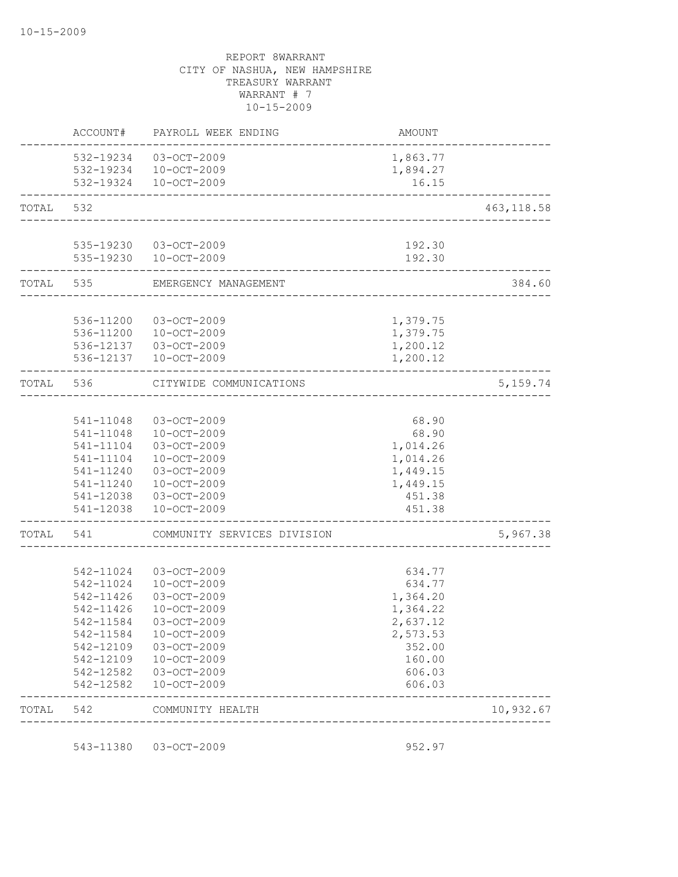REPORT 8WARRANT
CITY OF NASHUA, NEW HAMPSHIRE
TREASURY WARRANT
WARRANT # 7
10-15-2009

| | ACCOUNT# | PAYROLL WEEK ENDING | AMOUNT | |
|---|---|---|---|---|
| | 532-19234 | 03-OCT-2009 | 1,863.77 | |
| | 532-19234 | 10-OCT-2009 | 1,894.27 | |
| | 532-19324 | 10-OCT-2009 | 16.15 | |
| TOTAL | 532 | | | 463,118.58 |
| | 535-19230 | 03-OCT-2009 | 192.30 | |
| | 535-19230 | 10-OCT-2009 | 192.30 | |
| TOTAL | 535 | EMERGENCY MANAGEMENT | | 384.60 |
| | 536-11200 | 03-OCT-2009 | 1,379.75 | |
| | 536-11200 | 10-OCT-2009 | 1,379.75 | |
| | 536-12137 | 03-OCT-2009 | 1,200.12 | |
| | 536-12137 | 10-OCT-2009 | 1,200.12 | |
| TOTAL | 536 | CITYWIDE COMMUNICATIONS | | 5,159.74 |
| | 541-11048 | 03-OCT-2009 | 68.90 | |
| | 541-11048 | 10-OCT-2009 | 68.90 | |
| | 541-11104 | 03-OCT-2009 | 1,014.26 | |
| | 541-11104 | 10-OCT-2009 | 1,014.26 | |
| | 541-11240 | 03-OCT-2009 | 1,449.15 | |
| | 541-11240 | 10-OCT-2009 | 1,449.15 | |
| | 541-12038 | 03-OCT-2009 | 451.38 | |
| | 541-12038 | 10-OCT-2009 | 451.38 | |
| TOTAL | 541 | COMMUNITY SERVICES DIVISION | | 5,967.38 |
| | 542-11024 | 03-OCT-2009 | 634.77 | |
| | 542-11024 | 10-OCT-2009 | 634.77 | |
| | 542-11426 | 03-OCT-2009 | 1,364.20 | |
| | 542-11426 | 10-OCT-2009 | 1,364.22 | |
| | 542-11584 | 03-OCT-2009 | 2,637.12 | |
| | 542-11584 | 10-OCT-2009 | 2,573.53 | |
| | 542-12109 | 03-OCT-2009 | 352.00 | |
| | 542-12109 | 10-OCT-2009 | 160.00 | |
| | 542-12582 | 03-OCT-2009 | 606.03 | |
| | 542-12582 | 10-OCT-2009 | 606.03 | |
| TOTAL | 542 | COMMUNITY HEALTH | | 10,932.67 |
| | 543-11380 | 03-OCT-2009 | 952.97 | |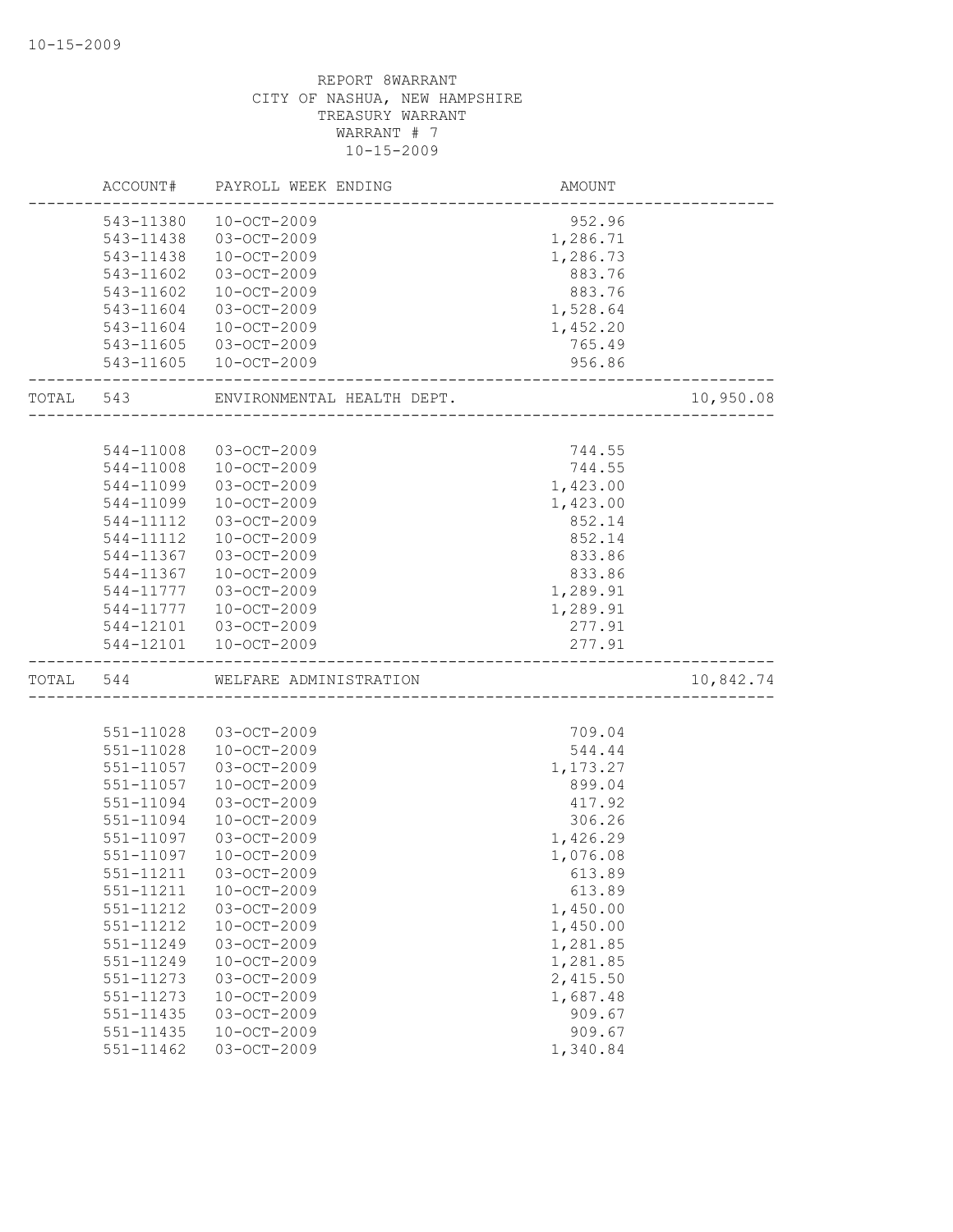REPORT 8WARRANT
CITY OF NASHUA, NEW HAMPSHIRE
TREASURY WARRANT
WARRANT # 7
10-15-2009

| | ACCOUNT# | PAYROLL WEEK ENDING | AMOUNT | |
|---|---|---|---|---|
| | 543-11380 | 10-OCT-2009 | 952.96 | |
| | 543-11438 | 03-OCT-2009 | 1,286.71 | |
| | 543-11438 | 10-OCT-2009 | 1,286.73 | |
| | 543-11602 | 03-OCT-2009 | 883.76 | |
| | 543-11602 | 10-OCT-2009 | 883.76 | |
| | 543-11604 | 03-OCT-2009 | 1,528.64 | |
| | 543-11604 | 10-OCT-2009 | 1,452.20 | |
| | 543-11605 | 03-OCT-2009 | 765.49 | |
| | 543-11605 | 10-OCT-2009 | 956.86 | |
| TOTAL | 543 | ENVIRONMENTAL HEALTH DEPT. | | 10,950.08 |
| | 544-11008 | 03-OCT-2009 | 744.55 | |
| | 544-11008 | 10-OCT-2009 | 744.55 | |
| | 544-11099 | 03-OCT-2009 | 1,423.00 | |
| | 544-11099 | 10-OCT-2009 | 1,423.00 | |
| | 544-11112 | 03-OCT-2009 | 852.14 | |
| | 544-11112 | 10-OCT-2009 | 852.14 | |
| | 544-11367 | 03-OCT-2009 | 833.86 | |
| | 544-11367 | 10-OCT-2009 | 833.86 | |
| | 544-11777 | 03-OCT-2009 | 1,289.91 | |
| | 544-11777 | 10-OCT-2009 | 1,289.91 | |
| | 544-12101 | 03-OCT-2009 | 277.91 | |
| | 544-12101 | 10-OCT-2009 | 277.91 | |
| TOTAL | 544 | WELFARE ADMINISTRATION | | 10,842.74 |
| | 551-11028 | 03-OCT-2009 | 709.04 | |
| | 551-11028 | 10-OCT-2009 | 544.44 | |
| | 551-11057 | 03-OCT-2009 | 1,173.27 | |
| | 551-11057 | 10-OCT-2009 | 899.04 | |
| | 551-11094 | 03-OCT-2009 | 417.92 | |
| | 551-11094 | 10-OCT-2009 | 306.26 | |
| | 551-11097 | 03-OCT-2009 | 1,426.29 | |
| | 551-11097 | 10-OCT-2009 | 1,076.08 | |
| | 551-11211 | 03-OCT-2009 | 613.89 | |
| | 551-11211 | 10-OCT-2009 | 613.89 | |
| | 551-11212 | 03-OCT-2009 | 1,450.00 | |
| | 551-11212 | 10-OCT-2009 | 1,450.00 | |
| | 551-11249 | 03-OCT-2009 | 1,281.85 | |
| | 551-11249 | 10-OCT-2009 | 1,281.85 | |
| | 551-11273 | 03-OCT-2009 | 2,415.50 | |
| | 551-11273 | 10-OCT-2009 | 1,687.48 | |
| | 551-11435 | 03-OCT-2009 | 909.67 | |
| | 551-11435 | 10-OCT-2009 | 909.67 | |
| | 551-11462 | 03-OCT-2009 | 1,340.84 | |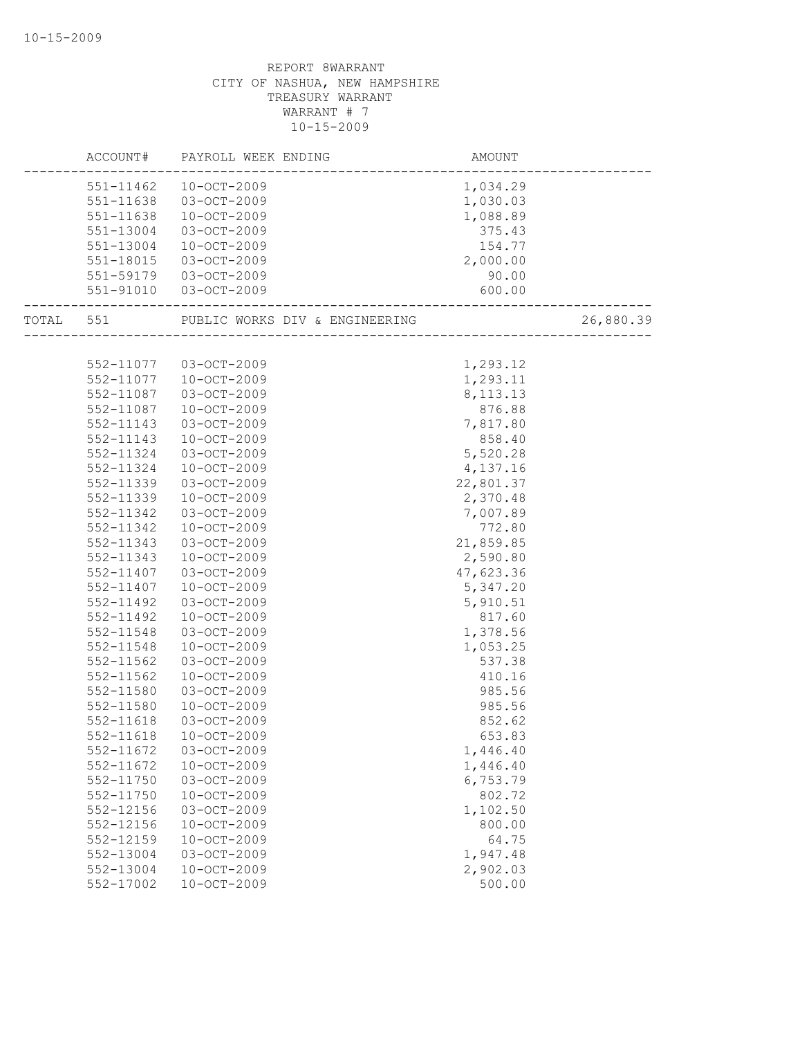REPORT 8WARRANT
CITY OF NASHUA, NEW HAMPSHIRE
TREASURY WARRANT
WARRANT # 7
10-15-2009

| ACCOUNT# | PAYROLL WEEK ENDING | AMOUNT | |
|---|---|---|---|
| 551-11462 | 10-OCT-2009 | 1,034.29 | |
| 551-11638 | 03-OCT-2009 | 1,030.03 | |
| 551-11638 | 10-OCT-2009 | 1,088.89 | |
| 551-13004 | 03-OCT-2009 | 375.43 | |
| 551-13004 | 10-OCT-2009 | 154.77 | |
| 551-18015 | 03-OCT-2009 | 2,000.00 | |
| 551-59179 | 03-OCT-2009 | 90.00 | |
| 551-91010 | 03-OCT-2009 | 600.00 | |
| TOTAL 551 | PUBLIC WORKS DIV & ENGINEERING | | 26,880.39 |
| 552-11077 | 03-OCT-2009 | 1,293.12 | |
| 552-11077 | 10-OCT-2009 | 1,293.11 | |
| 552-11087 | 03-OCT-2009 | 8,113.13 | |
| 552-11087 | 10-OCT-2009 | 876.88 | |
| 552-11143 | 03-OCT-2009 | 7,817.80 | |
| 552-11143 | 10-OCT-2009 | 858.40 | |
| 552-11324 | 03-OCT-2009 | 5,520.28 | |
| 552-11324 | 10-OCT-2009 | 4,137.16 | |
| 552-11339 | 03-OCT-2009 | 22,801.37 | |
| 552-11339 | 10-OCT-2009 | 2,370.48 | |
| 552-11342 | 03-OCT-2009 | 7,007.89 | |
| 552-11342 | 10-OCT-2009 | 772.80 | |
| 552-11343 | 03-OCT-2009 | 21,859.85 | |
| 552-11343 | 10-OCT-2009 | 2,590.80 | |
| 552-11407 | 03-OCT-2009 | 47,623.36 | |
| 552-11407 | 10-OCT-2009 | 5,347.20 | |
| 552-11492 | 03-OCT-2009 | 5,910.51 | |
| 552-11492 | 10-OCT-2009 | 817.60 | |
| 552-11548 | 03-OCT-2009 | 1,378.56 | |
| 552-11548 | 10-OCT-2009 | 1,053.25 | |
| 552-11562 | 03-OCT-2009 | 537.38 | |
| 552-11562 | 10-OCT-2009 | 410.16 | |
| 552-11580 | 03-OCT-2009 | 985.56 | |
| 552-11580 | 10-OCT-2009 | 985.56 | |
| 552-11618 | 03-OCT-2009 | 852.62 | |
| 552-11618 | 10-OCT-2009 | 653.83 | |
| 552-11672 | 03-OCT-2009 | 1,446.40 | |
| 552-11672 | 10-OCT-2009 | 1,446.40 | |
| 552-11750 | 03-OCT-2009 | 6,753.79 | |
| 552-11750 | 10-OCT-2009 | 802.72 | |
| 552-12156 | 03-OCT-2009 | 1,102.50 | |
| 552-12156 | 10-OCT-2009 | 800.00 | |
| 552-12159 | 10-OCT-2009 | 64.75 | |
| 552-13004 | 03-OCT-2009 | 1,947.48 | |
| 552-13004 | 10-OCT-2009 | 2,902.03 | |
| 552-17002 | 10-OCT-2009 | 500.00 | |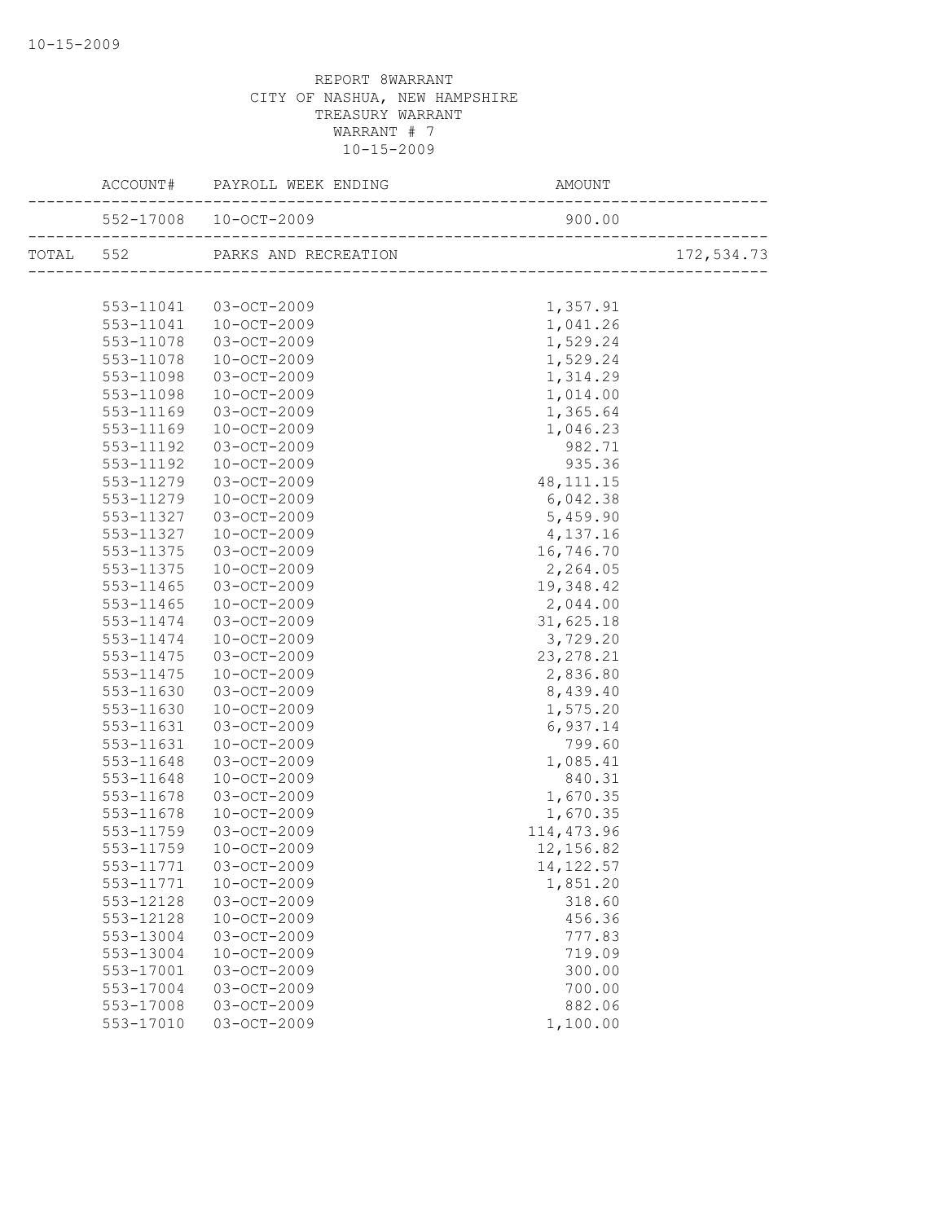REPORT 8WARRANT
CITY OF NASHUA, NEW HAMPSHIRE
TREASURY WARRANT
WARRANT # 7
10-15-2009

| ACCOUNT# | PAYROLL WEEK ENDING | AMOUNT | |
|---|---|---|---|
| 552-17008 | 10-OCT-2009 | 900.00 | |
| TOTAL 552 | PARKS AND RECREATION | | 172,534.73 |
| 553-11041 | 03-OCT-2009 | 1,357.91 | |
| 553-11041 | 10-OCT-2009 | 1,041.26 | |
| 553-11078 | 03-OCT-2009 | 1,529.24 | |
| 553-11078 | 10-OCT-2009 | 1,529.24 | |
| 553-11098 | 03-OCT-2009 | 1,314.29 | |
| 553-11098 | 10-OCT-2009 | 1,014.00 | |
| 553-11169 | 03-OCT-2009 | 1,365.64 | |
| 553-11169 | 10-OCT-2009 | 1,046.23 | |
| 553-11192 | 03-OCT-2009 | 982.71 | |
| 553-11192 | 10-OCT-2009 | 935.36 | |
| 553-11279 | 03-OCT-2009 | 48,111.15 | |
| 553-11279 | 10-OCT-2009 | 6,042.38 | |
| 553-11327 | 03-OCT-2009 | 5,459.90 | |
| 553-11327 | 10-OCT-2009 | 4,137.16 | |
| 553-11375 | 03-OCT-2009 | 16,746.70 | |
| 553-11375 | 10-OCT-2009 | 2,264.05 | |
| 553-11465 | 03-OCT-2009 | 19,348.42 | |
| 553-11465 | 10-OCT-2009 | 2,044.00 | |
| 553-11474 | 03-OCT-2009 | 31,625.18 | |
| 553-11474 | 10-OCT-2009 | 3,729.20 | |
| 553-11475 | 03-OCT-2009 | 23,278.21 | |
| 553-11475 | 10-OCT-2009 | 2,836.80 | |
| 553-11630 | 03-OCT-2009 | 8,439.40 | |
| 553-11630 | 10-OCT-2009 | 1,575.20 | |
| 553-11631 | 03-OCT-2009 | 6,937.14 | |
| 553-11631 | 10-OCT-2009 | 799.60 | |
| 553-11648 | 03-OCT-2009 | 1,085.41 | |
| 553-11648 | 10-OCT-2009 | 840.31 | |
| 553-11678 | 03-OCT-2009 | 1,670.35 | |
| 553-11678 | 10-OCT-2009 | 1,670.35 | |
| 553-11759 | 03-OCT-2009 | 114,473.96 | |
| 553-11759 | 10-OCT-2009 | 12,156.82 | |
| 553-11771 | 03-OCT-2009 | 14,122.57 | |
| 553-11771 | 10-OCT-2009 | 1,851.20 | |
| 553-12128 | 03-OCT-2009 | 318.60 | |
| 553-12128 | 10-OCT-2009 | 456.36 | |
| 553-13004 | 03-OCT-2009 | 777.83 | |
| 553-13004 | 10-OCT-2009 | 719.09 | |
| 553-17001 | 03-OCT-2009 | 300.00 | |
| 553-17004 | 03-OCT-2009 | 700.00 | |
| 553-17008 | 03-OCT-2009 | 882.06 | |
| 553-17010 | 03-OCT-2009 | 1,100.00 | |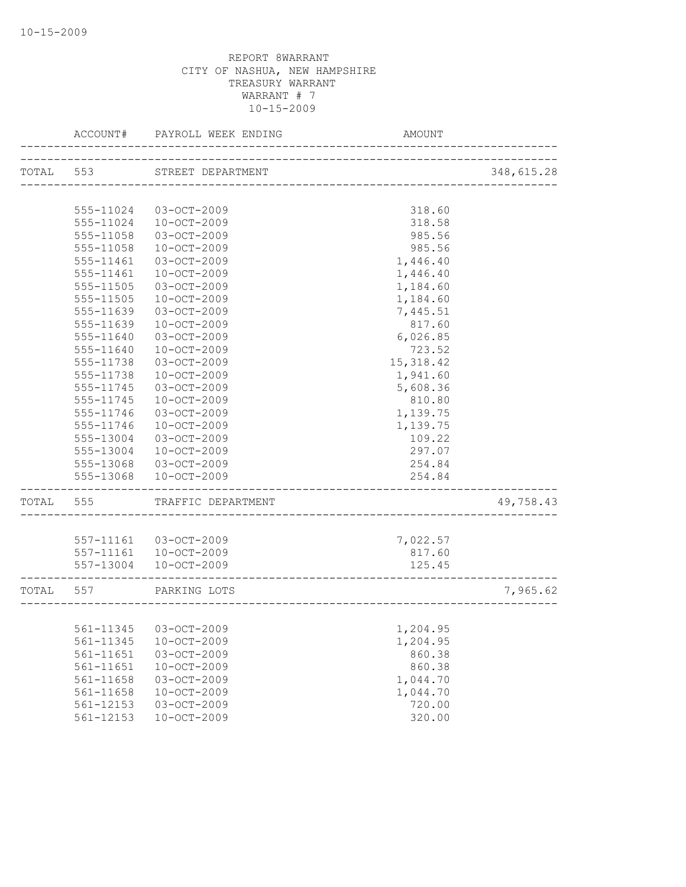REPORT 8WARRANT
CITY OF NASHUA, NEW HAMPSHIRE
TREASURY WARRANT
WARRANT # 7
10-15-2009

| | ACCOUNT# | PAYROLL WEEK ENDING | AMOUNT | |
|---|---|---|---|---|
| TOTAL | 553 | STREET DEPARTMENT | | 348,615.28 |
| | 555-11024 | 03-OCT-2009 | 318.60 | |
| | 555-11024 | 10-OCT-2009 | 318.58 | |
| | 555-11058 | 03-OCT-2009 | 985.56 | |
| | 555-11058 | 10-OCT-2009 | 985.56 | |
| | 555-11461 | 03-OCT-2009 | 1,446.40 | |
| | 555-11461 | 10-OCT-2009 | 1,446.40 | |
| | 555-11505 | 03-OCT-2009 | 1,184.60 | |
| | 555-11505 | 10-OCT-2009 | 1,184.60 | |
| | 555-11639 | 03-OCT-2009 | 7,445.51 | |
| | 555-11639 | 10-OCT-2009 | 817.60 | |
| | 555-11640 | 03-OCT-2009 | 6,026.85 | |
| | 555-11640 | 10-OCT-2009 | 723.52 | |
| | 555-11738 | 03-OCT-2009 | 15,318.42 | |
| | 555-11738 | 10-OCT-2009 | 1,941.60 | |
| | 555-11745 | 03-OCT-2009 | 5,608.36 | |
| | 555-11745 | 10-OCT-2009 | 810.80 | |
| | 555-11746 | 03-OCT-2009 | 1,139.75 | |
| | 555-11746 | 10-OCT-2009 | 1,139.75 | |
| | 555-13004 | 03-OCT-2009 | 109.22 | |
| | 555-13004 | 10-OCT-2009 | 297.07 | |
| | 555-13068 | 03-OCT-2009 | 254.84 | |
| | 555-13068 | 10-OCT-2009 | 254.84 | |
| TOTAL | 555 | TRAFFIC DEPARTMENT | | 49,758.43 |
| | 557-11161 | 03-OCT-2009 | 7,022.57 | |
| | 557-11161 | 10-OCT-2009 | 817.60 | |
| | 557-13004 | 10-OCT-2009 | 125.45 | |
| TOTAL | 557 | PARKING LOTS | | 7,965.62 |
| | 561-11345 | 03-OCT-2009 | 1,204.95 | |
| | 561-11345 | 10-OCT-2009 | 1,204.95 | |
| | 561-11651 | 03-OCT-2009 | 860.38 | |
| | 561-11651 | 10-OCT-2009 | 860.38 | |
| | 561-11658 | 03-OCT-2009 | 1,044.70 | |
| | 561-11658 | 10-OCT-2009 | 1,044.70 | |
| | 561-12153 | 03-OCT-2009 | 720.00 | |
| | 561-12153 | 10-OCT-2009 | 320.00 | |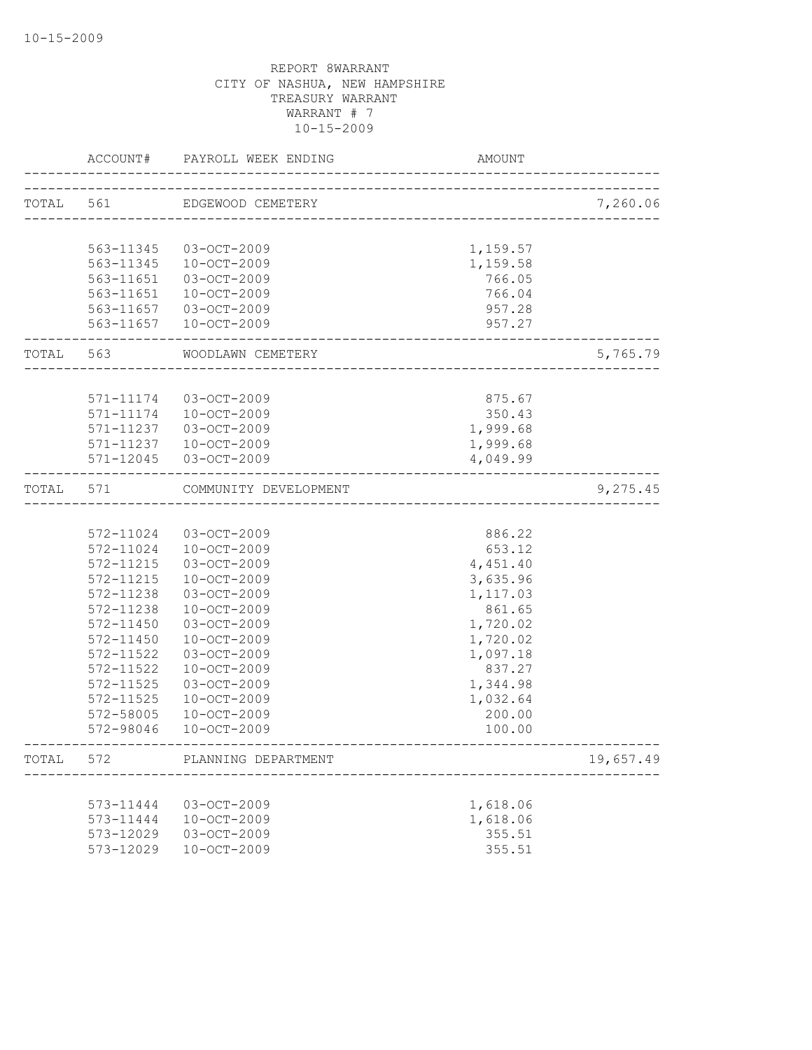REPORT 8WARRANT
CITY OF NASHUA, NEW HAMPSHIRE
TREASURY WARRANT
WARRANT # 7
10-15-2009

| | ACCOUNT# | PAYROLL WEEK ENDING | AMOUNT | |
|---|---|---|---|---|
| TOTAL | 561 | EDGEWOOD CEMETERY | | 7,260.06 |
| | 563-11345 | 03-OCT-2009 | 1,159.57 | |
| | 563-11345 | 10-OCT-2009 | 1,159.58 | |
| | 563-11651 | 03-OCT-2009 | 766.05 | |
| | 563-11651 | 10-OCT-2009 | 766.04 | |
| | 563-11657 | 03-OCT-2009 | 957.28 | |
| | 563-11657 | 10-OCT-2009 | 957.27 | |
| TOTAL | 563 | WOODLAWN CEMETERY | | 5,765.79 |
| | 571-11174 | 03-OCT-2009 | 875.67 | |
| | 571-11174 | 10-OCT-2009 | 350.43 | |
| | 571-11237 | 03-OCT-2009 | 1,999.68 | |
| | 571-11237 | 10-OCT-2009 | 1,999.68 | |
| | 571-12045 | 03-OCT-2009 | 4,049.99 | |
| TOTAL | 571 | COMMUNITY DEVELOPMENT | | 9,275.45 |
| | 572-11024 | 03-OCT-2009 | 886.22 | |
| | 572-11024 | 10-OCT-2009 | 653.12 | |
| | 572-11215 | 03-OCT-2009 | 4,451.40 | |
| | 572-11215 | 10-OCT-2009 | 3,635.96 | |
| | 572-11238 | 03-OCT-2009 | 1,117.03 | |
| | 572-11238 | 10-OCT-2009 | 861.65 | |
| | 572-11450 | 03-OCT-2009 | 1,720.02 | |
| | 572-11450 | 10-OCT-2009 | 1,720.02 | |
| | 572-11522 | 03-OCT-2009 | 1,097.18 | |
| | 572-11522 | 10-OCT-2009 | 837.27 | |
| | 572-11525 | 03-OCT-2009 | 1,344.98 | |
| | 572-11525 | 10-OCT-2009 | 1,032.64 | |
| | 572-58005 | 10-OCT-2009 | 200.00 | |
| | 572-98046 | 10-OCT-2009 | 100.00 | |
| TOTAL | 572 | PLANNING DEPARTMENT | | 19,657.49 |
| | 573-11444 | 03-OCT-2009 | 1,618.06 | |
| | 573-11444 | 10-OCT-2009 | 1,618.06 | |
| | 573-12029 | 03-OCT-2009 | 355.51 | |
| | 573-12029 | 10-OCT-2009 | 355.51 | |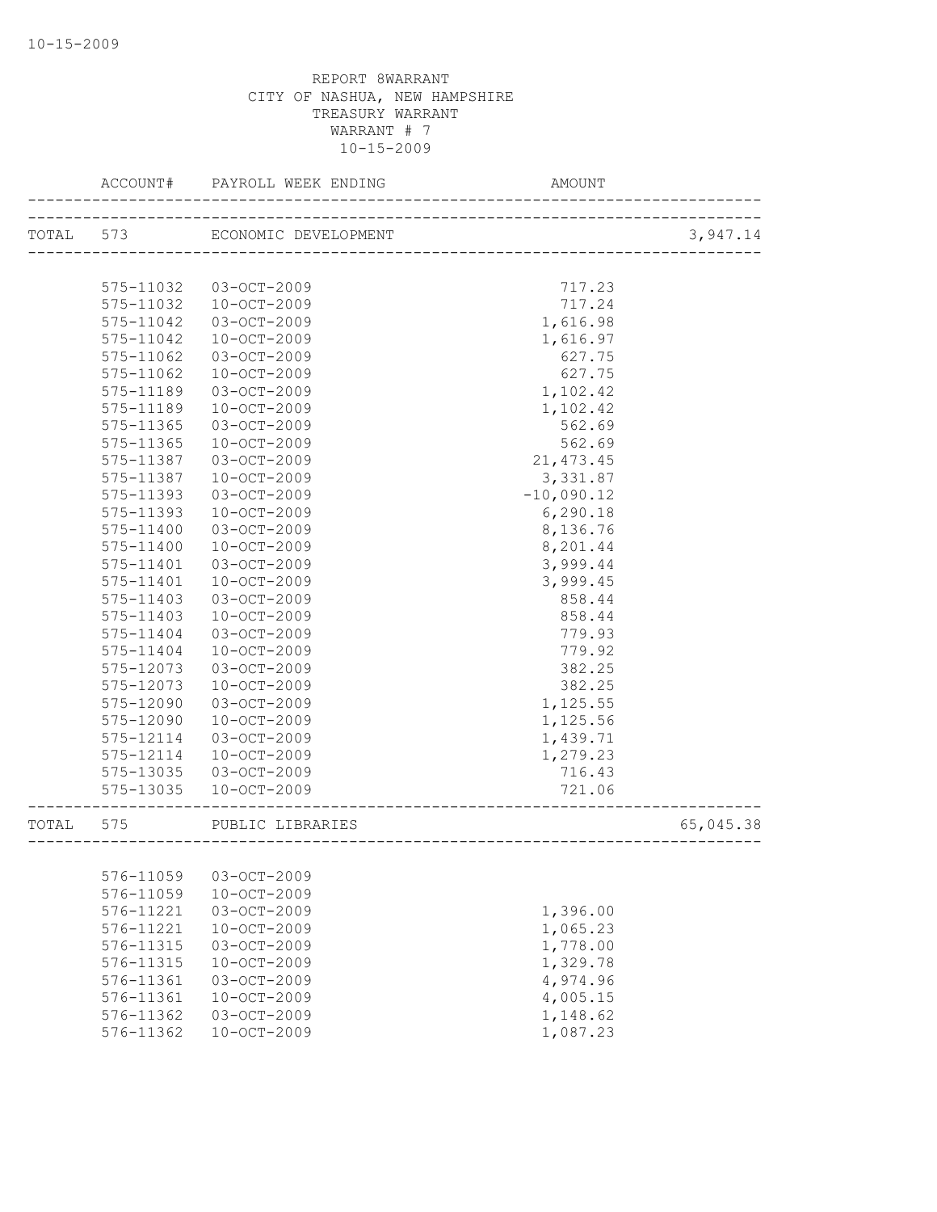REPORT 8WARRANT
CITY OF NASHUA, NEW HAMPSHIRE
TREASURY WARRANT
WARRANT # 7
10-15-2009

| | ACCOUNT# | PAYROLL WEEK ENDING | AMOUNT | |
|---|---|---|---|---|
| TOTAL | 573 | ECONOMIC DEVELOPMENT | | 3,947.14 |
| | 575-11032 | 03-OCT-2009 | 717.23 | |
| | 575-11032 | 10-OCT-2009 | 717.24 | |
| | 575-11042 | 03-OCT-2009 | 1,616.98 | |
| | 575-11042 | 10-OCT-2009 | 1,616.97 | |
| | 575-11062 | 03-OCT-2009 | 627.75 | |
| | 575-11062 | 10-OCT-2009 | 627.75 | |
| | 575-11189 | 03-OCT-2009 | 1,102.42 | |
| | 575-11189 | 10-OCT-2009 | 1,102.42 | |
| | 575-11365 | 03-OCT-2009 | 562.69 | |
| | 575-11365 | 10-OCT-2009 | 562.69 | |
| | 575-11387 | 03-OCT-2009 | 21,473.45 | |
| | 575-11387 | 10-OCT-2009 | 3,331.87 | |
| | 575-11393 | 03-OCT-2009 | -10,090.12 | |
| | 575-11393 | 10-OCT-2009 | 6,290.18 | |
| | 575-11400 | 03-OCT-2009 | 8,136.76 | |
| | 575-11400 | 10-OCT-2009 | 8,201.44 | |
| | 575-11401 | 03-OCT-2009 | 3,999.44 | |
| | 575-11401 | 10-OCT-2009 | 3,999.45 | |
| | 575-11403 | 03-OCT-2009 | 858.44 | |
| | 575-11403 | 10-OCT-2009 | 858.44 | |
| | 575-11404 | 03-OCT-2009 | 779.93 | |
| | 575-11404 | 10-OCT-2009 | 779.92 | |
| | 575-12073 | 03-OCT-2009 | 382.25 | |
| | 575-12073 | 10-OCT-2009 | 382.25 | |
| | 575-12090 | 03-OCT-2009 | 1,125.55 | |
| | 575-12090 | 10-OCT-2009 | 1,125.56 | |
| | 575-12114 | 03-OCT-2009 | 1,439.71 | |
| | 575-12114 | 10-OCT-2009 | 1,279.23 | |
| | 575-13035 | 03-OCT-2009 | 716.43 | |
| | 575-13035 | 10-OCT-2009 | 721.06 | |
| TOTAL | 575 | PUBLIC LIBRARIES | | 65,045.38 |
| | 576-11059 | 03-OCT-2009 | | |
| | 576-11059 | 10-OCT-2009 | | |
| | 576-11221 | 03-OCT-2009 | 1,396.00 | |
| | 576-11221 | 10-OCT-2009 | 1,065.23 | |
| | 576-11315 | 03-OCT-2009 | 1,778.00 | |
| | 576-11315 | 10-OCT-2009 | 1,329.78 | |
| | 576-11361 | 03-OCT-2009 | 4,974.96 | |
| | 576-11361 | 10-OCT-2009 | 4,005.15 | |
| | 576-11362 | 03-OCT-2009 | 1,148.62 | |
| | 576-11362 | 10-OCT-2009 | 1,087.23 | |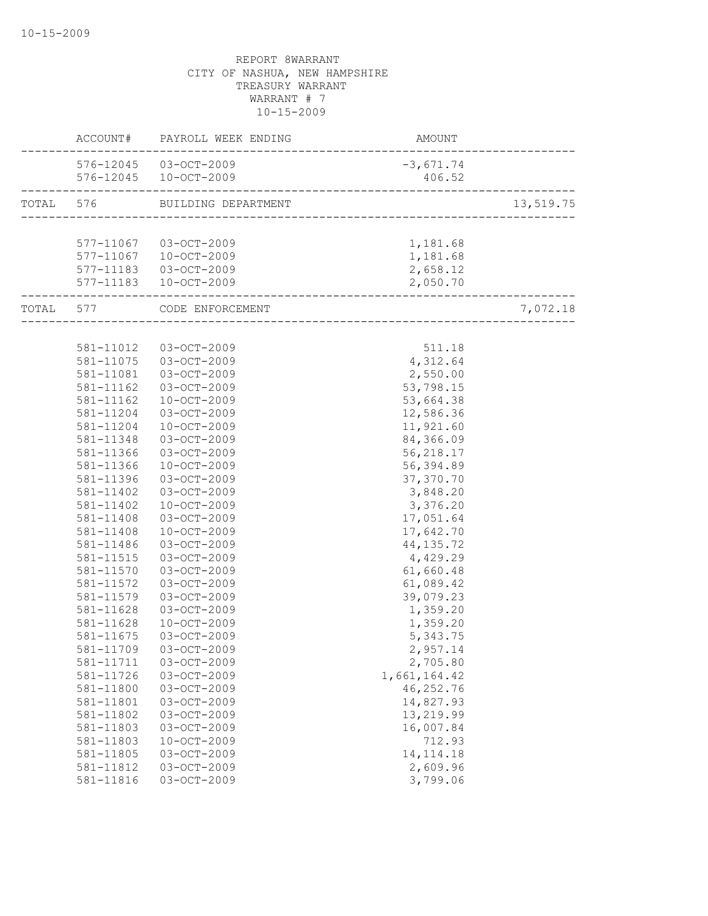REPORT 8WARRANT
CITY OF NASHUA, NEW HAMPSHIRE
TREASURY WARRANT
WARRANT # 7
10-15-2009

| | ACCOUNT# | PAYROLL WEEK ENDING | AMOUNT | |
|---|---|---|---|---|
| | 576-12045 | 03-OCT-2009 | -3,671.74 | |
| | 576-12045 | 10-OCT-2009 | 406.52 | |
| TOTAL | 576 | BUILDING DEPARTMENT | | 13,519.75 |
| | 577-11067 | 03-OCT-2009 | 1,181.68 | |
| | 577-11067 | 10-OCT-2009 | 1,181.68 | |
| | 577-11183 | 03-OCT-2009 | 2,658.12 | |
| | 577-11183 | 10-OCT-2009 | 2,050.70 | |
| TOTAL | 577 | CODE ENFORCEMENT | | 7,072.18 |
| | 581-11012 | 03-OCT-2009 | 511.18 | |
| | 581-11075 | 03-OCT-2009 | 4,312.64 | |
| | 581-11081 | 03-OCT-2009 | 2,550.00 | |
| | 581-11162 | 03-OCT-2009 | 53,798.15 | |
| | 581-11162 | 10-OCT-2009 | 53,664.38 | |
| | 581-11204 | 03-OCT-2009 | 12,586.36 | |
| | 581-11204 | 10-OCT-2009 | 11,921.60 | |
| | 581-11348 | 03-OCT-2009 | 84,366.09 | |
| | 581-11366 | 03-OCT-2009 | 56,218.17 | |
| | 581-11366 | 10-OCT-2009 | 56,394.89 | |
| | 581-11396 | 03-OCT-2009 | 37,370.70 | |
| | 581-11402 | 03-OCT-2009 | 3,848.20 | |
| | 581-11402 | 10-OCT-2009 | 3,376.20 | |
| | 581-11408 | 03-OCT-2009 | 17,051.64 | |
| | 581-11408 | 10-OCT-2009 | 17,642.70 | |
| | 581-11486 | 03-OCT-2009 | 44,135.72 | |
| | 581-11515 | 03-OCT-2009 | 4,429.29 | |
| | 581-11570 | 03-OCT-2009 | 61,660.48 | |
| | 581-11572 | 03-OCT-2009 | 61,089.42 | |
| | 581-11579 | 03-OCT-2009 | 39,079.23 | |
| | 581-11628 | 03-OCT-2009 | 1,359.20 | |
| | 581-11628 | 10-OCT-2009 | 1,359.20 | |
| | 581-11675 | 03-OCT-2009 | 5,343.75 | |
| | 581-11709 | 03-OCT-2009 | 2,957.14 | |
| | 581-11711 | 03-OCT-2009 | 2,705.80 | |
| | 581-11726 | 03-OCT-2009 | 1,661,164.42 | |
| | 581-11800 | 03-OCT-2009 | 46,252.76 | |
| | 581-11801 | 03-OCT-2009 | 14,827.93 | |
| | 581-11802 | 03-OCT-2009 | 13,219.99 | |
| | 581-11803 | 03-OCT-2009 | 16,007.84 | |
| | 581-11803 | 10-OCT-2009 | 712.93 | |
| | 581-11805 | 03-OCT-2009 | 14,114.18 | |
| | 581-11812 | 03-OCT-2009 | 2,609.96 | |
| | 581-11816 | 03-OCT-2009 | 3,799.06 | |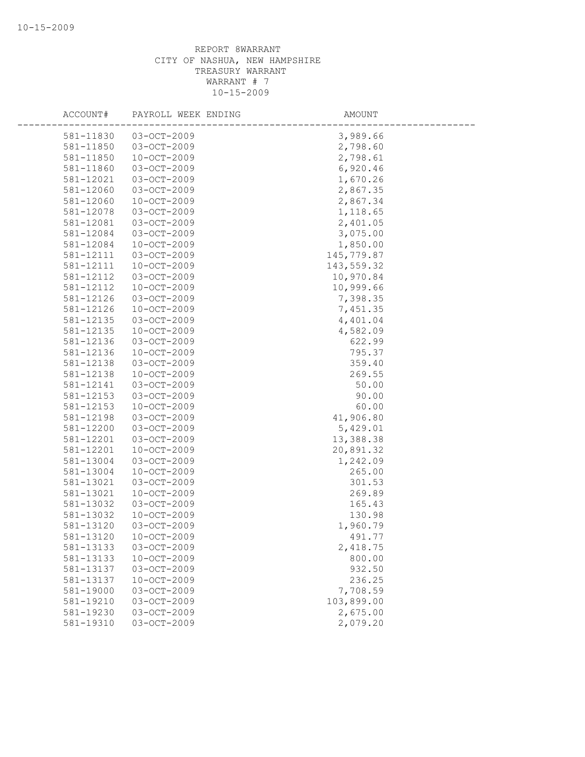REPORT 8WARRANT
CITY OF NASHUA, NEW HAMPSHIRE
TREASURY WARRANT
WARRANT # 7
10-15-2009

| ACCOUNT# | PAYROLL WEEK ENDING | AMOUNT |
|---|---|---|
| 581-11830 | 03-OCT-2009 | 3,989.66 |
| 581-11850 | 03-OCT-2009 | 2,798.60 |
| 581-11850 | 10-OCT-2009 | 2,798.61 |
| 581-11860 | 03-OCT-2009 | 6,920.46 |
| 581-12021 | 03-OCT-2009 | 1,670.26 |
| 581-12060 | 03-OCT-2009 | 2,867.35 |
| 581-12060 | 10-OCT-2009 | 2,867.34 |
| 581-12078 | 03-OCT-2009 | 1,118.65 |
| 581-12081 | 03-OCT-2009 | 2,401.05 |
| 581-12084 | 03-OCT-2009 | 3,075.00 |
| 581-12084 | 10-OCT-2009 | 1,850.00 |
| 581-12111 | 03-OCT-2009 | 145,779.87 |
| 581-12111 | 10-OCT-2009 | 143,559.32 |
| 581-12112 | 03-OCT-2009 | 10,970.84 |
| 581-12112 | 10-OCT-2009 | 10,999.66 |
| 581-12126 | 03-OCT-2009 | 7,398.35 |
| 581-12126 | 10-OCT-2009 | 7,451.35 |
| 581-12135 | 03-OCT-2009 | 4,401.04 |
| 581-12135 | 10-OCT-2009 | 4,582.09 |
| 581-12136 | 03-OCT-2009 | 622.99 |
| 581-12136 | 10-OCT-2009 | 795.37 |
| 581-12138 | 03-OCT-2009 | 359.40 |
| 581-12138 | 10-OCT-2009 | 269.55 |
| 581-12141 | 03-OCT-2009 | 50.00 |
| 581-12153 | 03-OCT-2009 | 90.00 |
| 581-12153 | 10-OCT-2009 | 60.00 |
| 581-12198 | 03-OCT-2009 | 41,906.80 |
| 581-12200 | 03-OCT-2009 | 5,429.01 |
| 581-12201 | 03-OCT-2009 | 13,388.38 |
| 581-12201 | 10-OCT-2009 | 20,891.32 |
| 581-13004 | 03-OCT-2009 | 1,242.09 |
| 581-13004 | 10-OCT-2009 | 265.00 |
| 581-13021 | 03-OCT-2009 | 301.53 |
| 581-13021 | 10-OCT-2009 | 269.89 |
| 581-13032 | 03-OCT-2009 | 165.43 |
| 581-13032 | 10-OCT-2009 | 130.98 |
| 581-13120 | 03-OCT-2009 | 1,960.79 |
| 581-13120 | 10-OCT-2009 | 491.77 |
| 581-13133 | 03-OCT-2009 | 2,418.75 |
| 581-13133 | 10-OCT-2009 | 800.00 |
| 581-13137 | 03-OCT-2009 | 932.50 |
| 581-13137 | 10-OCT-2009 | 236.25 |
| 581-19000 | 03-OCT-2009 | 7,708.59 |
| 581-19210 | 03-OCT-2009 | 103,899.00 |
| 581-19230 | 03-OCT-2009 | 2,675.00 |
| 581-19310 | 03-OCT-2009 | 2,079.20 |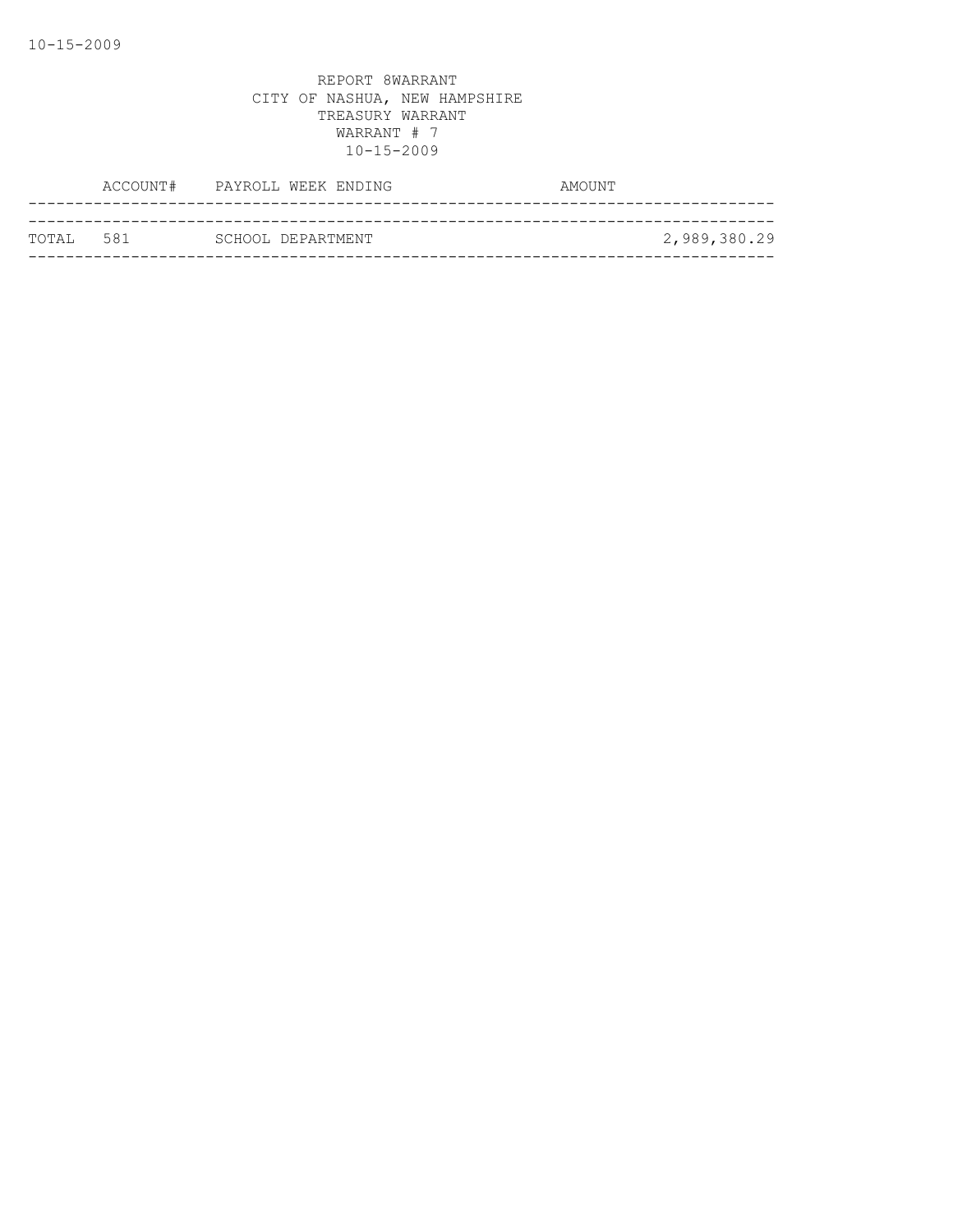REPORT 8WARRANT
CITY OF NASHUA, NEW HAMPSHIRE
TREASURY WARRANT
WARRANT # 7
10-15-2009

| | ACCOUNT# | PAYROLL WEEK ENDING | AMOUNT |
|---|---|---|---|
| TOTAL | 581 | SCHOOL DEPARTMENT | 2,989,380.29 |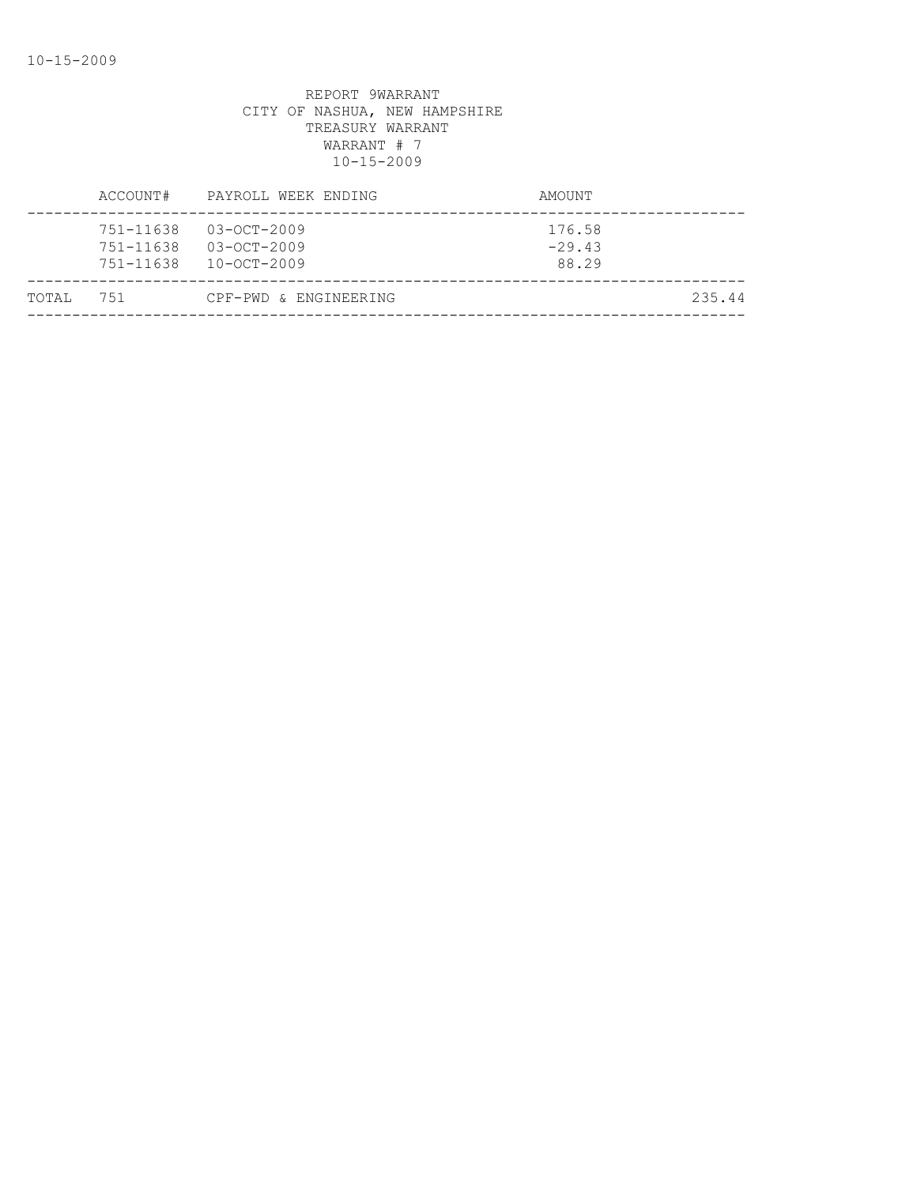REPORT 9WARRANT
CITY OF NASHUA, NEW HAMPSHIRE
TREASURY WARRANT
WARRANT # 7
10-15-2009

| | ACCOUNT# | PAYROLL WEEK ENDING | AMOUNT | |
|---|---|---|---|---|
| | 751-11638 | 03-OCT-2009 | 176.58 | |
| | 751-11638 | 03-OCT-2009 | -29.43 | |
| | 751-11638 | 10-OCT-2009 | 88.29 | |
| TOTAL | 751 | CPF-PWD & ENGINEERING | | 235.44 |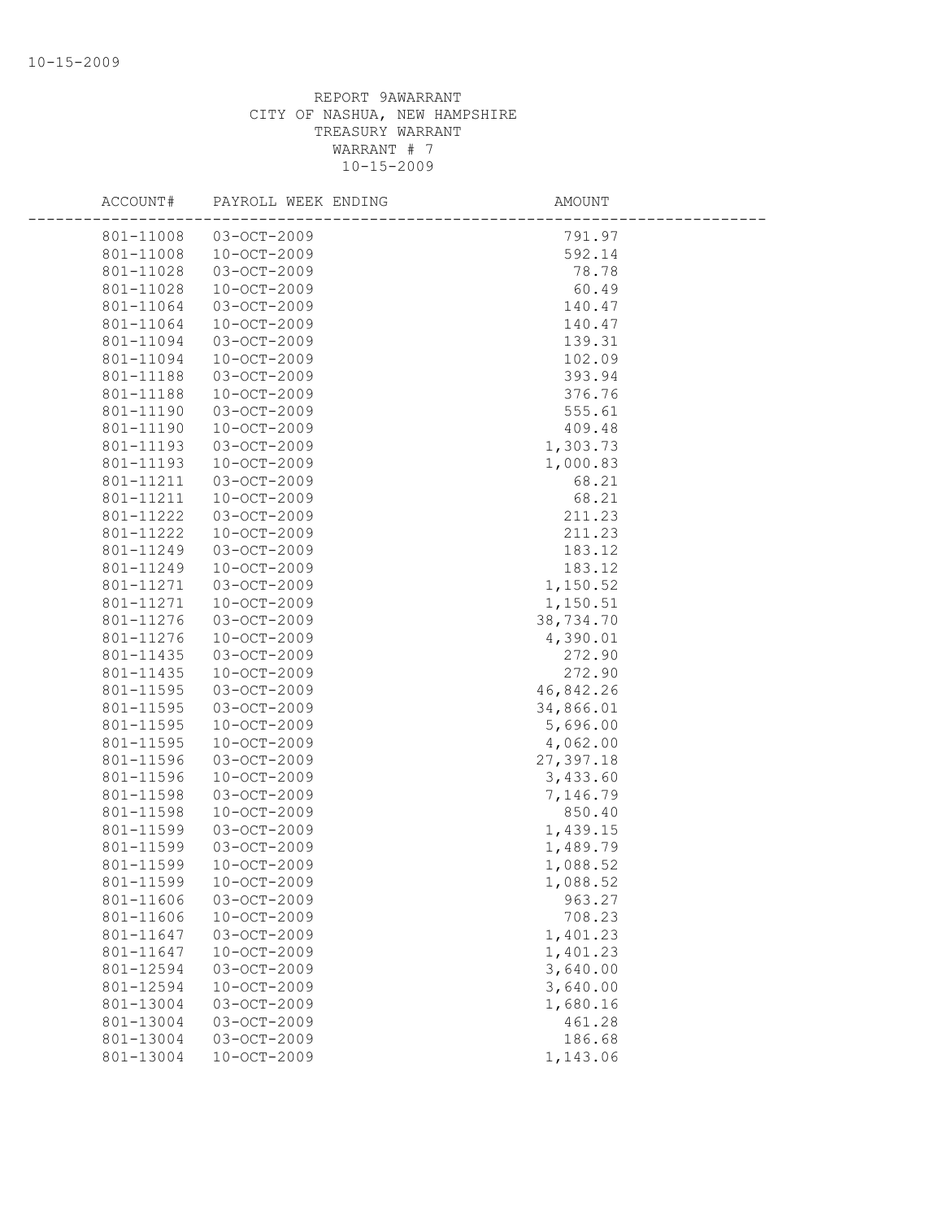REPORT 9AWARRANT
CITY OF NASHUA, NEW HAMPSHIRE
TREASURY WARRANT
WARRANT # 7
10-15-2009

| ACCOUNT# | PAYROLL WEEK ENDING | AMOUNT |
|---|---|---|
| 801-11008 | 03-OCT-2009 | 791.97 |
| 801-11008 | 10-OCT-2009 | 592.14 |
| 801-11028 | 03-OCT-2009 | 78.78 |
| 801-11028 | 10-OCT-2009 | 60.49 |
| 801-11064 | 03-OCT-2009 | 140.47 |
| 801-11064 | 10-OCT-2009 | 140.47 |
| 801-11094 | 03-OCT-2009 | 139.31 |
| 801-11094 | 10-OCT-2009 | 102.09 |
| 801-11188 | 03-OCT-2009 | 393.94 |
| 801-11188 | 10-OCT-2009 | 376.76 |
| 801-11190 | 03-OCT-2009 | 555.61 |
| 801-11190 | 10-OCT-2009 | 409.48 |
| 801-11193 | 03-OCT-2009 | 1,303.73 |
| 801-11193 | 10-OCT-2009 | 1,000.83 |
| 801-11211 | 03-OCT-2009 | 68.21 |
| 801-11211 | 10-OCT-2009 | 68.21 |
| 801-11222 | 03-OCT-2009 | 211.23 |
| 801-11222 | 10-OCT-2009 | 211.23 |
| 801-11249 | 03-OCT-2009 | 183.12 |
| 801-11249 | 10-OCT-2009 | 183.12 |
| 801-11271 | 03-OCT-2009 | 1,150.52 |
| 801-11271 | 10-OCT-2009 | 1,150.51 |
| 801-11276 | 03-OCT-2009 | 38,734.70 |
| 801-11276 | 10-OCT-2009 | 4,390.01 |
| 801-11435 | 03-OCT-2009 | 272.90 |
| 801-11435 | 10-OCT-2009 | 272.90 |
| 801-11595 | 03-OCT-2009 | 46,842.26 |
| 801-11595 | 03-OCT-2009 | 34,866.01 |
| 801-11595 | 10-OCT-2009 | 5,696.00 |
| 801-11595 | 10-OCT-2009 | 4,062.00 |
| 801-11596 | 03-OCT-2009 | 27,397.18 |
| 801-11596 | 10-OCT-2009 | 3,433.60 |
| 801-11598 | 03-OCT-2009 | 7,146.79 |
| 801-11598 | 10-OCT-2009 | 850.40 |
| 801-11599 | 03-OCT-2009 | 1,439.15 |
| 801-11599 | 03-OCT-2009 | 1,489.79 |
| 801-11599 | 10-OCT-2009 | 1,088.52 |
| 801-11599 | 10-OCT-2009 | 1,088.52 |
| 801-11606 | 03-OCT-2009 | 963.27 |
| 801-11606 | 10-OCT-2009 | 708.23 |
| 801-11647 | 03-OCT-2009 | 1,401.23 |
| 801-11647 | 10-OCT-2009 | 1,401.23 |
| 801-12594 | 03-OCT-2009 | 3,640.00 |
| 801-12594 | 10-OCT-2009 | 3,640.00 |
| 801-13004 | 03-OCT-2009 | 1,680.16 |
| 801-13004 | 03-OCT-2009 | 461.28 |
| 801-13004 | 03-OCT-2009 | 186.68 |
| 801-13004 | 10-OCT-2009 | 1,143.06 |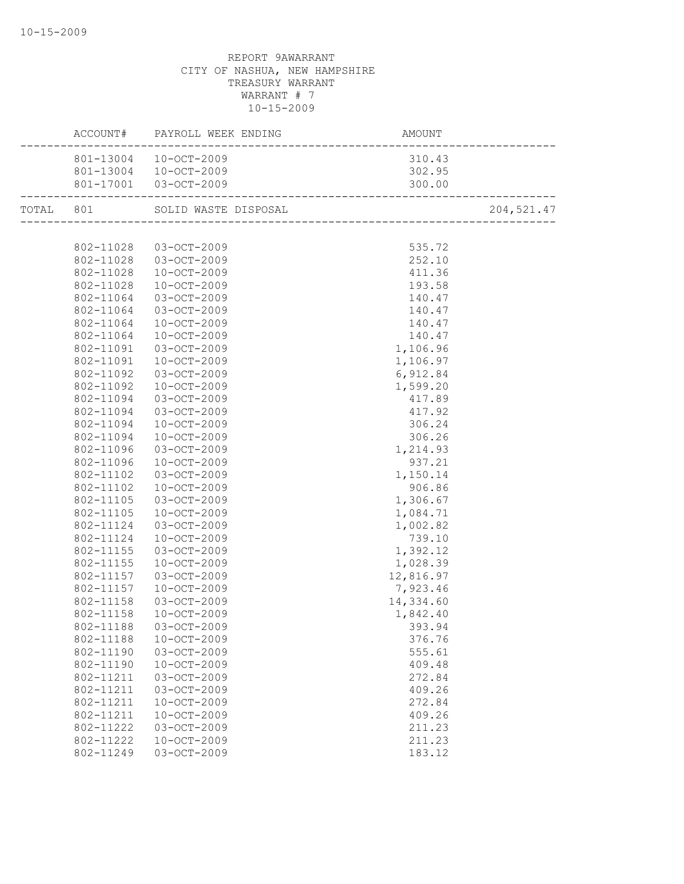REPORT 9AWARRANT
CITY OF NASHUA, NEW HAMPSHIRE
TREASURY WARRANT
WARRANT # 7
10-15-2009

| | ACCOUNT# | PAYROLL WEEK ENDING | AMOUNT | |
|---|---|---|---|---|
| | 801-13004 | 10-OCT-2009 | 310.43 | |
| | 801-13004 | 10-OCT-2009 | 302.95 | |
| | 801-17001 | 03-OCT-2009 | 300.00 | |
| TOTAL | 801 | SOLID WASTE DISPOSAL | | 204,521.47 |
| | 802-11028 | 03-OCT-2009 | 535.72 | |
| | 802-11028 | 03-OCT-2009 | 252.10 | |
| | 802-11028 | 10-OCT-2009 | 411.36 | |
| | 802-11028 | 10-OCT-2009 | 193.58 | |
| | 802-11064 | 03-OCT-2009 | 140.47 | |
| | 802-11064 | 03-OCT-2009 | 140.47 | |
| | 802-11064 | 10-OCT-2009 | 140.47 | |
| | 802-11064 | 10-OCT-2009 | 140.47 | |
| | 802-11091 | 03-OCT-2009 | 1,106.96 | |
| | 802-11091 | 10-OCT-2009 | 1,106.97 | |
| | 802-11092 | 03-OCT-2009 | 6,912.84 | |
| | 802-11092 | 10-OCT-2009 | 1,599.20 | |
| | 802-11094 | 03-OCT-2009 | 417.89 | |
| | 802-11094 | 03-OCT-2009 | 417.92 | |
| | 802-11094 | 10-OCT-2009 | 306.24 | |
| | 802-11094 | 10-OCT-2009 | 306.26 | |
| | 802-11096 | 03-OCT-2009 | 1,214.93 | |
| | 802-11096 | 10-OCT-2009 | 937.21 | |
| | 802-11102 | 03-OCT-2009 | 1,150.14 | |
| | 802-11102 | 10-OCT-2009 | 906.86 | |
| | 802-11105 | 03-OCT-2009 | 1,306.67 | |
| | 802-11105 | 10-OCT-2009 | 1,084.71 | |
| | 802-11124 | 03-OCT-2009 | 1,002.82 | |
| | 802-11124 | 10-OCT-2009 | 739.10 | |
| | 802-11155 | 03-OCT-2009 | 1,392.12 | |
| | 802-11155 | 10-OCT-2009 | 1,028.39 | |
| | 802-11157 | 03-OCT-2009 | 12,816.97 | |
| | 802-11157 | 10-OCT-2009 | 7,923.46 | |
| | 802-11158 | 03-OCT-2009 | 14,334.60 | |
| | 802-11158 | 10-OCT-2009 | 1,842.40 | |
| | 802-11188 | 03-OCT-2009 | 393.94 | |
| | 802-11188 | 10-OCT-2009 | 376.76 | |
| | 802-11190 | 03-OCT-2009 | 555.61 | |
| | 802-11190 | 10-OCT-2009 | 409.48 | |
| | 802-11211 | 03-OCT-2009 | 272.84 | |
| | 802-11211 | 03-OCT-2009 | 409.26 | |
| | 802-11211 | 10-OCT-2009 | 272.84 | |
| | 802-11211 | 10-OCT-2009 | 409.26 | |
| | 802-11222 | 03-OCT-2009 | 211.23 | |
| | 802-11222 | 10-OCT-2009 | 211.23 | |
| | 802-11249 | 03-OCT-2009 | 183.12 | |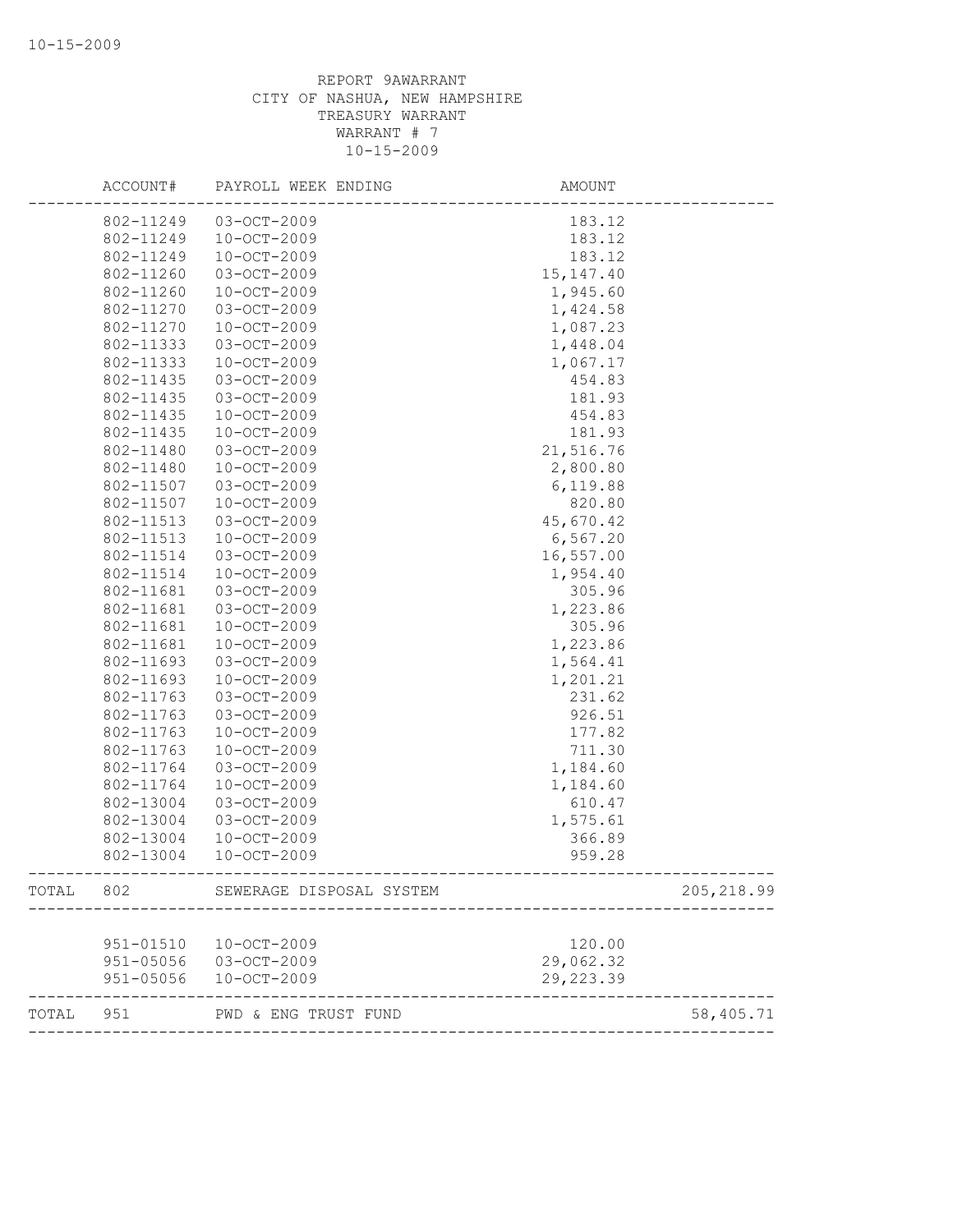REPORT 9AWARRANT
CITY OF NASHUA, NEW HAMPSHIRE
TREASURY WARRANT
WARRANT # 7
10-15-2009

| ACCOUNT# | PAYROLL WEEK ENDING | AMOUNT | |
|---|---|---|---|
| 802-11249 | 03-OCT-2009 | 183.12 | |
| 802-11249 | 10-OCT-2009 | 183.12 | |
| 802-11249 | 10-OCT-2009 | 183.12 | |
| 802-11260 | 03-OCT-2009 | 15,147.40 | |
| 802-11260 | 10-OCT-2009 | 1,945.60 | |
| 802-11270 | 03-OCT-2009 | 1,424.58 | |
| 802-11270 | 10-OCT-2009 | 1,087.23 | |
| 802-11333 | 03-OCT-2009 | 1,448.04 | |
| 802-11333 | 10-OCT-2009 | 1,067.17 | |
| 802-11435 | 03-OCT-2009 | 454.83 | |
| 802-11435 | 03-OCT-2009 | 181.93 | |
| 802-11435 | 10-OCT-2009 | 454.83 | |
| 802-11435 | 10-OCT-2009 | 181.93 | |
| 802-11480 | 03-OCT-2009 | 21,516.76 | |
| 802-11480 | 10-OCT-2009 | 2,800.80 | |
| 802-11507 | 03-OCT-2009 | 6,119.88 | |
| 802-11507 | 10-OCT-2009 | 820.80 | |
| 802-11513 | 03-OCT-2009 | 45,670.42 | |
| 802-11513 | 10-OCT-2009 | 6,567.20 | |
| 802-11514 | 03-OCT-2009 | 16,557.00 | |
| 802-11514 | 10-OCT-2009 | 1,954.40 | |
| 802-11681 | 03-OCT-2009 | 305.96 | |
| 802-11681 | 03-OCT-2009 | 1,223.86 | |
| 802-11681 | 10-OCT-2009 | 305.96 | |
| 802-11681 | 10-OCT-2009 | 1,223.86 | |
| 802-11693 | 03-OCT-2009 | 1,564.41 | |
| 802-11693 | 10-OCT-2009 | 1,201.21 | |
| 802-11763 | 03-OCT-2009 | 231.62 | |
| 802-11763 | 03-OCT-2009 | 926.51 | |
| 802-11763 | 10-OCT-2009 | 177.82 | |
| 802-11763 | 10-OCT-2009 | 711.30 | |
| 802-11764 | 03-OCT-2009 | 1,184.60 | |
| 802-11764 | 10-OCT-2009 | 1,184.60 | |
| 802-13004 | 03-OCT-2009 | 610.47 | |
| 802-13004 | 03-OCT-2009 | 1,575.61 | |
| 802-13004 | 10-OCT-2009 | 366.89 | |
| 802-13004 | 10-OCT-2009 | 959.28 | |
| TOTAL 802 | SEWERAGE DISPOSAL SYSTEM | | 205,218.99 |
| 951-01510 | 10-OCT-2009 | 120.00 | |
| 951-05056 | 03-OCT-2009 | 29,062.32 | |
| 951-05056 | 10-OCT-2009 | 29,223.39 | |
| TOTAL 951 | PWD & ENG TRUST FUND | | 58,405.71 |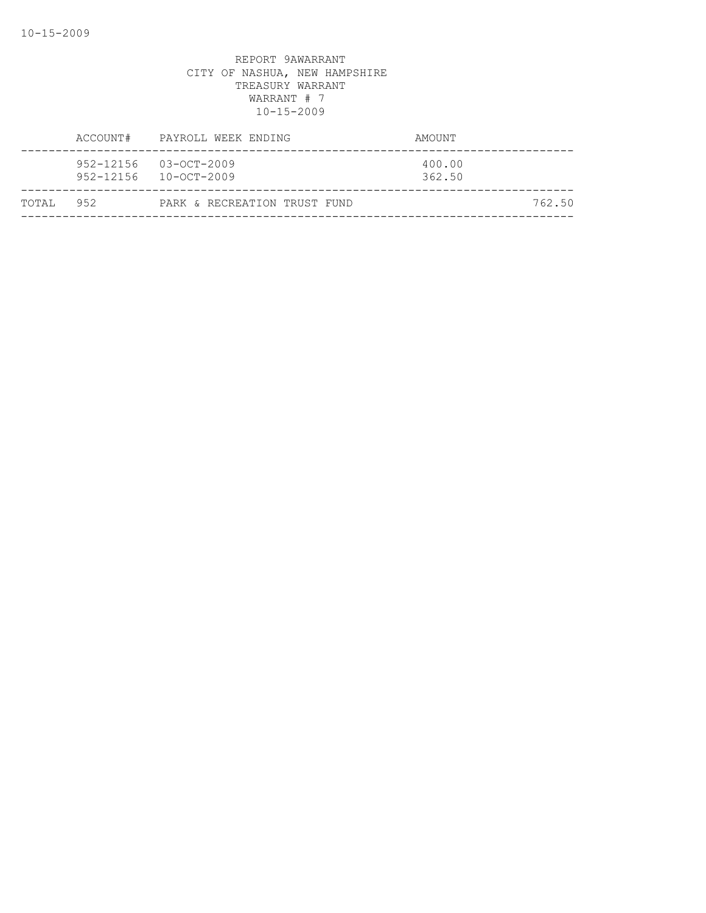REPORT 9AWARRANT
CITY OF NASHUA, NEW HAMPSHIRE
TREASURY WARRANT
WARRANT # 7
10-15-2009

| | ACCOUNT# | PAYROLL WEEK ENDING | AMOUNT | |
|---|---|---|---|---|
| | 952-12156 | 03-OCT-2009 | 400.00 | |
| | 952-12156 | 10-OCT-2009 | 362.50 | |
| TOTAL | 952 | PARK & RECREATION TRUST FUND | | 762.50 |